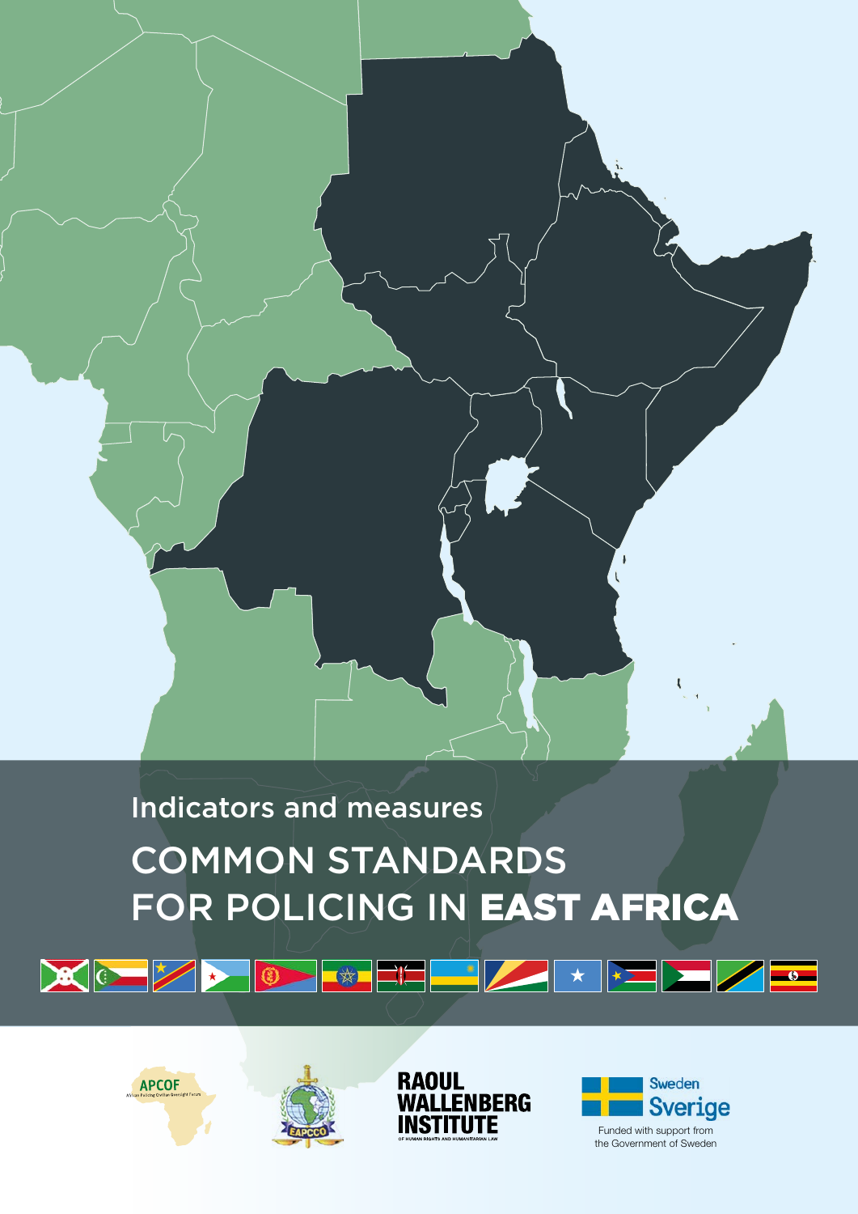Indicators and measures

# COMMON STANDARDS FOR POLICING IN **EAST AFRICA**

APCOF
African Policing Civilian Oversight Forum

EAPCCO

RAOUL WALLENBERG INSTITUTE
OF HUMAN RIGHTS AND HUMANITARIAN LAW

Sweden
Sverige

Funded with support from the Government of Sweden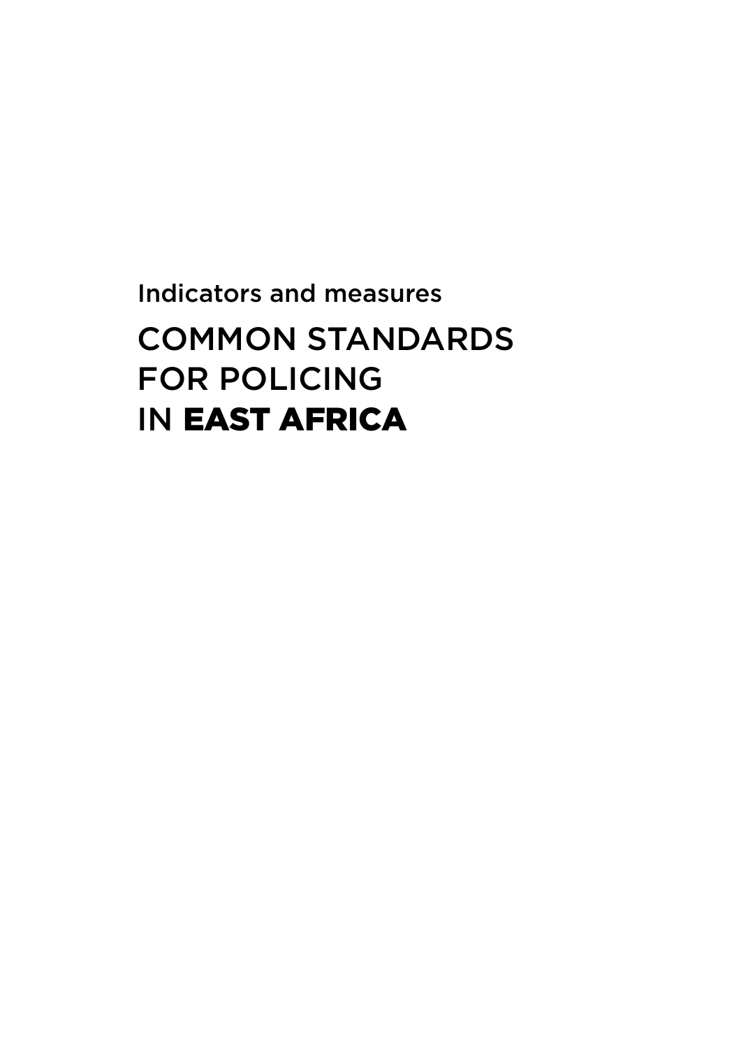Indicators and measures

# COMMON STANDARDS FOR POLICING IN **EAST AFRICA**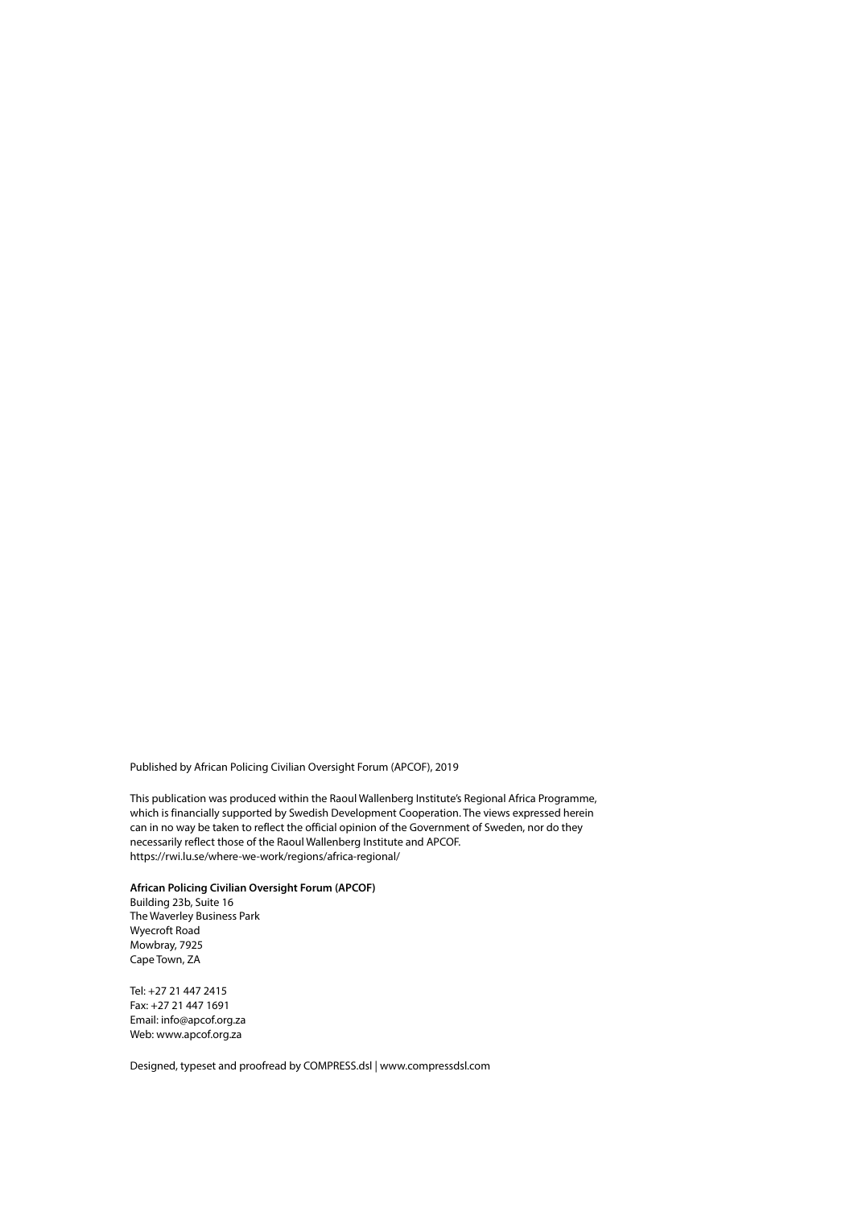Published by African Policing Civilian Oversight Forum (APCOF), 2019

This publication was produced within the Raoul Wallenberg Institute's Regional Africa Programme, which is financially supported by Swedish Development Cooperation. The views expressed herein can in no way be taken to reflect the official opinion of the Government of Sweden, nor do they necessarily reflect those of the Raoul Wallenberg Institute and APCOF.
https://rwi.lu.se/where-we-work/regions/africa-regional/

**African Policing Civilian Oversight Forum (APCOF)**
Building 23b, Suite 16
The Waverley Business Park
Wyecroft Road
Mowbray, 7925
Cape Town, ZA

Tel: +27 21 447 2415
Fax: +27 21 447 1691
Email: info@apcof.org.za
Web: www.apcof.org.za

Designed, typeset and proofread by COMPRESS.dsl | www.compressdsl.com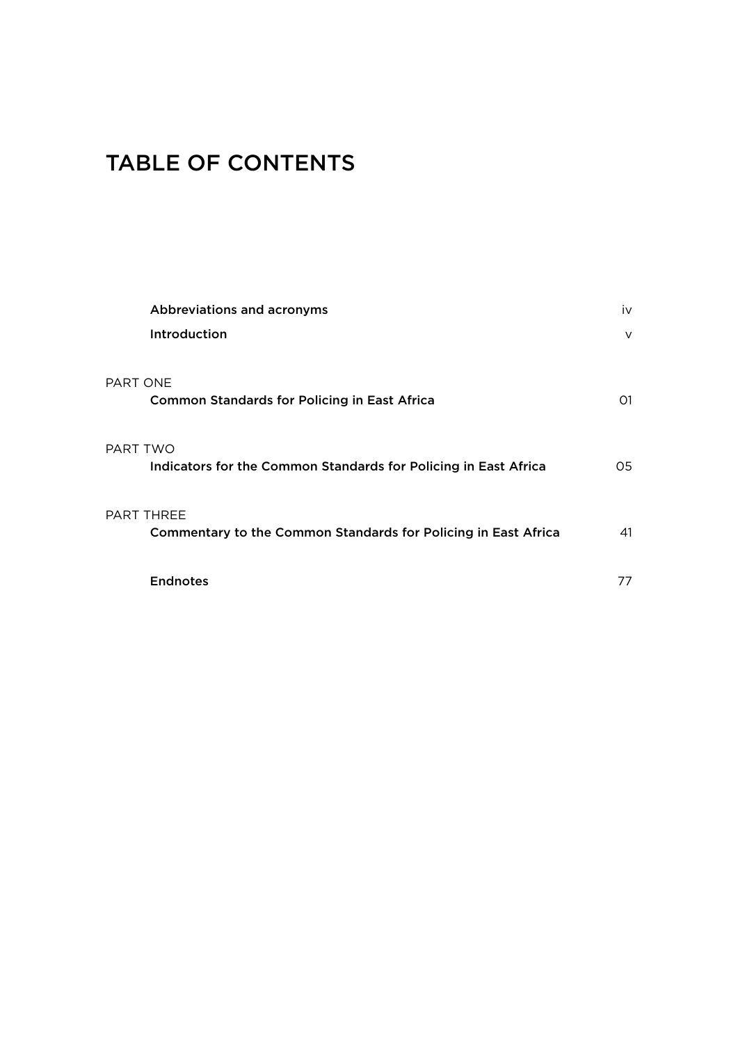# TABLE OF CONTENTS

| | |
|---|---|
| **Abbreviations and acronyms** | iv |
| **Introduction** | v |
| PART ONE<br>**Common Standards for Policing in East Africa** | 01 |
| PART TWO<br>**Indicators for the Common Standards for Policing in East Africa** | 05 |
| PART THREE<br>**Commentary to the Common Standards for Policing in East Africa** | 41 |
| **Endnotes** | 77 |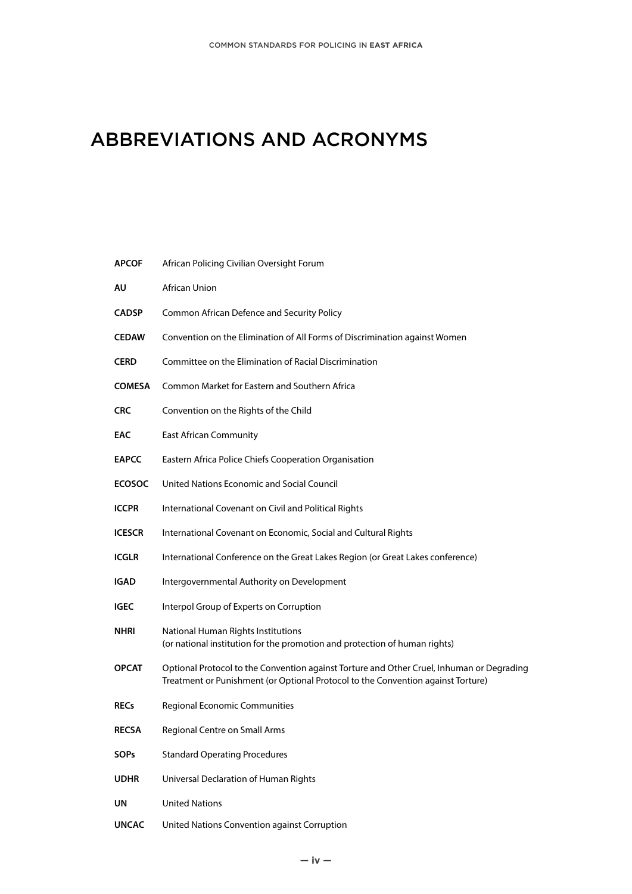# ABBREVIATIONS AND ACRONYMS

| | |
|---|---|
| **APCOF** | African Policing Civilian Oversight Forum |
| **AU** | African Union |
| **CADSP** | Common African Defence and Security Policy |
| **CEDAW** | Convention on the Elimination of All Forms of Discrimination against Women |
| **CERD** | Committee on the Elimination of Racial Discrimination |
| **COMESA** | Common Market for Eastern and Southern Africa |
| **CRC** | Convention on the Rights of the Child |
| **EAC** | East African Community |
| **EAPCC** | Eastern Africa Police Chiefs Cooperation Organisation |
| **ECOSOC** | United Nations Economic and Social Council |
| **ICCPR** | International Covenant on Civil and Political Rights |
| **ICESCR** | International Covenant on Economic, Social and Cultural Rights |
| **ICGLR** | International Conference on the Great Lakes Region (or Great Lakes conference) |
| **IGAD** | Intergovernmental Authority on Development |
| **IGEC** | Interpol Group of Experts on Corruption |
| **NHRI** | National Human Rights Institutions (or national institution for the promotion and protection of human rights) |
| **OPCAT** | Optional Protocol to the Convention against Torture and Other Cruel, Inhuman or Degrading Treatment or Punishment (or Optional Protocol to the Convention against Torture) |
| **RECs** | Regional Economic Communities |
| **RECSA** | Regional Centre on Small Arms |
| **SOPs** | Standard Operating Procedures |
| **UDHR** | Universal Declaration of Human Rights |
| **UN** | United Nations |
| **UNCAC** | United Nations Convention against Corruption |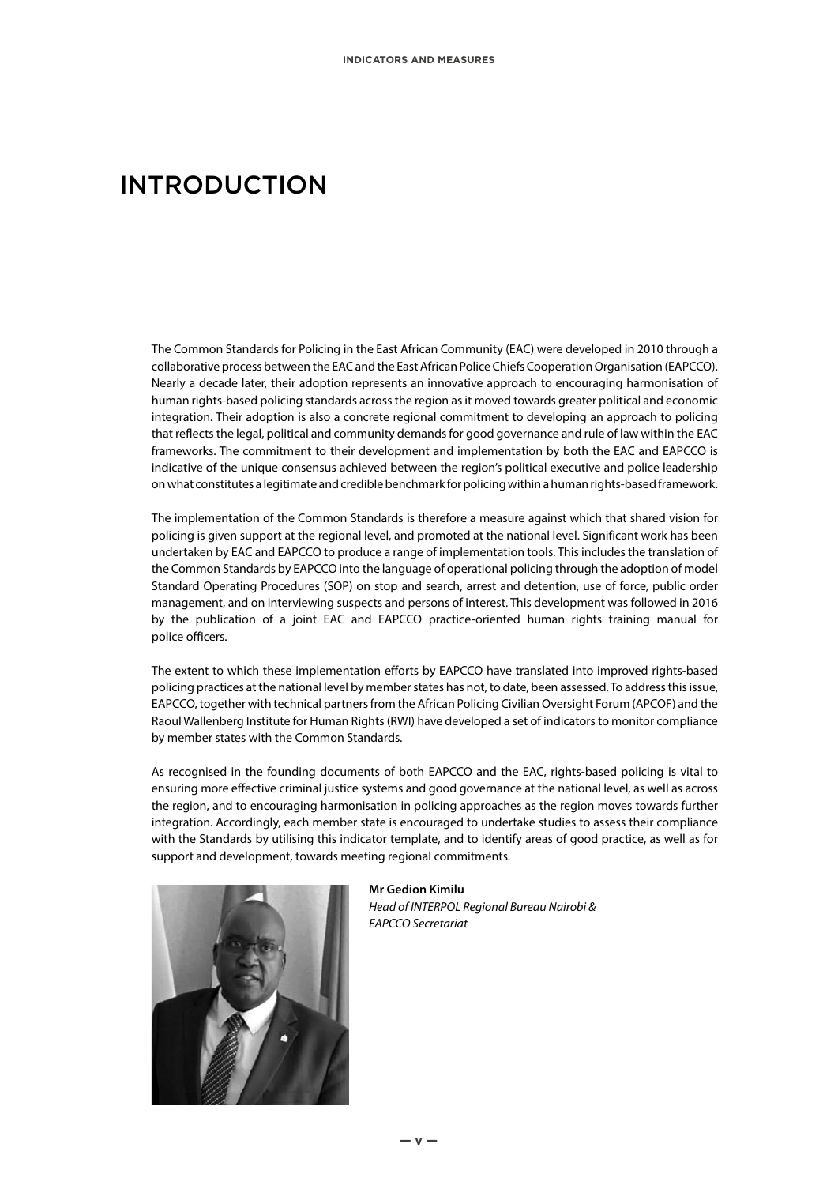# INTRODUCTION

The Common Standards for Policing in the East African Community (EAC) were developed in 2010 through a collaborative process between the EAC and the East African Police Chiefs Cooperation Organisation (EAPCCO). Nearly a decade later, their adoption represents an innovative approach to encouraging harmonisation of human rights-based policing standards across the region as it moved towards greater political and economic integration. Their adoption is also a concrete regional commitment to developing an approach to policing that reflects the legal, political and community demands for good governance and rule of law within the EAC frameworks. The commitment to their development and implementation by both the EAC and EAPCCO is indicative of the unique consensus achieved between the region's political executive and police leadership on what constitutes a legitimate and credible benchmark for policing within a human rights-based framework.

The implementation of the Common Standards is therefore a measure against which that shared vision for policing is given support at the regional level, and promoted at the national level. Significant work has been undertaken by EAC and EAPCCO to produce a range of implementation tools. This includes the translation of the Common Standards by EAPCCO into the language of operational policing through the adoption of model Standard Operating Procedures (SOP) on stop and search, arrest and detention, use of force, public order management, and on interviewing suspects and persons of interest. This development was followed in 2016 by the publication of a joint EAC and EAPCCO practice-oriented human rights training manual for police officers.

The extent to which these implementation efforts by EAPCCO have translated into improved rights-based policing practices at the national level by member states has not, to date, been assessed. To address this issue, EAPCCO, together with technical partners from the African Policing Civilian Oversight Forum (APCOF) and the Raoul Wallenberg Institute for Human Rights (RWI) have developed a set of indicators to monitor compliance by member states with the Common Standards.

As recognised in the founding documents of both EAPCCO and the EAC, rights-based policing is vital to ensuring more effective criminal justice systems and good governance at the national level, as well as across the region, and to encouraging harmonisation in policing approaches as the region moves towards further integration. Accordingly, each member state is encouraged to undertake studies to assess their compliance with the Standards by utilising this indicator template, and to identify areas of good practice, as well as for support and development, towards meeting regional commitments.

**Mr Gedion Kimilu**
*Head of INTERPOL Regional Bureau Nairobi & EAPCCO Secretariat*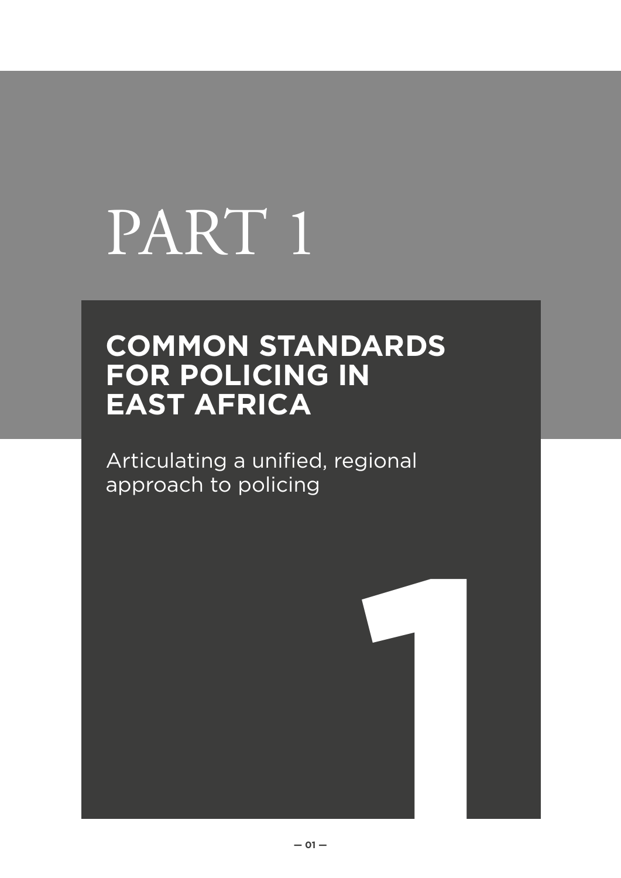# PART 1

## COMMON STANDARDS FOR POLICING IN EAST AFRICA

Articulating a unified, regional approach to policing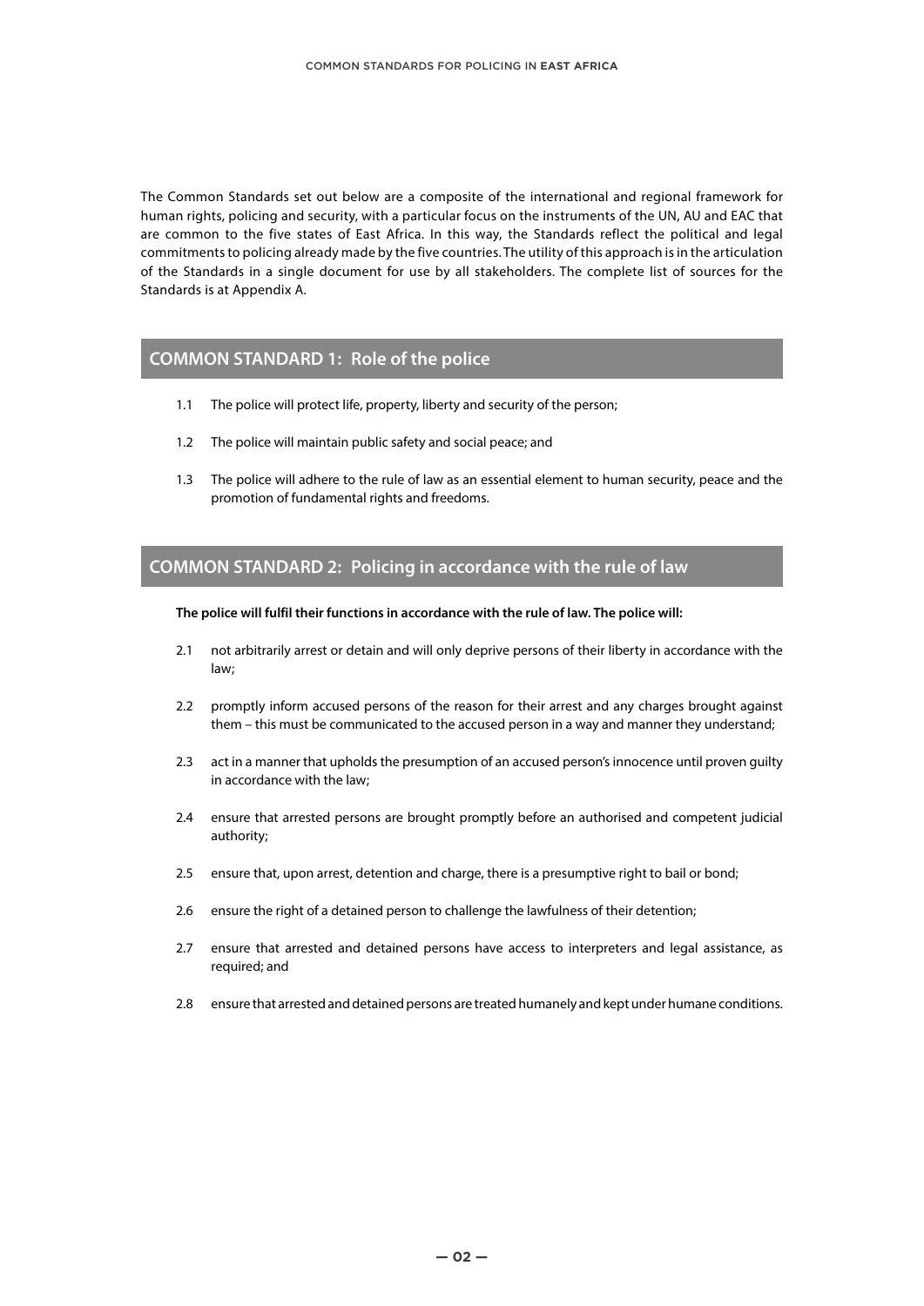The Common Standards set out below are a composite of the international and regional framework for human rights, policing and security, with a particular focus on the instruments of the UN, AU and EAC that are common to the five states of East Africa. In this way, the Standards reflect the political and legal commitments to policing already made by the five countries. The utility of this approach is in the articulation of the Standards in a single document for use by all stakeholders. The complete list of sources for the Standards is at Appendix A.

## COMMON STANDARD 1: Role of the police

1.1 The police will protect life, property, liberty and security of the person;

1.2 The police will maintain public safety and social peace; and

1.3 The police will adhere to the rule of law as an essential element to human security, peace and the promotion of fundamental rights and freedoms.

## COMMON STANDARD 2: Policing in accordance with the rule of law

**The police will fulfil their functions in accordance with the rule of law. The police will:**

2.1 not arbitrarily arrest or detain and will only deprive persons of their liberty in accordance with the law;

2.2 promptly inform accused persons of the reason for their arrest and any charges brought against them – this must be communicated to the accused person in a way and manner they understand;

2.3 act in a manner that upholds the presumption of an accused person's innocence until proven guilty in accordance with the law;

2.4 ensure that arrested persons are brought promptly before an authorised and competent judicial authority;

2.5 ensure that, upon arrest, detention and charge, there is a presumptive right to bail or bond;

2.6 ensure the right of a detained person to challenge the lawfulness of their detention;

2.7 ensure that arrested and detained persons have access to interpreters and legal assistance, as required; and

2.8 ensure that arrested and detained persons are treated humanely and kept under humane conditions.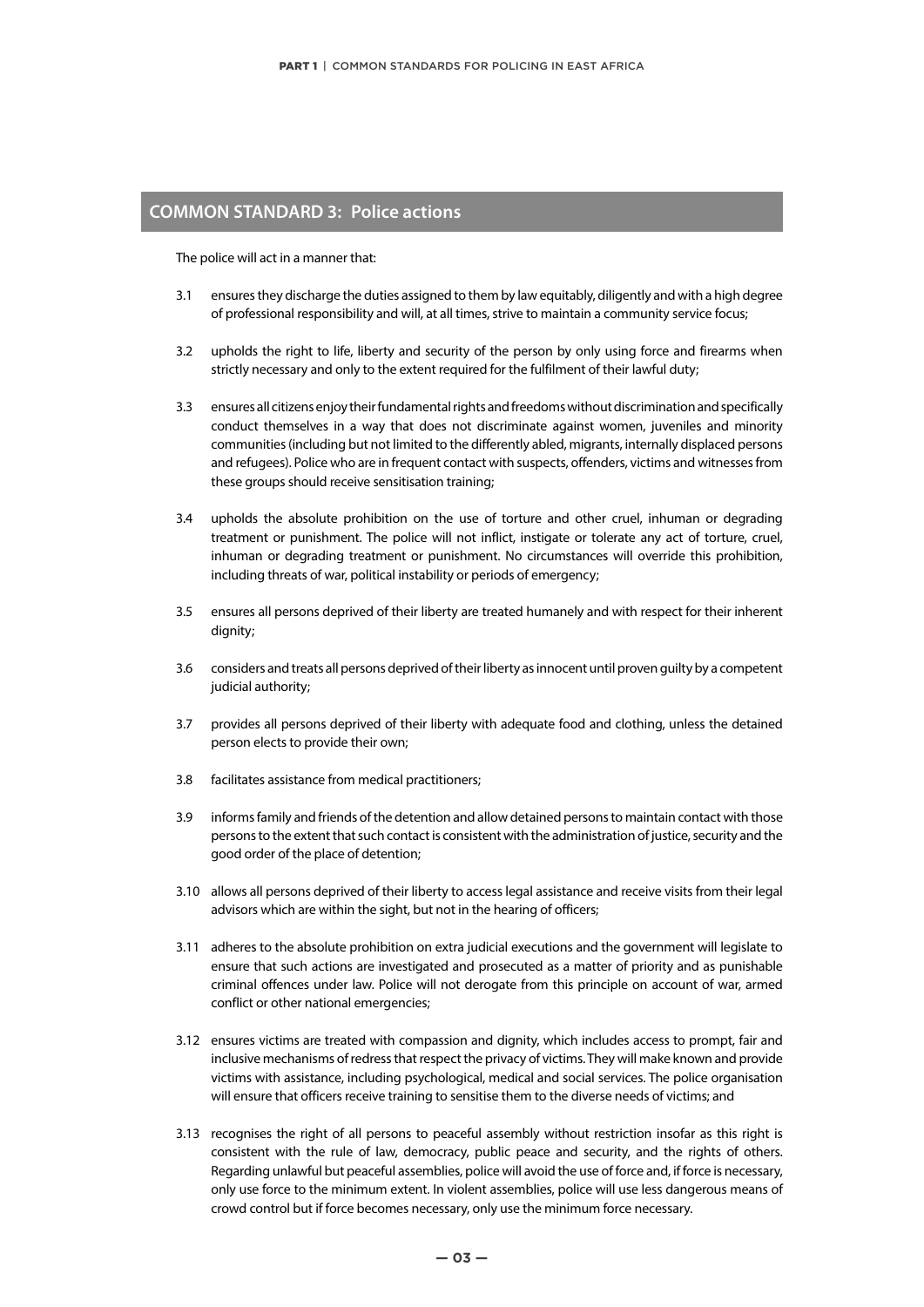## COMMON STANDARD 3: Police actions

The police will act in a manner that:

3.1 ensures they discharge the duties assigned to them by law equitably, diligently and with a high degree of professional responsibility and will, at all times, strive to maintain a community service focus;

3.2 upholds the right to life, liberty and security of the person by only using force and firearms when strictly necessary and only to the extent required for the fulfilment of their lawful duty;

3.3 ensures all citizens enjoy their fundamental rights and freedoms without discrimination and specifically conduct themselves in a way that does not discriminate against women, juveniles and minority communities (including but not limited to the differently abled, migrants, internally displaced persons and refugees). Police who are in frequent contact with suspects, offenders, victims and witnesses from these groups should receive sensitisation training;

3.4 upholds the absolute prohibition on the use of torture and other cruel, inhuman or degrading treatment or punishment. The police will not inflict, instigate or tolerate any act of torture, cruel, inhuman or degrading treatment or punishment. No circumstances will override this prohibition, including threats of war, political instability or periods of emergency;

3.5 ensures all persons deprived of their liberty are treated humanely and with respect for their inherent dignity;

3.6 considers and treats all persons deprived of their liberty as innocent until proven guilty by a competent judicial authority;

3.7 provides all persons deprived of their liberty with adequate food and clothing, unless the detained person elects to provide their own;

3.8 facilitates assistance from medical practitioners;

3.9 informs family and friends of the detention and allow detained persons to maintain contact with those persons to the extent that such contact is consistent with the administration of justice, security and the good order of the place of detention;

3.10 allows all persons deprived of their liberty to access legal assistance and receive visits from their legal advisors which are within the sight, but not in the hearing of officers;

3.11 adheres to the absolute prohibition on extra judicial executions and the government will legislate to ensure that such actions are investigated and prosecuted as a matter of priority and as punishable criminal offences under law. Police will not derogate from this principle on account of war, armed conflict or other national emergencies;

3.12 ensures victims are treated with compassion and dignity, which includes access to prompt, fair and inclusive mechanisms of redress that respect the privacy of victims. They will make known and provide victims with assistance, including psychological, medical and social services. The police organisation will ensure that officers receive training to sensitise them to the diverse needs of victims; and

3.13 recognises the right of all persons to peaceful assembly without restriction insofar as this right is consistent with the rule of law, democracy, public peace and security, and the rights of others. Regarding unlawful but peaceful assemblies, police will avoid the use of force and, if force is necessary, only use force to the minimum extent. In violent assemblies, police will use less dangerous means of crowd control but if force becomes necessary, only use the minimum force necessary.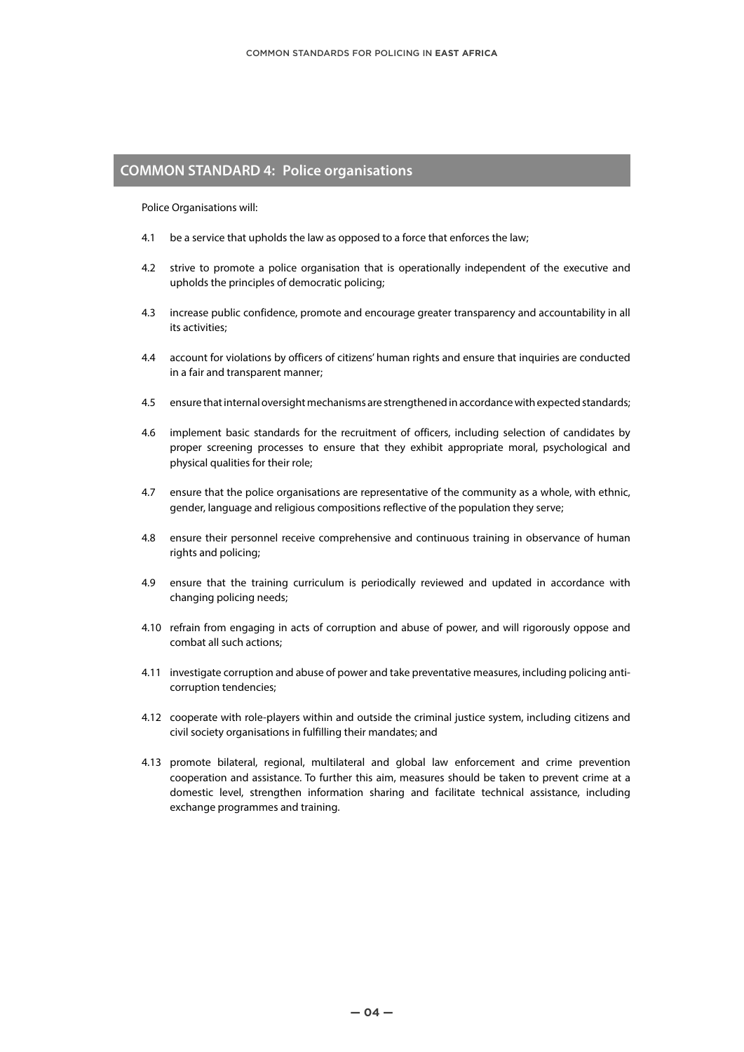## COMMON STANDARD 4: Police organisations

Police Organisations will:

4.1 be a service that upholds the law as opposed to a force that enforces the law;

4.2 strive to promote a police organisation that is operationally independent of the executive and upholds the principles of democratic policing;

4.3 increase public confidence, promote and encourage greater transparency and accountability in all its activities;

4.4 account for violations by officers of citizens' human rights and ensure that inquiries are conducted in a fair and transparent manner;

4.5 ensure that internal oversight mechanisms are strengthened in accordance with expected standards;

4.6 implement basic standards for the recruitment of officers, including selection of candidates by proper screening processes to ensure that they exhibit appropriate moral, psychological and physical qualities for their role;

4.7 ensure that the police organisations are representative of the community as a whole, with ethnic, gender, language and religious compositions reflective of the population they serve;

4.8 ensure their personnel receive comprehensive and continuous training in observance of human rights and policing;

4.9 ensure that the training curriculum is periodically reviewed and updated in accordance with changing policing needs;

4.10 refrain from engaging in acts of corruption and abuse of power, and will rigorously oppose and combat all such actions;

4.11 investigate corruption and abuse of power and take preventative measures, including policing anti-corruption tendencies;

4.12 cooperate with role-players within and outside the criminal justice system, including citizens and civil society organisations in fulfilling their mandates; and

4.13 promote bilateral, regional, multilateral and global law enforcement and crime prevention cooperation and assistance. To further this aim, measures should be taken to prevent crime at a domestic level, strengthen information sharing and facilitate technical assistance, including exchange programmes and training.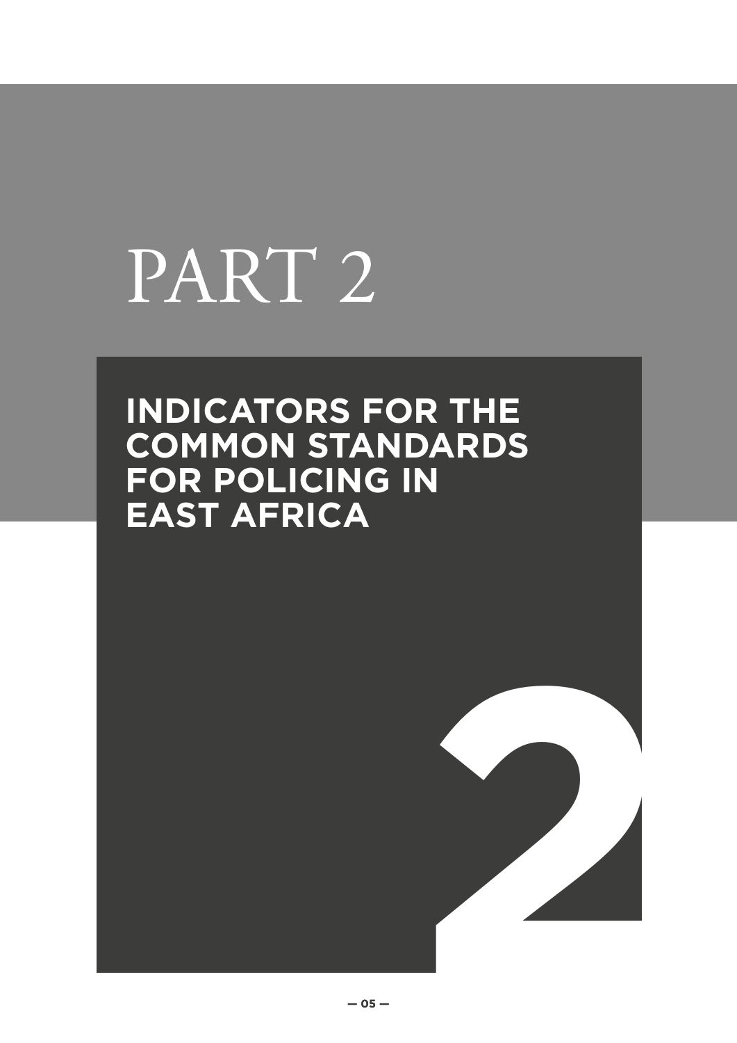# PART 2

## INDICATORS FOR THE COMMON STANDARDS FOR POLICING IN EAST AFRICA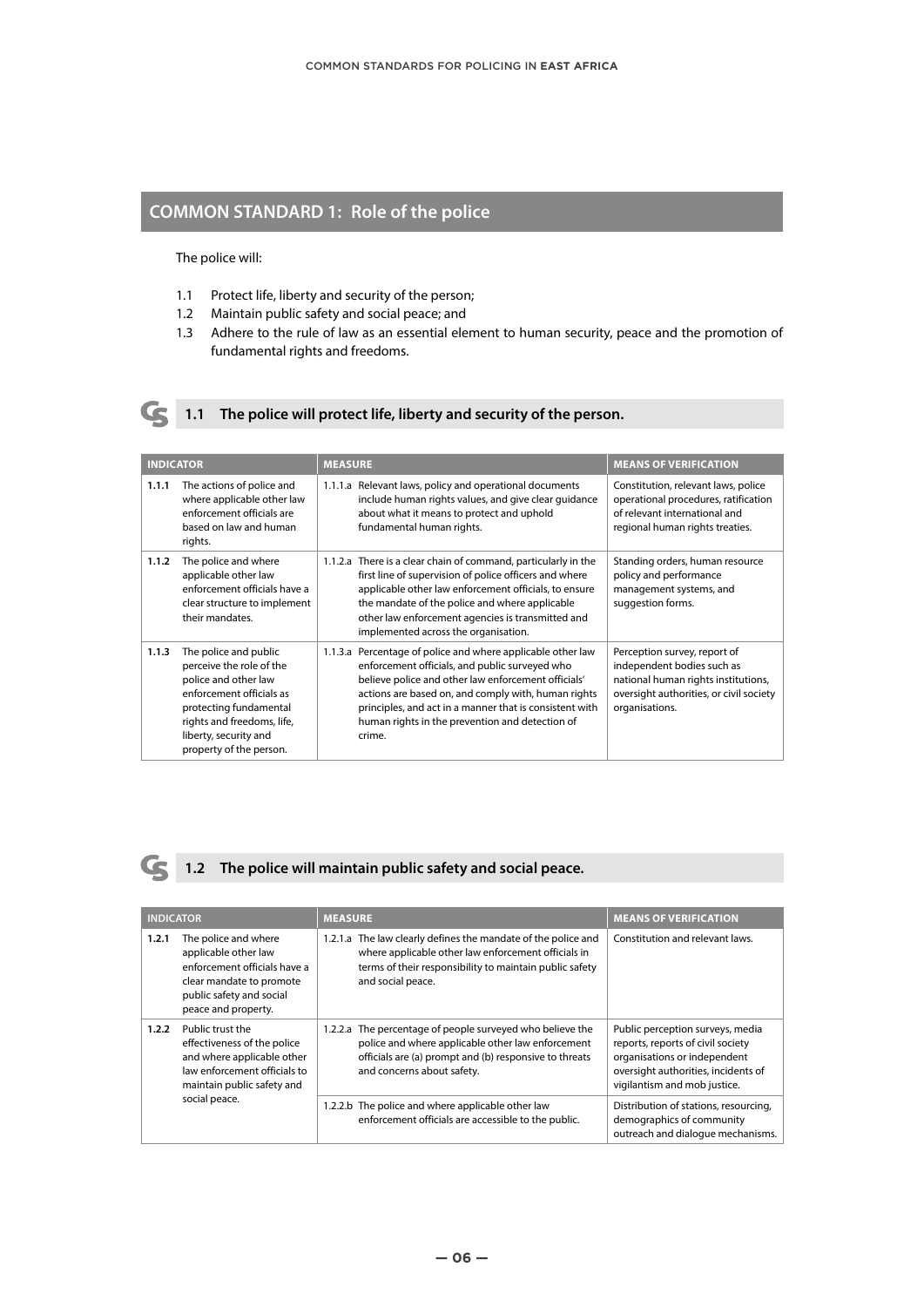## COMMON STANDARD 1: Role of the police

The police will:

1.1 Protect life, liberty and security of the person;
1.2 Maintain public safety and social peace; and
1.3 Adhere to the rule of law as an essential element to human security, peace and the promotion of fundamental rights and freedoms.

### 1.1 The police will protect life, liberty and security of the person.

| INDICATOR | | MEASURE | MEANS OF VERIFICATION |
|---|---|---|---|
| **1.1.1** | The actions of police and where applicable other law enforcement officials are based on law and human rights. | 1.1.1.a Relevant laws, policy and operational documents include human rights values, and give clear guidance about what it means to protect and uphold fundamental human rights. | Constitution, relevant laws, police operational procedures, ratification of relevant international and regional human rights treaties. |
| **1.1.2** | The police and where applicable other law enforcement officials have a clear structure to implement their mandates. | 1.1.2.a There is a clear chain of command, particularly in the first line of supervision of police officers and where applicable other law enforcement officials, to ensure the mandate of the police and where applicable other law enforcement agencies is transmitted and implemented across the organisation. | Standing orders, human resource policy and performance management systems, and suggestion forms. |
| **1.1.3** | The police and public perceive the role of the police and other law enforcement officials as protecting fundamental rights and freedoms, life, liberty, security and property of the person. | 1.1.3.a Percentage of police and where applicable other law enforcement officials, and public surveyed who believe police and other law enforcement officials' actions are based on, and comply with, human rights principles, and act in a manner that is consistent with human rights in the prevention and detection of crime. | Perception survey, report of independent bodies such as national human rights institutions, oversight authorities, or civil society organisations. |

### 1.2 The police will maintain public safety and social peace.

| INDICATOR | | MEASURE | MEANS OF VERIFICATION |
|---|---|---|---|
| **1.2.1** | The police and where applicable other law enforcement officials have a clear mandate to promote public safety and social peace and property. | 1.2.1.a The law clearly defines the mandate of the police and where applicable other law enforcement officials in terms of their responsibility to maintain public safety and social peace. | Constitution and relevant laws. |
| **1.2.2** | Public trust the effectiveness of the police and where applicable other law enforcement officials to maintain public safety and social peace. | 1.2.2.a The percentage of people surveyed who believe the police and where applicable other law enforcement officials are (a) prompt and (b) responsive to threats and concerns about safety. | Public perception surveys, media reports, reports of civil society organisations or independent oversight authorities, incidents of vigilantism and mob justice. |
| | | 1.2.2.b The police and where applicable other law enforcement officials are accessible to the public. | Distribution of stations, resourcing, demographics of community outreach and dialogue mechanisms. |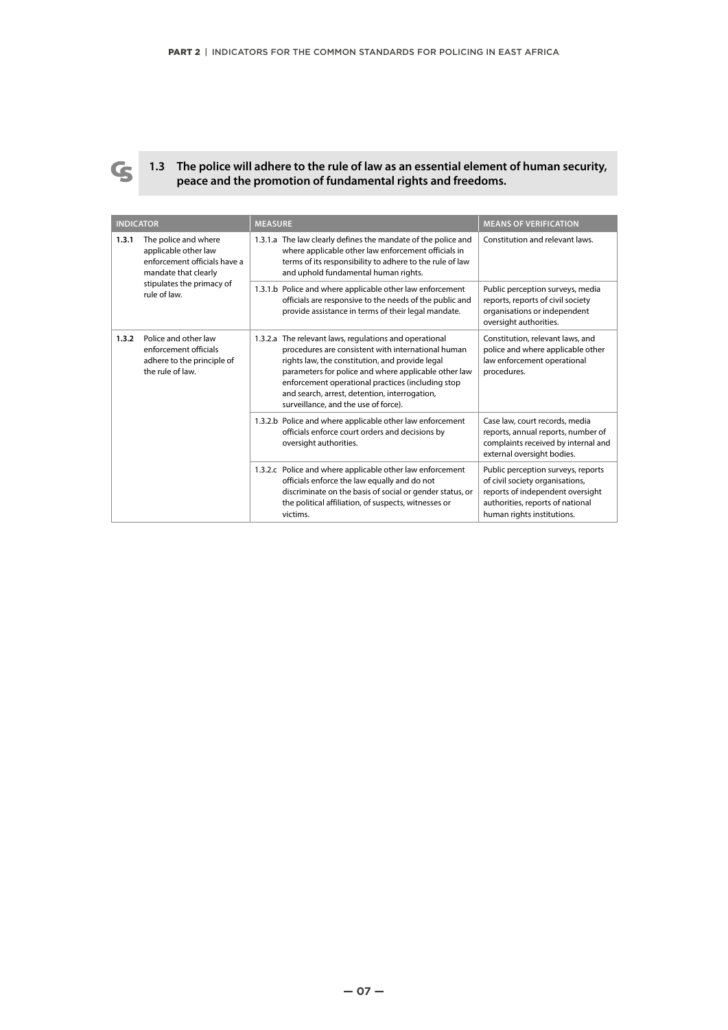## 1.3 The police will adhere to the rule of law as an essential element of human security, peace and the promotion of fundamental rights and freedoms.

| INDICATOR | | MEASURE | MEANS OF VERIFICATION |
|---|---|---|---|
| 1.3.1 | The police and where applicable other law enforcement officials have a mandate that clearly stipulates the primacy of rule of law. | 1.3.1.a The law clearly defines the mandate of the police and where applicable other law enforcement officials in terms of its responsibility to adhere to the rule of law and uphold fundamental human rights. | Constitution and relevant laws. |
| | | 1.3.1.b Police and where applicable other law enforcement officials are responsive to the needs of the public and provide assistance in terms of their legal mandate. | Public perception surveys, media reports, reports of civil society organisations or independent oversight authorities. |
| 1.3.2 | Police and other law enforcement officials adhere to the principle of the rule of law. | 1.3.2.a The relevant laws, regulations and operational procedures are consistent with international human rights law, the constitution, and provide legal parameters for police and where applicable other law enforcement operational practices (including stop and search, arrest, detention, interrogation, surveillance, and the use of force). | Constitution, relevant laws, and police and where applicable other law enforcement operational procedures. |
| | | 1.3.2.b Police and where applicable other law enforcement officials enforce court orders and decisions by oversight authorities. | Case law, court records, media reports, annual reports, number of complaints received by internal and external oversight bodies. |
| | | 1.3.2.c Police and where applicable other law enforcement officials enforce the law equally and do not discriminate on the basis of social or gender status, or the political affiliation, of suspects, witnesses or victims. | Public perception surveys, reports of civil society organisations, reports of independent oversight authorities, reports of national human rights institutions. |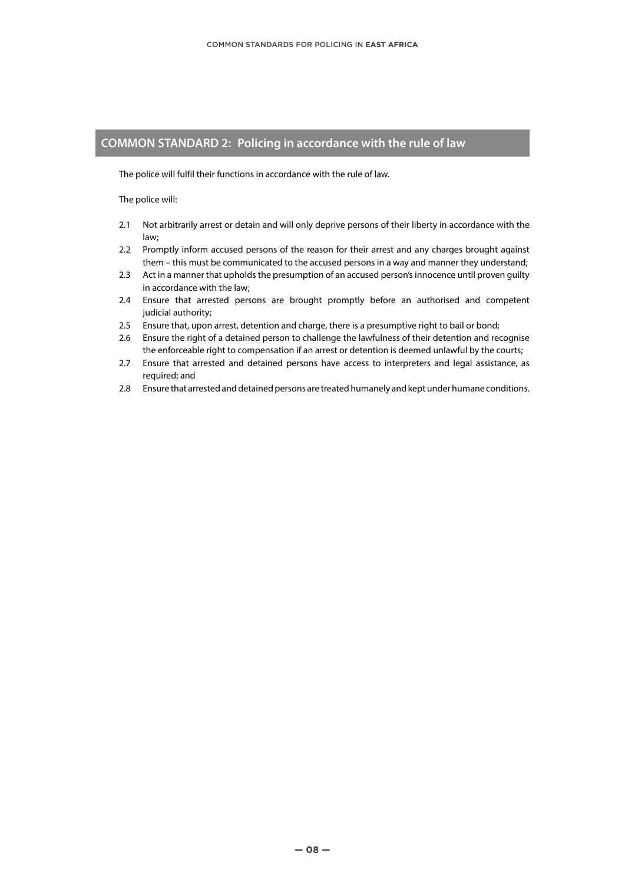## COMMON STANDARD 2: Policing in accordance with the rule of law

The police will fulfil their functions in accordance with the rule of law.

The police will:

- 2.1 Not arbitrarily arrest or detain and will only deprive persons of their liberty in accordance with the law;
- 2.2 Promptly inform accused persons of the reason for their arrest and any charges brought against them – this must be communicated to the accused persons in a way and manner they understand;
- 2.3 Act in a manner that upholds the presumption of an accused person's innocence until proven guilty in accordance with the law;
- 2.4 Ensure that arrested persons are brought promptly before an authorised and competent judicial authority;
- 2.5 Ensure that, upon arrest, detention and charge, there is a presumptive right to bail or bond;
- 2.6 Ensure the right of a detained person to challenge the lawfulness of their detention and recognise the enforceable right to compensation if an arrest or detention is deemed unlawful by the courts;
- 2.7 Ensure that arrested and detained persons have access to interpreters and legal assistance, as required; and
- 2.8 Ensure that arrested and detained persons are treated humanely and kept under humane conditions.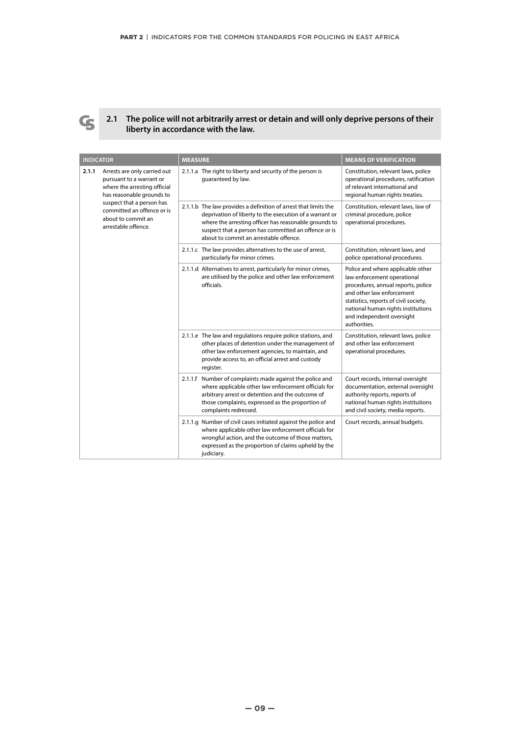## 2.1 The police will not arbitrarily arrest or detain and will only deprive persons of their liberty in accordance with the law.

| INDICATOR | MEASURE | MEANS OF VERIFICATION |
|---|---|---|
| **2.1.1** Arrests are only carried out pursuant to a warrant or where the arresting official has reasonable grounds to suspect that a person has committed an offence or is about to commit an arrestable offence. | 2.1.1.a The right to liberty and security of the person is guaranteed by law. | Constitution, relevant laws, police operational procedures, ratification of relevant international and regional human rights treaties. |
| | 2.1.1.b The law provides a definition of arrest that limits the deprivation of liberty to the execution of a warrant or where the arresting officer has reasonable grounds to suspect that a person has committed an offence or is about to commit an arrestable offence. | Constitution, relevant laws, law of criminal procedure, police operational procedures. |
| | 2.1.1.c The law provides alternatives to the use of arrest, particularly for minor crimes. | Constitution, relevant laws, and police operational procedures. |
| | 2.1.1.d Alternatives to arrest, particularly for minor crimes, are utilised by the police and other law enforcement officials. | Police and where applicable other law enforcement operational procedures, annual reports, police and other law enforcement statistics, reports of civil society, national human rights institutions and independent oversight authorities. |
| | 2.1.1.e The law and regulations require police stations, and other places of detention under the management of other law enforcement agencies, to maintain, and provide access to, an official arrest and custody register. | Constitution, relevant laws, police and other law enforcement operational procedures. |
| | 2.1.1.f Number of complaints made against the police and where applicable other law enforcement officials for arbitrary arrest or detention and the outcome of those complaints, expressed as the proportion of complaints redressed. | Court records, internal oversight documentation, external oversight authority reports, reports of national human rights institutions and civil society, media reports. |
| | 2.1.1.g Number of civil cases initiated against the police and where applicable other law enforcement officials for wrongful action, and the outcome of those matters, expressed as the proportion of claims upheld by the judiciary. | Court records, annual budgets. |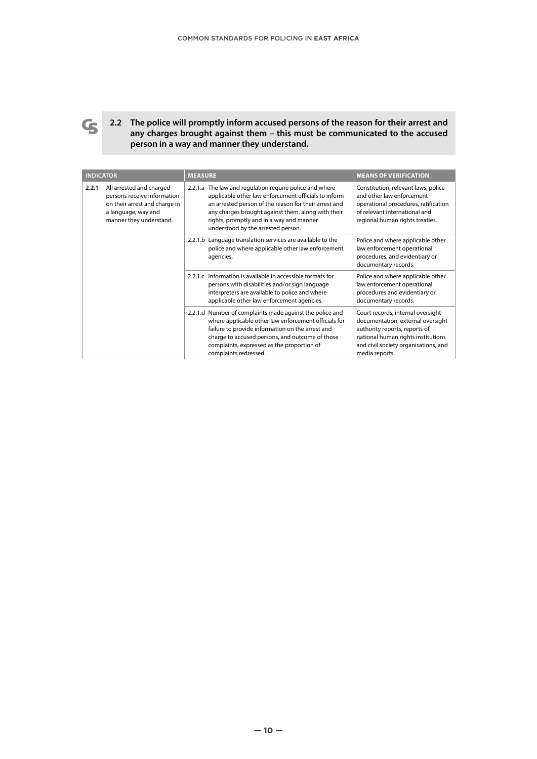## 2.2 The police will promptly inform accused persons of the reason for their arrest and any charges brought against them – this must be communicated to the accused person in a way and manner they understand.

| INDICATOR | | MEASURE | MEANS OF VERIFICATION |
|---|---|---|---|
| 2.2.1 | All arrested and charged persons receive information on their arrest and charge in a language, way and manner they understand. | 2.2.1.a The law and regulation require police and where applicable other law enforcement officials to inform an arrested person of the reason for their arrest and any charges brought against them, along with their rights, promptly and in a way and manner understood by the arrested person. | Constitution, relevant laws, police and other law enforcement operational procedures, ratification of relevant international and regional human rights treaties. |
| | | 2.2.1.b Language translation services are available to the police and where applicable other law enforcement agencies. | Police and where applicable other law enforcement operational procedures, and evidentiary or documentary records. |
| | | 2.2.1.c Information is available in accessible formats for persons with disabilities and/or sign language interpreters are available to police and where applicable other law enforcement agencies. | Police and where applicable other law enforcement operational procedures and evidentiary or documentary records. |
| | | 2.2.1.d Number of complaints made against the police and where applicable other law enforcement officials for failure to provide information on the arrest and charge to accused persons, and outcome of those complaints, expressed as the proportion of complaints redressed. | Court records, internal oversight documentation, external oversight authority reports, reports of national human rights institutions and civil society organisations, and media reports. |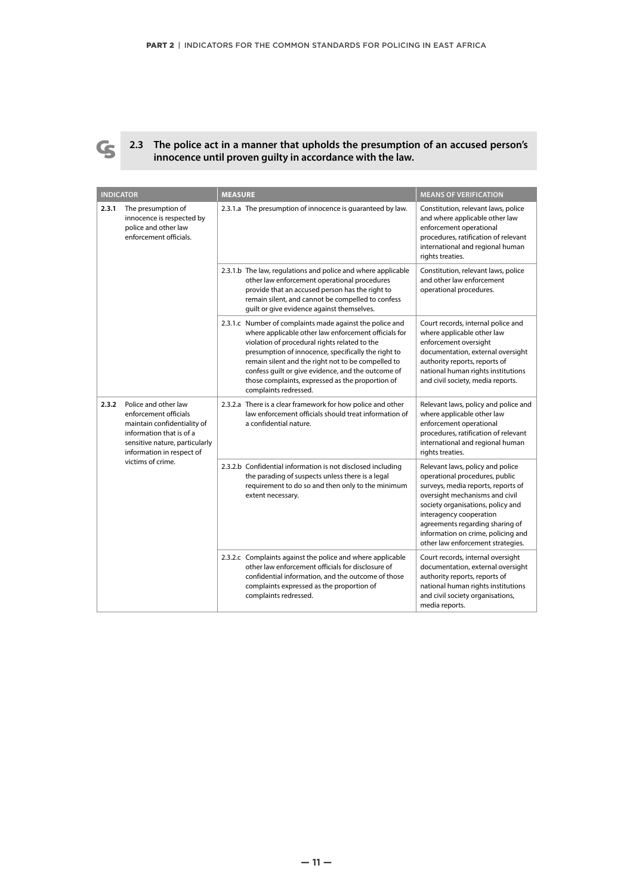## 2.3 The police act in a manner that upholds the presumption of an accused person's innocence until proven guilty in accordance with the law.

| INDICATOR | | MEASURE | MEANS OF VERIFICATION |
|---|---|---|---|
| 2.3.1 | The presumption of innocence is respected by police and other law enforcement officials. | 2.3.1.a The presumption of innocence is guaranteed by law. | Constitution, relevant laws, police and where applicable other law enforcement operational procedures, ratification of relevant international and regional human rights treaties. |
| | | 2.3.1.b The law, regulations and police and where applicable other law enforcement operational procedures provide that an accused person has the right to remain silent, and cannot be compelled to confess guilt or give evidence against themselves. | Constitution, relevant laws, police and other law enforcement operational procedures. |
| | | 2.3.1.c Number of complaints made against the police and where applicable other law enforcement officials for violation of procedural rights related to the presumption of innocence, specifically the right to remain silent and the right not to be compelled to confess guilt or give evidence, and the outcome of those complaints, expressed as the proportion of complaints redressed. | Court records, internal police and where applicable other law enforcement oversight documentation, external oversight authority reports, reports of national human rights institutions and civil society, media reports. |
| 2.3.2 | Police and other law enforcement officials maintain confidentiality of information that is of a sensitive nature, particularly information in respect of victims of crime. | 2.3.2.a There is a clear framework for how police and other law enforcement officials should treat information of a confidential nature. | Relevant laws, policy and police and where applicable other law enforcement operational procedures, ratification of relevant international and regional human rights treaties. |
| | | 2.3.2.b Confidential information is not disclosed including the parading of suspects unless there is a legal requirement to do so and then only to the minimum extent necessary. | Relevant laws, policy and police operational procedures, public surveys, media reports, reports of oversight mechanisms and civil society organisations, policy and interagency cooperation agreements regarding sharing of information on crime, policing and other law enforcement strategies. |
| | | 2.3.2.c Complaints against the police and where applicable other law enforcement officials for disclosure of confidential information, and the outcome of those complaints expressed as the proportion of complaints redressed. | Court records, internal oversight documentation, external oversight authority reports, reports of national human rights institutions and civil society organisations, media reports. |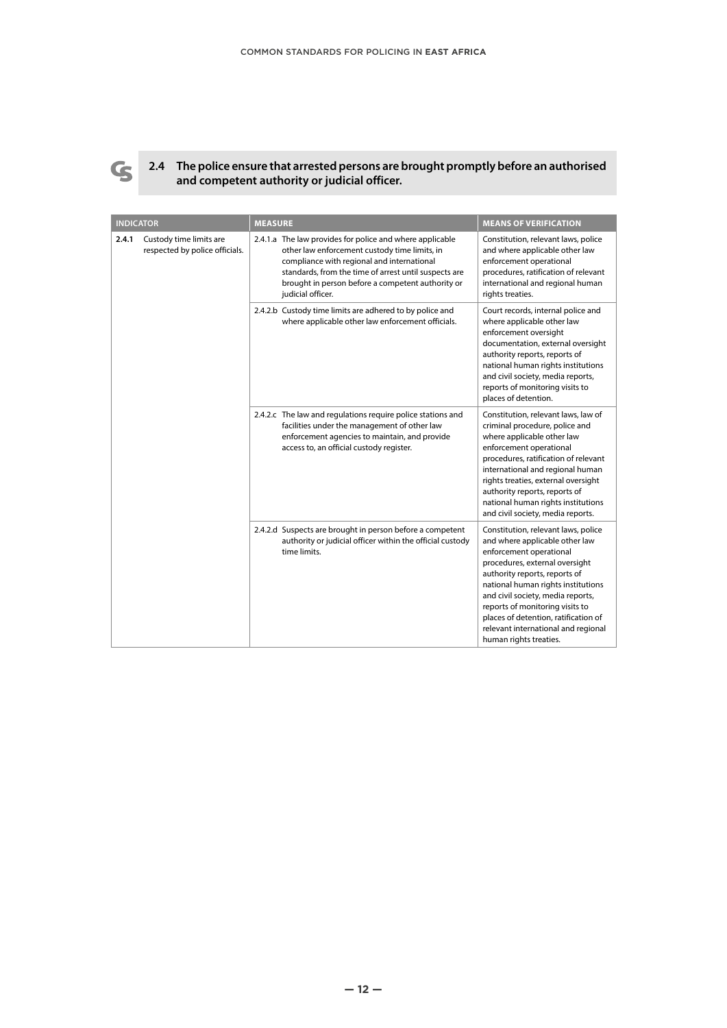## 2.4 The police ensure that arrested persons are brought promptly before an authorised and competent authority or judicial officer.

| INDICATOR | MEASURE | MEANS OF VERIFICATION |
|---|---|---|
| **2.4.1** Custody time limits are respected by police officials. | 2.4.1.a The law provides for police and where applicable other law enforcement custody time limits, in compliance with regional and international standards, from the time of arrest until suspects are brought in person before a competent authority or judicial officer. | Constitution, relevant laws, police and where applicable other law enforcement operational procedures, ratification of relevant international and regional human rights treaties. |
| | 2.4.2.b Custody time limits are adhered to by police and where applicable other law enforcement officials. | Court records, internal police and where applicable other law enforcement oversight documentation, external oversight authority reports, reports of national human rights institutions and civil society, media reports, reports of monitoring visits to places of detention. |
| | 2.4.2.c The law and regulations require police stations and facilities under the management of other law enforcement agencies to maintain, and provide access to, an official custody register. | Constitution, relevant laws, law of criminal procedure, police and where applicable other law enforcement operational procedures, ratification of relevant international and regional human rights treaties, external oversight authority reports, reports of national human rights institutions and civil society, media reports. |
| | 2.4.2.d Suspects are brought in person before a competent authority or judicial officer within the official custody time limits. | Constitution, relevant laws, police and where applicable other law enforcement operational procedures, external oversight authority reports, reports of national human rights institutions and civil society, media reports, reports of monitoring visits to places of detention, ratification of relevant international and regional human rights treaties. |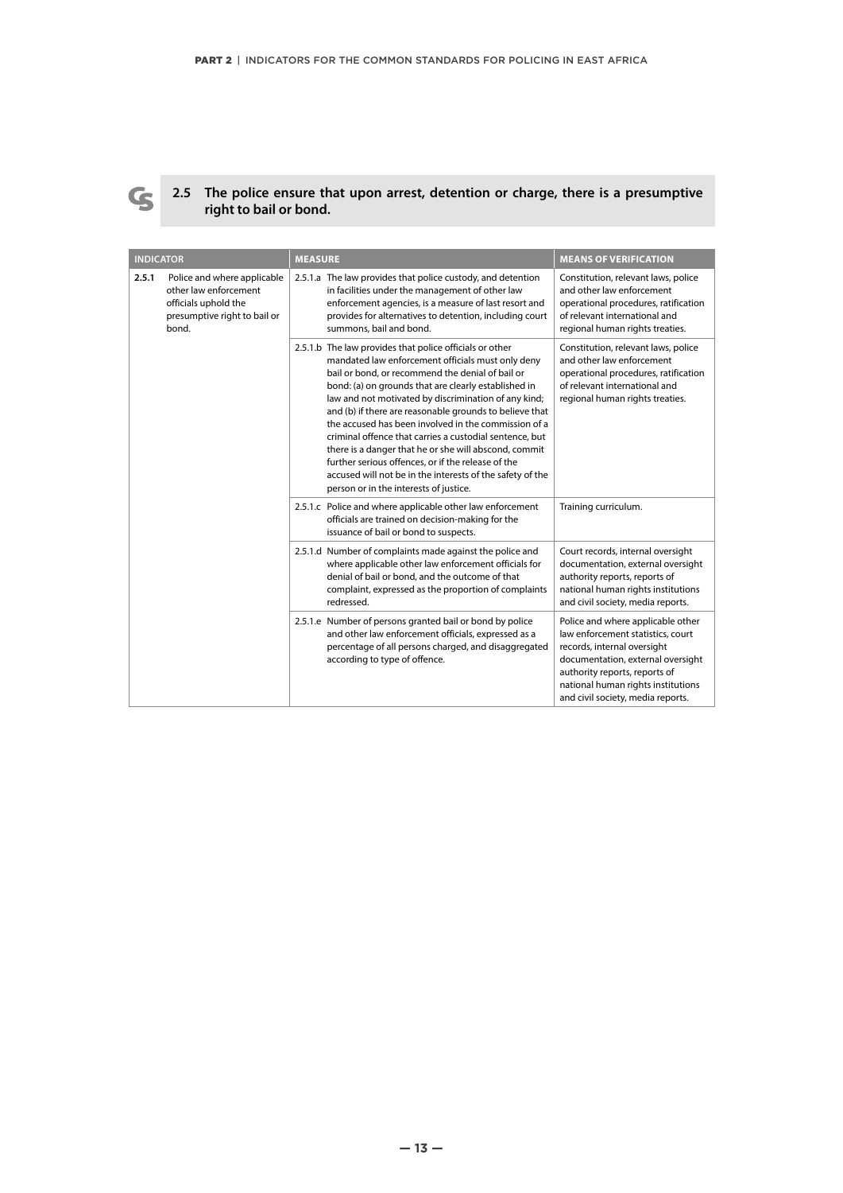## 2.5 The police ensure that upon arrest, detention or charge, there is a presumptive right to bail or bond.

| INDICATOR | MEASURE | MEANS OF VERIFICATION |
|---|---|---|
| **2.5.1** Police and where applicable other law enforcement officials uphold the presumptive right to bail or bond. | 2.5.1.a The law provides that police custody, and detention in facilities under the management of other law enforcement agencies, is a measure of last resort and provides for alternatives to detention, including court summons, bail and bond. | Constitution, relevant laws, police and other law enforcement operational procedures, ratification of relevant international and regional human rights treaties. |
| | 2.5.1.b The law provides that police officials or other mandated law enforcement officials must only deny bail or bond, or recommend the denial of bail or bond: (a) on grounds that are clearly established in law and not motivated by discrimination of any kind; and (b) if there are reasonable grounds to believe that the accused has been involved in the commission of a criminal offence that carries a custodial sentence, but there is a danger that he or she will abscond, commit further serious offences, or if the release of the accused will not be in the interests of the safety of the person or in the interests of justice. | Constitution, relevant laws, police and other law enforcement operational procedures, ratification of relevant international and regional human rights treaties. |
| | 2.5.1.c Police and where applicable other law enforcement officials are trained on decision-making for the issuance of bail or bond to suspects. | Training curriculum. |
| | 2.5.1.d Number of complaints made against the police and where applicable other law enforcement officials for denial of bail or bond, and the outcome of that complaint, expressed as the proportion of complaints redressed. | Court records, internal oversight documentation, external oversight authority reports, reports of national human rights institutions and civil society, media reports. |
| | 2.5.1.e Number of persons granted bail or bond by police and other law enforcement officials, expressed as a percentage of all persons charged, and disaggregated according to type of offence. | Police and where applicable other law enforcement statistics, court records, internal oversight documentation, external oversight authority reports, reports of national human rights institutions and civil society, media reports. |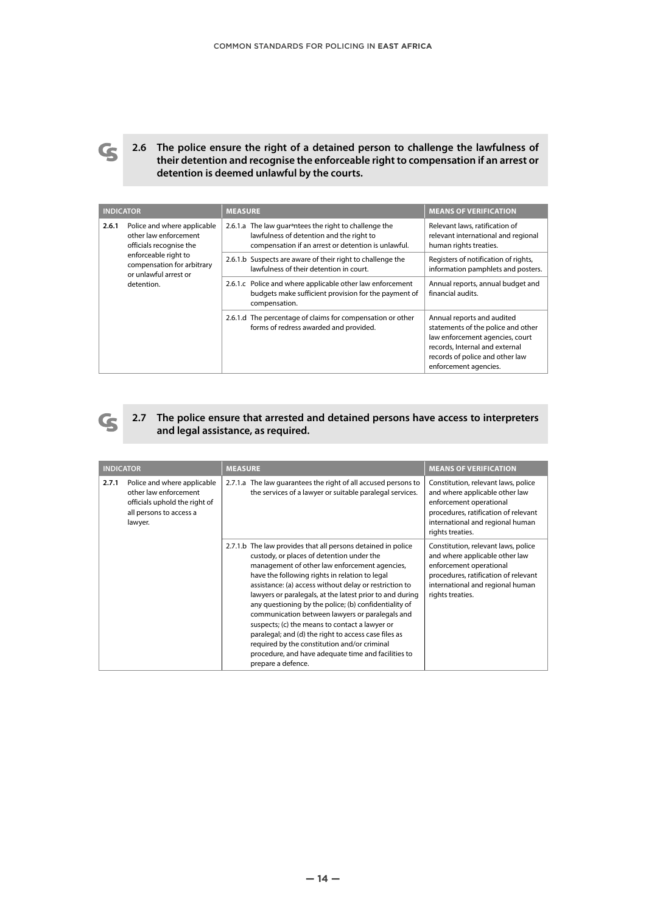## 2.6 The police ensure the right of a detained person to challenge the lawfulness of their detention and recognise the enforceable right to compensation if an arrest or detention is deemed unlawful by the courts.

| INDICATOR | | MEASURE | MEANS OF VERIFICATION |
|---|---|---|---|
| 2.6.1 | Police and where applicable other law enforcement officials recognise the enforceable right to compensation for arbitrary or unlawful arrest or detention. | 2.6.1.a The law guarantees the right to challenge the lawfulness of detention and the right to compensation if an arrest or detention is unlawful. | Relevant laws, ratification of relevant international and regional human rights treaties. |
| | | 2.6.1.b Suspects are aware of their right to challenge the lawfulness of their detention in court. | Registers of notification of rights, information pamphlets and posters. |
| | | 2.6.1.c Police and where applicable other law enforcement budgets make sufficient provision for the payment of compensation. | Annual reports, annual budget and financial audits. |
| | | 2.6.1.d The percentage of claims for compensation or other forms of redress awarded and provided. | Annual reports and audited statements of the police and other law enforcement agencies, court records, Internal and external records of police and other law enforcement agencies. |

## 2.7 The police ensure that arrested and detained persons have access to interpreters and legal assistance, as required.

| INDICATOR | | MEASURE | MEANS OF VERIFICATION |
|---|---|---|---|
| 2.7.1 | Police and where applicable other law enforcement officials uphold the right of all persons to access a lawyer. | 2.7.1.a The law guarantees the right of all accused persons to the services of a lawyer or suitable paralegal services. | Constitution, relevant laws, police and where applicable other law enforcement operational procedures, ratification of relevant international and regional human rights treaties. |
| | | 2.7.1.b The law provides that all persons detained in police custody, or places of detention under the management of other law enforcement agencies, have the following rights in relation to legal assistance: (a) access without delay or restriction to lawyers or paralegals, at the latest prior to and during any questioning by the police; (b) confidentiality of communication between lawyers or paralegals and suspects; (c) the means to contact a lawyer or paralegal; and (d) the right to access case files as required by the constitution and/or criminal procedure, and have adequate time and facilities to prepare a defence. | Constitution, relevant laws, police and where applicable other law enforcement operational procedures, ratification of relevant international and regional human rights treaties. |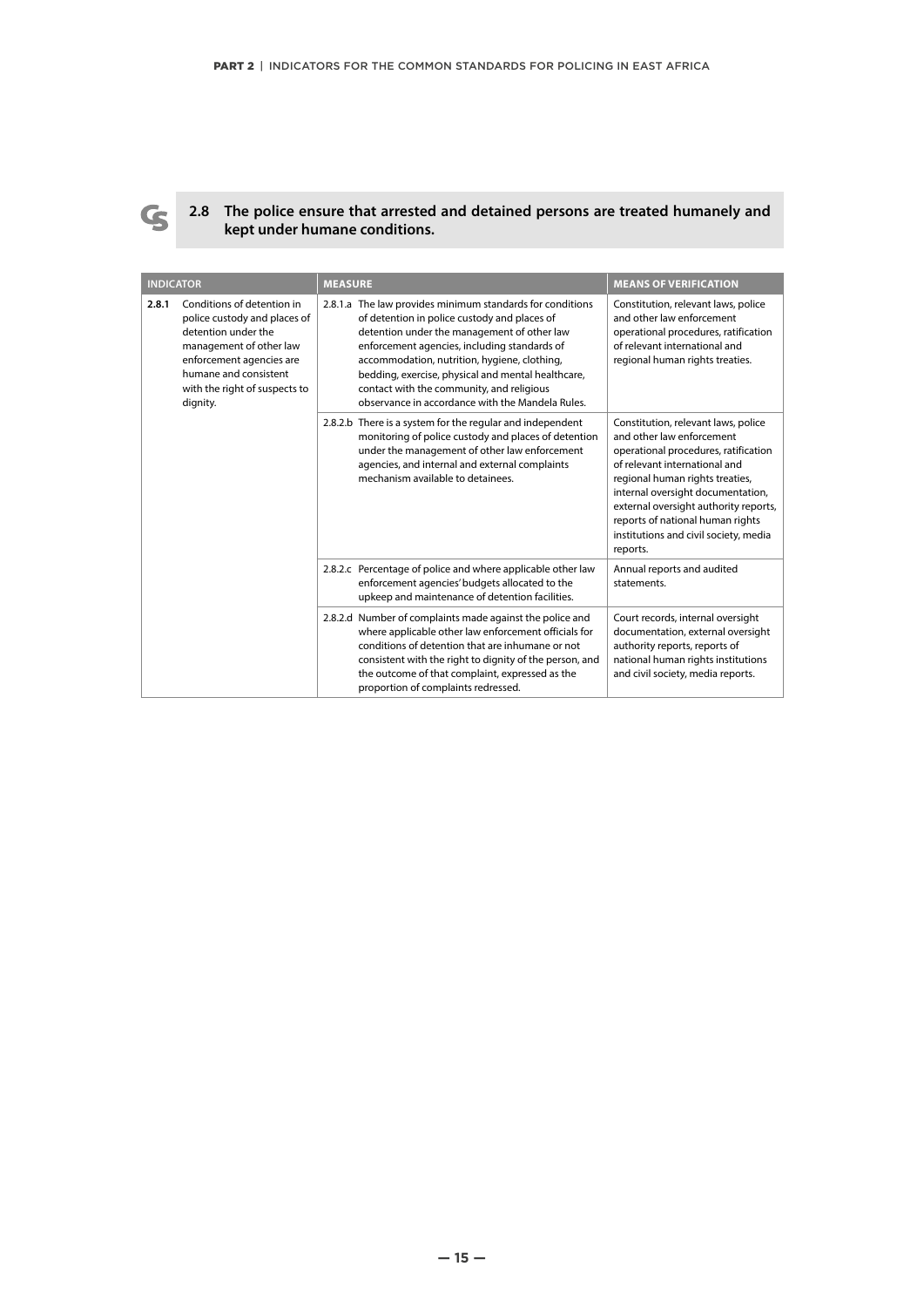## 2.8 The police ensure that arrested and detained persons are treated humanely and kept under humane conditions.

| INDICATOR | | MEASURE | | MEANS OF VERIFICATION |
|---|---|---|---|---|
| **2.8.1** | Conditions of detention in police custody and places of detention under the management of other law enforcement agencies are humane and consistent with the right of suspects to dignity. | 2.8.1.a | The law provides minimum standards for conditions of detention in police custody and places of detention under the management of other law enforcement agencies, including standards of accommodation, nutrition, hygiene, clothing, bedding, exercise, physical and mental healthcare, contact with the community, and religious observance in accordance with the Mandela Rules. | Constitution, relevant laws, police and other law enforcement operational procedures, ratification of relevant international and regional human rights treaties. |
| | | 2.8.2.b | There is a system for the regular and independent monitoring of police custody and places of detention under the management of other law enforcement agencies, and internal and external complaints mechanism available to detainees. | Constitution, relevant laws, police and other law enforcement operational procedures, ratification of relevant international and regional human rights treaties, internal oversight documentation, external oversight authority reports, reports of national human rights institutions and civil society, media reports. |
| | | 2.8.2.c | Percentage of police and where applicable other law enforcement agencies' budgets allocated to the upkeep and maintenance of detention facilities. | Annual reports and audited statements. |
| | | 2.8.2.d | Number of complaints made against the police and where applicable other law enforcement officials for conditions of detention that are inhumane or not consistent with the right to dignity of the person, and the outcome of that complaint, expressed as the proportion of complaints redressed. | Court records, internal oversight documentation, external oversight authority reports, reports of national human rights institutions and civil society, media reports. |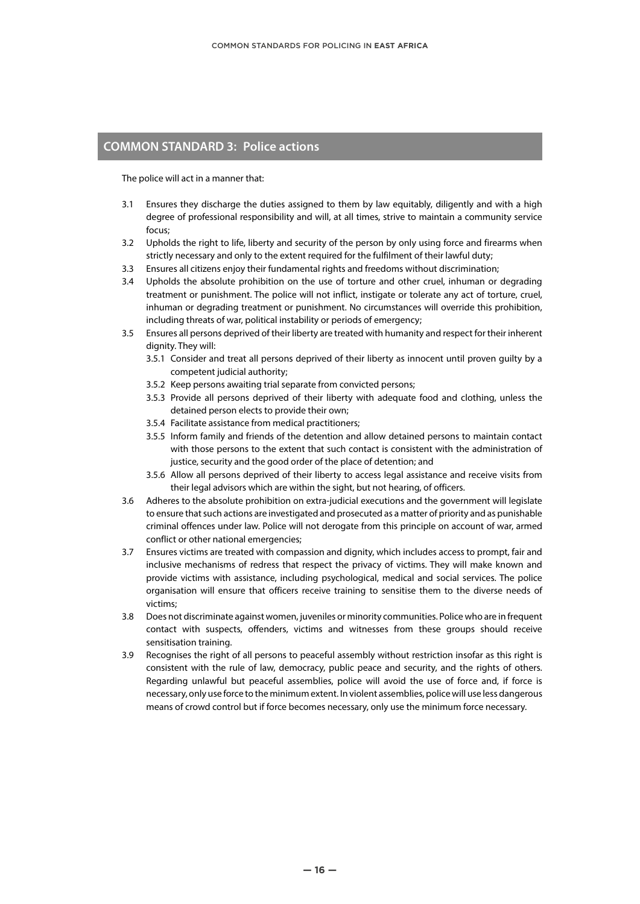## COMMON STANDARD 3: Police actions

The police will act in a manner that:

3.1 Ensures they discharge the duties assigned to them by law equitably, diligently and with a high degree of professional responsibility and will, at all times, strive to maintain a community service focus;

3.2 Upholds the right to life, liberty and security of the person by only using force and firearms when strictly necessary and only to the extent required for the fulfilment of their lawful duty;

3.3 Ensures all citizens enjoy their fundamental rights and freedoms without discrimination;

3.4 Upholds the absolute prohibition on the use of torture and other cruel, inhuman or degrading treatment or punishment. The police will not inflict, instigate or tolerate any act of torture, cruel, inhuman or degrading treatment or punishment. No circumstances will override this prohibition, including threats of war, political instability or periods of emergency;

3.5 Ensures all persons deprived of their liberty are treated with humanity and respect for their inherent dignity. They will:

- 3.5.1 Consider and treat all persons deprived of their liberty as innocent until proven guilty by a competent judicial authority;
- 3.5.2 Keep persons awaiting trial separate from convicted persons;
- 3.5.3 Provide all persons deprived of their liberty with adequate food and clothing, unless the detained person elects to provide their own;
- 3.5.4 Facilitate assistance from medical practitioners;
- 3.5.5 Inform family and friends of the detention and allow detained persons to maintain contact with those persons to the extent that such contact is consistent with the administration of justice, security and the good order of the place of detention; and
- 3.5.6 Allow all persons deprived of their liberty to access legal assistance and receive visits from their legal advisors which are within the sight, but not hearing, of officers.

3.6 Adheres to the absolute prohibition on extra-judicial executions and the government will legislate to ensure that such actions are investigated and prosecuted as a matter of priority and as punishable criminal offences under law. Police will not derogate from this principle on account of war, armed conflict or other national emergencies;

3.7 Ensures victims are treated with compassion and dignity, which includes access to prompt, fair and inclusive mechanisms of redress that respect the privacy of victims. They will make known and provide victims with assistance, including psychological, medical and social services. The police organisation will ensure that officers receive training to sensitise them to the diverse needs of victims;

3.8 Does not discriminate against women, juveniles or minority communities. Police who are in frequent contact with suspects, offenders, victims and witnesses from these groups should receive sensitisation training.

3.9 Recognises the right of all persons to peaceful assembly without restriction insofar as this right is consistent with the rule of law, democracy, public peace and security, and the rights of others. Regarding unlawful but peaceful assemblies, police will avoid the use of force and, if force is necessary, only use force to the minimum extent. In violent assemblies, police will use less dangerous means of crowd control but if force becomes necessary, only use the minimum force necessary.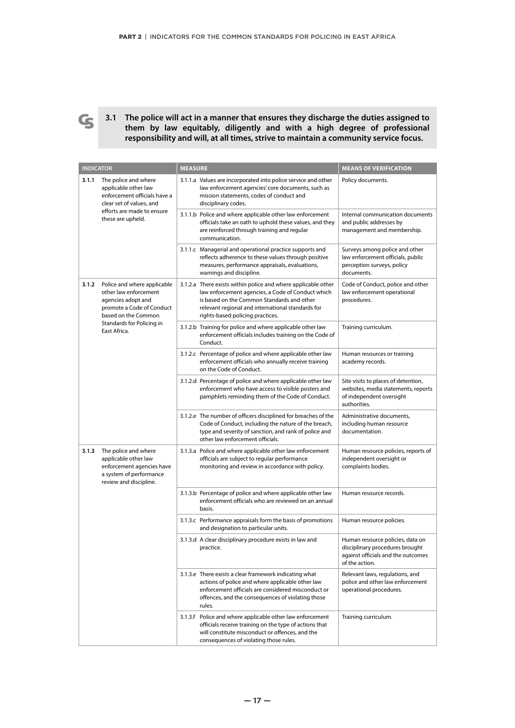### 3.1 The police will act in a manner that ensures they discharge the duties assigned to them by law equitably, diligently and with a high degree of professional responsibility and will, at all times, strive to maintain a community service focus.

| INDICATOR | | MEASURE | MEANS OF VERIFICATION |
|---|---|---|---|
| **3.1.1** | The police and where applicable other law enforcement officials have a clear set of values, and efforts are made to ensure these are upheld. | 3.1.1.a Values are incorporated into police service and other law enforcement agencies' core documents, such as mission statements, codes of conduct and disciplinary codes. | Policy documents. |
| | | 3.1.1.b Police and where applicable other law enforcement officials take an oath to uphold these values, and they are reinforced through training and regular communication. | Internal communication documents and public addresses by management and membership. |
| | | 3.1.1.c Managerial and operational practice supports and reflects adherence to these values through positive measures, performance appraisals, evaluations, warnings and discipline. | Surveys among police and other law enforcement officials, public perception surveys, policy documents. |
| **3.1.2** | Police and where applicable other law enforcement agencies adopt and promote a Code of Conduct based on the Common Standards for Policing in East Africa. | 3.1.2.a There exists within police and where applicable other law enforcement agencies, a Code of Conduct which is based on the Common Standards and other relevant regional and international standards for rights-based policing practices. | Code of Conduct, police and other law enforcement operational procedures. |
| | | 3.1.2.b Training for police and where applicable other law enforcement officials includes training on the Code of Conduct. | Training curriculum. |
| | | 3.1.2.c Percentage of police and where applicable other law enforcement officials who annually receive training on the Code of Conduct. | Human resources or training academy records. |
| | | 3.1.2.d Percentage of police and where applicable other law enforcement who have access to visible posters and pamphlets reminding them of the Code of Conduct. | Site visits to places of detention, websites, media statements, reports of independent oversight authorities. |
| | | 3.1.2.e The number of officers disciplined for breaches of the Code of Conduct, including the nature of the breach, type and severity of sanction, and rank of police and other law enforcement officials. | Administrative documents, including human resource documentation. |
| **3.1.3** | The police and where applicable other law enforcement agencies have a system of performance review and discipline. | 3.1.3.a Police and where applicable other law enforcement officials are subject to regular performance monitoring and review in accordance with policy. | Human resource policies, reports of independent oversight or complaints bodies. |
| | | 3.1.3.b Percentage of police and where applicable other law enforcement officials who are reviewed on an annual basis. | Human resource records. |
| | | 3.1.3.c Performance appraisals form the basis of promotions and designation to particular units. | Human resource policies. |
| | | 3.1.3.d A clear disciplinary procedure exists in law and practice. | Human resource policies, data on disciplinary procedures brought against officials and the outcomes of the action. |
| | | 3.1.3.e There exists a clear framework indicating what actions of police and where applicable other law enforcement officials are considered misconduct or offences, and the consequences of violating those rules. | Relevant laws, regulations, and police and other law enforcement operational procedures. |
| | | 3.1.3.f Police and where applicable other law enforcement officials receive training on the type of actions that will constitute misconduct or offences, and the consequences of violating those rules. | Training curriculum. |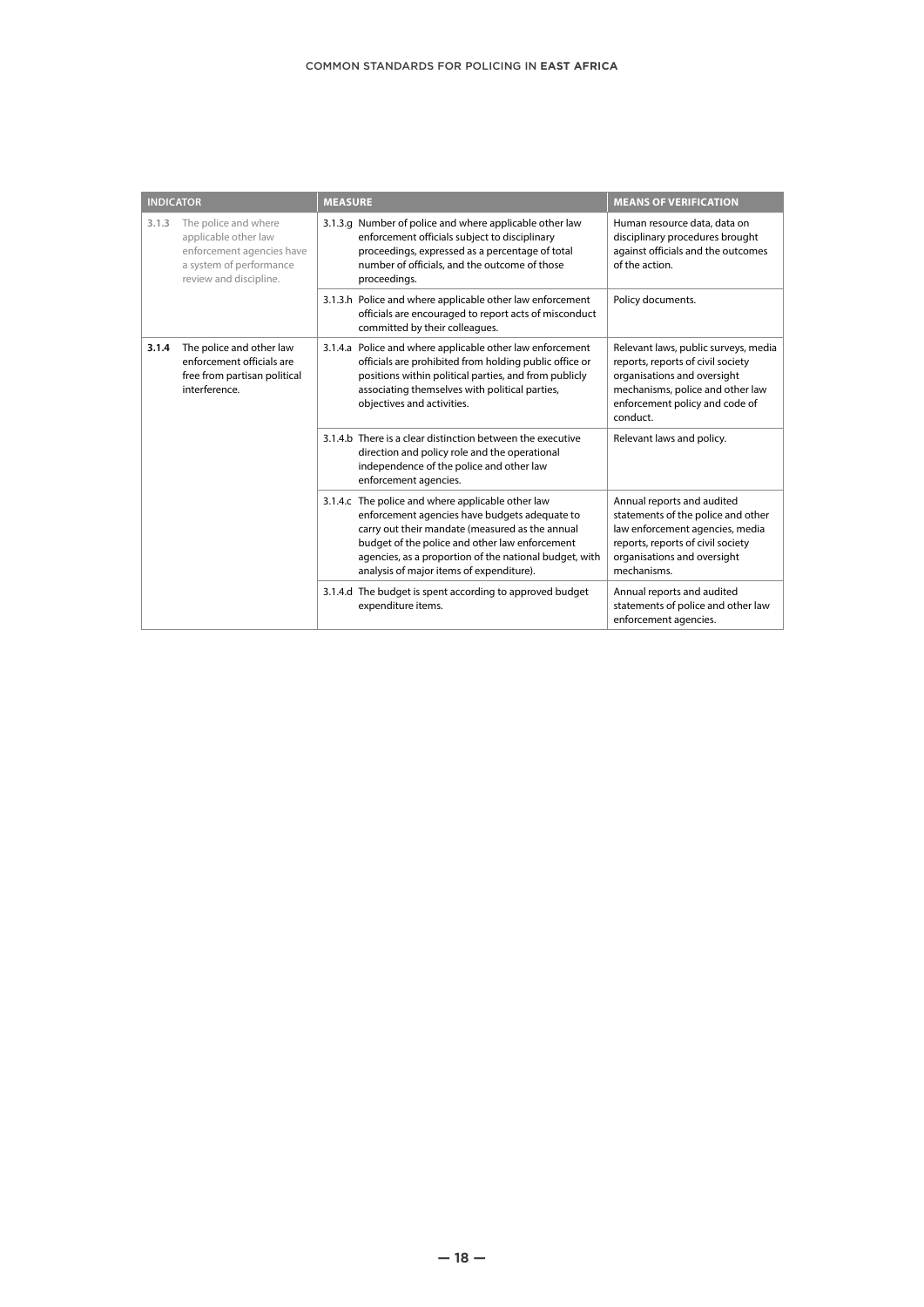| INDICATOR | | MEASURE | MEANS OF VERIFICATION |
|---|---|---|---|
| 3.1.3 | The police and where applicable other law enforcement agencies have a system of performance review and discipline. | 3.1.3.g Number of police and where applicable other law enforcement officials subject to disciplinary proceedings, expressed as a percentage of total number of officials, and the outcome of those proceedings. | Human resource data, data on disciplinary procedures brought against officials and the outcomes of the action. |
| | | 3.1.3.h Police and where applicable other law enforcement officials are encouraged to report acts of misconduct committed by their colleagues. | Policy documents. |
| **3.1.4** | The police and other law enforcement officials are free from partisan political interference. | 3.1.4.a Police and where applicable other law enforcement officials are prohibited from holding public office or positions within political parties, and from publicly associating themselves with political parties, objectives and activities. | Relevant laws, public surveys, media reports, reports of civil society organisations and oversight mechanisms, police and other law enforcement policy and code of conduct. |
| | | 3.1.4.b There is a clear distinction between the executive direction and policy role and the operational independence of the police and other law enforcement agencies. | Relevant laws and policy. |
| | | 3.1.4.c The police and where applicable other law enforcement agencies have budgets adequate to carry out their mandate (measured as the annual budget of the police and other law enforcement agencies, as a proportion of the national budget, with analysis of major items of expenditure). | Annual reports and audited statements of the police and other law enforcement agencies, media reports, reports of civil society organisations and oversight mechanisms. |
| | | 3.1.4.d The budget is spent according to approved budget expenditure items. | Annual reports and audited statements of police and other law enforcement agencies. |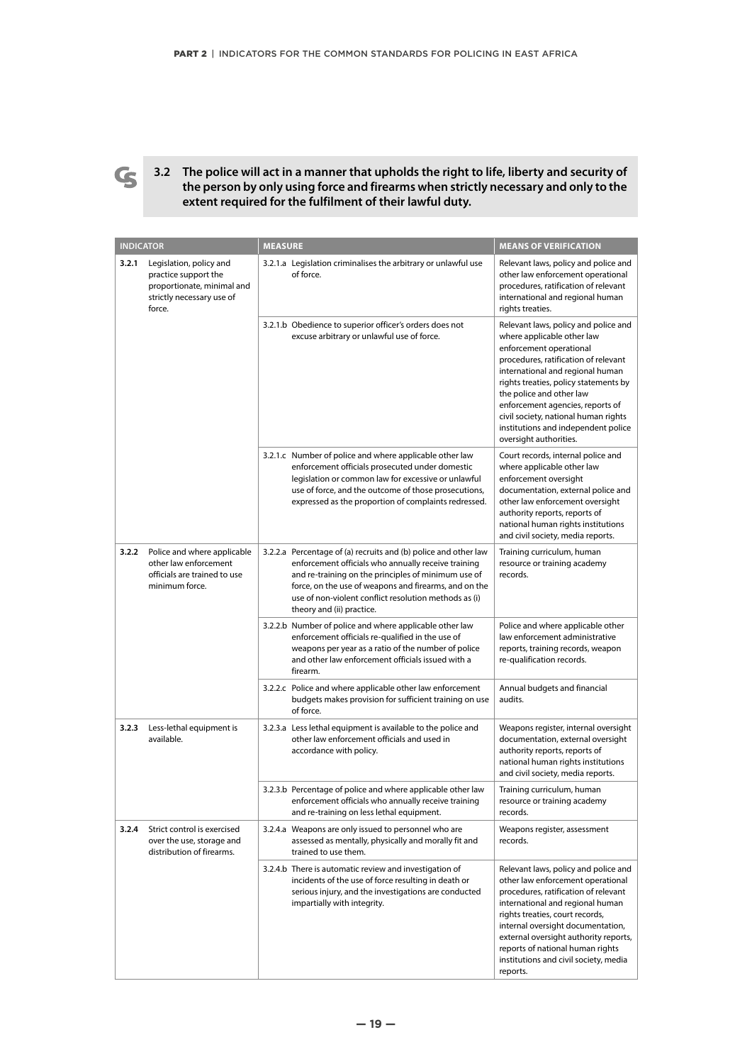## 3.2 The police will act in a manner that upholds the right to life, liberty and security of the person by only using force and firearms when strictly necessary and only to the extent required for the fulfilment of their lawful duty.

| INDICATOR | | MEASURE | MEANS OF VERIFICATION |
|---|---|---|---|
| **3.2.1** | Legislation, policy and practice support the proportionate, minimal and strictly necessary use of force. | 3.2.1.a Legislation criminalises the arbitrary or unlawful use of force. | Relevant laws, policy and police and other law enforcement operational procedures, ratification of relevant international and regional human rights treaties. |
| | | 3.2.1.b Obedience to superior officer's orders does not excuse arbitrary or unlawful use of force. | Relevant laws, policy and police and where applicable other law enforcement operational procedures, ratification of relevant international and regional human rights treaties, policy statements by the police and other law enforcement agencies, reports of civil society, national human rights institutions and independent police oversight authorities. |
| | | 3.2.1.c Number of police and where applicable other law enforcement officials prosecuted under domestic legislation or common law for excessive or unlawful use of force, and the outcome of those prosecutions, expressed as the proportion of complaints redressed. | Court records, internal police and where applicable other law enforcement oversight documentation, external police and other law enforcement oversight authority reports, reports of national human rights institutions and civil society, media reports. |
| **3.2.2** | Police and where applicable other law enforcement officials are trained to use minimum force. | 3.2.2.a Percentage of (a) recruits and (b) police and other law enforcement officials who annually receive training and re-training on the principles of minimum use of force, on the use of weapons and firearms, and on the use of non-violent conflict resolution methods as (i) theory and (ii) practice. | Training curriculum, human resource or training academy records. |
| | | 3.2.2.b Number of police and where applicable other law enforcement officials re-qualified in the use of weapons per year as a ratio of the number of police and other law enforcement officials issued with a firearm. | Police and where applicable other law enforcement administrative reports, training records, weapon re-qualification records. |
| | | 3.2.2.c Police and where applicable other law enforcement budgets makes provision for sufficient training on use of force. | Annual budgets and financial audits. |
| **3.2.3** | Less-lethal equipment is available. | 3.2.3.a Less lethal equipment is available to the police and other law enforcement officials and used in accordance with policy. | Weapons register, internal oversight documentation, external oversight authority reports, reports of national human rights institutions and civil society, media reports. |
| | | 3.2.3.b Percentage of police and where applicable other law enforcement officials who annually receive training and re-training on less lethal equipment. | Training curriculum, human resource or training academy records. |
| **3.2.4** | Strict control is exercised over the use, storage and distribution of firearms. | 3.2.4.a Weapons are only issued to personnel who are assessed as mentally, physically and morally fit and trained to use them. | Weapons register, assessment records. |
| | | 3.2.4.b There is automatic review and investigation of incidents of the use of force resulting in death or serious injury, and the investigations are conducted impartially with integrity. | Relevant laws, policy and police and other law enforcement operational procedures, ratification of relevant international and regional human rights treaties, court records, internal oversight documentation, external oversight authority reports, reports of national human rights institutions and civil society, media reports. |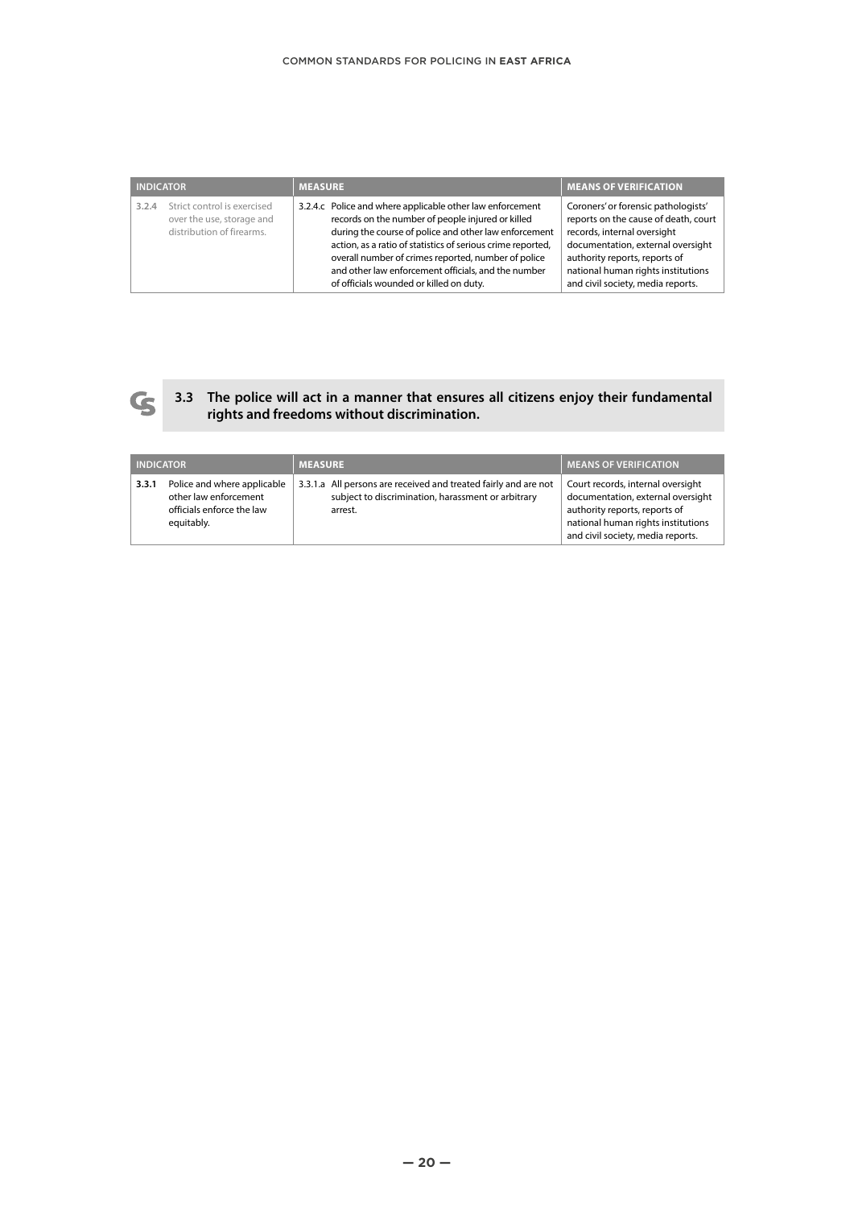| INDICATOR | MEASURE | MEANS OF VERIFICATION |
|---|---|---|
| 3.2.4 Strict control is exercised over the use, storage and distribution of firearms. | 3.2.4.c Police and where applicable other law enforcement records on the number of people injured or killed during the course of police and other law enforcement action, as a ratio of statistics of serious crime reported, overall number of crimes reported, number of police and other law enforcement officials, and the number of officials wounded or killed on duty. | Coroners' or forensic pathologists' reports on the cause of death, court records, internal oversight documentation, external oversight authority reports, reports of national human rights institutions and civil society, media reports. |

## 3.3 The police will act in a manner that ensures all citizens enjoy their fundamental rights and freedoms without discrimination.

| INDICATOR | MEASURE | MEANS OF VERIFICATION |
|---|---|---|
| **3.3.1** Police and where applicable other law enforcement officials enforce the law equitably. | 3.3.1.a All persons are received and treated fairly and are not subject to discrimination, harassment or arbitrary arrest. | Court records, internal oversight documentation, external oversight authority reports, reports of national human rights institutions and civil society, media reports. |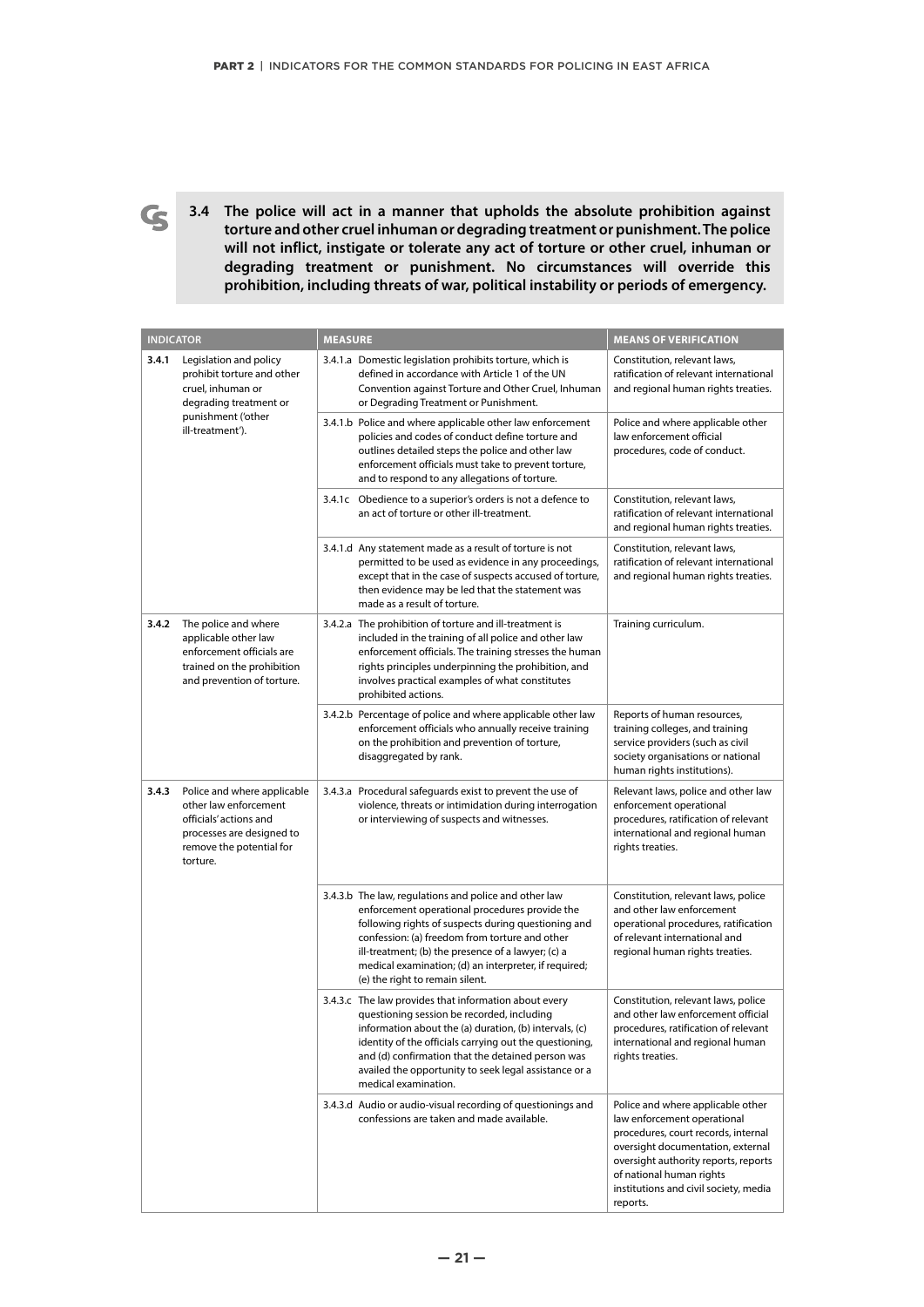**3.4 The police will act in a manner that upholds the absolute prohibition against torture and other cruel inhuman or degrading treatment or punishment. The police will not inflict, instigate or tolerate any act of torture or other cruel, inhuman or degrading treatment or punishment. No circumstances will override this prohibition, including threats of war, political instability or periods of emergency.**

| INDICATOR | | MEASURE | MEANS OF VERIFICATION |
|---|---|---|---|
| 3.4.1 | Legislation and policy prohibit torture and other cruel, inhuman or degrading treatment or punishment ('other ill-treatment'). | 3.4.1.a Domestic legislation prohibits torture, which is defined in accordance with Article 1 of the UN Convention against Torture and Other Cruel, Inhuman or Degrading Treatment or Punishment. | Constitution, relevant laws, ratification of relevant international and regional human rights treaties. |
| | | 3.4.1.b Police and where applicable other law enforcement policies and codes of conduct define torture and outlines detailed steps the police and other law enforcement officials must take to prevent torture, and to respond to any allegations of torture. | Police and where applicable other law enforcement official procedures, code of conduct. |
| | | 3.4.1c Obedience to a superior's orders is not a defence to an act of torture or other ill-treatment. | Constitution, relevant laws, ratification of relevant international and regional human rights treaties. |
| | | 3.4.1.d Any statement made as a result of torture is not permitted to be used as evidence in any proceedings, except that in the case of suspects accused of torture, then evidence may be led that the statement was made as a result of torture. | Constitution, relevant laws, ratification of relevant international and regional human rights treaties. |
| 3.4.2 | The police and where applicable other law enforcement officials are trained on the prohibition and prevention of torture. | 3.4.2.a The prohibition of torture and ill-treatment is included in the training of all police and other law enforcement officials. The training stresses the human rights principles underpinning the prohibition, and involves practical examples of what constitutes prohibited actions. | Training curriculum. |
| | | 3.4.2.b Percentage of police and where applicable other law enforcement officials who annually receive training on the prohibition and prevention of torture, disaggregated by rank. | Reports of human resources, training colleges, and training service providers (such as civil society organisations or national human rights institutions). |
| 3.4.3 | Police and where applicable other law enforcement officials' actions and processes are designed to remove the potential for torture. | 3.4.3.a Procedural safeguards exist to prevent the use of violence, threats or intimidation during interrogation or interviewing of suspects and witnesses. | Relevant laws, police and other law enforcement operational procedures, ratification of relevant international and regional human rights treaties. |
| | | 3.4.3.b The law, regulations and police and other law enforcement operational procedures provide the following rights of suspects during questioning and confession: (a) freedom from torture and other ill-treatment; (b) the presence of a lawyer; (c) a medical examination; (d) an interpreter, if required; (e) the right to remain silent. | Constitution, relevant laws, police and other law enforcement operational procedures, ratification of relevant international and regional human rights treaties. |
| | | 3.4.3.c The law provides that information about every questioning session be recorded, including information about the (a) duration, (b) intervals, (c) identity of the officials carrying out the questioning, and (d) confirmation that the detained person was availed the opportunity to seek legal assistance or a medical examination. | Constitution, relevant laws, police and other law enforcement official procedures, ratification of relevant international and regional human rights treaties. |
| | | 3.4.3.d Audio or audio-visual recording of questionings and confessions are taken and made available. | Police and where applicable other law enforcement operational procedures, court records, internal oversight documentation, external oversight authority reports, reports of national human rights institutions and civil society, media reports. |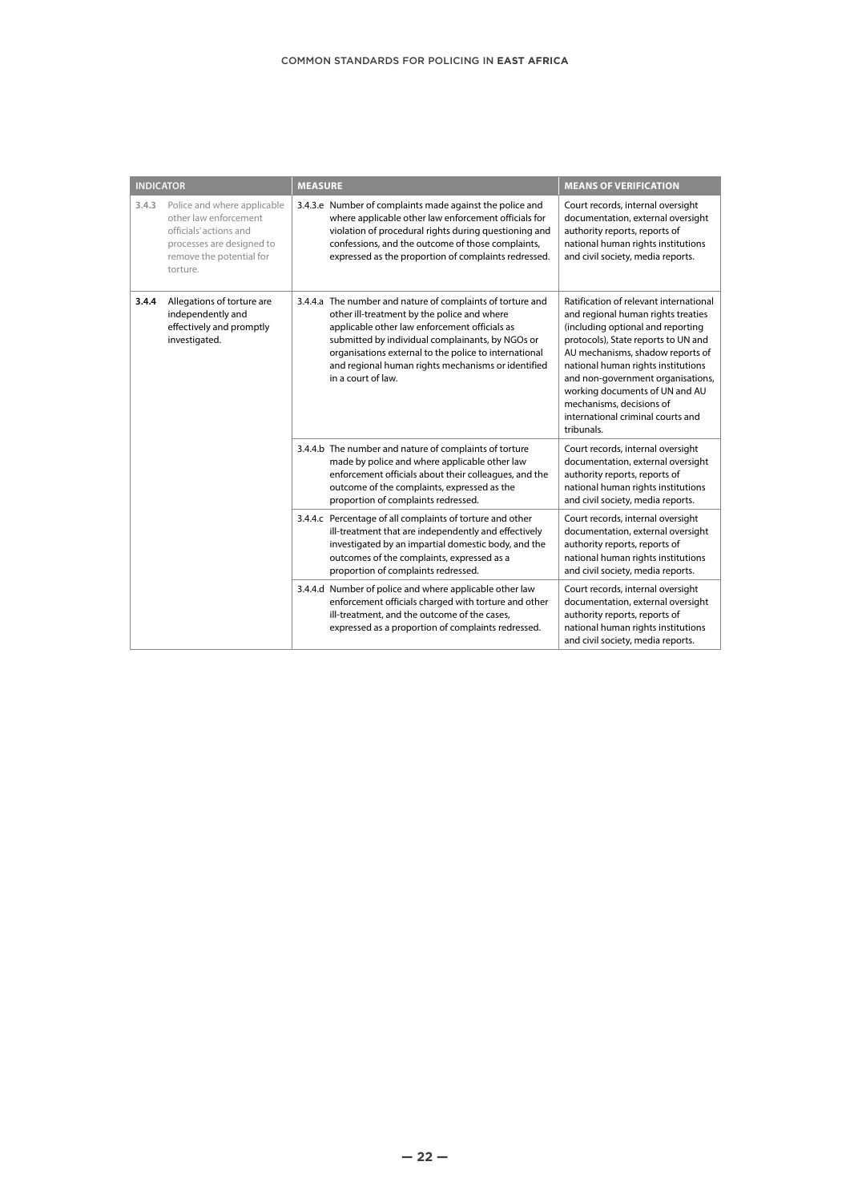| INDICATOR | | MEASURE | MEANS OF VERIFICATION |
|---|---|---|---|
| 3.4.3 | Police and where applicable other law enforcement officials' actions and processes are designed to remove the potential for torture. | 3.4.3.e Number of complaints made against the police and where applicable other law enforcement officials for violation of procedural rights during questioning and confessions, and the outcome of those complaints, expressed as the proportion of complaints redressed. | Court records, internal oversight documentation, external oversight authority reports, reports of national human rights institutions and civil society, media reports. |
| **3.4.4** | Allegations of torture are independently and effectively and promptly investigated. | 3.4.4.a The number and nature of complaints of torture and other ill-treatment by the police and where applicable other law enforcement officials as submitted by individual complainants, by NGOs or organisations external to the police to international and regional human rights mechanisms or identified in a court of law. | Ratification of relevant international and regional human rights treaties (including optional and reporting protocols), State reports to UN and AU mechanisms, shadow reports of national human rights institutions and non-government organisations, working documents of UN and AU mechanisms, decisions of international criminal courts and tribunals. |
| | | 3.4.4.b The number and nature of complaints of torture made by police and where applicable other law enforcement officials about their colleagues, and the outcome of the complaints, expressed as the proportion of complaints redressed. | Court records, internal oversight documentation, external oversight authority reports, reports of national human rights institutions and civil society, media reports. |
| | | 3.4.4.c Percentage of all complaints of torture and other ill-treatment that are independently and effectively investigated by an impartial domestic body, and the outcomes of the complaints, expressed as a proportion of complaints redressed. | Court records, internal oversight documentation, external oversight authority reports, reports of national human rights institutions and civil society, media reports. |
| | | 3.4.4.d Number of police and where applicable other law enforcement officials charged with torture and other ill-treatment, and the outcome of the cases, expressed as a proportion of complaints redressed. | Court records, internal oversight documentation, external oversight authority reports, reports of national human rights institutions and civil society, media reports. |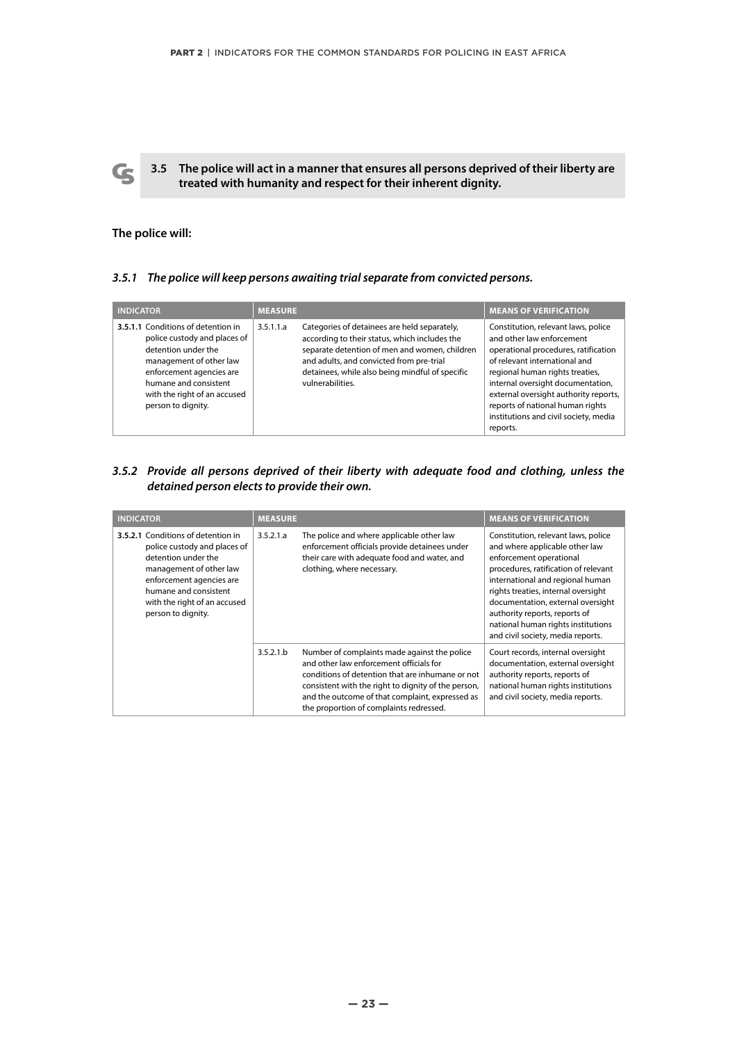### 3.5 The police will act in a manner that ensures all persons deprived of their liberty are treated with humanity and respect for their inherent dignity.

**The police will:**

#### *3.5.1 The police will keep persons awaiting trial separate from convicted persons.*

| INDICATOR | MEASURE | | MEANS OF VERIFICATION |
|---|---|---|---|
| **3.5.1.1** Conditions of detention in police custody and places of detention under the management of other law enforcement agencies are humane and consistent with the right of an accused person to dignity. | 3.5.1.1.a | Categories of detainees are held separately, according to their status, which includes the separate detention of men and women, children and adults, and convicted from pre-trial detainees, while also being mindful of specific vulnerabilities. | Constitution, relevant laws, police and other law enforcement operational procedures, ratification of relevant international and regional human rights treaties, internal oversight documentation, external oversight authority reports, reports of national human rights institutions and civil society, media reports. |

#### *3.5.2 Provide all persons deprived of their liberty with adequate food and clothing, unless the detained person elects to provide their own.*

| INDICATOR | MEASURE | | MEANS OF VERIFICATION |
|---|---|---|---|
| **3.5.2.1** Conditions of detention in police custody and places of detention under the management of other law enforcement agencies are humane and consistent with the right of an accused person to dignity. | 3.5.2.1.a | The police and where applicable other law enforcement officials provide detainees under their care with adequate food and water, and clothing, where necessary. | Constitution, relevant laws, police and where applicable other law enforcement operational procedures, ratification of relevant international and regional human rights treaties, internal oversight documentation, external oversight authority reports, reports of national human rights institutions and civil society, media reports. |
| | 3.5.2.1.b | Number of complaints made against the police and other law enforcement officials for conditions of detention that are inhumane or not consistent with the right to dignity of the person, and the outcome of that complaint, expressed as the proportion of complaints redressed. | Court records, internal oversight documentation, external oversight authority reports, reports of national human rights institutions and civil society, media reports. |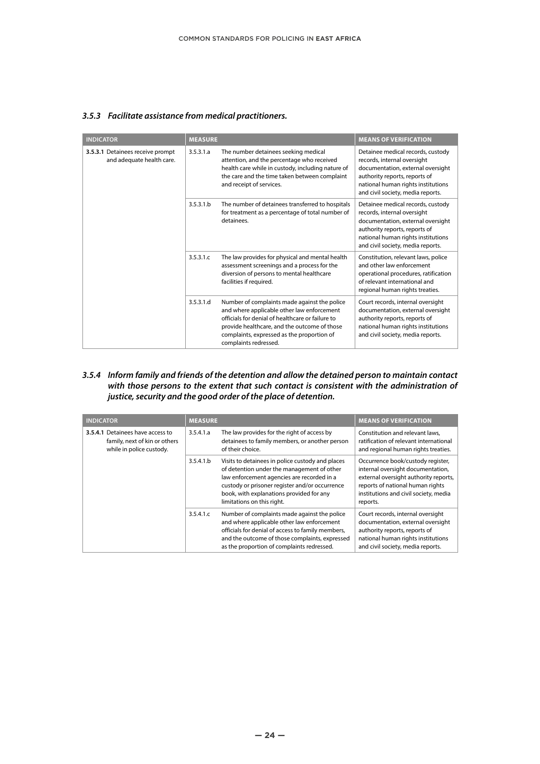### *3.5.3 Facilitate assistance from medical practitioners.*

| INDICATOR | MEASURE | | MEANS OF VERIFICATION |
|---|---|---|---|
| **3.5.3.1** Detainees receive prompt and adequate health care. | 3.5.3.1.a | The number detainees seeking medical attention, and the percentage who received health care while in custody, including nature of the care and the time taken between complaint and receipt of services. | Detainee medical records, custody records, internal oversight documentation, external oversight authority reports, reports of national human rights institutions and civil society, media reports. |
| | 3.5.3.1.b | The number of detainees transferred to hospitals for treatment as a percentage of total number of detainees. | Detainee medical records, custody records, internal oversight documentation, external oversight authority reports, reports of national human rights institutions and civil society, media reports. |
| | 3.5.3.1.c | The law provides for physical and mental health assessment screenings and a process for the diversion of persons to mental healthcare facilities if required. | Constitution, relevant laws, police and other law enforcement operational procedures, ratification of relevant international and regional human rights treaties. |
| | 3.5.3.1.d | Number of complaints made against the police and where applicable other law enforcement officials for denial of healthcare or failure to provide healthcare, and the outcome of those complaints, expressed as the proportion of complaints redressed. | Court records, internal oversight documentation, external oversight authority reports, reports of national human rights institutions and civil society, media reports. |

### *3.5.4 Inform family and friends of the detention and allow the detained person to maintain contact with those persons to the extent that such contact is consistent with the administration of justice, security and the good order of the place of detention.*

| INDICATOR | MEASURE | | MEANS OF VERIFICATION |
|---|---|---|---|
| **3.5.4.1** Detainees have access to family, next of kin or others while in police custody. | 3.5.4.1.a | The law provides for the right of access by detainees to family members, or another person of their choice. | Constitution and relevant laws, ratification of relevant international and regional human rights treaties. |
| | 3.5.4.1.b | Visits to detainees in police custody and places of detention under the management of other law enforcement agencies are recorded in a custody or prisoner register and/or occurrence book, with explanations provided for any limitations on this right. | Occurrence book/custody register, internal oversight documentation, external oversight authority reports, reports of national human rights institutions and civil society, media reports. |
| | 3.5.4.1.c | Number of complaints made against the police and where applicable other law enforcement officials for denial of access to family members, and the outcome of those complaints, expressed as the proportion of complaints redressed. | Court records, internal oversight documentation, external oversight authority reports, reports of national human rights institutions and civil society, media reports. |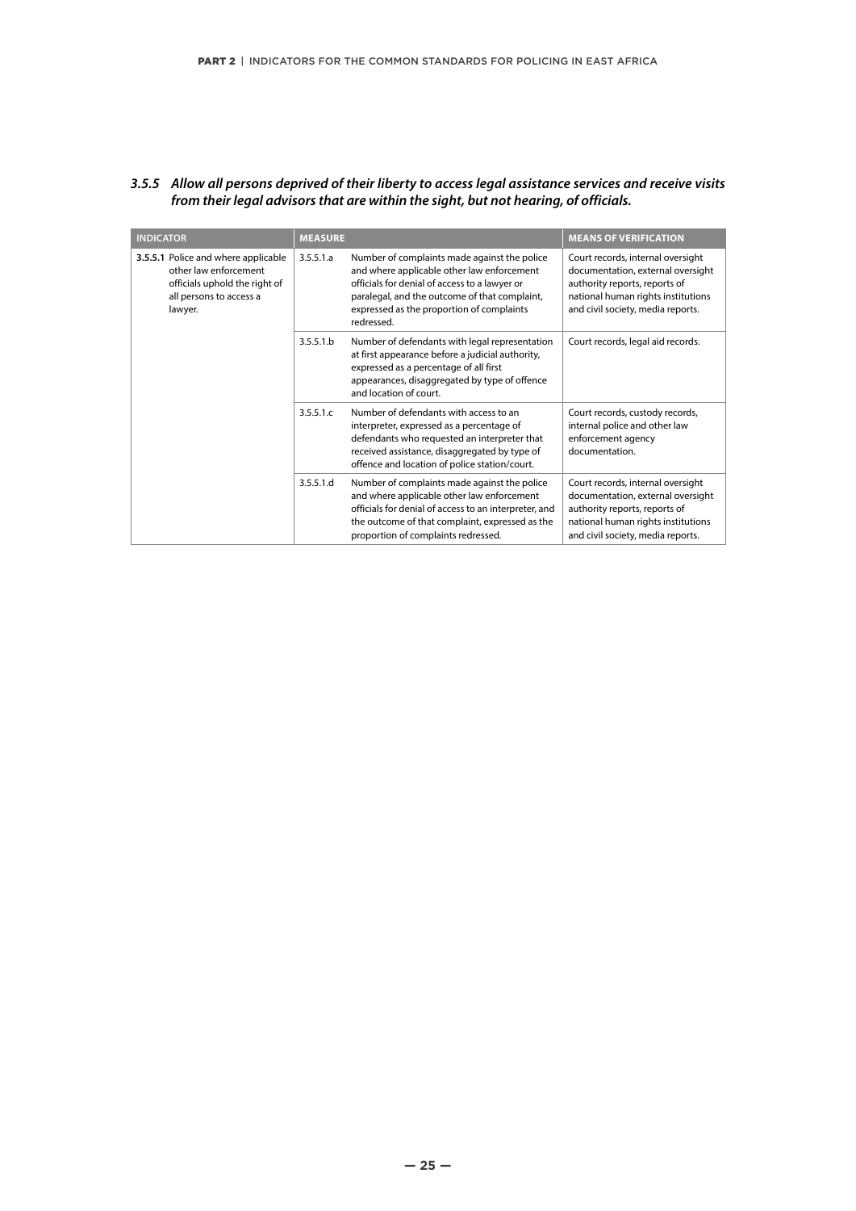### *3.5.5 Allow all persons deprived of their liberty to access legal assistance services and receive visits from their legal advisors that are within the sight, but not hearing, of officials.*

| INDICATOR | MEASURE | | MEANS OF VERIFICATION |
|---|---|---|---|
| **3.5.5.1** Police and where applicable other law enforcement officials uphold the right of all persons to access a lawyer. | 3.5.5.1.a | Number of complaints made against the police and where applicable other law enforcement officials for denial of access to a lawyer or paralegal, and the outcome of that complaint, expressed as the proportion of complaints redressed. | Court records, internal oversight documentation, external oversight authority reports, reports of national human rights institutions and civil society, media reports. |
| | 3.5.5.1.b | Number of defendants with legal representation at first appearance before a judicial authority, expressed as a percentage of all first appearances, disaggregated by type of offence and location of court. | Court records, legal aid records. |
| | 3.5.5.1.c | Number of defendants with access to an interpreter, expressed as a percentage of defendants who requested an interpreter that received assistance, disaggregated by type of offence and location of police station/court. | Court records, custody records, internal police and other law enforcement agency documentation. |
| | 3.5.5.1.d | Number of complaints made against the police and where applicable other law enforcement officials for denial of access to an interpreter, and the outcome of that complaint, expressed as the proportion of complaints redressed. | Court records, internal oversight documentation, external oversight authority reports, reports of national human rights institutions and civil society, media reports. |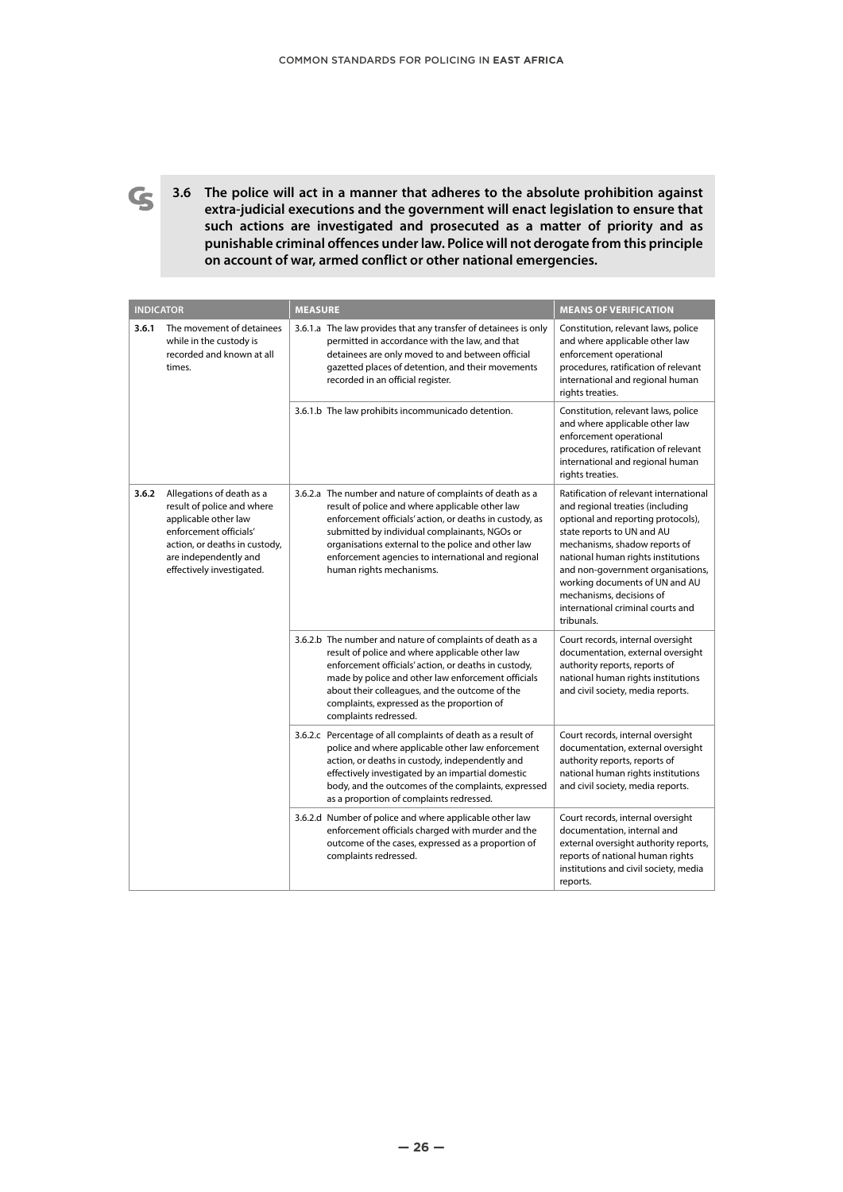**3.6 The police will act in a manner that adheres to the absolute prohibition against extra-judicial executions and the government will enact legislation to ensure that such actions are investigated and prosecuted as a matter of priority and as punishable criminal offences under law. Police will not derogate from this principle on account of war, armed conflict or other national emergencies.**

| INDICATOR | | MEASURE | | MEANS OF VERIFICATION |
|---|---|---|---|---|
| **3.6.1** | The movement of detainees while in the custody is recorded and known at all times. | 3.6.1.a | The law provides that any transfer of detainees is only permitted in accordance with the law, and that detainees are only moved to and between official gazetted places of detention, and their movements recorded in an official register. | Constitution, relevant laws, police and where applicable other law enforcement operational procedures, ratification of relevant international and regional human rights treaties. |
| | | 3.6.1.b | The law prohibits incommunicado detention. | Constitution, relevant laws, police and where applicable other law enforcement operational procedures, ratification of relevant international and regional human rights treaties. |
| **3.6.2** | Allegations of death as a result of police and where applicable other law enforcement officials' action, or deaths in custody, are independently and effectively investigated. | 3.6.2.a | The number and nature of complaints of death as a result of police and where applicable other law enforcement officials' action, or deaths in custody, as submitted by individual complainants, NGOs or organisations external to the police and other law enforcement agencies to international and regional human rights mechanisms. | Ratification of relevant international and regional treaties (including optional and reporting protocols), state reports to UN and AU mechanisms, shadow reports of national human rights institutions and non-government organisations, working documents of UN and AU mechanisms, decisions of international criminal courts and tribunals. |
| | | 3.6.2.b | The number and nature of complaints of death as a result of police and where applicable other law enforcement officials' action, or deaths in custody, made by police and other law enforcement officials about their colleagues, and the outcome of the complaints, expressed as the proportion of complaints redressed. | Court records, internal oversight documentation, external oversight authority reports, reports of national human rights institutions and civil society, media reports. |
| | | 3.6.2.c | Percentage of all complaints of death as a result of police and where applicable other law enforcement action, or deaths in custody, independently and effectively investigated by an impartial domestic body, and the outcomes of the complaints, expressed as a proportion of complaints redressed. | Court records, internal oversight documentation, external oversight authority reports, reports of national human rights institutions and civil society, media reports. |
| | | 3.6.2.d | Number of police and where applicable other law enforcement officials charged with murder and the outcome of the cases, expressed as a proportion of complaints redressed. | Court records, internal oversight documentation, internal and external oversight authority reports, reports of national human rights institutions and civil society, media reports. |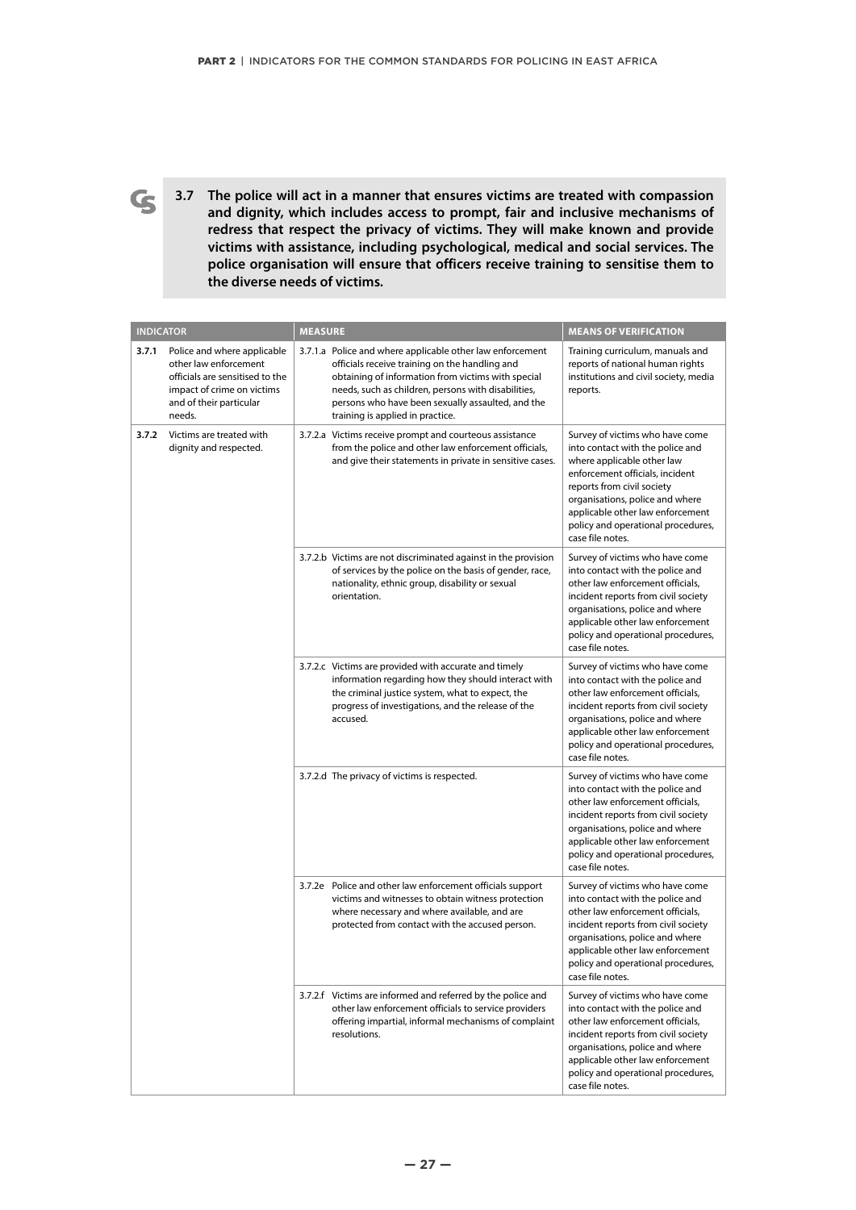**3.7 The police will act in a manner that ensures victims are treated with compassion and dignity, which includes access to prompt, fair and inclusive mechanisms of redress that respect the privacy of victims. They will make known and provide victims with assistance, including psychological, medical and social services. The police organisation will ensure that officers receive training to sensitise them to the diverse needs of victims.**

| INDICATOR | | MEASURE | MEANS OF VERIFICATION |
|---|---|---|---|
| **3.7.1** | Police and where applicable other law enforcement officials are sensitised to the impact of crime on victims and of their particular needs. | 3.7.1.a Police and where applicable other law enforcement officials receive training on the handling and obtaining of information from victims with special needs, such as children, persons with disabilities, persons who have been sexually assaulted, and the training is applied in practice. | Training curriculum, manuals and reports of national human rights institutions and civil society, media reports. |
| **3.7.2** | Victims are treated with dignity and respected. | 3.7.2.a Victims receive prompt and courteous assistance from the police and other law enforcement officials, and give their statements in private in sensitive cases. | Survey of victims who have come into contact with the police and where applicable other law enforcement officials, incident reports from civil society organisations, police and where applicable other law enforcement policy and operational procedures, case file notes. |
| | | 3.7.2.b Victims are not discriminated against in the provision of services by the police on the basis of gender, race, nationality, ethnic group, disability or sexual orientation. | Survey of victims who have come into contact with the police and other law enforcement officials, incident reports from civil society organisations, police and where applicable other law enforcement policy and operational procedures, case file notes. |
| | | 3.7.2.c Victims are provided with accurate and timely information regarding how they should interact with the criminal justice system, what to expect, the progress of investigations, and the release of the accused. | Survey of victims who have come into contact with the police and other law enforcement officials, incident reports from civil society organisations, police and where applicable other law enforcement policy and operational procedures, case file notes. |
| | | 3.7.2.d The privacy of victims is respected. | Survey of victims who have come into contact with the police and other law enforcement officials, incident reports from civil society organisations, police and where applicable other law enforcement policy and operational procedures, case file notes. |
| | | 3.7.2e Police and other law enforcement officials support victims and witnesses to obtain witness protection where necessary and where available, and are protected from contact with the accused person. | Survey of victims who have come into contact with the police and other law enforcement officials, incident reports from civil society organisations, police and where applicable other law enforcement policy and operational procedures, case file notes. |
| | | 3.7.2.f Victims are informed and referred by the police and other law enforcement officials to service providers offering impartial, informal mechanisms of complaint resolutions. | Survey of victims who have come into contact with the police and other law enforcement officials, incident reports from civil society organisations, police and where applicable other law enforcement policy and operational procedures, case file notes. |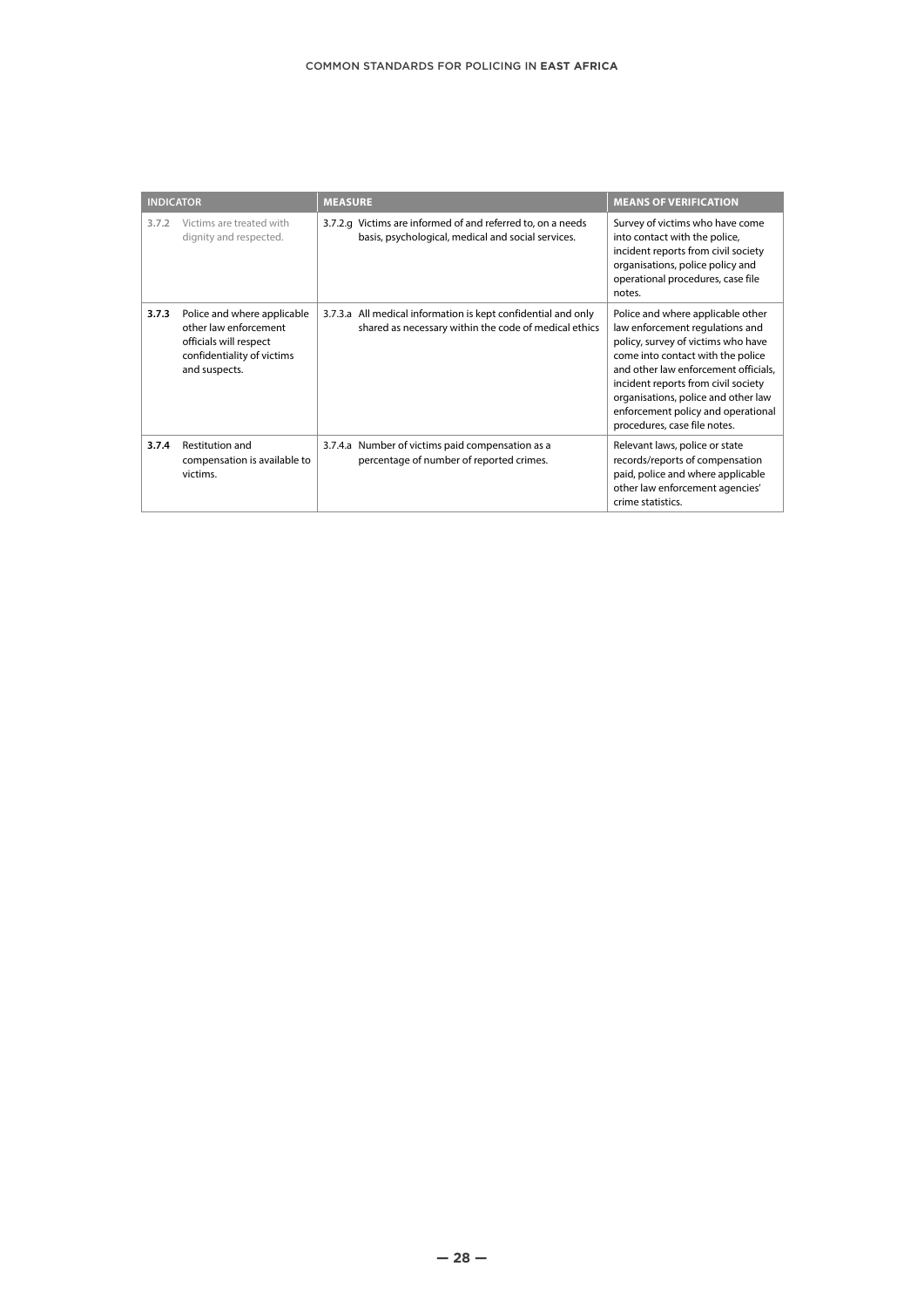| INDICATOR | | MEASURE | MEANS OF VERIFICATION |
|---|---|---|---|
| 3.7.2 | Victims are treated with dignity and respected. | 3.7.2.g Victims are informed of and referred to, on a needs basis, psychological, medical and social services. | Survey of victims who have come into contact with the police, incident reports from civil society organisations, police policy and operational procedures, case file notes. |
| **3.7.3** | Police and where applicable other law enforcement officials will respect confidentiality of victims and suspects. | 3.7.3.a All medical information is kept confidential and only shared as necessary within the code of medical ethics | Police and where applicable other law enforcement regulations and policy, survey of victims who have come into contact with the police and other law enforcement officials, incident reports from civil society organisations, police and other law enforcement policy and operational procedures, case file notes. |
| **3.7.4** | Restitution and compensation is available to victims. | 3.7.4.a Number of victims paid compensation as a percentage of number of reported crimes. | Relevant laws, police or state records/reports of compensation paid, police and where applicable other law enforcement agencies' crime statistics. |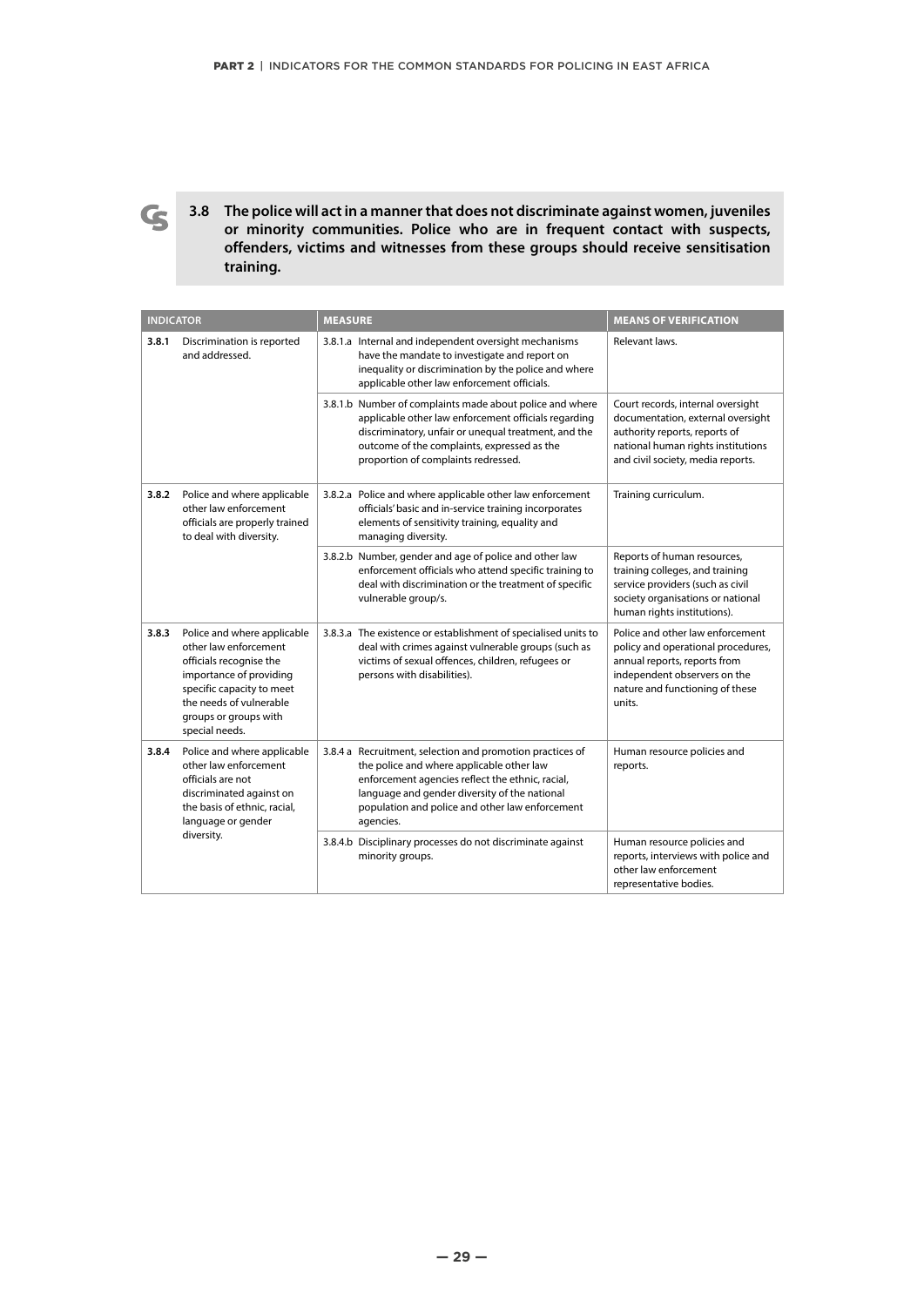**3.8 The police will act in a manner that does not discriminate against women, juveniles or minority communities. Police who are in frequent contact with suspects, offenders, victims and witnesses from these groups should receive sensitisation training.**

| INDICATOR | | MEASURE | MEANS OF VERIFICATION |
|---|---|---|---|
| **3.8.1** | Discrimination is reported and addressed. | 3.8.1.a Internal and independent oversight mechanisms have the mandate to investigate and report on inequality or discrimination by the police and where applicable other law enforcement officials. | Relevant laws. |
| | | 3.8.1.b Number of complaints made about police and where applicable other law enforcement officials regarding discriminatory, unfair or unequal treatment, and the outcome of the complaints, expressed as the proportion of complaints redressed. | Court records, internal oversight documentation, external oversight authority reports, reports of national human rights institutions and civil society, media reports. |
| **3.8.2** | Police and where applicable other law enforcement officials are properly trained to deal with diversity. | 3.8.2.a Police and where applicable other law enforcement officials' basic and in-service training incorporates elements of sensitivity training, equality and managing diversity. | Training curriculum. |
| | | 3.8.2.b Number, gender and age of police and other law enforcement officials who attend specific training to deal with discrimination or the treatment of specific vulnerable group/s. | Reports of human resources, training colleges, and training service providers (such as civil society organisations or national human rights institutions). |
| **3.8.3** | Police and where applicable other law enforcement officials recognise the importance of providing specific capacity to meet the needs of vulnerable groups or groups with special needs. | 3.8.3.a The existence or establishment of specialised units to deal with crimes against vulnerable groups (such as victims of sexual offences, children, refugees or persons with disabilities). | Police and other law enforcement policy and operational procedures, annual reports, reports from independent observers on the nature and functioning of these units. |
| **3.8.4** | Police and where applicable other law enforcement officials are not discriminated against on the basis of ethnic, racial, language or gender diversity. | 3.8.4 a Recruitment, selection and promotion practices of the police and where applicable other law enforcement agencies reflect the ethnic, racial, language and gender diversity of the national population and police and other law enforcement agencies. | Human resource policies and reports. |
| | | 3.8.4.b Disciplinary processes do not discriminate against minority groups. | Human resource policies and reports, interviews with police and other law enforcement representative bodies. |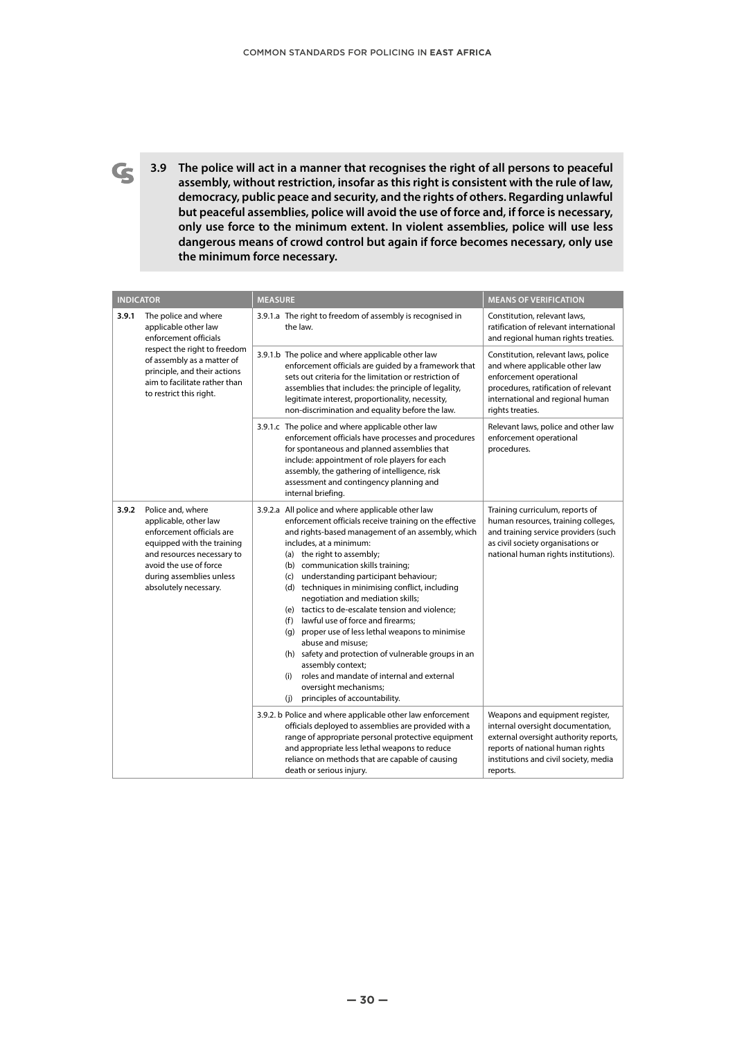**3.9 The police will act in a manner that recognises the right of all persons to peaceful assembly, without restriction, insofar as this right is consistent with the rule of law, democracy, public peace and security, and the rights of others. Regarding unlawful but peaceful assemblies, police will avoid the use of force and, if force is necessary, only use force to the minimum extent. In violent assemblies, police will use less dangerous means of crowd control but again if force becomes necessary, only use the minimum force necessary.**

| INDICATOR | | MEASURE | MEANS OF VERIFICATION |
|---|---|---|---|
| 3.9.1 | The police and where applicable other law enforcement officials respect the right to freedom of assembly as a matter of principle, and their actions aim to facilitate rather than to restrict this right. | 3.9.1.a The right to freedom of assembly is recognised in the law. | Constitution, relevant laws, ratification of relevant international and regional human rights treaties. |
| | | 3.9.1.b The police and where applicable other law enforcement officials are guided by a framework that sets out criteria for the limitation or restriction of assemblies that includes: the principle of legality, legitimate interest, proportionality, necessity, non-discrimination and equality before the law. | Constitution, relevant laws, police and where applicable other law enforcement operational procedures, ratification of relevant international and regional human rights treaties. |
| | | 3.9.1.c The police and where applicable other law enforcement officials have processes and procedures for spontaneous and planned assemblies that include: appointment of role players for each assembly, the gathering of intelligence, risk assessment and contingency planning and internal briefing. | Relevant laws, police and other law enforcement operational procedures. |
| 3.9.2 | Police and, where applicable, other law enforcement officials are equipped with the training and resources necessary to avoid the use of force during assemblies unless absolutely necessary. | 3.9.2.a All police and where applicable other law enforcement officials receive training on the effective and rights-based management of an assembly, which includes, at a minimum:<br>(a) the right to assembly;<br>(b) communication skills training;<br>(c) understanding participant behaviour;<br>(d) techniques in minimising conflict, including negotiation and mediation skills;<br>(e) tactics to de-escalate tension and violence;<br>(f) lawful use of force and firearms;<br>(g) proper use of less lethal weapons to minimise abuse and misuse;<br>(h) safety and protection of vulnerable groups in an assembly context;<br>(i) roles and mandate of internal and external oversight mechanisms;<br>(j) principles of accountability. | Training curriculum, reports of human resources, training colleges, and training service providers (such as civil society organisations or national human rights institutions). |
| | | 3.9.2. b Police and where applicable other law enforcement officials deployed to assemblies are provided with a range of appropriate personal protective equipment and appropriate less lethal weapons to reduce reliance on methods that are capable of causing death or serious injury. | Weapons and equipment register, internal oversight documentation, external oversight authority reports, reports of national human rights institutions and civil society, media reports. |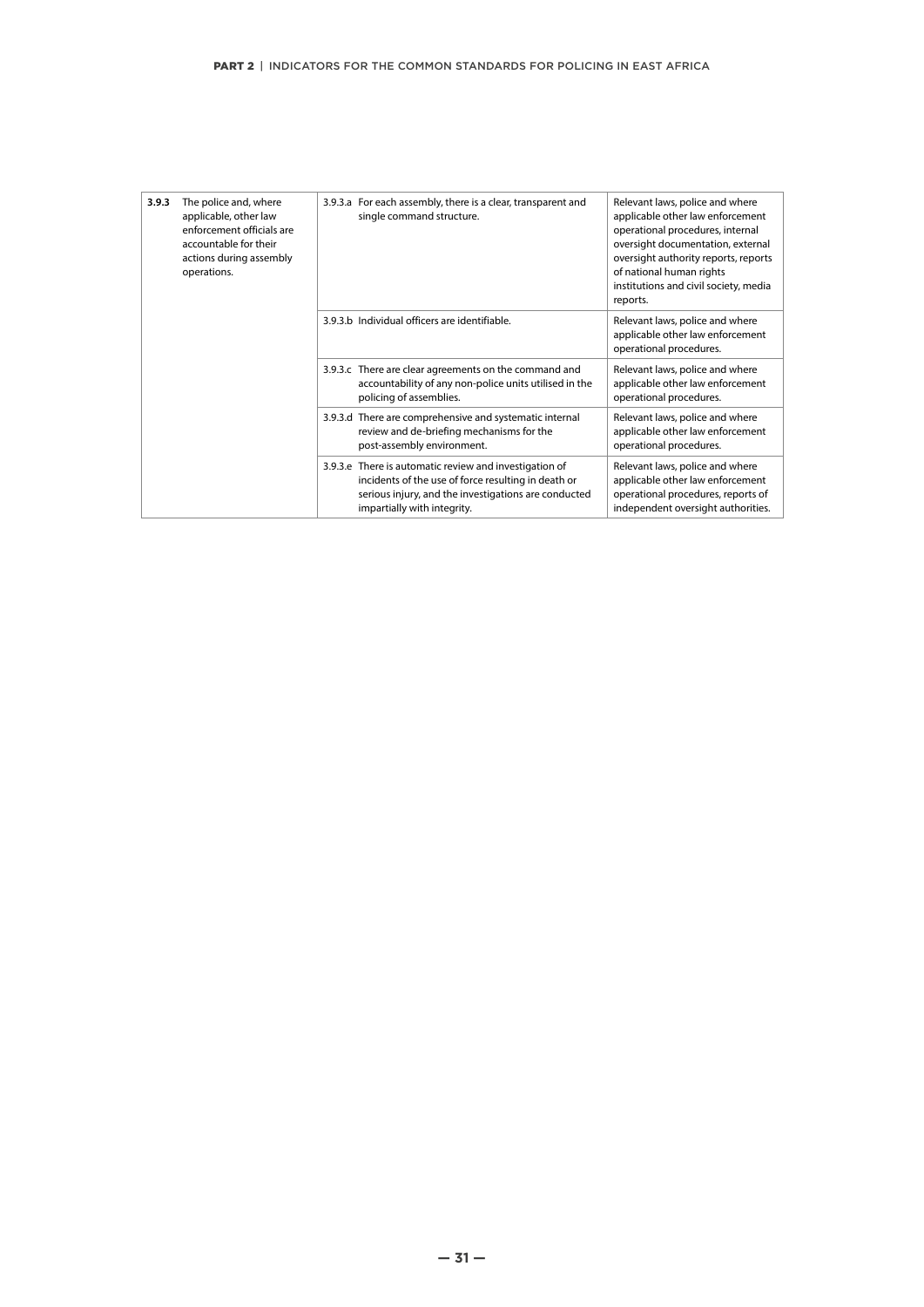| | | | |
|---|---|---|---|
| **3.9.3** | The police and, where applicable, other law enforcement officials are accountable for their actions during assembly operations. | 3.9.3.a For each assembly, there is a clear, transparent and single command structure. | Relevant laws, police and where applicable other law enforcement operational procedures, internal oversight documentation, external oversight authority reports, reports of national human rights institutions and civil society, media reports. |
| | | 3.9.3.b Individual officers are identifiable. | Relevant laws, police and where applicable other law enforcement operational procedures. |
| | | 3.9.3.c There are clear agreements on the command and accountability of any non-police units utilised in the policing of assemblies. | Relevant laws, police and where applicable other law enforcement operational procedures. |
| | | 3.9.3.d There are comprehensive and systematic internal review and de-briefing mechanisms for the post-assembly environment. | Relevant laws, police and where applicable other law enforcement operational procedures. |
| | | 3.9.3.e There is automatic review and investigation of incidents of the use of force resulting in death or serious injury, and the investigations are conducted impartially with integrity. | Relevant laws, police and where applicable other law enforcement operational procedures, reports of independent oversight authorities. |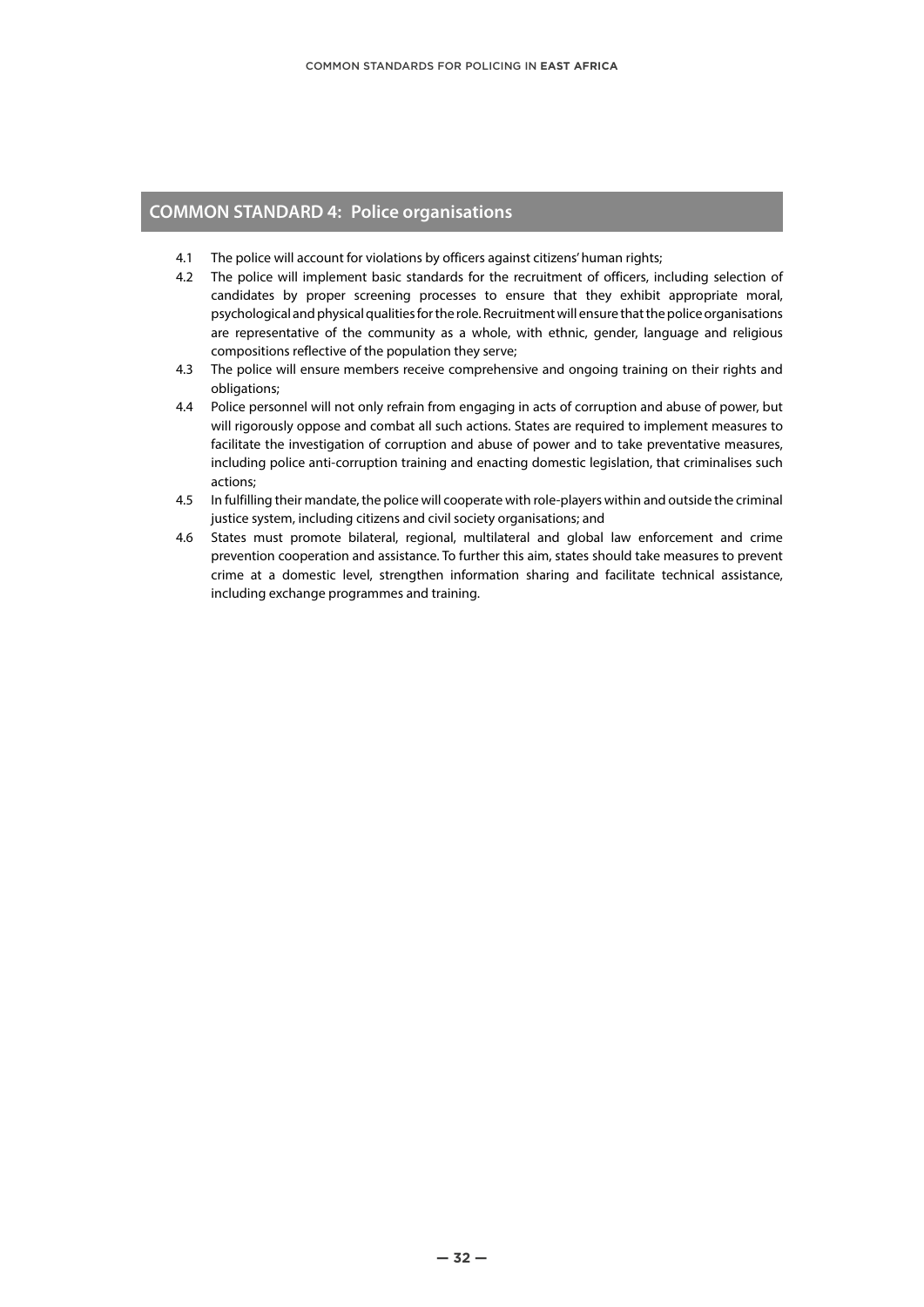## COMMON STANDARD 4: Police organisations

4.1 The police will account for violations by officers against citizens' human rights;

4.2 The police will implement basic standards for the recruitment of officers, including selection of candidates by proper screening processes to ensure that they exhibit appropriate moral, psychological and physical qualities for the role. Recruitment will ensure that the police organisations are representative of the community as a whole, with ethnic, gender, language and religious compositions reflective of the population they serve;

4.3 The police will ensure members receive comprehensive and ongoing training on their rights and obligations;

4.4 Police personnel will not only refrain from engaging in acts of corruption and abuse of power, but will rigorously oppose and combat all such actions. States are required to implement measures to facilitate the investigation of corruption and abuse of power and to take preventative measures, including police anti-corruption training and enacting domestic legislation, that criminalises such actions;

4.5 In fulfilling their mandate, the police will cooperate with role-players within and outside the criminal justice system, including citizens and civil society organisations; and

4.6 States must promote bilateral, regional, multilateral and global law enforcement and crime prevention cooperation and assistance. To further this aim, states should take measures to prevent crime at a domestic level, strengthen information sharing and facilitate technical assistance, including exchange programmes and training.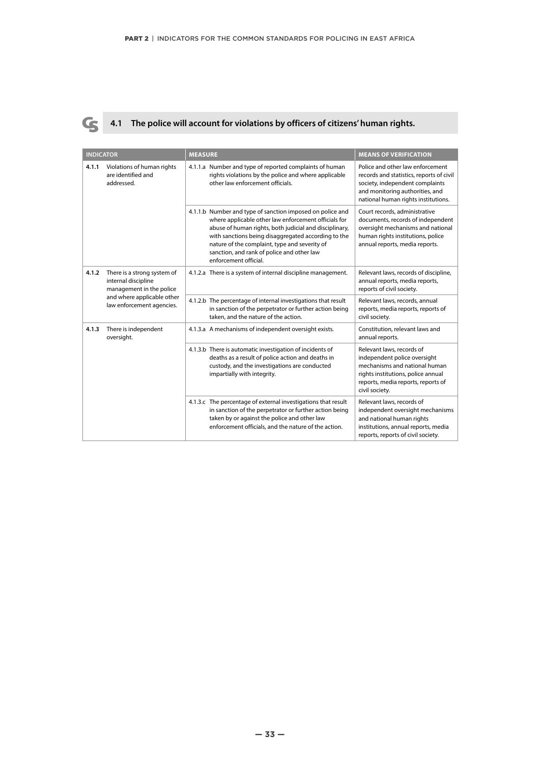## 4.1 The police will account for violations by officers of citizens' human rights.

| INDICATOR | | MEASURE | MEANS OF VERIFICATION |
|---|---|---|---|
| **4.1.1** | Violations of human rights are identified and addressed. | 4.1.1.a Number and type of reported complaints of human rights violations by the police and where applicable other law enforcement officials. | Police and other law enforcement records and statistics, reports of civil society, independent complaints and monitoring authorities, and national human rights institutions. |
| | | 4.1.1.b Number and type of sanction imposed on police and where applicable other law enforcement officials for abuse of human rights, both judicial and disciplinary, with sanctions being disaggregated according to the nature of the complaint, type and severity of sanction, and rank of police and other law enforcement official. | Court records, administrative documents, records of independent oversight mechanisms and national human rights institutions, police annual reports, media reports. |
| **4.1.2** | There is a strong system of internal discipline management in the police and where applicable other law enforcement agencies. | 4.1.2.a There is a system of internal discipline management. | Relevant laws, records of discipline, annual reports, media reports, reports of civil society. |
| | | 4.1.2.b The percentage of internal investigations that result in sanction of the perpetrator or further action being taken, and the nature of the action. | Relevant laws, records, annual reports, media reports, reports of civil society. |
| **4.1.3** | There is independent oversight. | 4.1.3.a A mechanisms of independent oversight exists. | Constitution, relevant laws and annual reports. |
| | | 4.1.3.b There is automatic investigation of incidents of deaths as a result of police action and deaths in custody, and the investigations are conducted impartially with integrity. | Relevant laws, records of independent police oversight mechanisms and national human rights institutions, police annual reports, media reports, reports of civil society. |
| | | 4.1.3.c The percentage of external investigations that result in sanction of the perpetrator or further action being taken by or against the police and other law enforcement officials, and the nature of the action. | Relevant laws, records of independent oversight mechanisms and national human rights institutions, annual reports, media reports, reports of civil society. |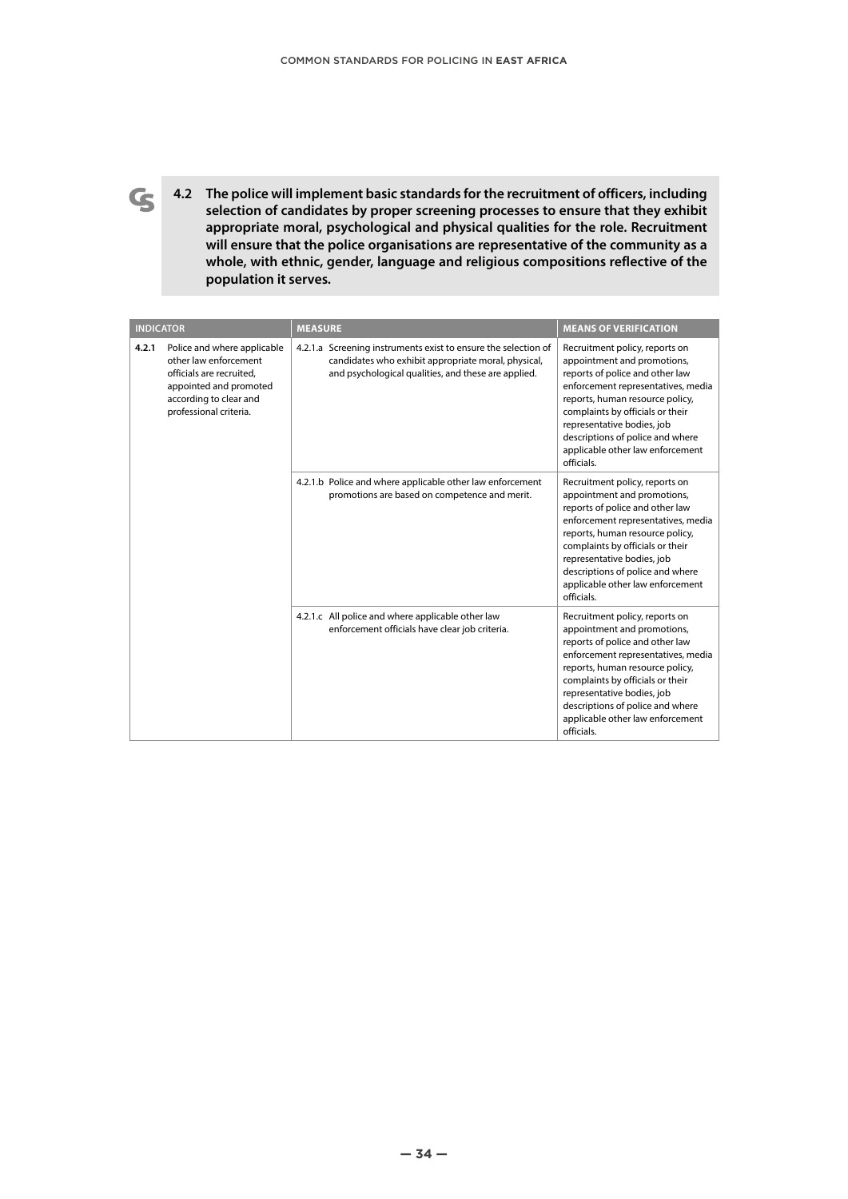**4.2 The police will implement basic standards for the recruitment of officers, including selection of candidates by proper screening processes to ensure that they exhibit appropriate moral, psychological and physical qualities for the role. Recruitment will ensure that the police organisations are representative of the community as a whole, with ethnic, gender, language and religious compositions reflective of the population it serves.**

| INDICATOR | | MEASURE | MEANS OF VERIFICATION |
|---|---|---|---|
| **4.2.1** | Police and where applicable other law enforcement officials are recruited, appointed and promoted according to clear and professional criteria. | 4.2.1.a Screening instruments exist to ensure the selection of candidates who exhibit appropriate moral, physical, and psychological qualities, and these are applied. | Recruitment policy, reports on appointment and promotions, reports of police and other law enforcement representatives, media reports, human resource policy, complaints by officials or their representative bodies, job descriptions of police and where applicable other law enforcement officials. |
| | | 4.2.1.b Police and where applicable other law enforcement promotions are based on competence and merit. | Recruitment policy, reports on appointment and promotions, reports of police and other law enforcement representatives, media reports, human resource policy, complaints by officials or their representative bodies, job descriptions of police and where applicable other law enforcement officials. |
| | | 4.2.1.c All police and where applicable other law enforcement officials have clear job criteria. | Recruitment policy, reports on appointment and promotions, reports of police and other law enforcement representatives, media reports, human resource policy, complaints by officials or their representative bodies, job descriptions of police and where applicable other law enforcement officials. |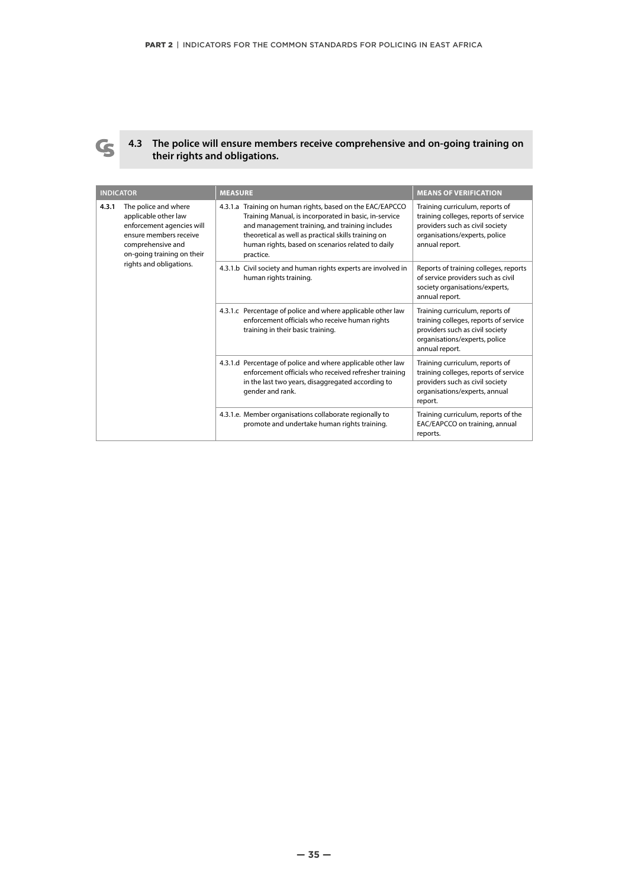## 4.3 The police will ensure members receive comprehensive and on-going training on their rights and obligations.

| INDICATOR | MEASURE | MEANS OF VERIFICATION |
|---|---|---|
| **4.3.1** The police and where applicable other law enforcement agencies will ensure members receive comprehensive and on-going training on their rights and obligations. | 4.3.1.a Training on human rights, based on the EAC/EAPCCO Training Manual, is incorporated in basic, in-service and management training, and training includes theoretical as well as practical skills training on human rights, based on scenarios related to daily practice. | Training curriculum, reports of training colleges, reports of service providers such as civil society organisations/experts, police annual report. |
| | 4.3.1.b Civil society and human rights experts are involved in human rights training. | Reports of training colleges, reports of service providers such as civil society organisations/experts, annual report. |
| | 4.3.1.c Percentage of police and where applicable other law enforcement officials who receive human rights training in their basic training. | Training curriculum, reports of training colleges, reports of service providers such as civil society organisations/experts, police annual report. |
| | 4.3.1.d Percentage of police and where applicable other law enforcement officials who received refresher training in the last two years, disaggregated according to gender and rank. | Training curriculum, reports of training colleges, reports of service providers such as civil society organisations/experts, annual report. |
| | 4.3.1.e. Member organisations collaborate regionally to promote and undertake human rights training. | Training curriculum, reports of the EAC/EAPCCO on training, annual reports. |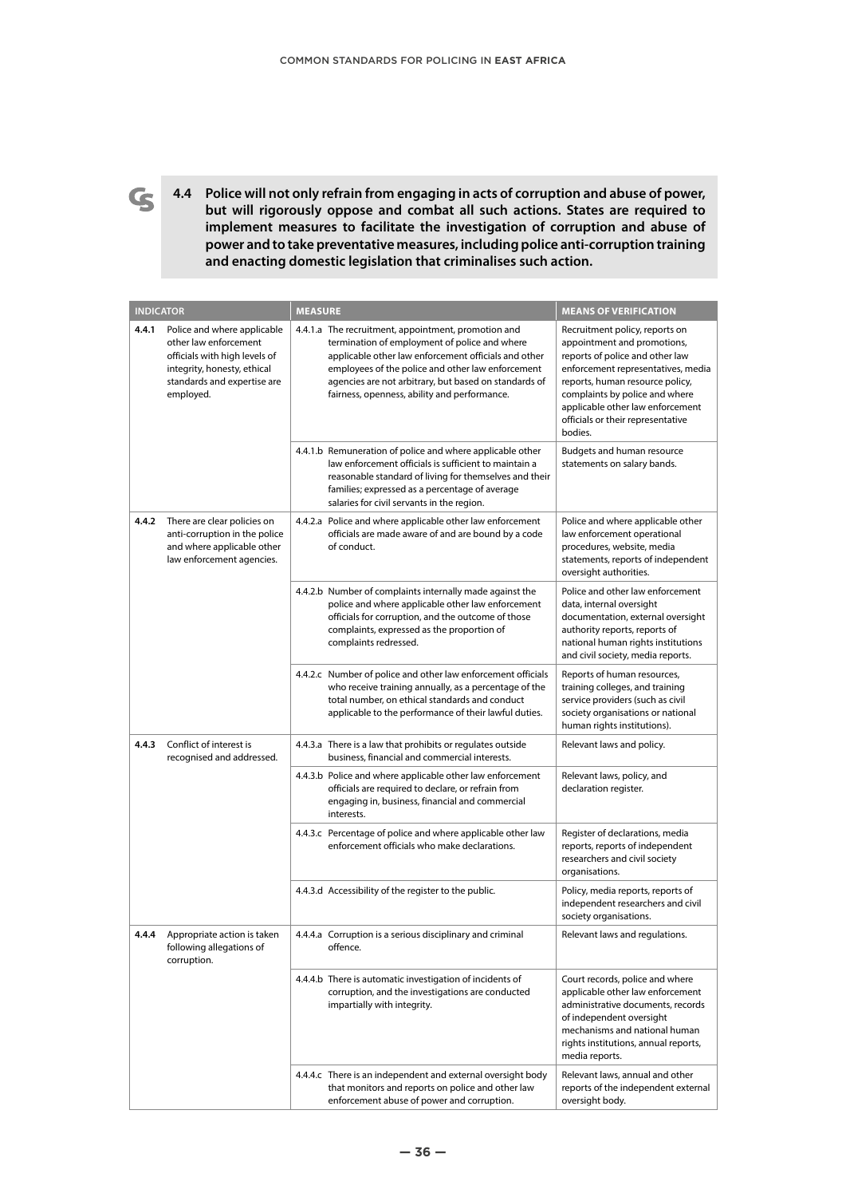**4.4 Police will not only refrain from engaging in acts of corruption and abuse of power, but will rigorously oppose and combat all such actions. States are required to implement measures to facilitate the investigation of corruption and abuse of power and to take preventative measures, including police anti-corruption training and enacting domestic legislation that criminalises such action.**

| INDICATOR | | MEASURE | MEANS OF VERIFICATION |
|---|---|---|---|
| 4.4.1 | Police and where applicable other law enforcement officials with high levels of integrity, honesty, ethical standards and expertise are employed. | 4.4.1.a The recruitment, appointment, promotion and termination of employment of police and where applicable other law enforcement officials and other employees of the police and other law enforcement agencies are not arbitrary, but based on standards of fairness, openness, ability and performance. | Recruitment policy, reports on appointment and promotions, reports of police and other law enforcement representatives, media reports, human resource policy, complaints by police and where applicable other law enforcement officials or their representative bodies. |
| | | 4.4.1.b Remuneration of police and where applicable other law enforcement officials is sufficient to maintain a reasonable standard of living for themselves and their families; expressed as a percentage of average salaries for civil servants in the region. | Budgets and human resource statements on salary bands. |
| 4.4.2 | There are clear policies on anti-corruption in the police and where applicable other law enforcement agencies. | 4.4.2.a Police and where applicable other law enforcement officials are made aware of and are bound by a code of conduct. | Police and where applicable other law enforcement operational procedures, website, media statements, reports of independent oversight authorities. |
| | | 4.4.2.b Number of complaints internally made against the police and where applicable other law enforcement officials for corruption, and the outcome of those complaints, expressed as the proportion of complaints redressed. | Police and other law enforcement data, internal oversight documentation, external oversight authority reports, reports of national human rights institutions and civil society, media reports. |
| | | 4.4.2.c Number of police and other law enforcement officials who receive training annually, as a percentage of the total number, on ethical standards and conduct applicable to the performance of their lawful duties. | Reports of human resources, training colleges, and training service providers (such as civil society organisations or national human rights institutions). |
| 4.4.3 | Conflict of interest is recognised and addressed. | 4.4.3.a There is a law that prohibits or regulates outside business, financial and commercial interests. | Relevant laws and policy. |
| | | 4.4.3.b Police and where applicable other law enforcement officials are required to declare, or refrain from engaging in, business, financial and commercial interests. | Relevant laws, policy, and declaration register. |
| | | 4.4.3.c Percentage of police and where applicable other law enforcement officials who make declarations. | Register of declarations, media reports, reports of independent researchers and civil society organisations. |
| | | 4.4.3.d Accessibility of the register to the public. | Policy, media reports, reports of independent researchers and civil society organisations. |
| 4.4.4 | Appropriate action is taken following allegations of corruption. | 4.4.4.a Corruption is a serious disciplinary and criminal offence. | Relevant laws and regulations. |
| | | 4.4.4.b There is automatic investigation of incidents of corruption, and the investigations are conducted impartially with integrity. | Court records, police and where applicable other law enforcement administrative documents, records of independent oversight mechanisms and national human rights institutions, annual reports, media reports. |
| | | 4.4.4.c There is an independent and external oversight body that monitors and reports on police and other law enforcement abuse of power and corruption. | Relevant laws, annual and other reports of the independent external oversight body. |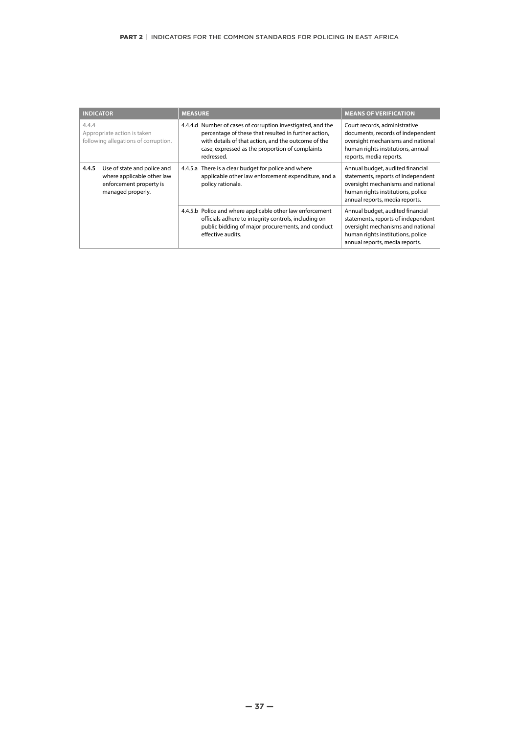| INDICATOR | MEASURE | MEANS OF VERIFICATION |
|---|---|---|
| 4.4.4 Appropriate action is taken following allegations of corruption. | 4.4.4.d Number of cases of corruption investigated, and the percentage of these that resulted in further action, with details of that action, and the outcome of the case, expressed as the proportion of complaints redressed. | Court records, administrative documents, records of independent oversight mechanisms and national human rights institutions, annual reports, media reports. |
| **4.4.5** Use of state and police and where applicable other law enforcement property is managed properly. | 4.4.5.a There is a clear budget for police and where applicable other law enforcement expenditure, and a policy rationale. | Annual budget, audited financial statements, reports of independent oversight mechanisms and national human rights institutions, police annual reports, media reports. |
| | 4.4.5.b Police and where applicable other law enforcement officials adhere to integrity controls, including on public bidding of major procurements, and conduct effective audits. | Annual budget, audited financial statements, reports of independent oversight mechanisms and national human rights institutions, police annual reports, media reports. |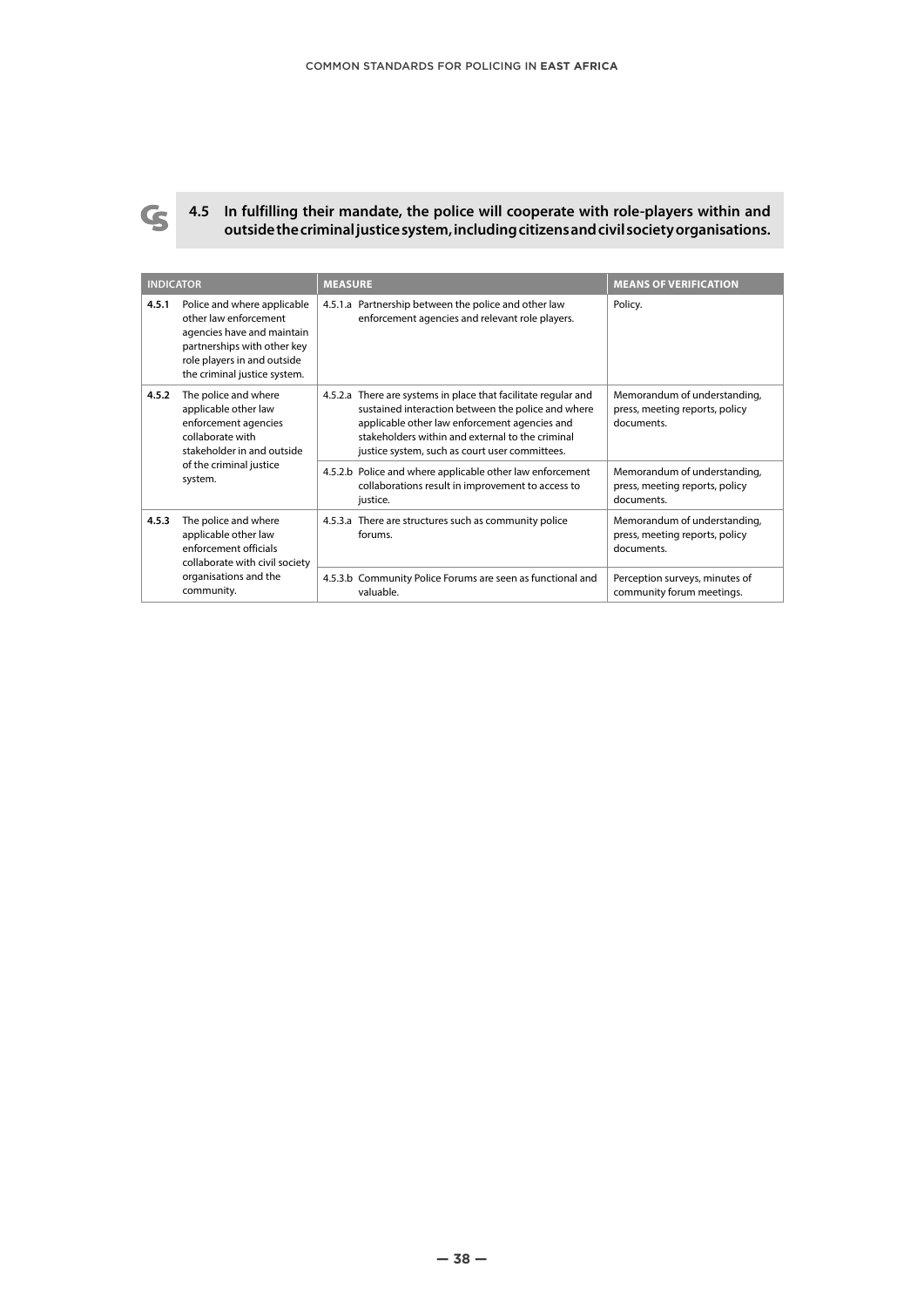## 4.5 In fulfilling their mandate, the police will cooperate with role-players within and outside the criminal justice system, including citizens and civil society organisations.

| INDICATOR | | MEASURE | MEANS OF VERIFICATION |
|---|---|---|---|
| 4.5.1 | Police and where applicable other law enforcement agencies have and maintain partnerships with other key role players in and outside the criminal justice system. | 4.5.1.a Partnership between the police and other law enforcement agencies and relevant role players. | Policy. |
| 4.5.2 | The police and where applicable other law enforcement agencies collaborate with stakeholder in and outside of the criminal justice system. | 4.5.2.a There are systems in place that facilitate regular and sustained interaction between the police and where applicable other law enforcement agencies and stakeholders within and external to the criminal justice system, such as court user committees. | Memorandum of understanding, press, meeting reports, policy documents. |
| | | 4.5.2.b Police and where applicable other law enforcement collaborations result in improvement to access to justice. | Memorandum of understanding, press, meeting reports, policy documents. |
| 4.5.3 | The police and where applicable other law enforcement officials collaborate with civil society organisations and the community. | 4.5.3.a There are structures such as community police forums. | Memorandum of understanding, press, meeting reports, policy documents. |
| | | 4.5.3.b Community Police Forums are seen as functional and valuable. | Perception surveys, minutes of community forum meetings. |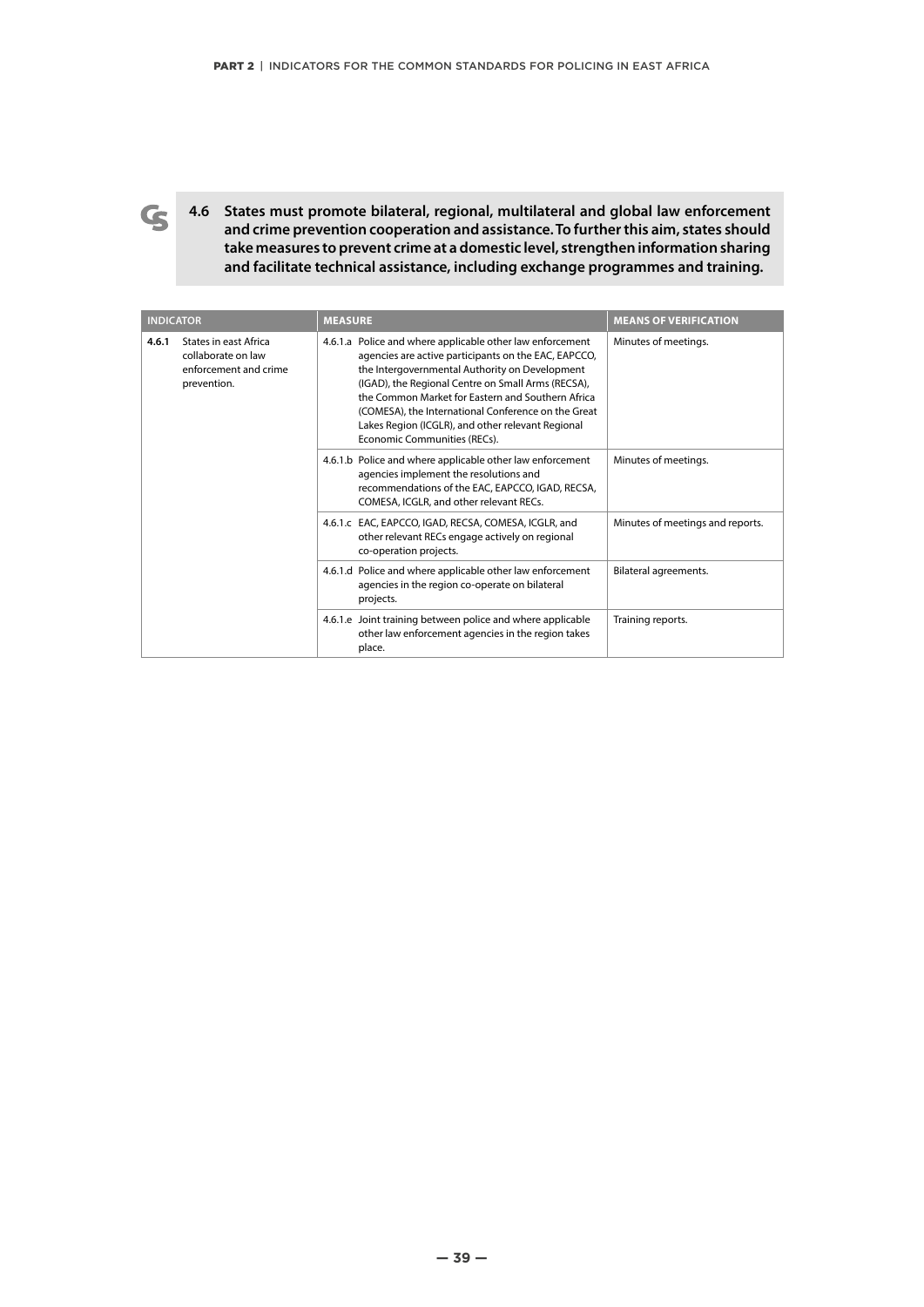**4.6 States must promote bilateral, regional, multilateral and global law enforcement and crime prevention cooperation and assistance. To further this aim, states should take measures to prevent crime at a domestic level, strengthen information sharing and facilitate technical assistance, including exchange programmes and training.**

| INDICATOR | MEASURE | MEANS OF VERIFICATION |
|---|---|---|
| **4.6.1** States in east Africa collaborate on law enforcement and crime prevention. | 4.6.1.a Police and where applicable other law enforcement agencies are active participants on the EAC, EAPCCO, the Intergovernmental Authority on Development (IGAD), the Regional Centre on Small Arms (RECSA), the Common Market for Eastern and Southern Africa (COMESA), the International Conference on the Great Lakes Region (ICGLR), and other relevant Regional Economic Communities (RECs). | Minutes of meetings. |
| | 4.6.1.b Police and where applicable other law enforcement agencies implement the resolutions and recommendations of the EAC, EAPCCO, IGAD, RECSA, COMESA, ICGLR, and other relevant RECs. | Minutes of meetings. |
| | 4.6.1.c EAC, EAPCCO, IGAD, RECSA, COMESA, ICGLR, and other relevant RECs engage actively on regional co-operation projects. | Minutes of meetings and reports. |
| | 4.6.1.d Police and where applicable other law enforcement agencies in the region co-operate on bilateral projects. | Bilateral agreements. |
| | 4.6.1.e Joint training between police and where applicable other law enforcement agencies in the region takes place. | Training reports. |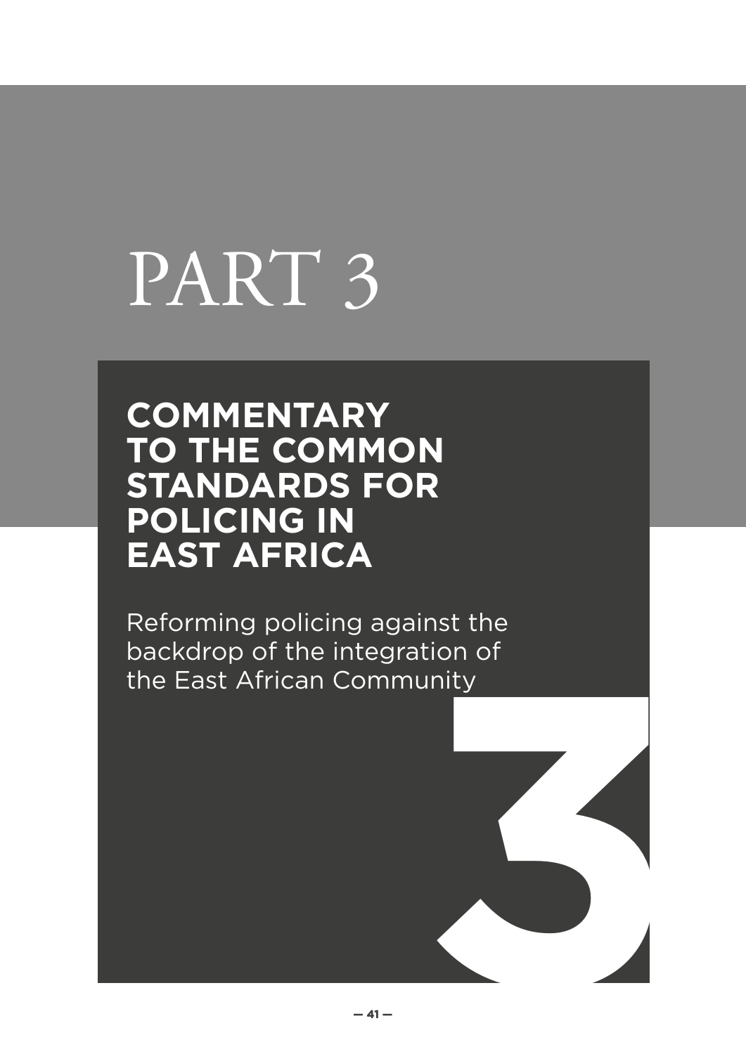# PART 3

## COMMENTARY TO THE COMMON STANDARDS FOR POLICING IN EAST AFRICA

Reforming policing against the backdrop of the integration of the East African Community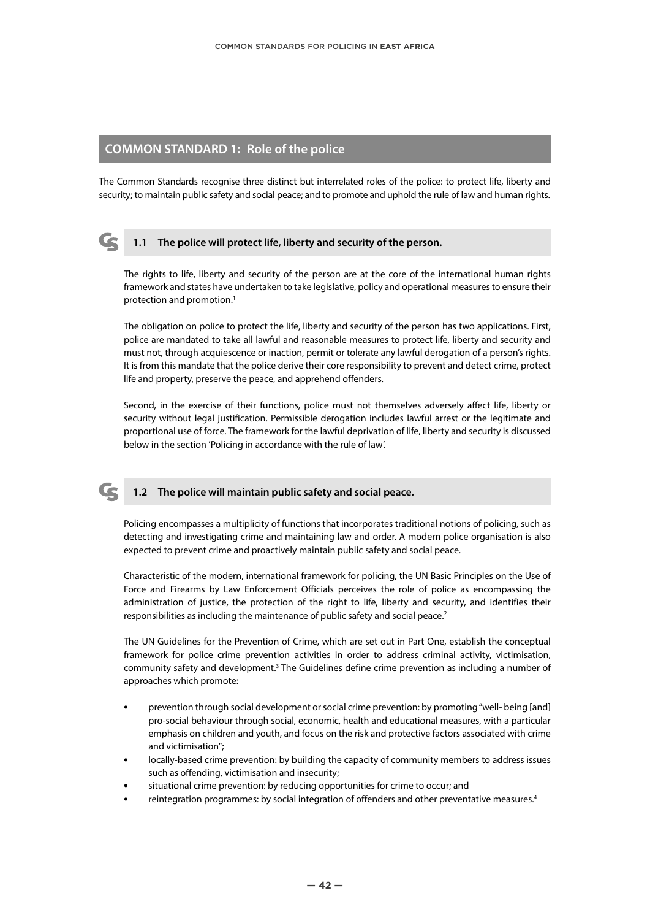## COMMON STANDARD 1: Role of the police

The Common Standards recognise three distinct but interrelated roles of the police: to protect life, liberty and security; to maintain public safety and social peace; and to promote and uphold the rule of law and human rights.

### 1.1 The police will protect life, liberty and security of the person.

The rights to life, liberty and security of the person are at the core of the international human rights framework and states have undertaken to take legislative, policy and operational measures to ensure their protection and promotion.[1]

The obligation on police to protect the life, liberty and security of the person has two applications. First, police are mandated to take all lawful and reasonable measures to protect life, liberty and security and must not, through acquiescence or inaction, permit or tolerate any lawful derogation of a person's rights. It is from this mandate that the police derive their core responsibility to prevent and detect crime, protect life and property, preserve the peace, and apprehend offenders.

Second, in the exercise of their functions, police must not themselves adversely affect life, liberty or security without legal justification. Permissible derogation includes lawful arrest or the legitimate and proportional use of force. The framework for the lawful deprivation of life, liberty and security is discussed below in the section 'Policing in accordance with the rule of law'.

### 1.2 The police will maintain public safety and social peace.

Policing encompasses a multiplicity of functions that incorporates traditional notions of policing, such as detecting and investigating crime and maintaining law and order. A modern police organisation is also expected to prevent crime and proactively maintain public safety and social peace.

Characteristic of the modern, international framework for policing, the UN Basic Principles on the Use of Force and Firearms by Law Enforcement Officials perceives the role of police as encompassing the administration of justice, the protection of the right to life, liberty and security, and identifies their responsibilities as including the maintenance of public safety and social peace.[2]

The UN Guidelines for the Prevention of Crime, which are set out in Part One, establish the conceptual framework for police crime prevention activities in order to address criminal activity, victimisation, community safety and development.[3] The Guidelines define crime prevention as including a number of approaches which promote:

- prevention through social development or social crime prevention: by promoting "well- being [and] pro-social behaviour through social, economic, health and educational measures, with a particular emphasis on children and youth, and focus on the risk and protective factors associated with crime and victimisation";
- locally-based crime prevention: by building the capacity of community members to address issues such as offending, victimisation and insecurity;
- situational crime prevention: by reducing opportunities for crime to occur; and
- reintegration programmes: by social integration of offenders and other preventative measures.[4]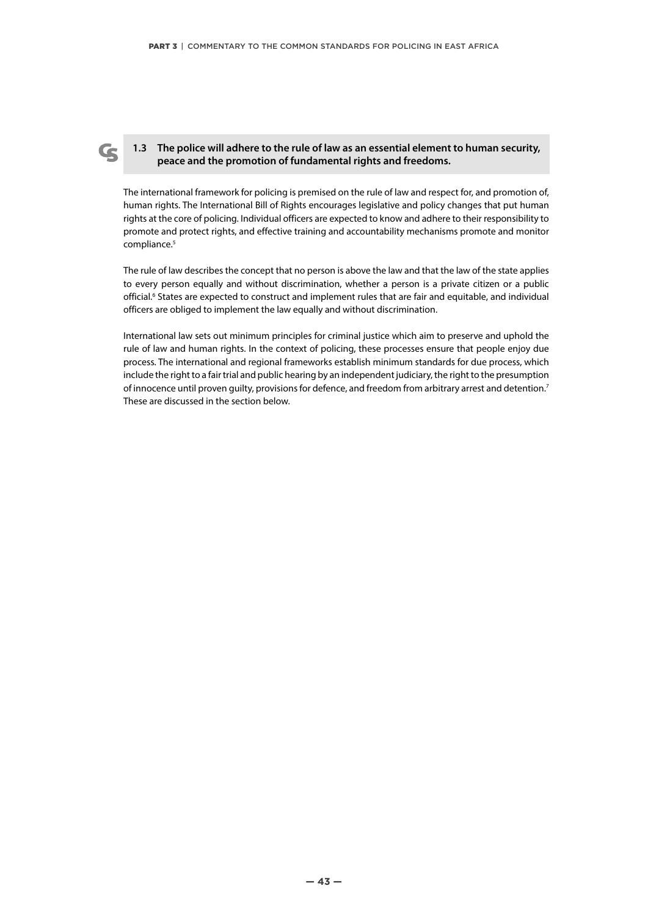**1.3 The police will adhere to the rule of law as an essential element to human security, peace and the promotion of fundamental rights and freedoms.**

The international framework for policing is premised on the rule of law and respect for, and promotion of, human rights. The International Bill of Rights encourages legislative and policy changes that put human rights at the core of policing. Individual officers are expected to know and adhere to their responsibility to promote and protect rights, and effective training and accountability mechanisms promote and monitor compliance.[5]

The rule of law describes the concept that no person is above the law and that the law of the state applies to every person equally and without discrimination, whether a person is a private citizen or a public official.[6] States are expected to construct and implement rules that are fair and equitable, and individual officers are obliged to implement the law equally and without discrimination.

International law sets out minimum principles for criminal justice which aim to preserve and uphold the rule of law and human rights. In the context of policing, these processes ensure that people enjoy due process. The international and regional frameworks establish minimum standards for due process, which include the right to a fair trial and public hearing by an independent judiciary, the right to the presumption of innocence until proven guilty, provisions for defence, and freedom from arbitrary arrest and detention.[7] These are discussed in the section below.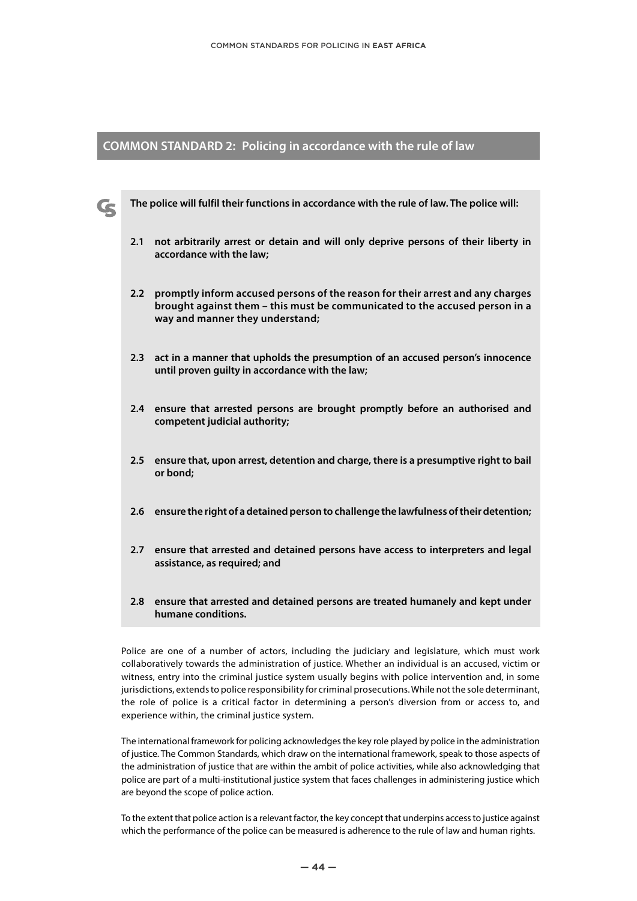## COMMON STANDARD 2: Policing in accordance with the rule of law

**The police will fulfil their functions in accordance with the rule of law. The police will:**

**2.1 not arbitrarily arrest or detain and will only deprive persons of their liberty in accordance with the law;**

**2.2 promptly inform accused persons of the reason for their arrest and any charges brought against them – this must be communicated to the accused person in a way and manner they understand;**

**2.3 act in a manner that upholds the presumption of an accused person's innocence until proven guilty in accordance with the law;**

**2.4 ensure that arrested persons are brought promptly before an authorised and competent judicial authority;**

**2.5 ensure that, upon arrest, detention and charge, there is a presumptive right to bail or bond;**

**2.6 ensure the right of a detained person to challenge the lawfulness of their detention;**

**2.7 ensure that arrested and detained persons have access to interpreters and legal assistance, as required; and**

**2.8 ensure that arrested and detained persons are treated humanely and kept under humane conditions.**

Police are one of a number of actors, including the judiciary and legislature, which must work collaboratively towards the administration of justice. Whether an individual is an accused, victim or witness, entry into the criminal justice system usually begins with police intervention and, in some jurisdictions, extends to police responsibility for criminal prosecutions. While not the sole determinant, the role of police is a critical factor in determining a person's diversion from or access to, and experience within, the criminal justice system.

The international framework for policing acknowledges the key role played by police in the administration of justice. The Common Standards, which draw on the international framework, speak to those aspects of the administration of justice that are within the ambit of police activities, while also acknowledging that police are part of a multi-institutional justice system that faces challenges in administering justice which are beyond the scope of police action.

To the extent that police action is a relevant factor, the key concept that underpins access to justice against which the performance of the police can be measured is adherence to the rule of law and human rights.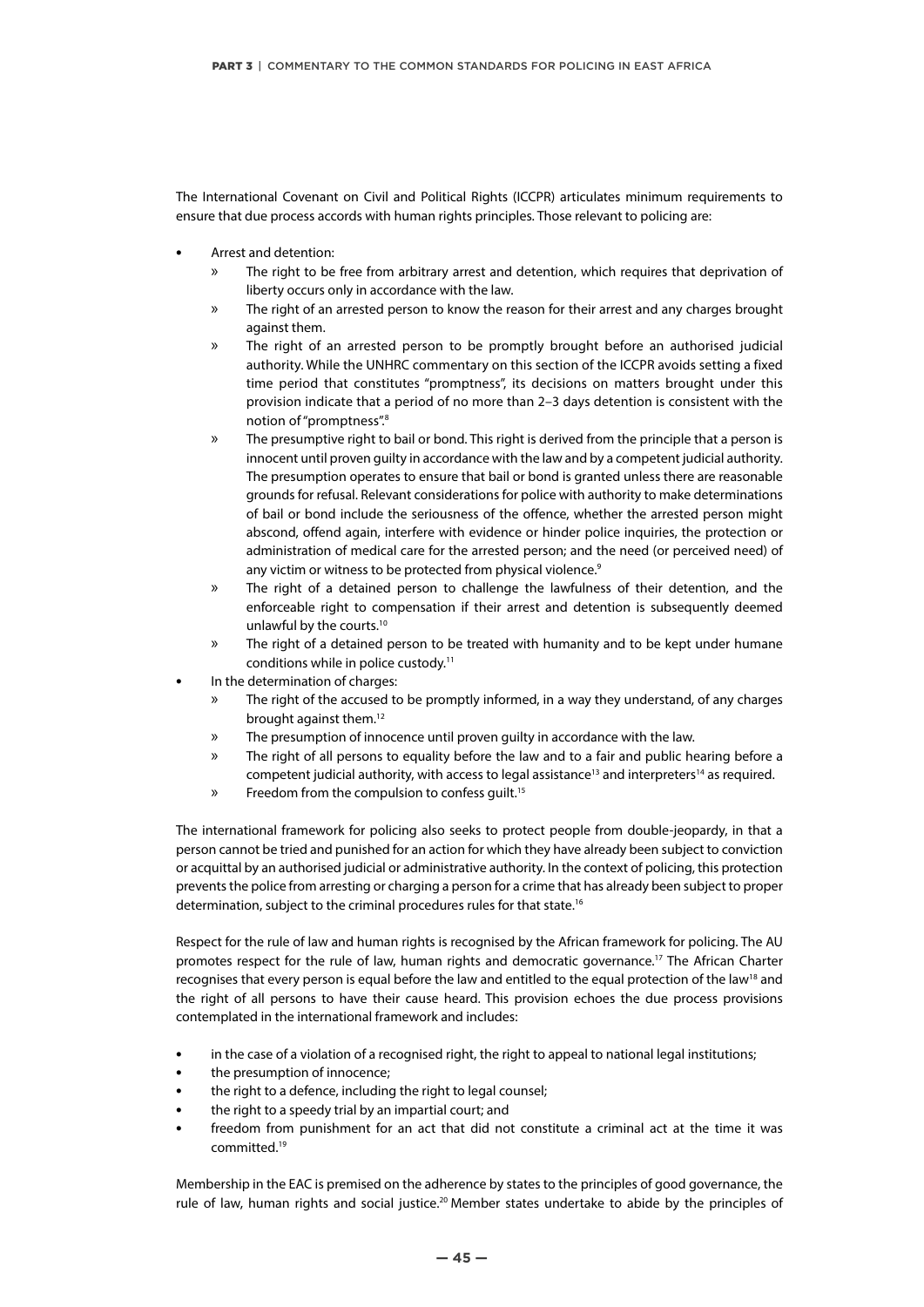The International Covenant on Civil and Political Rights (ICCPR) articulates minimum requirements to ensure that due process accords with human rights principles. Those relevant to policing are:

- Arrest and detention:
  - The right to be free from arbitrary arrest and detention, which requires that deprivation of liberty occurs only in accordance with the law.
  - The right of an arrested person to know the reason for their arrest and any charges brought against them.
  - The right of an arrested person to be promptly brought before an authorised judicial authority. While the UNHRC commentary on this section of the ICCPR avoids setting a fixed time period that constitutes "promptness", its decisions on matters brought under this provision indicate that a period of no more than 2–3 days detention is consistent with the notion of "promptness".[8]
  - The presumptive right to bail or bond. This right is derived from the principle that a person is innocent until proven guilty in accordance with the law and by a competent judicial authority. The presumption operates to ensure that bail or bond is granted unless there are reasonable grounds for refusal. Relevant considerations for police with authority to make determinations of bail or bond include the seriousness of the offence, whether the arrested person might abscond, offend again, interfere with evidence or hinder police inquiries, the protection or administration of medical care for the arrested person; and the need (or perceived need) of any victim or witness to be protected from physical violence.[9]
  - The right of a detained person to challenge the lawfulness of their detention, and the enforceable right to compensation if their arrest and detention is subsequently deemed unlawful by the courts.[10]
  - The right of a detained person to be treated with humanity and to be kept under humane conditions while in police custody.[11]
- In the determination of charges:
  - The right of the accused to be promptly informed, in a way they understand, of any charges brought against them.[12]
  - The presumption of innocence until proven guilty in accordance with the law.
  - The right of all persons to equality before the law and to a fair and public hearing before a competent judicial authority, with access to legal assistance[13] and interpreters[14] as required.
  - Freedom from the compulsion to confess guilt.[15]

The international framework for policing also seeks to protect people from double-jeopardy, in that a person cannot be tried and punished for an action for which they have already been subject to conviction or acquittal by an authorised judicial or administrative authority. In the context of policing, this protection prevents the police from arresting or charging a person for a crime that has already been subject to proper determination, subject to the criminal procedures rules for that state.[16]

Respect for the rule of law and human rights is recognised by the African framework for policing. The AU promotes respect for the rule of law, human rights and democratic governance.[17] The African Charter recognises that every person is equal before the law and entitled to the equal protection of the law[18] and the right of all persons to have their cause heard. This provision echoes the due process provisions contemplated in the international framework and includes:

- in the case of a violation of a recognised right, the right to appeal to national legal institutions;
- the presumption of innocence;
- the right to a defence, including the right to legal counsel;
- the right to a speedy trial by an impartial court; and
- freedom from punishment for an act that did not constitute a criminal act at the time it was committed.[19]

Membership in the EAC is premised on the adherence by states to the principles of good governance, the rule of law, human rights and social justice.[20] Member states undertake to abide by the principles of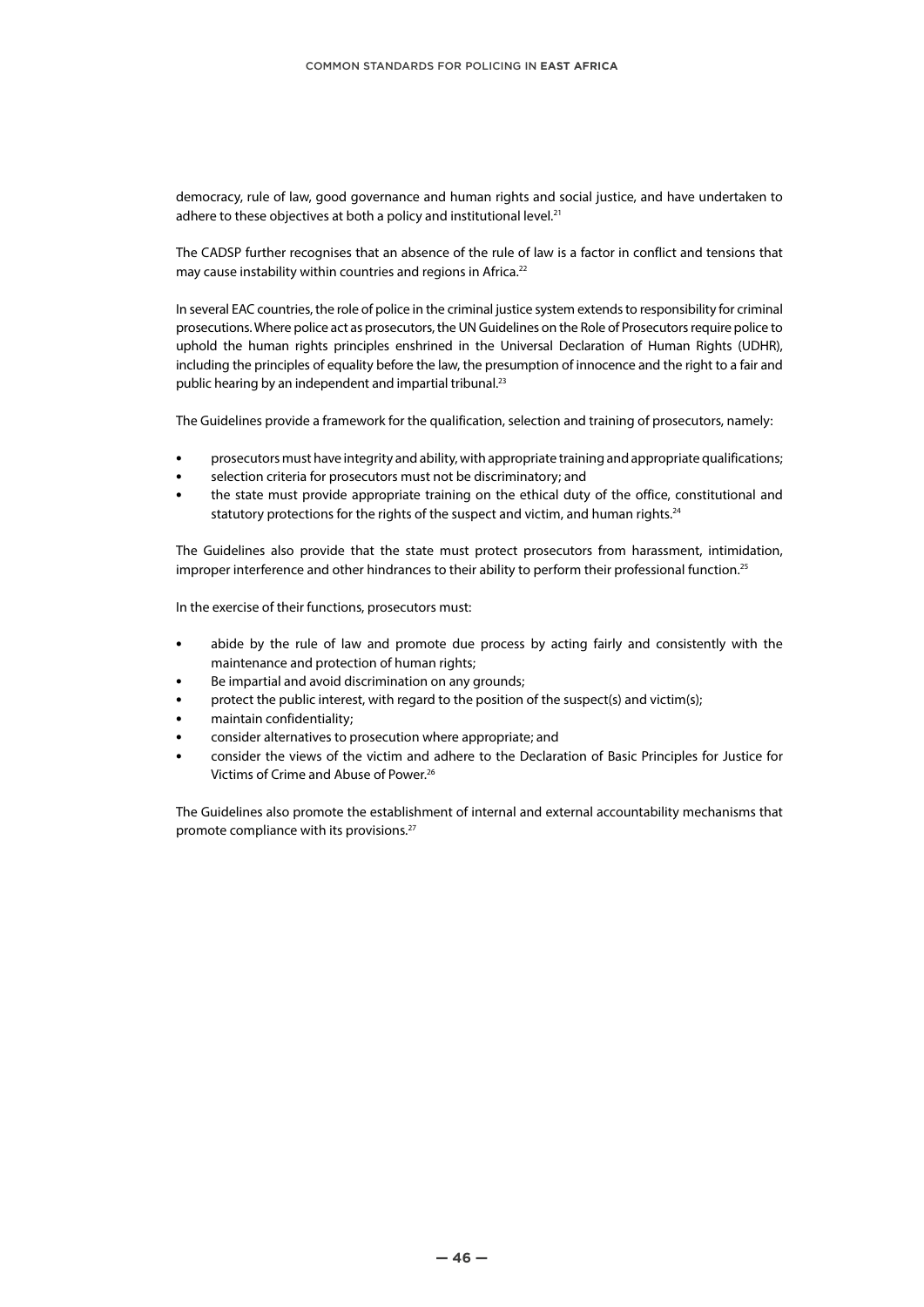democracy, rule of law, good governance and human rights and social justice, and have undertaken to adhere to these objectives at both a policy and institutional level.[21]

The CADSP further recognises that an absence of the rule of law is a factor in conflict and tensions that may cause instability within countries and regions in Africa.[22]

In several EAC countries, the role of police in the criminal justice system extends to responsibility for criminal prosecutions. Where police act as prosecutors, the UN Guidelines on the Role of Prosecutors require police to uphold the human rights principles enshrined in the Universal Declaration of Human Rights (UDHR), including the principles of equality before the law, the presumption of innocence and the right to a fair and public hearing by an independent and impartial tribunal.[23]

The Guidelines provide a framework for the qualification, selection and training of prosecutors, namely:

- prosecutors must have integrity and ability, with appropriate training and appropriate qualifications;
- selection criteria for prosecutors must not be discriminatory; and
- the state must provide appropriate training on the ethical duty of the office, constitutional and statutory protections for the rights of the suspect and victim, and human rights.[24]

The Guidelines also provide that the state must protect prosecutors from harassment, intimidation, improper interference and other hindrances to their ability to perform their professional function.[25]

In the exercise of their functions, prosecutors must:

- abide by the rule of law and promote due process by acting fairly and consistently with the maintenance and protection of human rights;
- Be impartial and avoid discrimination on any grounds;
- protect the public interest, with regard to the position of the suspect(s) and victim(s);
- maintain confidentiality;
- consider alternatives to prosecution where appropriate; and
- consider the views of the victim and adhere to the Declaration of Basic Principles for Justice for Victims of Crime and Abuse of Power.[26]

The Guidelines also promote the establishment of internal and external accountability mechanisms that promote compliance with its provisions.[27]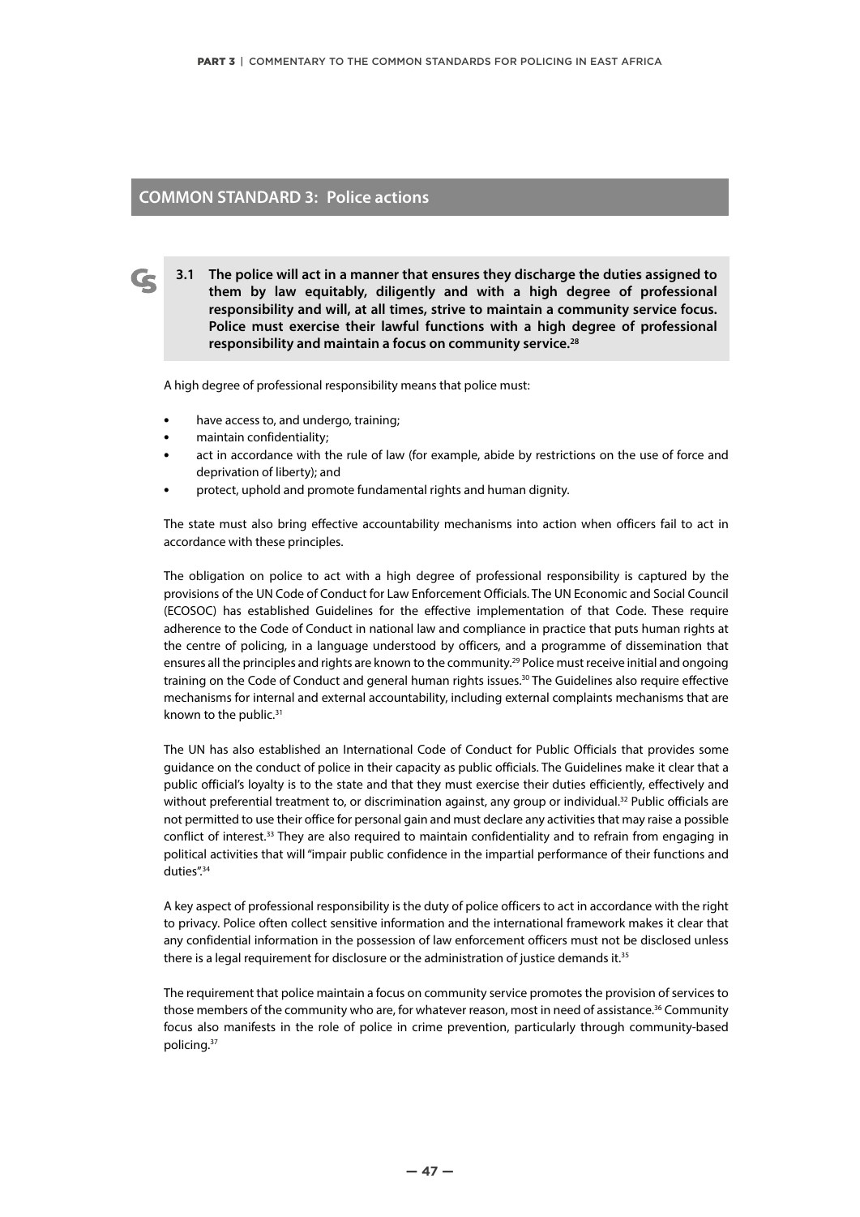## COMMON STANDARD 3: Police actions

> **3.1 The police will act in a manner that ensures they discharge the duties assigned to them by law equitably, diligently and with a high degree of professional responsibility and will, at all times, strive to maintain a community service focus. Police must exercise their lawful functions with a high degree of professional responsibility and maintain a focus on community service.[28]**

A high degree of professional responsibility means that police must:

- have access to, and undergo, training;
- maintain confidentiality;
- act in accordance with the rule of law (for example, abide by restrictions on the use of force and deprivation of liberty); and
- protect, uphold and promote fundamental rights and human dignity.

The state must also bring effective accountability mechanisms into action when officers fail to act in accordance with these principles.

The obligation on police to act with a high degree of professional responsibility is captured by the provisions of the UN Code of Conduct for Law Enforcement Officials. The UN Economic and Social Council (ECOSOC) has established Guidelines for the effective implementation of that Code. These require adherence to the Code of Conduct in national law and compliance in practice that puts human rights at the centre of policing, in a language understood by officers, and a programme of dissemination that ensures all the principles and rights are known to the community.[29] Police must receive initial and ongoing training on the Code of Conduct and general human rights issues.[30] The Guidelines also require effective mechanisms for internal and external accountability, including external complaints mechanisms that are known to the public.[31]

The UN has also established an International Code of Conduct for Public Officials that provides some guidance on the conduct of police in their capacity as public officials. The Guidelines make it clear that a public official's loyalty is to the state and that they must exercise their duties efficiently, effectively and without preferential treatment to, or discrimination against, any group or individual.[32] Public officials are not permitted to use their office for personal gain and must declare any activities that may raise a possible conflict of interest.[33] They are also required to maintain confidentiality and to refrain from engaging in political activities that will "impair public confidence in the impartial performance of their functions and duties".[34]

A key aspect of professional responsibility is the duty of police officers to act in accordance with the right to privacy. Police often collect sensitive information and the international framework makes it clear that any confidential information in the possession of law enforcement officers must not be disclosed unless there is a legal requirement for disclosure or the administration of justice demands it.[35]

The requirement that police maintain a focus on community service promotes the provision of services to those members of the community who are, for whatever reason, most in need of assistance.[36] Community focus also manifests in the role of police in crime prevention, particularly through community-based policing.[37]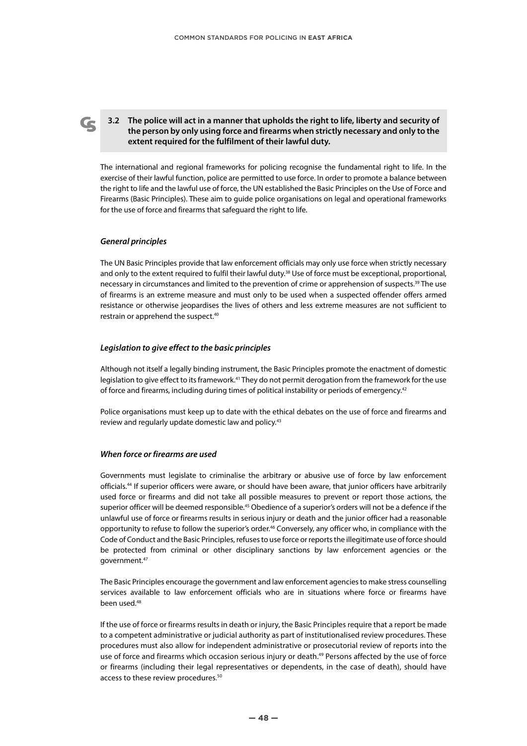**3.2 The police will act in a manner that upholds the right to life, liberty and security of the person by only using force and firearms when strictly necessary and only to the extent required for the fulfilment of their lawful duty.**

The international and regional frameworks for policing recognise the fundamental right to life. In the exercise of their lawful function, police are permitted to use force. In order to promote a balance between the right to life and the lawful use of force, the UN established the Basic Principles on the Use of Force and Firearms (Basic Principles). These aim to guide police organisations on legal and operational frameworks for the use of force and firearms that safeguard the right to life.

### *General principles*

The UN Basic Principles provide that law enforcement officials may only use force when strictly necessary and only to the extent required to fulfil their lawful duty.[38] Use of force must be exceptional, proportional, necessary in circumstances and limited to the prevention of crime or apprehension of suspects.[39] The use of firearms is an extreme measure and must only to be used when a suspected offender offers armed resistance or otherwise jeopardises the lives of others and less extreme measures are not sufficient to restrain or apprehend the suspect.[40]

### *Legislation to give effect to the basic principles*

Although not itself a legally binding instrument, the Basic Principles promote the enactment of domestic legislation to give effect to its framework.[41] They do not permit derogation from the framework for the use of force and firearms, including during times of political instability or periods of emergency.[42]

Police organisations must keep up to date with the ethical debates on the use of force and firearms and review and regularly update domestic law and policy.[43]

### *When force or firearms are used*

Governments must legislate to criminalise the arbitrary or abusive use of force by law enforcement officials.[44] If superior officers were aware, or should have been aware, that junior officers have arbitrarily used force or firearms and did not take all possible measures to prevent or report those actions, the superior officer will be deemed responsible.[45] Obedience of a superior's orders will not be a defence if the unlawful use of force or firearms results in serious injury or death and the junior officer had a reasonable opportunity to refuse to follow the superior's order.[46] Conversely, any officer who, in compliance with the Code of Conduct and the Basic Principles, refuses to use force or reports the illegitimate use of force should be protected from criminal or other disciplinary sanctions by law enforcement agencies or the government.[47]

The Basic Principles encourage the government and law enforcement agencies to make stress counselling services available to law enforcement officials who are in situations where force or firearms have been used.[48]

If the use of force or firearms results in death or injury, the Basic Principles require that a report be made to a competent administrative or judicial authority as part of institutionalised review procedures. These procedures must also allow for independent administrative or prosecutorial review of reports into the use of force and firearms which occasion serious injury or death.[49] Persons affected by the use of force or firearms (including their legal representatives or dependents, in the case of death), should have access to these review procedures.[50]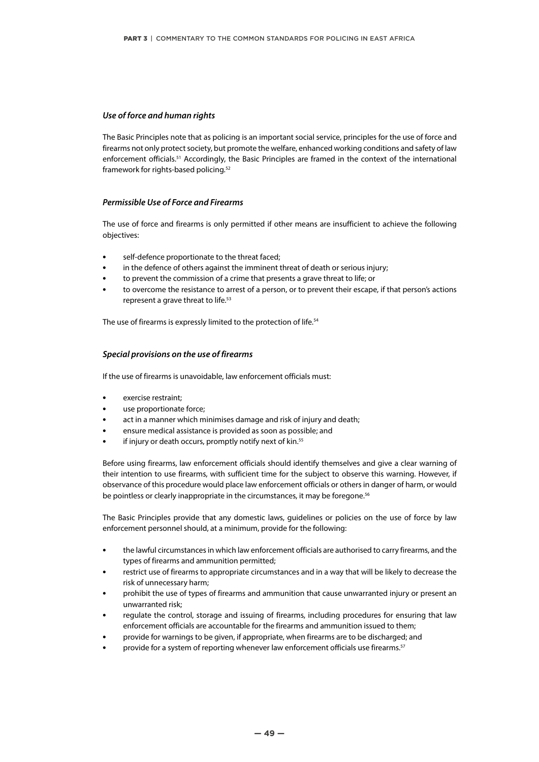### *Use of force and human rights*

The Basic Principles note that as policing is an important social service, principles for the use of force and firearms not only protect society, but promote the welfare, enhanced working conditions and safety of law enforcement officials.[51] Accordingly, the Basic Principles are framed in the context of the international framework for rights-based policing.[52]

### *Permissible Use of Force and Firearms*

The use of force and firearms is only permitted if other means are insufficient to achieve the following objectives:

- self-defence proportionate to the threat faced;
- in the defence of others against the imminent threat of death or serious injury;
- to prevent the commission of a crime that presents a grave threat to life; or
- to overcome the resistance to arrest of a person, or to prevent their escape, if that person's actions represent a grave threat to life.[53]

The use of firearms is expressly limited to the protection of life.[54]

### *Special provisions on the use of firearms*

If the use of firearms is unavoidable, law enforcement officials must:

- exercise restraint;
- use proportionate force;
- act in a manner which minimises damage and risk of injury and death;
- ensure medical assistance is provided as soon as possible; and
- if injury or death occurs, promptly notify next of kin.[55]

Before using firearms, law enforcement officials should identify themselves and give a clear warning of their intention to use firearms, with sufficient time for the subject to observe this warning. However, if observance of this procedure would place law enforcement officials or others in danger of harm, or would be pointless or clearly inappropriate in the circumstances, it may be foregone.[56]

The Basic Principles provide that any domestic laws, guidelines or policies on the use of force by law enforcement personnel should, at a minimum, provide for the following:

- the lawful circumstances in which law enforcement officials are authorised to carry firearms, and the types of firearms and ammunition permitted;
- restrict use of firearms to appropriate circumstances and in a way that will be likely to decrease the risk of unnecessary harm;
- prohibit the use of types of firearms and ammunition that cause unwarranted injury or present an unwarranted risk;
- regulate the control, storage and issuing of firearms, including procedures for ensuring that law enforcement officials are accountable for the firearms and ammunition issued to them;
- provide for warnings to be given, if appropriate, when firearms are to be discharged; and
- provide for a system of reporting whenever law enforcement officials use firearms.[57]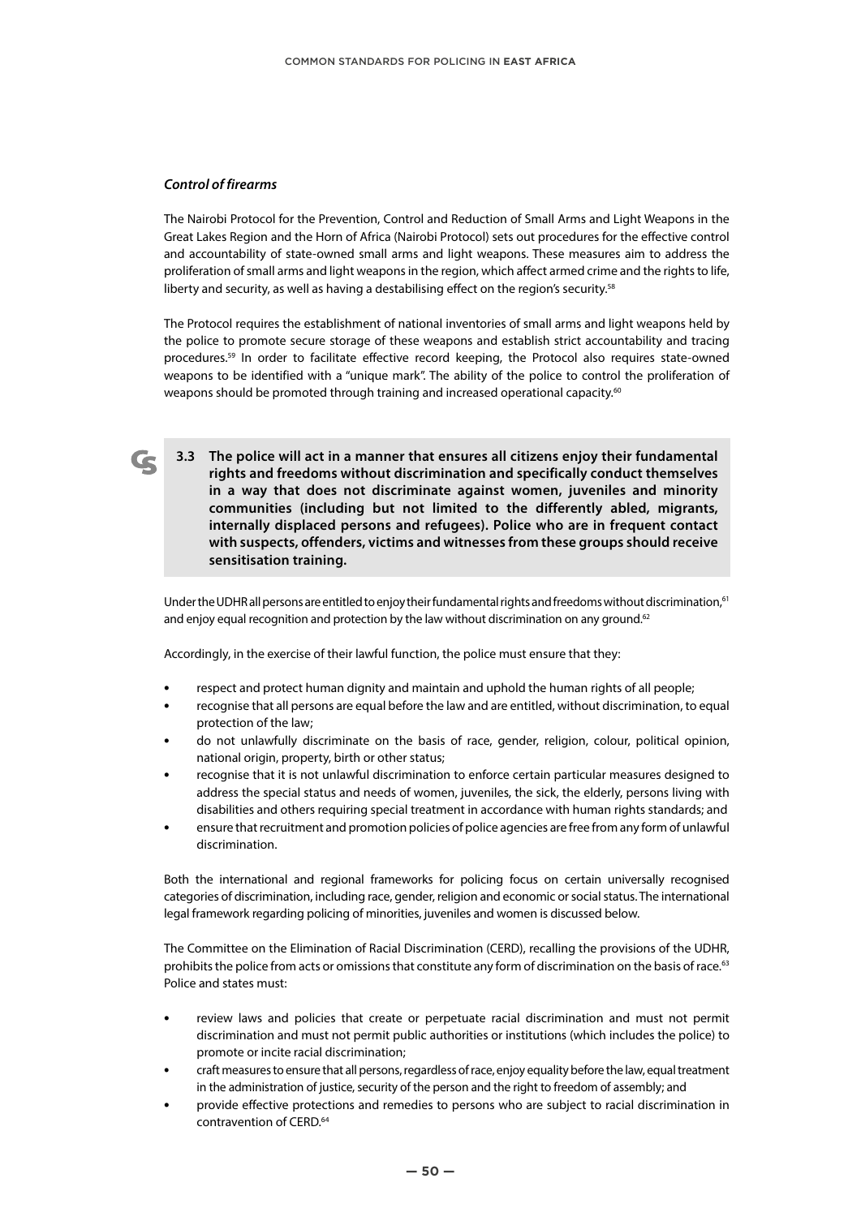### *Control of firearms*

The Nairobi Protocol for the Prevention, Control and Reduction of Small Arms and Light Weapons in the Great Lakes Region and the Horn of Africa (Nairobi Protocol) sets out procedures for the effective control and accountability of state-owned small arms and light weapons. These measures aim to address the proliferation of small arms and light weapons in the region, which affect armed crime and the rights to life, liberty and security, as well as having a destabilising effect on the region's security.[58]

The Protocol requires the establishment of national inventories of small arms and light weapons held by the police to promote secure storage of these weapons and establish strict accountability and tracing procedures.[59] In order to facilitate effective record keeping, the Protocol also requires state-owned weapons to be identified with a "unique mark". The ability of the police to control the proliferation of weapons should be promoted through training and increased operational capacity.[60]

**3.3 The police will act in a manner that ensures all citizens enjoy their fundamental rights and freedoms without discrimination and specifically conduct themselves in a way that does not discriminate against women, juveniles and minority communities (including but not limited to the differently abled, migrants, internally displaced persons and refugees). Police who are in frequent contact with suspects, offenders, victims and witnesses from these groups should receive sensitisation training.**

Under the UDHR all persons are entitled to enjoy their fundamental rights and freedoms without discrimination,[61] and enjoy equal recognition and protection by the law without discrimination on any ground.[62]

Accordingly, in the exercise of their lawful function, the police must ensure that they:

- respect and protect human dignity and maintain and uphold the human rights of all people;
- recognise that all persons are equal before the law and are entitled, without discrimination, to equal protection of the law;
- do not unlawfully discriminate on the basis of race, gender, religion, colour, political opinion, national origin, property, birth or other status;
- recognise that it is not unlawful discrimination to enforce certain particular measures designed to address the special status and needs of women, juveniles, the sick, the elderly, persons living with disabilities and others requiring special treatment in accordance with human rights standards; and
- ensure that recruitment and promotion policies of police agencies are free from any form of unlawful discrimination.

Both the international and regional frameworks for policing focus on certain universally recognised categories of discrimination, including race, gender, religion and economic or social status. The international legal framework regarding policing of minorities, juveniles and women is discussed below.

The Committee on the Elimination of Racial Discrimination (CERD), recalling the provisions of the UDHR, prohibits the police from acts or omissions that constitute any form of discrimination on the basis of race.[63] Police and states must:

- review laws and policies that create or perpetuate racial discrimination and must not permit discrimination and must not permit public authorities or institutions (which includes the police) to promote or incite racial discrimination;
- craft measures to ensure that all persons, regardless of race, enjoy equality before the law, equal treatment in the administration of justice, security of the person and the right to freedom of assembly; and
- provide effective protections and remedies to persons who are subject to racial discrimination in contravention of CERD.[64]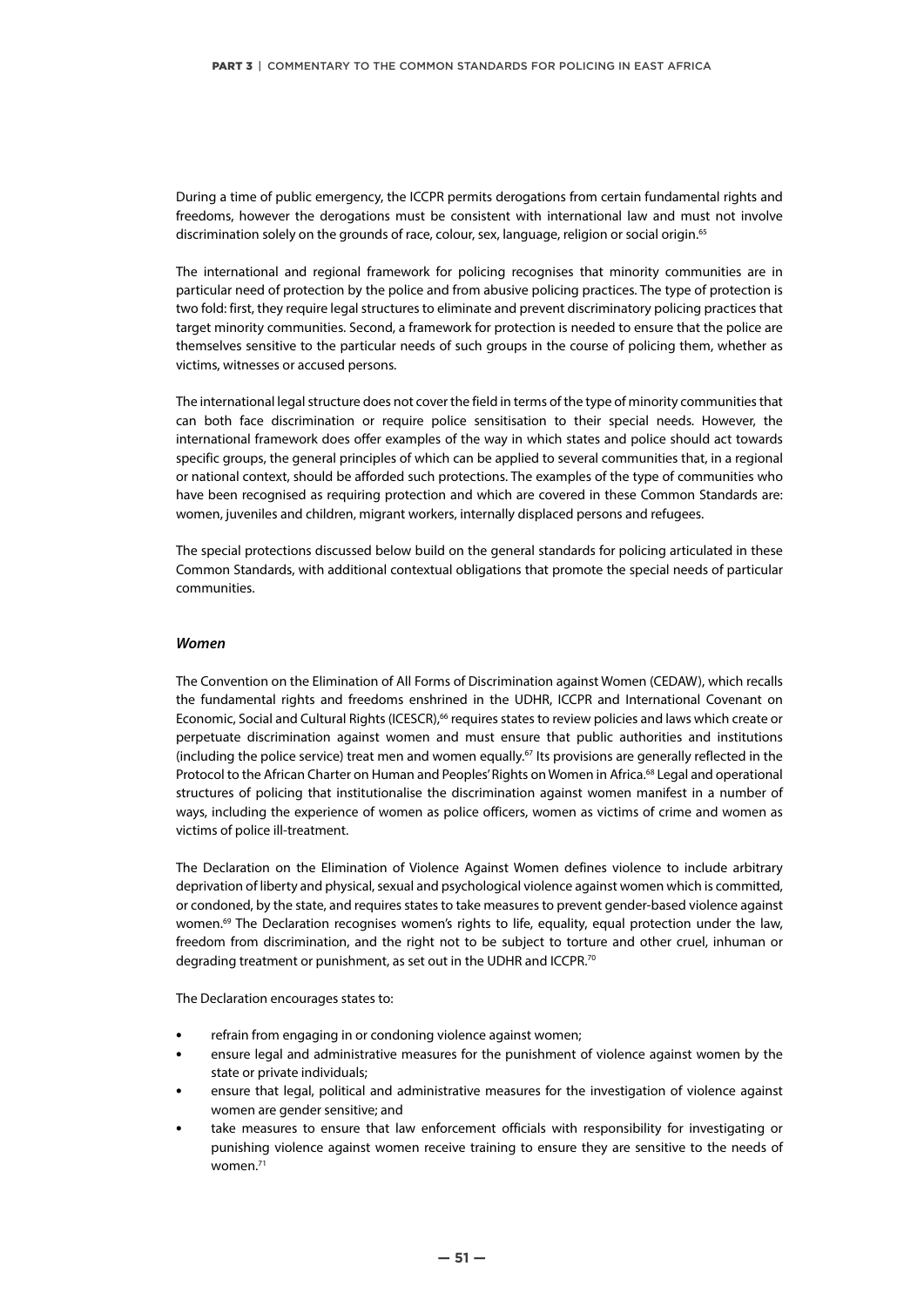During a time of public emergency, the ICCPR permits derogations from certain fundamental rights and freedoms, however the derogations must be consistent with international law and must not involve discrimination solely on the grounds of race, colour, sex, language, religion or social origin.[65]

The international and regional framework for policing recognises that minority communities are in particular need of protection by the police and from abusive policing practices. The type of protection is two fold: first, they require legal structures to eliminate and prevent discriminatory policing practices that target minority communities. Second, a framework for protection is needed to ensure that the police are themselves sensitive to the particular needs of such groups in the course of policing them, whether as victims, witnesses or accused persons.

The international legal structure does not cover the field in terms of the type of minority communities that can both face discrimination or require police sensitisation to their special needs. However, the international framework does offer examples of the way in which states and police should act towards specific groups, the general principles of which can be applied to several communities that, in a regional or national context, should be afforded such protections. The examples of the type of communities who have been recognised as requiring protection and which are covered in these Common Standards are: women, juveniles and children, migrant workers, internally displaced persons and refugees.

The special protections discussed below build on the general standards for policing articulated in these Common Standards, with additional contextual obligations that promote the special needs of particular communities.

### *Women*

The Convention on the Elimination of All Forms of Discrimination against Women (CEDAW), which recalls the fundamental rights and freedoms enshrined in the UDHR, ICCPR and International Covenant on Economic, Social and Cultural Rights (ICESCR),[66] requires states to review policies and laws which create or perpetuate discrimination against women and must ensure that public authorities and institutions (including the police service) treat men and women equally.[67] Its provisions are generally reflected in the Protocol to the African Charter on Human and Peoples' Rights on Women in Africa.[68] Legal and operational structures of policing that institutionalise the discrimination against women manifest in a number of ways, including the experience of women as police officers, women as victims of crime and women as victims of police ill-treatment.

The Declaration on the Elimination of Violence Against Women defines violence to include arbitrary deprivation of liberty and physical, sexual and psychological violence against women which is committed, or condoned, by the state, and requires states to take measures to prevent gender-based violence against women.[69] The Declaration recognises women's rights to life, equality, equal protection under the law, freedom from discrimination, and the right not to be subject to torture and other cruel, inhuman or degrading treatment or punishment, as set out in the UDHR and ICCPR.[70]

The Declaration encourages states to:

- refrain from engaging in or condoning violence against women;
- ensure legal and administrative measures for the punishment of violence against women by the state or private individuals;
- ensure that legal, political and administrative measures for the investigation of violence against women are gender sensitive; and
- take measures to ensure that law enforcement officials with responsibility for investigating or punishing violence against women receive training to ensure they are sensitive to the needs of women.[71]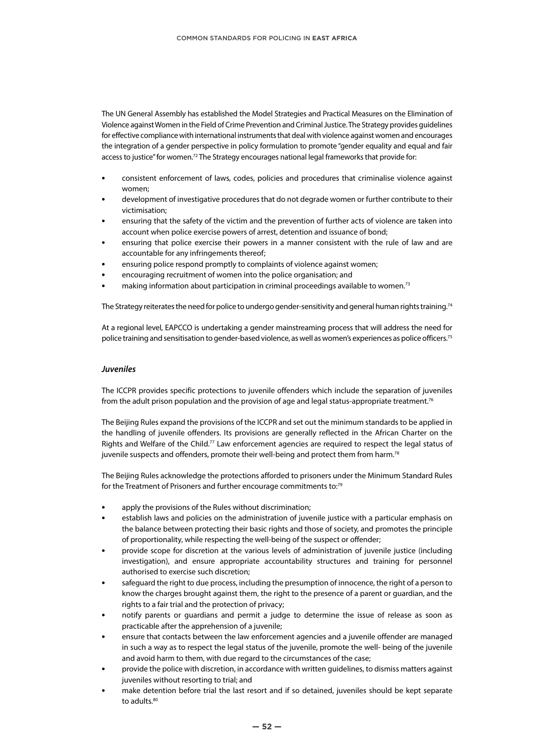The UN General Assembly has established the Model Strategies and Practical Measures on the Elimination of Violence against Women in the Field of Crime Prevention and Criminal Justice. The Strategy provides guidelines for effective compliance with international instruments that deal with violence against women and encourages the integration of a gender perspective in policy formulation to promote "gender equality and equal and fair access to justice" for women.[72] The Strategy encourages national legal frameworks that provide for:

- consistent enforcement of laws, codes, policies and procedures that criminalise violence against women;
- development of investigative procedures that do not degrade women or further contribute to their victimisation;
- ensuring that the safety of the victim and the prevention of further acts of violence are taken into account when police exercise powers of arrest, detention and issuance of bond;
- ensuring that police exercise their powers in a manner consistent with the rule of law and are accountable for any infringements thereof;
- ensuring police respond promptly to complaints of violence against women;
- encouraging recruitment of women into the police organisation; and
- making information about participation in criminal proceedings available to women.[73]

The Strategy reiterates the need for police to undergo gender-sensitivity and general human rights training.[74]

At a regional level, EAPCCO is undertaking a gender mainstreaming process that will address the need for police training and sensitisation to gender-based violence, as well as women's experiences as police officers.[75]

### *Juveniles*

The ICCPR provides specific protections to juvenile offenders which include the separation of juveniles from the adult prison population and the provision of age and legal status-appropriate treatment.[76]

The Beijing Rules expand the provisions of the ICCPR and set out the minimum standards to be applied in the handling of juvenile offenders. Its provisions are generally reflected in the African Charter on the Rights and Welfare of the Child.[77] Law enforcement agencies are required to respect the legal status of juvenile suspects and offenders, promote their well-being and protect them from harm.[78]

The Beijing Rules acknowledge the protections afforded to prisoners under the Minimum Standard Rules for the Treatment of Prisoners and further encourage commitments to:[79]

- apply the provisions of the Rules without discrimination;
- establish laws and policies on the administration of juvenile justice with a particular emphasis on the balance between protecting their basic rights and those of society, and promotes the principle of proportionality, while respecting the well-being of the suspect or offender;
- provide scope for discretion at the various levels of administration of juvenile justice (including investigation), and ensure appropriate accountability structures and training for personnel authorised to exercise such discretion;
- safeguard the right to due process, including the presumption of innocence, the right of a person to know the charges brought against them, the right to the presence of a parent or guardian, and the rights to a fair trial and the protection of privacy;
- notify parents or guardians and permit a judge to determine the issue of release as soon as practicable after the apprehension of a juvenile;
- ensure that contacts between the law enforcement agencies and a juvenile offender are managed in such a way as to respect the legal status of the juvenile, promote the well- being of the juvenile and avoid harm to them, with due regard to the circumstances of the case;
- provide the police with discretion, in accordance with written guidelines, to dismiss matters against juveniles without resorting to trial; and
- make detention before trial the last resort and if so detained, juveniles should be kept separate to adults.[80]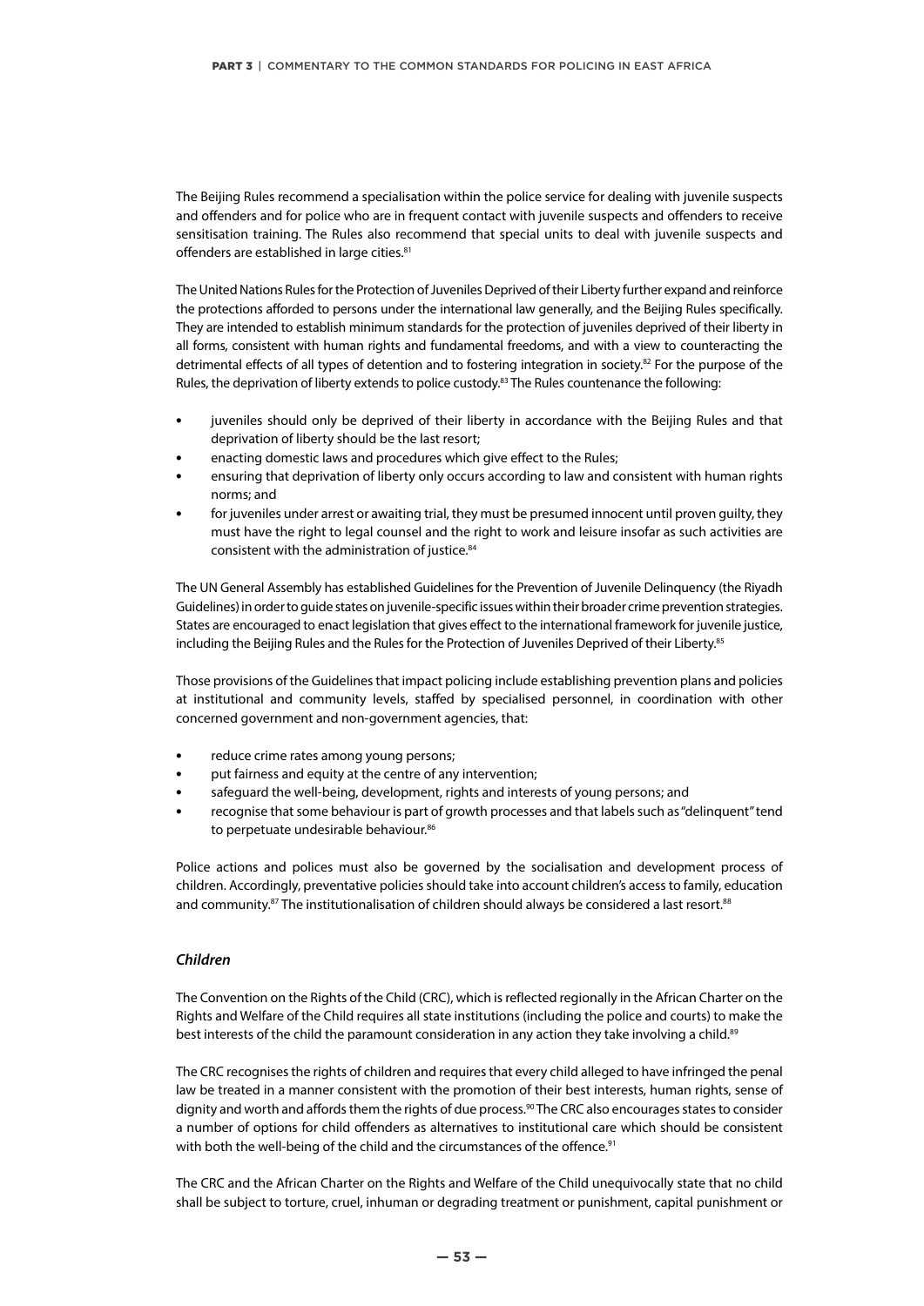The Beijing Rules recommend a specialisation within the police service for dealing with juvenile suspects and offenders and for police who are in frequent contact with juvenile suspects and offenders to receive sensitisation training. The Rules also recommend that special units to deal with juvenile suspects and offenders are established in large cities.[81]

The United Nations Rules for the Protection of Juveniles Deprived of their Liberty further expand and reinforce the protections afforded to persons under the international law generally, and the Beijing Rules specifically. They are intended to establish minimum standards for the protection of juveniles deprived of their liberty in all forms, consistent with human rights and fundamental freedoms, and with a view to counteracting the detrimental effects of all types of detention and to fostering integration in society.[82] For the purpose of the Rules, the deprivation of liberty extends to police custody.[83] The Rules countenance the following:

- juveniles should only be deprived of their liberty in accordance with the Beijing Rules and that deprivation of liberty should be the last resort;
- enacting domestic laws and procedures which give effect to the Rules;
- ensuring that deprivation of liberty only occurs according to law and consistent with human rights norms; and
- for juveniles under arrest or awaiting trial, they must be presumed innocent until proven guilty, they must have the right to legal counsel and the right to work and leisure insofar as such activities are consistent with the administration of justice.[84]

The UN General Assembly has established Guidelines for the Prevention of Juvenile Delinquency (the Riyadh Guidelines) in order to guide states on juvenile-specific issues within their broader crime prevention strategies. States are encouraged to enact legislation that gives effect to the international framework for juvenile justice, including the Beijing Rules and the Rules for the Protection of Juveniles Deprived of their Liberty.[85]

Those provisions of the Guidelines that impact policing include establishing prevention plans and policies at institutional and community levels, staffed by specialised personnel, in coordination with other concerned government and non-government agencies, that:

- reduce crime rates among young persons;
- put fairness and equity at the centre of any intervention;
- safeguard the well-being, development, rights and interests of young persons; and
- recognise that some behaviour is part of growth processes and that labels such as "delinquent" tend to perpetuate undesirable behaviour.[86]

Police actions and polices must also be governed by the socialisation and development process of children. Accordingly, preventative policies should take into account children's access to family, education and community.[87] The institutionalisation of children should always be considered a last resort.[88]

### *Children*

The Convention on the Rights of the Child (CRC), which is reflected regionally in the African Charter on the Rights and Welfare of the Child requires all state institutions (including the police and courts) to make the best interests of the child the paramount consideration in any action they take involving a child.[89]

The CRC recognises the rights of children and requires that every child alleged to have infringed the penal law be treated in a manner consistent with the promotion of their best interests, human rights, sense of dignity and worth and affords them the rights of due process.[90] The CRC also encourages states to consider a number of options for child offenders as alternatives to institutional care which should be consistent with both the well-being of the child and the circumstances of the offence.[91]

The CRC and the African Charter on the Rights and Welfare of the Child unequivocally state that no child shall be subject to torture, cruel, inhuman or degrading treatment or punishment, capital punishment or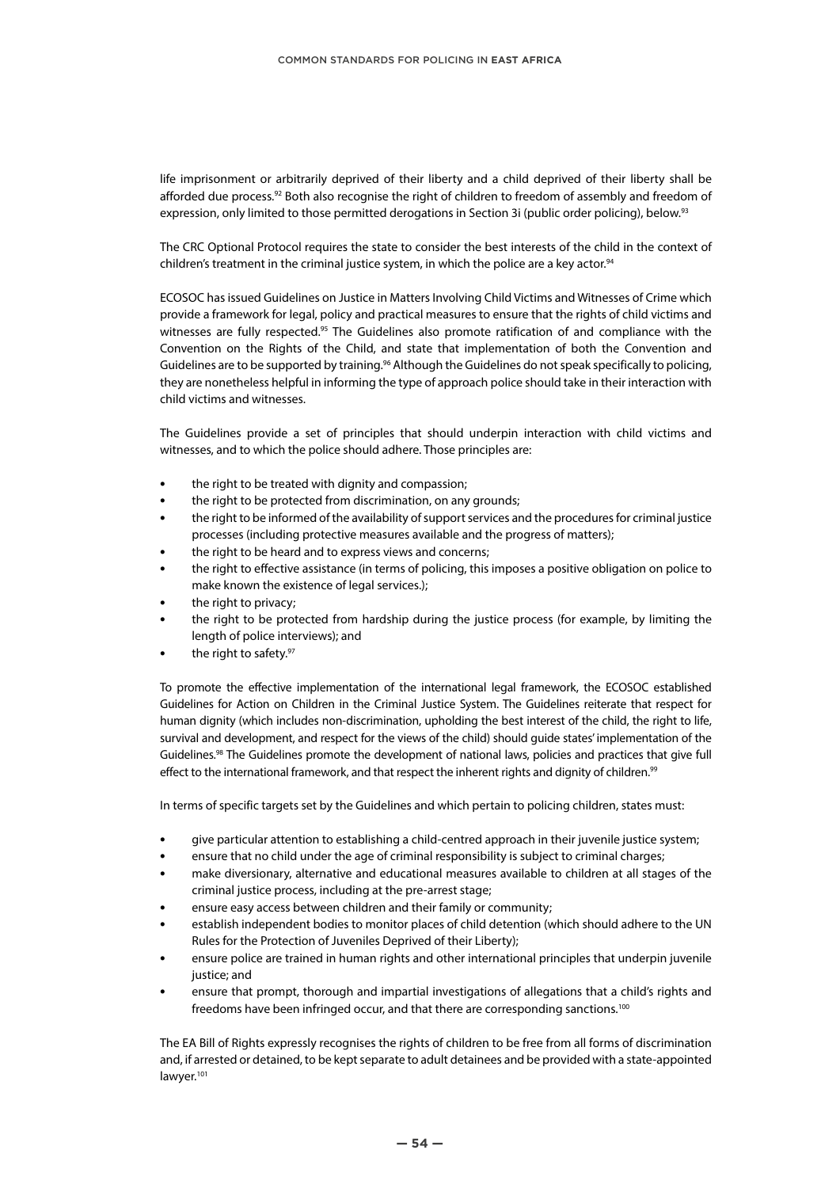life imprisonment or arbitrarily deprived of their liberty and a child deprived of their liberty shall be afforded due process.[92] Both also recognise the right of children to freedom of assembly and freedom of expression, only limited to those permitted derogations in Section 3i (public order policing), below.[93]

The CRC Optional Protocol requires the state to consider the best interests of the child in the context of children's treatment in the criminal justice system, in which the police are a key actor.[94]

ECOSOC has issued Guidelines on Justice in Matters Involving Child Victims and Witnesses of Crime which provide a framework for legal, policy and practical measures to ensure that the rights of child victims and witnesses are fully respected.[95] The Guidelines also promote ratification of and compliance with the Convention on the Rights of the Child, and state that implementation of both the Convention and Guidelines are to be supported by training.[96] Although the Guidelines do not speak specifically to policing, they are nonetheless helpful in informing the type of approach police should take in their interaction with child victims and witnesses.

The Guidelines provide a set of principles that should underpin interaction with child victims and witnesses, and to which the police should adhere. Those principles are:

- the right to be treated with dignity and compassion;
- the right to be protected from discrimination, on any grounds;
- the right to be informed of the availability of support services and the procedures for criminal justice processes (including protective measures available and the progress of matters);
- the right to be heard and to express views and concerns;
- the right to effective assistance (in terms of policing, this imposes a positive obligation on police to make known the existence of legal services.);
- the right to privacy;
- the right to be protected from hardship during the justice process (for example, by limiting the length of police interviews); and
- the right to safety.[97]

To promote the effective implementation of the international legal framework, the ECOSOC established Guidelines for Action on Children in the Criminal Justice System. The Guidelines reiterate that respect for human dignity (which includes non-discrimination, upholding the best interest of the child, the right to life, survival and development, and respect for the views of the child) should guide states' implementation of the Guidelines.[98] The Guidelines promote the development of national laws, policies and practices that give full effect to the international framework, and that respect the inherent rights and dignity of children.[99]

In terms of specific targets set by the Guidelines and which pertain to policing children, states must:

- give particular attention to establishing a child-centred approach in their juvenile justice system;
- ensure that no child under the age of criminal responsibility is subject to criminal charges;
- make diversionary, alternative and educational measures available to children at all stages of the criminal justice process, including at the pre-arrest stage;
- ensure easy access between children and their family or community;
- establish independent bodies to monitor places of child detention (which should adhere to the UN Rules for the Protection of Juveniles Deprived of their Liberty);
- ensure police are trained in human rights and other international principles that underpin juvenile justice; and
- ensure that prompt, thorough and impartial investigations of allegations that a child's rights and freedoms have been infringed occur, and that there are corresponding sanctions.[100]

The EA Bill of Rights expressly recognises the rights of children to be free from all forms of discrimination and, if arrested or detained, to be kept separate to adult detainees and be provided with a state-appointed lawyer.[101]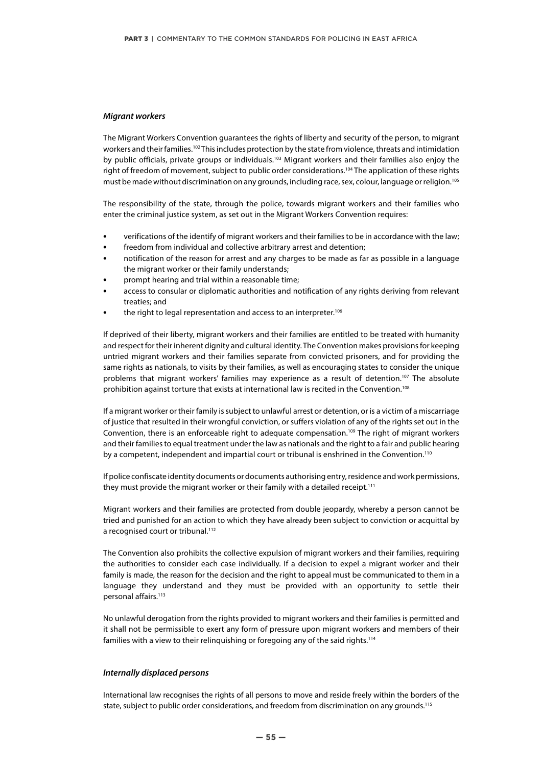### *Migrant workers*

The Migrant Workers Convention guarantees the rights of liberty and security of the person, to migrant workers and their families.[102] This includes protection by the state from violence, threats and intimidation by public officials, private groups or individuals.[103] Migrant workers and their families also enjoy the right of freedom of movement, subject to public order considerations.[104] The application of these rights must be made without discrimination on any grounds, including race, sex, colour, language or religion.[105]

The responsibility of the state, through the police, towards migrant workers and their families who enter the criminal justice system, as set out in the Migrant Workers Convention requires:

- verifications of the identify of migrant workers and their families to be in accordance with the law;
- freedom from individual and collective arbitrary arrest and detention;
- notification of the reason for arrest and any charges to be made as far as possible in a language the migrant worker or their family understands;
- prompt hearing and trial within a reasonable time;
- access to consular or diplomatic authorities and notification of any rights deriving from relevant treaties; and
- the right to legal representation and access to an interpreter.[106]

If deprived of their liberty, migrant workers and their families are entitled to be treated with humanity and respect for their inherent dignity and cultural identity. The Convention makes provisions for keeping untried migrant workers and their families separate from convicted prisoners, and for providing the same rights as nationals, to visits by their families, as well as encouraging states to consider the unique problems that migrant workers' families may experience as a result of detention.[107] The absolute prohibition against torture that exists at international law is recited in the Convention.[108]

If a migrant worker or their family is subject to unlawful arrest or detention, or is a victim of a miscarriage of justice that resulted in their wrongful conviction, or suffers violation of any of the rights set out in the Convention, there is an enforceable right to adequate compensation.[109] The right of migrant workers and their families to equal treatment under the law as nationals and the right to a fair and public hearing by a competent, independent and impartial court or tribunal is enshrined in the Convention.[110]

If police confiscate identity documents or documents authorising entry, residence and work permissions, they must provide the migrant worker or their family with a detailed receipt.[111]

Migrant workers and their families are protected from double jeopardy, whereby a person cannot be tried and punished for an action to which they have already been subject to conviction or acquittal by a recognised court or tribunal.[112]

The Convention also prohibits the collective expulsion of migrant workers and their families, requiring the authorities to consider each case individually. If a decision to expel a migrant worker and their family is made, the reason for the decision and the right to appeal must be communicated to them in a language they understand and they must be provided with an opportunity to settle their personal affairs.[113]

No unlawful derogation from the rights provided to migrant workers and their families is permitted and it shall not be permissible to exert any form of pressure upon migrant workers and members of their families with a view to their relinquishing or foregoing any of the said rights.[114]

### *Internally displaced persons*

International law recognises the rights of all persons to move and reside freely within the borders of the state, subject to public order considerations, and freedom from discrimination on any grounds.[115]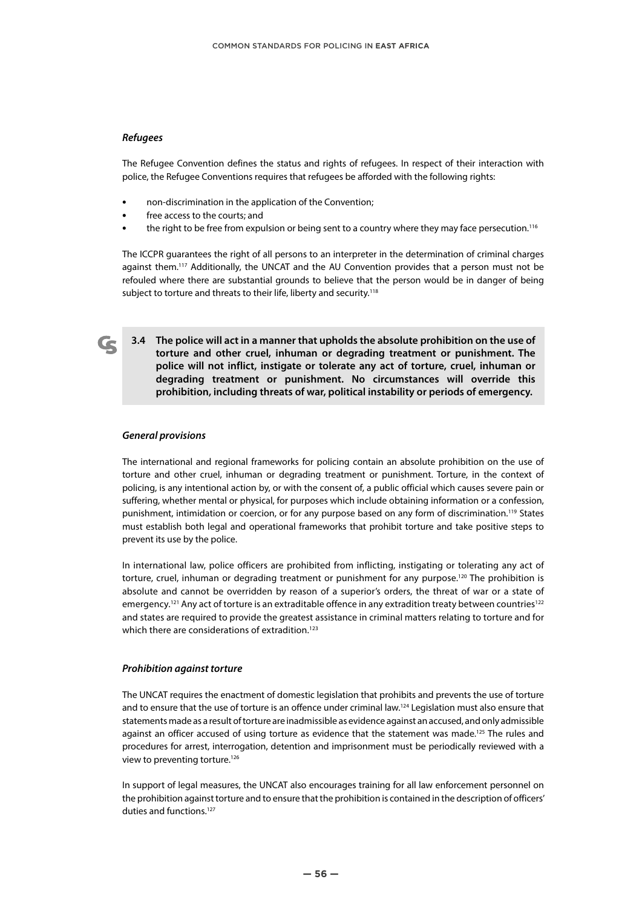### *Refugees*

The Refugee Convention defines the status and rights of refugees. In respect of their interaction with police, the Refugee Conventions requires that refugees be afforded with the following rights:

- non-discrimination in the application of the Convention;
- free access to the courts; and
- the right to be free from expulsion or being sent to a country where they may face persecution.[116]

The ICCPR guarantees the right of all persons to an interpreter in the determination of criminal charges against them.[117] Additionally, the UNCAT and the AU Convention provides that a person must not be refouled where there are substantial grounds to believe that the person would be in danger of being subject to torture and threats to their life, liberty and security.[118]

**3.4 The police will act in a manner that upholds the absolute prohibition on the use of torture and other cruel, inhuman or degrading treatment or punishment. The police will not inflict, instigate or tolerate any act of torture, cruel, inhuman or degrading treatment or punishment. No circumstances will override this prohibition, including threats of war, political instability or periods of emergency.**

### *General provisions*

The international and regional frameworks for policing contain an absolute prohibition on the use of torture and other cruel, inhuman or degrading treatment or punishment. Torture, in the context of policing, is any intentional action by, or with the consent of, a public official which causes severe pain or suffering, whether mental or physical, for purposes which include obtaining information or a confession, punishment, intimidation or coercion, or for any purpose based on any form of discrimination.[119] States must establish both legal and operational frameworks that prohibit torture and take positive steps to prevent its use by the police.

In international law, police officers are prohibited from inflicting, instigating or tolerating any act of torture, cruel, inhuman or degrading treatment or punishment for any purpose.[120] The prohibition is absolute and cannot be overridden by reason of a superior's orders, the threat of war or a state of emergency.[121] Any act of torture is an extraditable offence in any extradition treaty between countries[122] and states are required to provide the greatest assistance in criminal matters relating to torture and for which there are considerations of extradition.[123]

### *Prohibition against torture*

The UNCAT requires the enactment of domestic legislation that prohibits and prevents the use of torture and to ensure that the use of torture is an offence under criminal law.[124] Legislation must also ensure that statements made as a result of torture are inadmissible as evidence against an accused, and only admissible against an officer accused of using torture as evidence that the statement was made.[125] The rules and procedures for arrest, interrogation, detention and imprisonment must be periodically reviewed with a view to preventing torture.[126]

In support of legal measures, the UNCAT also encourages training for all law enforcement personnel on the prohibition against torture and to ensure that the prohibition is contained in the description of officers' duties and functions.[127]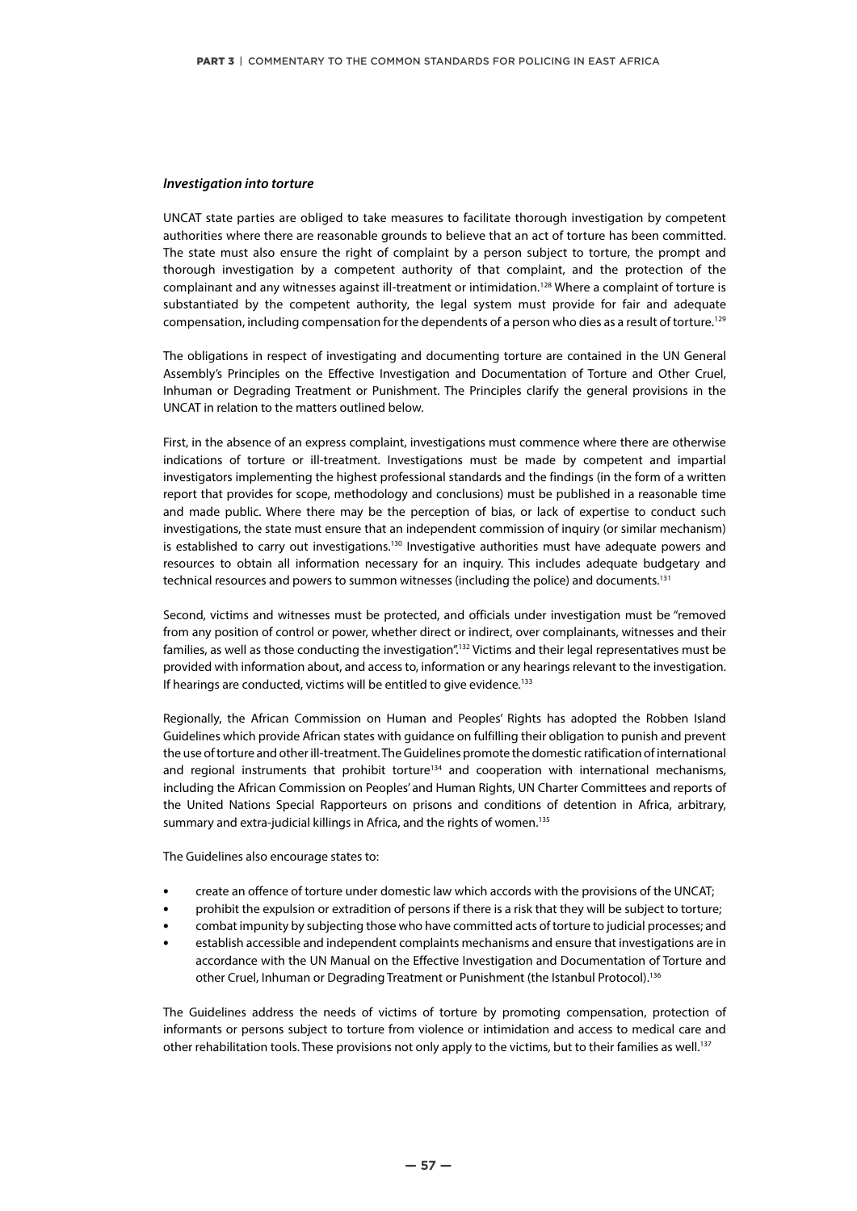### *Investigation into torture*

UNCAT state parties are obliged to take measures to facilitate thorough investigation by competent authorities where there are reasonable grounds to believe that an act of torture has been committed. The state must also ensure the right of complaint by a person subject to torture, the prompt and thorough investigation by a competent authority of that complaint, and the protection of the complainant and any witnesses against ill-treatment or intimidation.[128] Where a complaint of torture is substantiated by the competent authority, the legal system must provide for fair and adequate compensation, including compensation for the dependents of a person who dies as a result of torture.[129]

The obligations in respect of investigating and documenting torture are contained in the UN General Assembly's Principles on the Effective Investigation and Documentation of Torture and Other Cruel, Inhuman or Degrading Treatment or Punishment. The Principles clarify the general provisions in the UNCAT in relation to the matters outlined below.

First, in the absence of an express complaint, investigations must commence where there are otherwise indications of torture or ill-treatment. Investigations must be made by competent and impartial investigators implementing the highest professional standards and the findings (in the form of a written report that provides for scope, methodology and conclusions) must be published in a reasonable time and made public. Where there may be the perception of bias, or lack of expertise to conduct such investigations, the state must ensure that an independent commission of inquiry (or similar mechanism) is established to carry out investigations.[130] Investigative authorities must have adequate powers and resources to obtain all information necessary for an inquiry. This includes adequate budgetary and technical resources and powers to summon witnesses (including the police) and documents.[131]

Second, victims and witnesses must be protected, and officials under investigation must be "removed from any position of control or power, whether direct or indirect, over complainants, witnesses and their families, as well as those conducting the investigation".[132] Victims and their legal representatives must be provided with information about, and access to, information or any hearings relevant to the investigation. If hearings are conducted, victims will be entitled to give evidence.[133]

Regionally, the African Commission on Human and Peoples' Rights has adopted the Robben Island Guidelines which provide African states with guidance on fulfilling their obligation to punish and prevent the use of torture and other ill-treatment. The Guidelines promote the domestic ratification of international and regional instruments that prohibit torture[134] and cooperation with international mechanisms, including the African Commission on Peoples' and Human Rights, UN Charter Committees and reports of the United Nations Special Rapporteurs on prisons and conditions of detention in Africa, arbitrary, summary and extra-judicial killings in Africa, and the rights of women.[135]

The Guidelines also encourage states to:

- create an offence of torture under domestic law which accords with the provisions of the UNCAT;
- prohibit the expulsion or extradition of persons if there is a risk that they will be subject to torture;
- combat impunity by subjecting those who have committed acts of torture to judicial processes; and
- establish accessible and independent complaints mechanisms and ensure that investigations are in accordance with the UN Manual on the Effective Investigation and Documentation of Torture and other Cruel, Inhuman or Degrading Treatment or Punishment (the Istanbul Protocol).[136]

The Guidelines address the needs of victims of torture by promoting compensation, protection of informants or persons subject to torture from violence or intimidation and access to medical care and other rehabilitation tools. These provisions not only apply to the victims, but to their families as well.[137]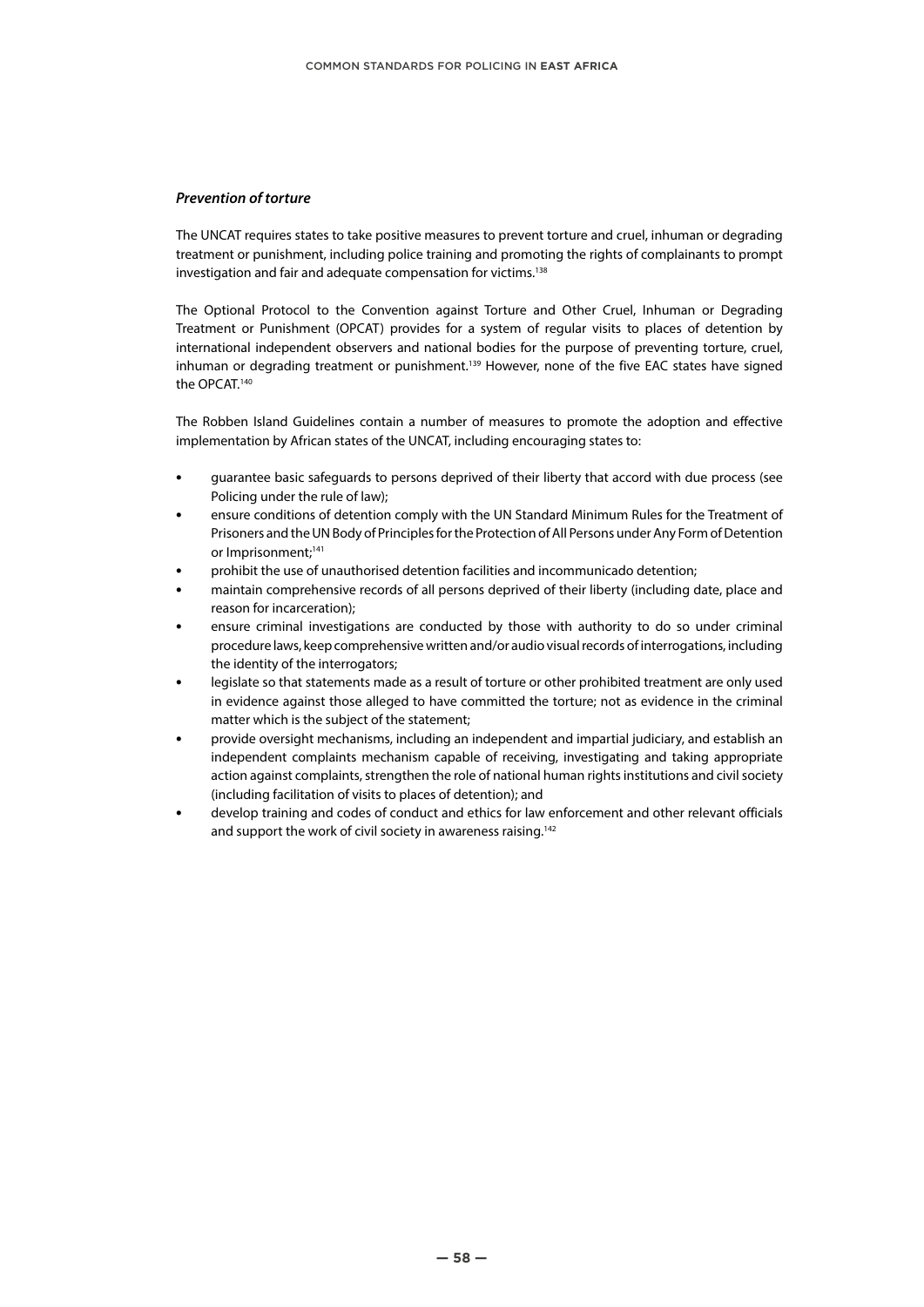### *Prevention of torture*

The UNCAT requires states to take positive measures to prevent torture and cruel, inhuman or degrading treatment or punishment, including police training and promoting the rights of complainants to prompt investigation and fair and adequate compensation for victims.[138]

The Optional Protocol to the Convention against Torture and Other Cruel, Inhuman or Degrading Treatment or Punishment (OPCAT) provides for a system of regular visits to places of detention by international independent observers and national bodies for the purpose of preventing torture, cruel, inhuman or degrading treatment or punishment.[139] However, none of the five EAC states have signed the OPCAT.[140]

The Robben Island Guidelines contain a number of measures to promote the adoption and effective implementation by African states of the UNCAT, including encouraging states to:

- guarantee basic safeguards to persons deprived of their liberty that accord with due process (see Policing under the rule of law);
- ensure conditions of detention comply with the UN Standard Minimum Rules for the Treatment of Prisoners and the UN Body of Principles for the Protection of All Persons under Any Form of Detention or Imprisonment;[141]
- prohibit the use of unauthorised detention facilities and incommunicado detention;
- maintain comprehensive records of all persons deprived of their liberty (including date, place and reason for incarceration);
- ensure criminal investigations are conducted by those with authority to do so under criminal procedure laws, keep comprehensive written and/or audio visual records of interrogations, including the identity of the interrogators;
- legislate so that statements made as a result of torture or other prohibited treatment are only used in evidence against those alleged to have committed the torture; not as evidence in the criminal matter which is the subject of the statement;
- provide oversight mechanisms, including an independent and impartial judiciary, and establish an independent complaints mechanism capable of receiving, investigating and taking appropriate action against complaints, strengthen the role of national human rights institutions and civil society (including facilitation of visits to places of detention); and
- develop training and codes of conduct and ethics for law enforcement and other relevant officials and support the work of civil society in awareness raising.[142]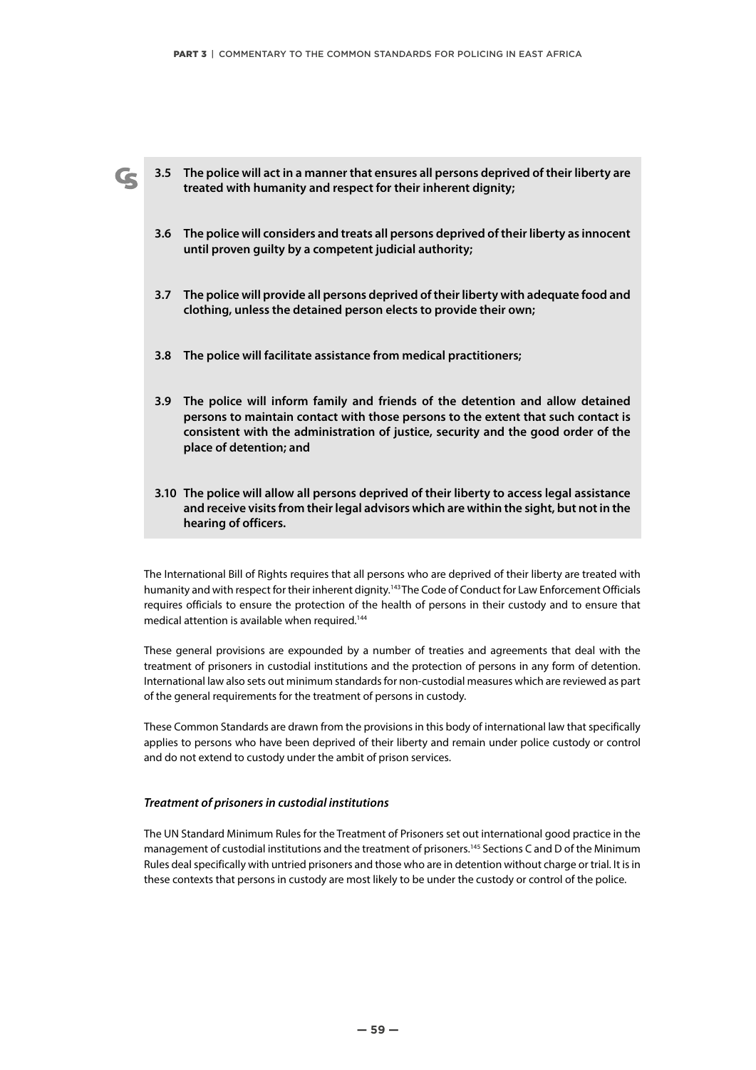**3.5 The police will act in a manner that ensures all persons deprived of their liberty are treated with humanity and respect for their inherent dignity;**

**3.6 The police will considers and treats all persons deprived of their liberty as innocent until proven guilty by a competent judicial authority;**

**3.7 The police will provide all persons deprived of their liberty with adequate food and clothing, unless the detained person elects to provide their own;**

**3.8 The police will facilitate assistance from medical practitioners;**

**3.9 The police will inform family and friends of the detention and allow detained persons to maintain contact with those persons to the extent that such contact is consistent with the administration of justice, security and the good order of the place of detention; and**

**3.10 The police will allow all persons deprived of their liberty to access legal assistance and receive visits from their legal advisors which are within the sight, but not in the hearing of officers.**

The International Bill of Rights requires that all persons who are deprived of their liberty are treated with humanity and with respect for their inherent dignity.[143] The Code of Conduct for Law Enforcement Officials requires officials to ensure the protection of the health of persons in their custody and to ensure that medical attention is available when required.[144]

These general provisions are expounded by a number of treaties and agreements that deal with the treatment of prisoners in custodial institutions and the protection of persons in any form of detention. International law also sets out minimum standards for non-custodial measures which are reviewed as part of the general requirements for the treatment of persons in custody.

These Common Standards are drawn from the provisions in this body of international law that specifically applies to persons who have been deprived of their liberty and remain under police custody or control and do not extend to custody under the ambit of prison services.

### *Treatment of prisoners in custodial institutions*

The UN Standard Minimum Rules for the Treatment of Prisoners set out international good practice in the management of custodial institutions and the treatment of prisoners.[145] Sections C and D of the Minimum Rules deal specifically with untried prisoners and those who are in detention without charge or trial. It is in these contexts that persons in custody are most likely to be under the custody or control of the police.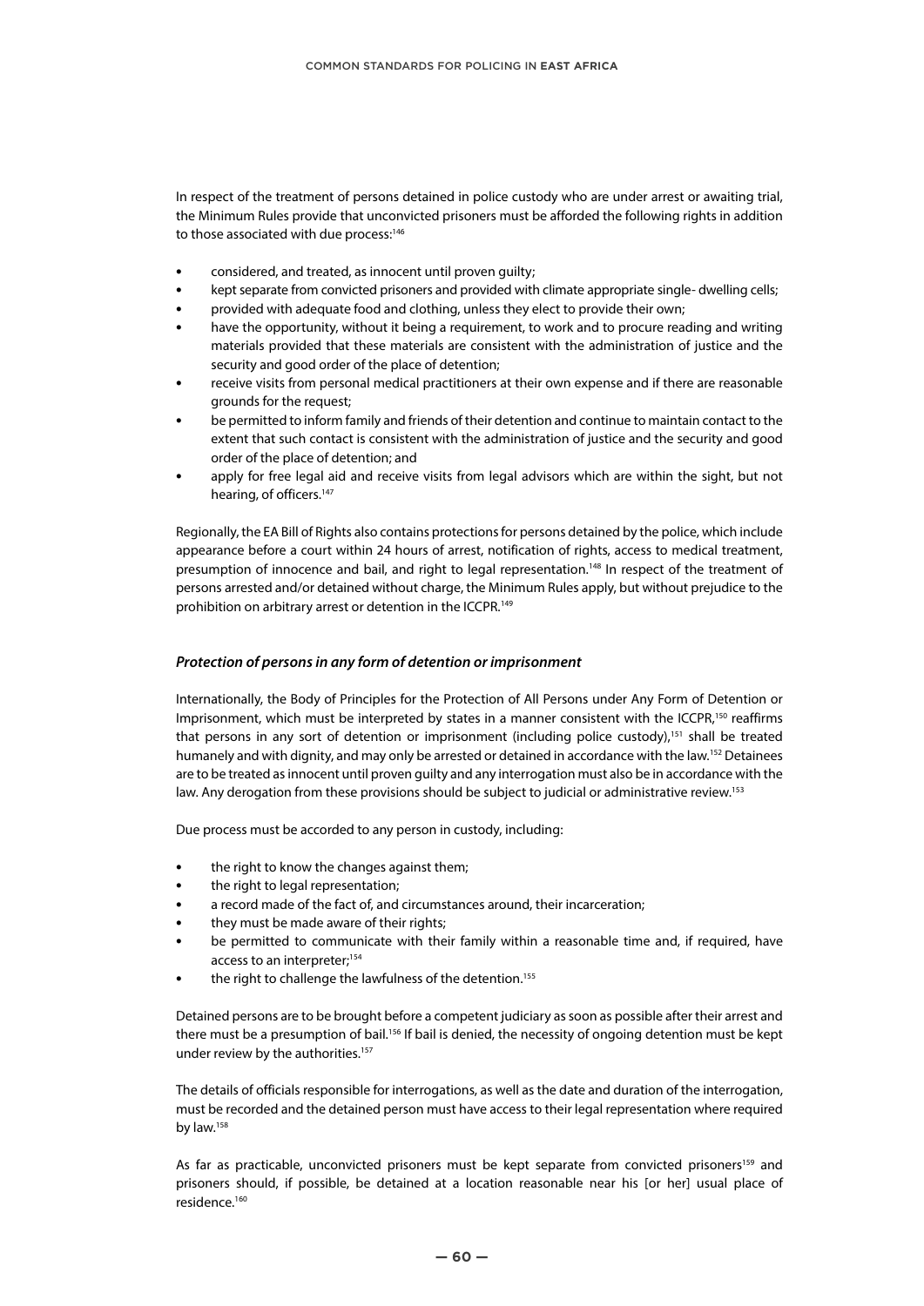In respect of the treatment of persons detained in police custody who are under arrest or awaiting trial, the Minimum Rules provide that unconvicted prisoners must be afforded the following rights in addition to those associated with due process:[146]

- considered, and treated, as innocent until proven guilty;
- kept separate from convicted prisoners and provided with climate appropriate single- dwelling cells;
- provided with adequate food and clothing, unless they elect to provide their own;
- have the opportunity, without it being a requirement, to work and to procure reading and writing materials provided that these materials are consistent with the administration of justice and the security and good order of the place of detention;
- receive visits from personal medical practitioners at their own expense and if there are reasonable grounds for the request;
- be permitted to inform family and friends of their detention and continue to maintain contact to the extent that such contact is consistent with the administration of justice and the security and good order of the place of detention; and
- apply for free legal aid and receive visits from legal advisors which are within the sight, but not hearing, of officers.[147]

Regionally, the EA Bill of Rights also contains protections for persons detained by the police, which include appearance before a court within 24 hours of arrest, notification of rights, access to medical treatment, presumption of innocence and bail, and right to legal representation.[148] In respect of the treatment of persons arrested and/or detained without charge, the Minimum Rules apply, but without prejudice to the prohibition on arbitrary arrest or detention in the ICCPR.[149]

### *Protection of persons in any form of detention or imprisonment*

Internationally, the Body of Principles for the Protection of All Persons under Any Form of Detention or Imprisonment, which must be interpreted by states in a manner consistent with the ICCPR,[150] reaffirms that persons in any sort of detention or imprisonment (including police custody),[151] shall be treated humanely and with dignity, and may only be arrested or detained in accordance with the law.[152] Detainees are to be treated as innocent until proven guilty and any interrogation must also be in accordance with the law. Any derogation from these provisions should be subject to judicial or administrative review.[153]

Due process must be accorded to any person in custody, including:

- the right to know the changes against them;
- the right to legal representation;
- a record made of the fact of, and circumstances around, their incarceration;
- they must be made aware of their rights;
- be permitted to communicate with their family within a reasonable time and, if required, have access to an interpreter;[154]
- the right to challenge the lawfulness of the detention.[155]

Detained persons are to be brought before a competent judiciary as soon as possible after their arrest and there must be a presumption of bail.[156] If bail is denied, the necessity of ongoing detention must be kept under review by the authorities.[157]

The details of officials responsible for interrogations, as well as the date and duration of the interrogation, must be recorded and the detained person must have access to their legal representation where required by law.[158]

As far as practicable, unconvicted prisoners must be kept separate from convicted prisoners[159] and prisoners should, if possible, be detained at a location reasonable near his [or her] usual place of residence.[160]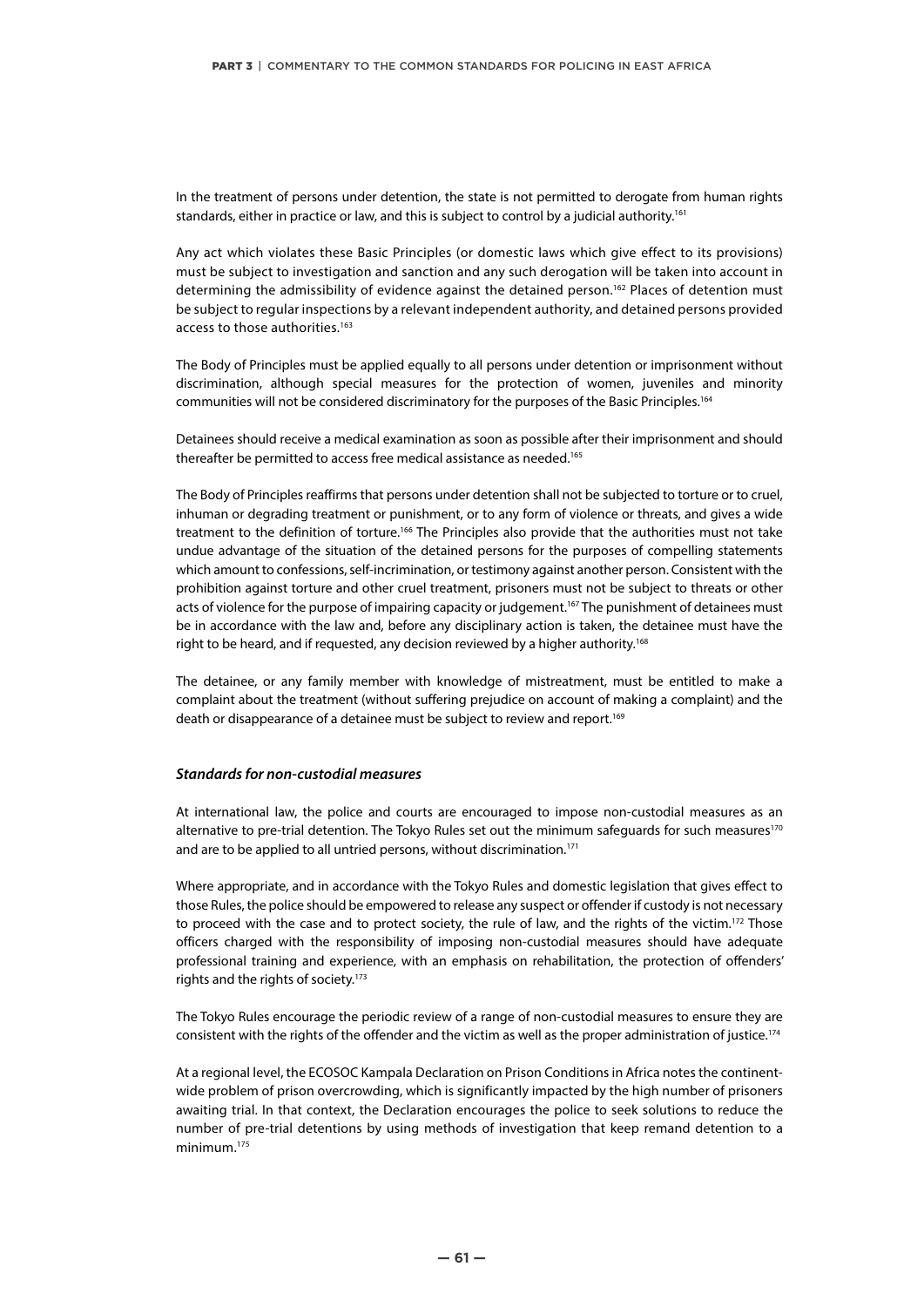In the treatment of persons under detention, the state is not permitted to derogate from human rights standards, either in practice or law, and this is subject to control by a judicial authority.[161]

Any act which violates these Basic Principles (or domestic laws which give effect to its provisions) must be subject to investigation and sanction and any such derogation will be taken into account in determining the admissibility of evidence against the detained person.[162] Places of detention must be subject to regular inspections by a relevant independent authority, and detained persons provided access to those authorities.[163]

The Body of Principles must be applied equally to all persons under detention or imprisonment without discrimination, although special measures for the protection of women, juveniles and minority communities will not be considered discriminatory for the purposes of the Basic Principles.[164]

Detainees should receive a medical examination as soon as possible after their imprisonment and should thereafter be permitted to access free medical assistance as needed.[165]

The Body of Principles reaffirms that persons under detention shall not be subjected to torture or to cruel, inhuman or degrading treatment or punishment, or to any form of violence or threats, and gives a wide treatment to the definition of torture.[166] The Principles also provide that the authorities must not take undue advantage of the situation of the detained persons for the purposes of compelling statements which amount to confessions, self-incrimination, or testimony against another person. Consistent with the prohibition against torture and other cruel treatment, prisoners must not be subject to threats or other acts of violence for the purpose of impairing capacity or judgement.[167] The punishment of detainees must be in accordance with the law and, before any disciplinary action is taken, the detainee must have the right to be heard, and if requested, any decision reviewed by a higher authority.[168]

The detainee, or any family member with knowledge of mistreatment, must be entitled to make a complaint about the treatment (without suffering prejudice on account of making a complaint) and the death or disappearance of a detainee must be subject to review and report.[169]

### *Standards for non-custodial measures*

At international law, the police and courts are encouraged to impose non-custodial measures as an alternative to pre-trial detention. The Tokyo Rules set out the minimum safeguards for such measures[170] and are to be applied to all untried persons, without discrimination.[171]

Where appropriate, and in accordance with the Tokyo Rules and domestic legislation that gives effect to those Rules, the police should be empowered to release any suspect or offender if custody is not necessary to proceed with the case and to protect society, the rule of law, and the rights of the victim.[172] Those officers charged with the responsibility of imposing non-custodial measures should have adequate professional training and experience, with an emphasis on rehabilitation, the protection of offenders' rights and the rights of society.[173]

The Tokyo Rules encourage the periodic review of a range of non-custodial measures to ensure they are consistent with the rights of the offender and the victim as well as the proper administration of justice.[174]

At a regional level, the ECOSOC Kampala Declaration on Prison Conditions in Africa notes the continent-wide problem of prison overcrowding, which is significantly impacted by the high number of prisoners awaiting trial. In that context, the Declaration encourages the police to seek solutions to reduce the number of pre-trial detentions by using methods of investigation that keep remand detention to a minimum.[175]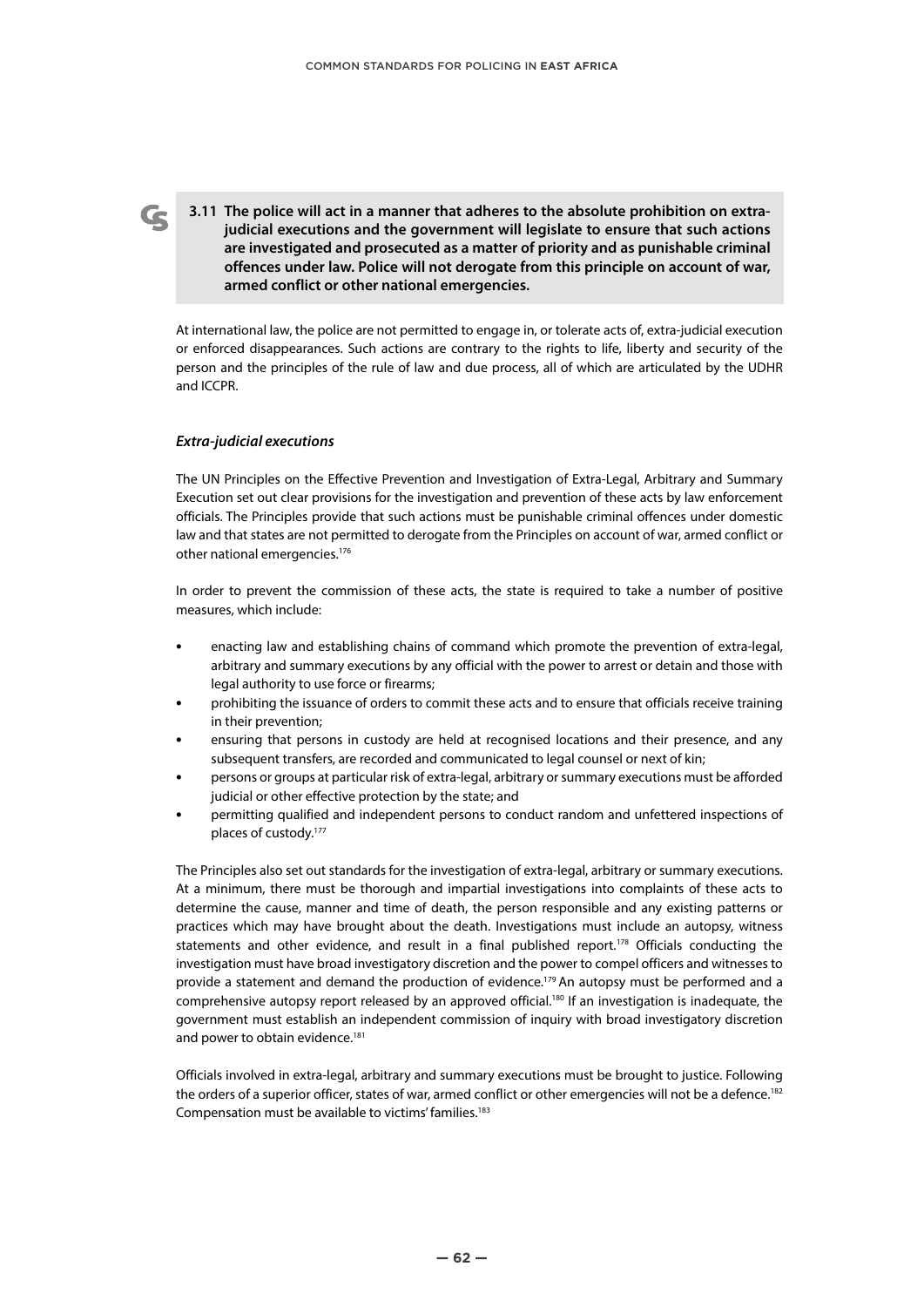**3.11 The police will act in a manner that adheres to the absolute prohibition on extra-judicial executions and the government will legislate to ensure that such actions are investigated and prosecuted as a matter of priority and as punishable criminal offences under law. Police will not derogate from this principle on account of war, armed conflict or other national emergencies.**

At international law, the police are not permitted to engage in, or tolerate acts of, extra-judicial execution or enforced disappearances. Such actions are contrary to the rights to life, liberty and security of the person and the principles of the rule of law and due process, all of which are articulated by the UDHR and ICCPR.

### *Extra-judicial executions*

The UN Principles on the Effective Prevention and Investigation of Extra-Legal, Arbitrary and Summary Execution set out clear provisions for the investigation and prevention of these acts by law enforcement officials. The Principles provide that such actions must be punishable criminal offences under domestic law and that states are not permitted to derogate from the Principles on account of war, armed conflict or other national emergencies.[176]

In order to prevent the commission of these acts, the state is required to take a number of positive measures, which include:

- enacting law and establishing chains of command which promote the prevention of extra-legal, arbitrary and summary executions by any official with the power to arrest or detain and those with legal authority to use force or firearms;
- prohibiting the issuance of orders to commit these acts and to ensure that officials receive training in their prevention;
- ensuring that persons in custody are held at recognised locations and their presence, and any subsequent transfers, are recorded and communicated to legal counsel or next of kin;
- persons or groups at particular risk of extra-legal, arbitrary or summary executions must be afforded judicial or other effective protection by the state; and
- permitting qualified and independent persons to conduct random and unfettered inspections of places of custody.[177]

The Principles also set out standards for the investigation of extra-legal, arbitrary or summary executions. At a minimum, there must be thorough and impartial investigations into complaints of these acts to determine the cause, manner and time of death, the person responsible and any existing patterns or practices which may have brought about the death. Investigations must include an autopsy, witness statements and other evidence, and result in a final published report.[178] Officials conducting the investigation must have broad investigatory discretion and the power to compel officers and witnesses to provide a statement and demand the production of evidence.[179] An autopsy must be performed and a comprehensive autopsy report released by an approved official.[180] If an investigation is inadequate, the government must establish an independent commission of inquiry with broad investigatory discretion and power to obtain evidence.[181]

Officials involved in extra-legal, arbitrary and summary executions must be brought to justice. Following the orders of a superior officer, states of war, armed conflict or other emergencies will not be a defence.[182] Compensation must be available to victims' families.[183]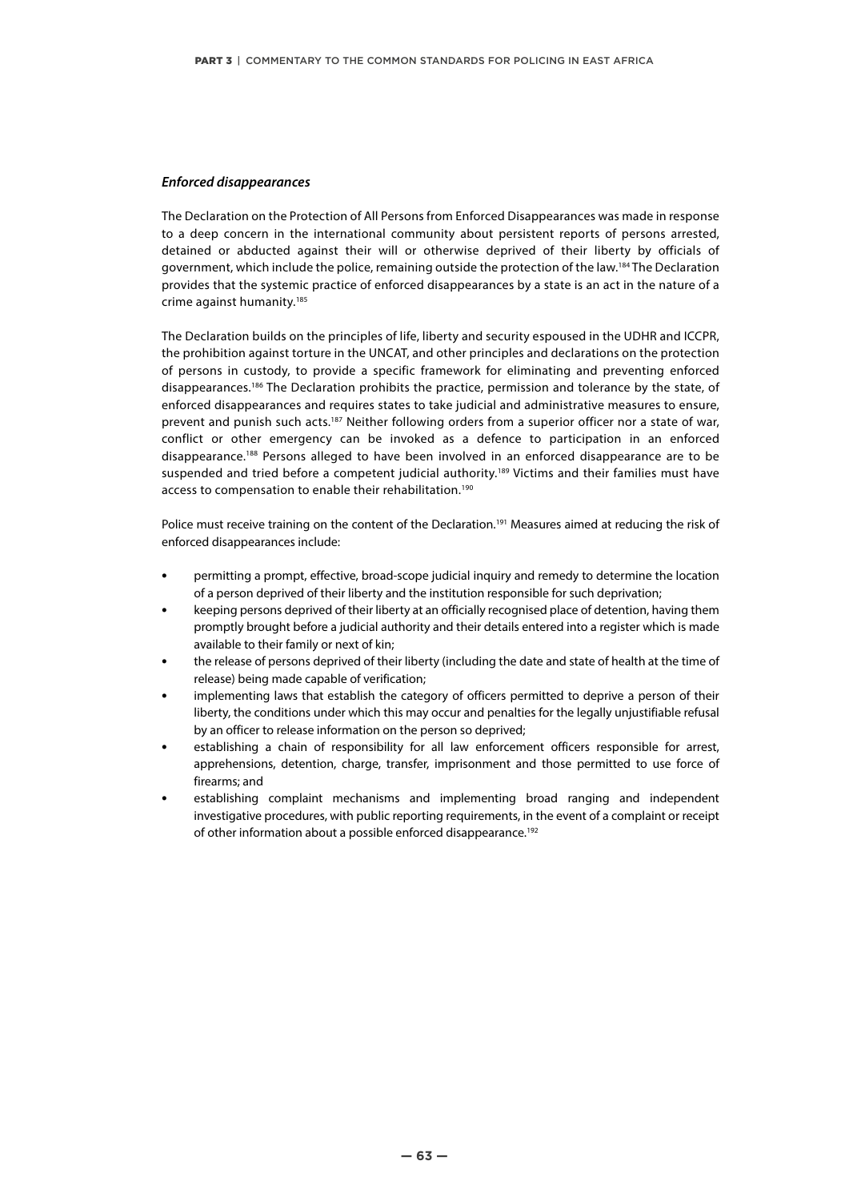### *Enforced disappearances*

The Declaration on the Protection of All Persons from Enforced Disappearances was made in response to a deep concern in the international community about persistent reports of persons arrested, detained or abducted against their will or otherwise deprived of their liberty by officials of government, which include the police, remaining outside the protection of the law.[184] The Declaration provides that the systemic practice of enforced disappearances by a state is an act in the nature of a crime against humanity.[185]

The Declaration builds on the principles of life, liberty and security espoused in the UDHR and ICCPR, the prohibition against torture in the UNCAT, and other principles and declarations on the protection of persons in custody, to provide a specific framework for eliminating and preventing enforced disappearances.[186] The Declaration prohibits the practice, permission and tolerance by the state, of enforced disappearances and requires states to take judicial and administrative measures to ensure, prevent and punish such acts.[187] Neither following orders from a superior officer nor a state of war, conflict or other emergency can be invoked as a defence to participation in an enforced disappearance.[188] Persons alleged to have been involved in an enforced disappearance are to be suspended and tried before a competent judicial authority.[189] Victims and their families must have access to compensation to enable their rehabilitation.[190]

Police must receive training on the content of the Declaration.[191] Measures aimed at reducing the risk of enforced disappearances include:

- permitting a prompt, effective, broad-scope judicial inquiry and remedy to determine the location of a person deprived of their liberty and the institution responsible for such deprivation;
- keeping persons deprived of their liberty at an officially recognised place of detention, having them promptly brought before a judicial authority and their details entered into a register which is made available to their family or next of kin;
- the release of persons deprived of their liberty (including the date and state of health at the time of release) being made capable of verification;
- implementing laws that establish the category of officers permitted to deprive a person of their liberty, the conditions under which this may occur and penalties for the legally unjustifiable refusal by an officer to release information on the person so deprived;
- establishing a chain of responsibility for all law enforcement officers responsible for arrest, apprehensions, detention, charge, transfer, imprisonment and those permitted to use force of firearms; and
- establishing complaint mechanisms and implementing broad ranging and independent investigative procedures, with public reporting requirements, in the event of a complaint or receipt of other information about a possible enforced disappearance.[192]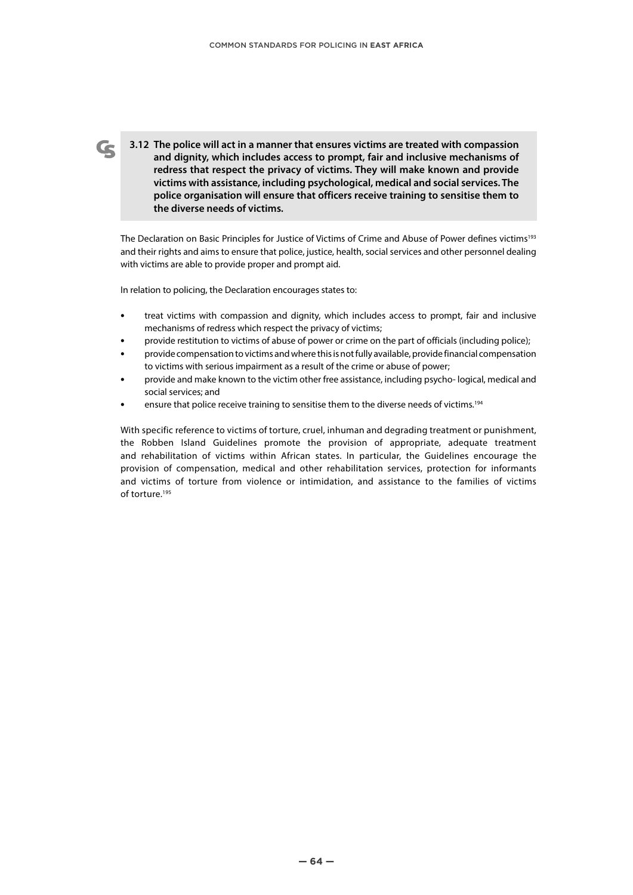**3.12 The police will act in a manner that ensures victims are treated with compassion and dignity, which includes access to prompt, fair and inclusive mechanisms of redress that respect the privacy of victims. They will make known and provide victims with assistance, including psychological, medical and social services. The police organisation will ensure that officers receive training to sensitise them to the diverse needs of victims.**

The Declaration on Basic Principles for Justice of Victims of Crime and Abuse of Power defines victims[193] and their rights and aims to ensure that police, justice, health, social services and other personnel dealing with victims are able to provide proper and prompt aid.

In relation to policing, the Declaration encourages states to:

- treat victims with compassion and dignity, which includes access to prompt, fair and inclusive mechanisms of redress which respect the privacy of victims;
- provide restitution to victims of abuse of power or crime on the part of officials (including police);
- provide compensation to victims and where this is not fully available, provide financial compensation to victims with serious impairment as a result of the crime or abuse of power;
- provide and make known to the victim other free assistance, including psycho- logical, medical and social services; and
- ensure that police receive training to sensitise them to the diverse needs of victims.[194]

With specific reference to victims of torture, cruel, inhuman and degrading treatment or punishment, the Robben Island Guidelines promote the provision of appropriate, adequate treatment and rehabilitation of victims within African states. In particular, the Guidelines encourage the provision of compensation, medical and other rehabilitation services, protection for informants and victims of torture from violence or intimidation, and assistance to the families of victims of torture.[195]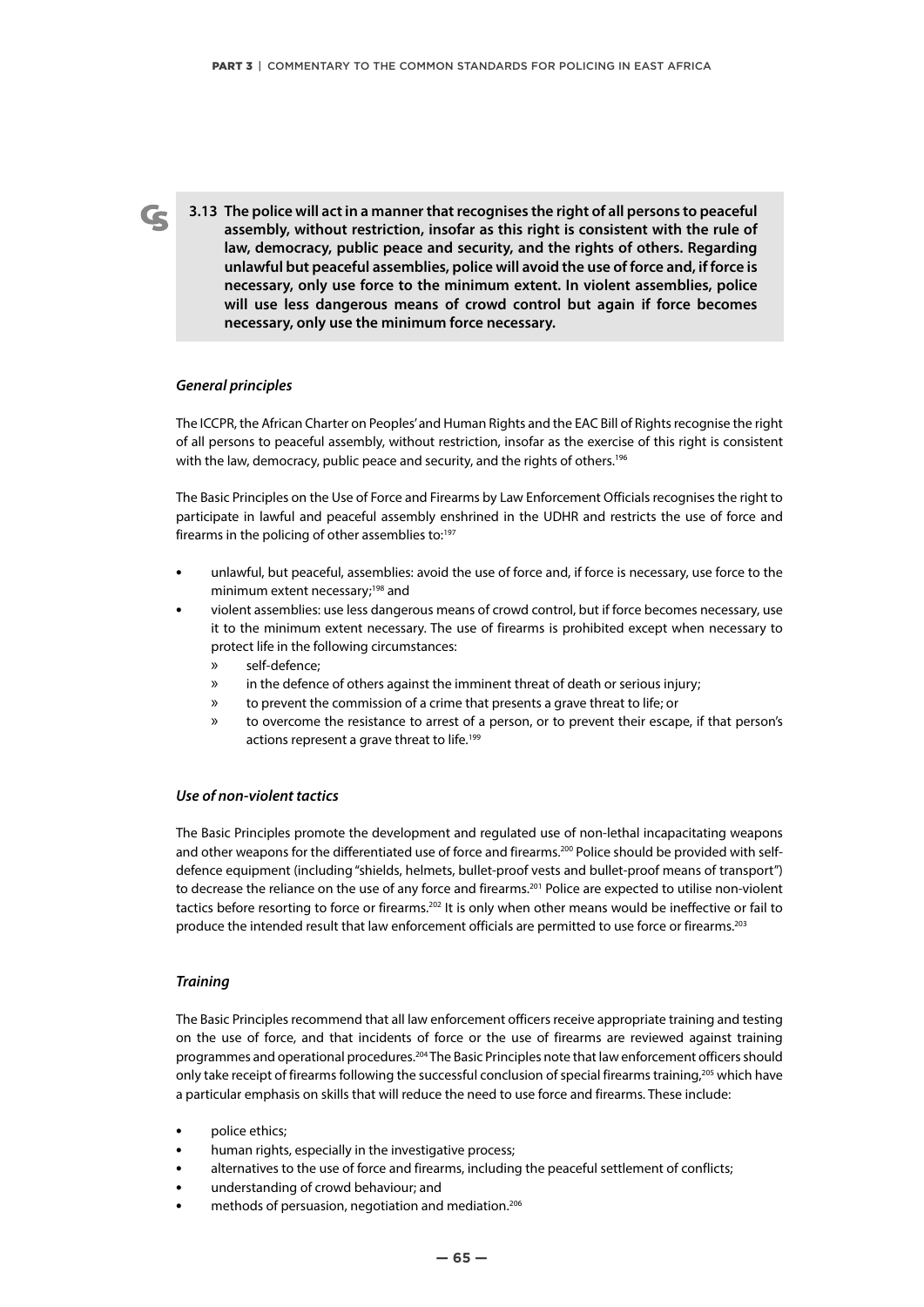**3.13 The police will act in a manner that recognises the right of all persons to peaceful assembly, without restriction, insofar as this right is consistent with the rule of law, democracy, public peace and security, and the rights of others. Regarding unlawful but peaceful assemblies, police will avoid the use of force and, if force is necessary, only use force to the minimum extent. In violent assemblies, police will use less dangerous means of crowd control but again if force becomes necessary, only use the minimum force necessary.**

### *General principles*

The ICCPR, the African Charter on Peoples' and Human Rights and the EAC Bill of Rights recognise the right of all persons to peaceful assembly, without restriction, insofar as the exercise of this right is consistent with the law, democracy, public peace and security, and the rights of others.[196]

The Basic Principles on the Use of Force and Firearms by Law Enforcement Officials recognises the right to participate in lawful and peaceful assembly enshrined in the UDHR and restricts the use of force and firearms in the policing of other assemblies to:[197]

- unlawful, but peaceful, assemblies: avoid the use of force and, if force is necessary, use force to the minimum extent necessary;[198] and
- violent assemblies: use less dangerous means of crowd control, but if force becomes necessary, use it to the minimum extent necessary. The use of firearms is prohibited except when necessary to protect life in the following circumstances:
  - self-defence;
  - in the defence of others against the imminent threat of death or serious injury;
  - to prevent the commission of a crime that presents a grave threat to life; or
  - to overcome the resistance to arrest of a person, or to prevent their escape, if that person's actions represent a grave threat to life.[199]

### *Use of non-violent tactics*

The Basic Principles promote the development and regulated use of non-lethal incapacitating weapons and other weapons for the differentiated use of force and firearms.[200] Police should be provided with self-defence equipment (including "shields, helmets, bullet-proof vests and bullet-proof means of transport") to decrease the reliance on the use of any force and firearms.[201] Police are expected to utilise non-violent tactics before resorting to force or firearms.[202] It is only when other means would be ineffective or fail to produce the intended result that law enforcement officials are permitted to use force or firearms.[203]

### *Training*

The Basic Principles recommend that all law enforcement officers receive appropriate training and testing on the use of force, and that incidents of force or the use of firearms are reviewed against training programmes and operational procedures.[204] The Basic Principles note that law enforcement officers should only take receipt of firearms following the successful conclusion of special firearms training,[205] which have a particular emphasis on skills that will reduce the need to use force and firearms. These include:

- police ethics;
- human rights, especially in the investigative process;
- alternatives to the use of force and firearms, including the peaceful settlement of conflicts;
- understanding of crowd behaviour; and
- methods of persuasion, negotiation and mediation.[206]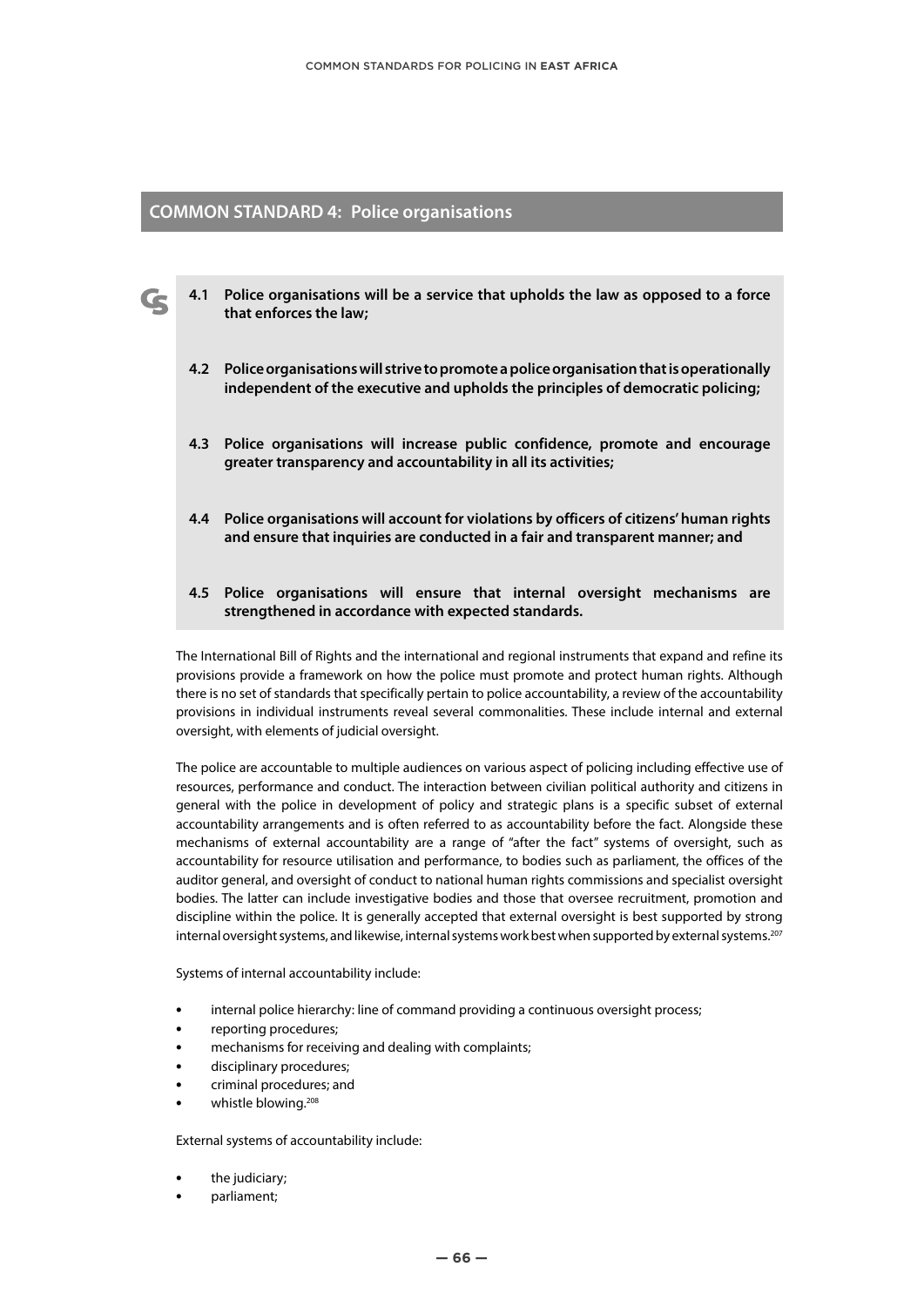## COMMON STANDARD 4: Police organisations

**4.1 Police organisations will be a service that upholds the law as opposed to a force that enforces the law;**

**4.2 Police organisations will strive to promote a police organisation that is operationally independent of the executive and upholds the principles of democratic policing;**

**4.3 Police organisations will increase public confidence, promote and encourage greater transparency and accountability in all its activities;**

**4.4 Police organisations will account for violations by officers of citizens' human rights and ensure that inquiries are conducted in a fair and transparent manner; and**

**4.5 Police organisations will ensure that internal oversight mechanisms are strengthened in accordance with expected standards.**

The International Bill of Rights and the international and regional instruments that expand and refine its provisions provide a framework on how the police must promote and protect human rights. Although there is no set of standards that specifically pertain to police accountability, a review of the accountability provisions in individual instruments reveal several commonalities. These include internal and external oversight, with elements of judicial oversight.

The police are accountable to multiple audiences on various aspect of policing including effective use of resources, performance and conduct. The interaction between civilian political authority and citizens in general with the police in development of policy and strategic plans is a specific subset of external accountability arrangements and is often referred to as accountability before the fact. Alongside these mechanisms of external accountability are a range of "after the fact" systems of oversight, such as accountability for resource utilisation and performance, to bodies such as parliament, the offices of the auditor general, and oversight of conduct to national human rights commissions and specialist oversight bodies. The latter can include investigative bodies and those that oversee recruitment, promotion and discipline within the police. It is generally accepted that external oversight is best supported by strong internal oversight systems, and likewise, internal systems work best when supported by external systems.[207]

Systems of internal accountability include:

- internal police hierarchy: line of command providing a continuous oversight process;
- reporting procedures;
- mechanisms for receiving and dealing with complaints;
- disciplinary procedures;
- criminal procedures; and
- whistle blowing.[208]

External systems of accountability include:

- the judiciary;
- parliament;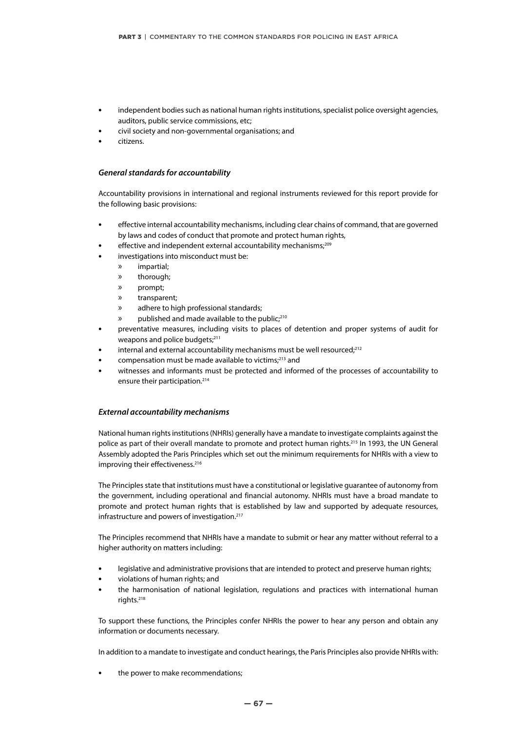- independent bodies such as national human rights institutions, specialist police oversight agencies, auditors, public service commissions, etc;
- civil society and non-governmental organisations; and
- citizens.

### *General standards for accountability*

Accountability provisions in international and regional instruments reviewed for this report provide for the following basic provisions:

- effective internal accountability mechanisms, including clear chains of command, that are governed by laws and codes of conduct that promote and protect human rights,
- effective and independent external accountability mechanisms;[209]
- investigations into misconduct must be:
  - » impartial;
  - » thorough;
  - » prompt;
  - » transparent;
  - » adhere to high professional standards;
  - » published and made available to the public;[210]
- preventative measures, including visits to places of detention and proper systems of audit for weapons and police budgets;[211]
- internal and external accountability mechanisms must be well resourced;[212]
- compensation must be made available to victims;[213] and
- witnesses and informants must be protected and informed of the processes of accountability to ensure their participation.[214]

### *External accountability mechanisms*

National human rights institutions (NHRIs) generally have a mandate to investigate complaints against the police as part of their overall mandate to promote and protect human rights.[215] In 1993, the UN General Assembly adopted the Paris Principles which set out the minimum requirements for NHRIs with a view to improving their effectiveness.[216]

The Principles state that institutions must have a constitutional or legislative guarantee of autonomy from the government, including operational and financial autonomy. NHRIs must have a broad mandate to promote and protect human rights that is established by law and supported by adequate resources, infrastructure and powers of investigation.[217]

The Principles recommend that NHRIs have a mandate to submit or hear any matter without referral to a higher authority on matters including:

- legislative and administrative provisions that are intended to protect and preserve human rights;
- violations of human rights; and
- the harmonisation of national legislation, regulations and practices with international human rights.[218]

To support these functions, the Principles confer NHRIs the power to hear any person and obtain any information or documents necessary.

In addition to a mandate to investigate and conduct hearings, the Paris Principles also provide NHRIs with:

- the power to make recommendations;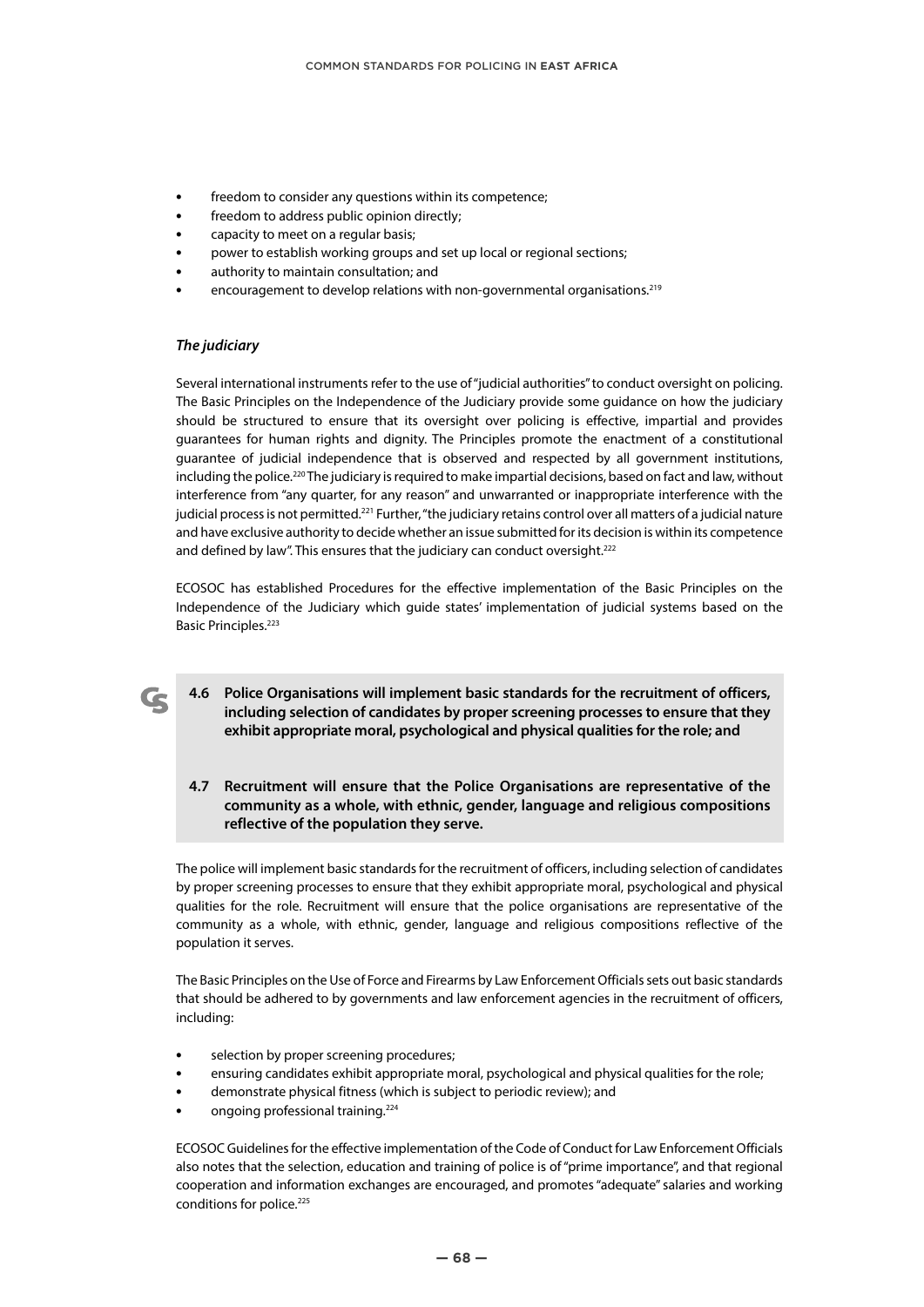- freedom to consider any questions within its competence;
- freedom to address public opinion directly;
- capacity to meet on a regular basis;
- power to establish working groups and set up local or regional sections;
- authority to maintain consultation; and
- encouragement to develop relations with non-governmental organisations.[219]

### *The judiciary*

Several international instruments refer to the use of "judicial authorities" to conduct oversight on policing. The Basic Principles on the Independence of the Judiciary provide some guidance on how the judiciary should be structured to ensure that its oversight over policing is effective, impartial and provides guarantees for human rights and dignity. The Principles promote the enactment of a constitutional guarantee of judicial independence that is observed and respected by all government institutions, including the police.[220] The judiciary is required to make impartial decisions, based on fact and law, without interference from "any quarter, for any reason" and unwarranted or inappropriate interference with the judicial process is not permitted.[221] Further, "the judiciary retains control over all matters of a judicial nature and have exclusive authority to decide whether an issue submitted for its decision is within its competence and defined by law". This ensures that the judiciary can conduct oversight.[222]

ECOSOC has established Procedures for the effective implementation of the Basic Principles on the Independence of the Judiciary which guide states' implementation of judicial systems based on the Basic Principles.[223]

**4.6 Police Organisations will implement basic standards for the recruitment of officers, including selection of candidates by proper screening processes to ensure that they exhibit appropriate moral, psychological and physical qualities for the role; and**

**4.7 Recruitment will ensure that the Police Organisations are representative of the community as a whole, with ethnic, gender, language and religious compositions reflective of the population they serve.**

The police will implement basic standards for the recruitment of officers, including selection of candidates by proper screening processes to ensure that they exhibit appropriate moral, psychological and physical qualities for the role. Recruitment will ensure that the police organisations are representative of the community as a whole, with ethnic, gender, language and religious compositions reflective of the population it serves.

The Basic Principles on the Use of Force and Firearms by Law Enforcement Officials sets out basic standards that should be adhered to by governments and law enforcement agencies in the recruitment of officers, including:

- selection by proper screening procedures;
- ensuring candidates exhibit appropriate moral, psychological and physical qualities for the role;
- demonstrate physical fitness (which is subject to periodic review); and
- ongoing professional training.[224]

ECOSOC Guidelines for the effective implementation of the Code of Conduct for Law Enforcement Officials also notes that the selection, education and training of police is of "prime importance", and that regional cooperation and information exchanges are encouraged, and promotes "adequate" salaries and working conditions for police.[225]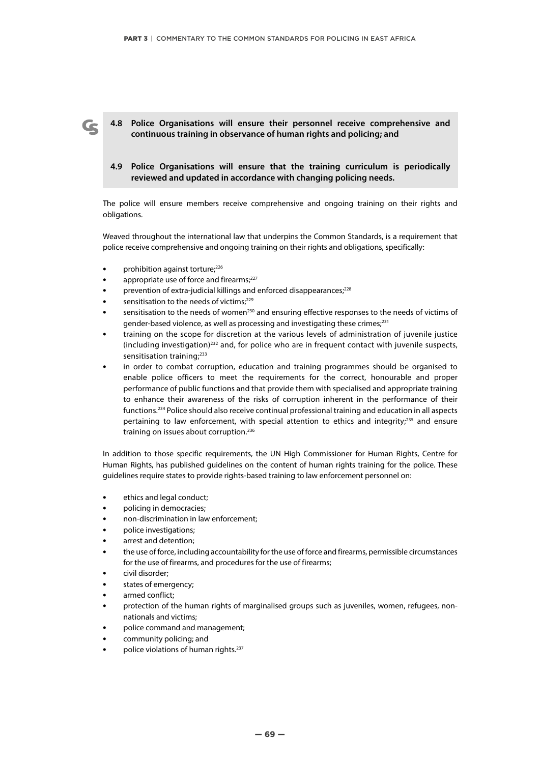**4.8 Police Organisations will ensure their personnel receive comprehensive and continuous training in observance of human rights and policing; and**

**4.9 Police Organisations will ensure that the training curriculum is periodically reviewed and updated in accordance with changing policing needs.**

The police will ensure members receive comprehensive and ongoing training on their rights and obligations.

Weaved throughout the international law that underpins the Common Standards, is a requirement that police receive comprehensive and ongoing training on their rights and obligations, specifically:

- prohibition against torture;[226]
- appropriate use of force and firearms;[227]
- prevention of extra-judicial killings and enforced disappearances;[228]
- sensitisation to the needs of victims;[229]
- sensitisation to the needs of women[230] and ensuring effective responses to the needs of victims of gender-based violence, as well as processing and investigating these crimes;[231]
- training on the scope for discretion at the various levels of administration of juvenile justice (including investigation)[232] and, for police who are in frequent contact with juvenile suspects, sensitisation training;[233]
- in order to combat corruption, education and training programmes should be organised to enable police officers to meet the requirements for the correct, honourable and proper performance of public functions and that provide them with specialised and appropriate training to enhance their awareness of the risks of corruption inherent in the performance of their functions.[234] Police should also receive continual professional training and education in all aspects pertaining to law enforcement, with special attention to ethics and integrity;[235] and ensure training on issues about corruption.[236]

In addition to those specific requirements, the UN High Commissioner for Human Rights, Centre for Human Rights, has published guidelines on the content of human rights training for the police. These guidelines require states to provide rights-based training to law enforcement personnel on:

- ethics and legal conduct;
- policing in democracies;
- non-discrimination in law enforcement;
- police investigations;
- arrest and detention;
- the use of force, including accountability for the use of force and firearms, permissible circumstances for the use of firearms, and procedures for the use of firearms;
- civil disorder;
- states of emergency;
- armed conflict;
- protection of the human rights of marginalised groups such as juveniles, women, refugees, non-nationals and victims;
- police command and management;
- community policing; and
- police violations of human rights.[237]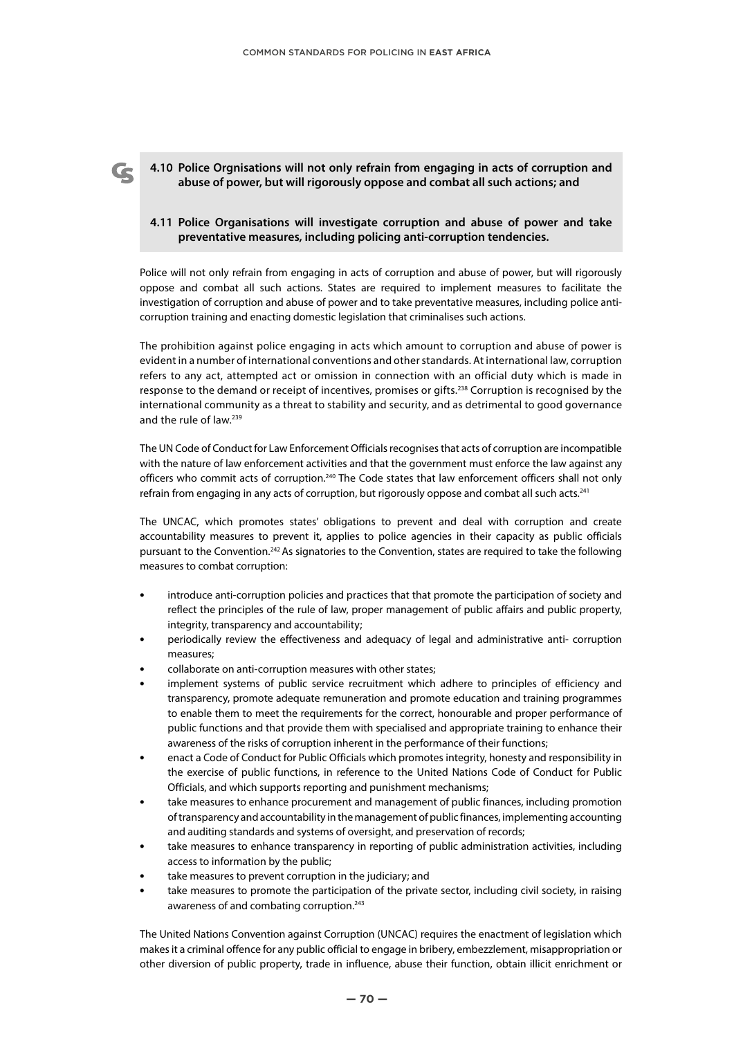**4.10 Police Orgnisations will not only refrain from engaging in acts of corruption and abuse of power, but will rigorously oppose and combat all such actions; and**

**4.11 Police Organisations will investigate corruption and abuse of power and take preventative measures, including policing anti-corruption tendencies.**

Police will not only refrain from engaging in acts of corruption and abuse of power, but will rigorously oppose and combat all such actions. States are required to implement measures to facilitate the investigation of corruption and abuse of power and to take preventative measures, including police anti-corruption training and enacting domestic legislation that criminalises such actions.

The prohibition against police engaging in acts which amount to corruption and abuse of power is evident in a number of international conventions and other standards. At international law, corruption refers to any act, attempted act or omission in connection with an official duty which is made in response to the demand or receipt of incentives, promises or gifts.[238] Corruption is recognised by the international community as a threat to stability and security, and as detrimental to good governance and the rule of law.[239]

The UN Code of Conduct for Law Enforcement Officials recognises that acts of corruption are incompatible with the nature of law enforcement activities and that the government must enforce the law against any officers who commit acts of corruption.[240] The Code states that law enforcement officers shall not only refrain from engaging in any acts of corruption, but rigorously oppose and combat all such acts.[241]

The UNCAC, which promotes states' obligations to prevent and deal with corruption and create accountability measures to prevent it, applies to police agencies in their capacity as public officials pursuant to the Convention.[242] As signatories to the Convention, states are required to take the following measures to combat corruption:

- introduce anti-corruption policies and practices that that promote the participation of society and reflect the principles of the rule of law, proper management of public affairs and public property, integrity, transparency and accountability;
- periodically review the effectiveness and adequacy of legal and administrative anti- corruption measures;
- collaborate on anti-corruption measures with other states;
- implement systems of public service recruitment which adhere to principles of efficiency and transparency, promote adequate remuneration and promote education and training programmes to enable them to meet the requirements for the correct, honourable and proper performance of public functions and that provide them with specialised and appropriate training to enhance their awareness of the risks of corruption inherent in the performance of their functions;
- enact a Code of Conduct for Public Officials which promotes integrity, honesty and responsibility in the exercise of public functions, in reference to the United Nations Code of Conduct for Public Officials, and which supports reporting and punishment mechanisms;
- take measures to enhance procurement and management of public finances, including promotion of transparency and accountability in the management of public finances, implementing accounting and auditing standards and systems of oversight, and preservation of records;
- take measures to enhance transparency in reporting of public administration activities, including access to information by the public;
- take measures to prevent corruption in the judiciary; and
- take measures to promote the participation of the private sector, including civil society, in raising awareness of and combating corruption.[243]

The United Nations Convention against Corruption (UNCAC) requires the enactment of legislation which makes it a criminal offence for any public official to engage in bribery, embezzlement, misappropriation or other diversion of public property, trade in influence, abuse their function, obtain illicit enrichment or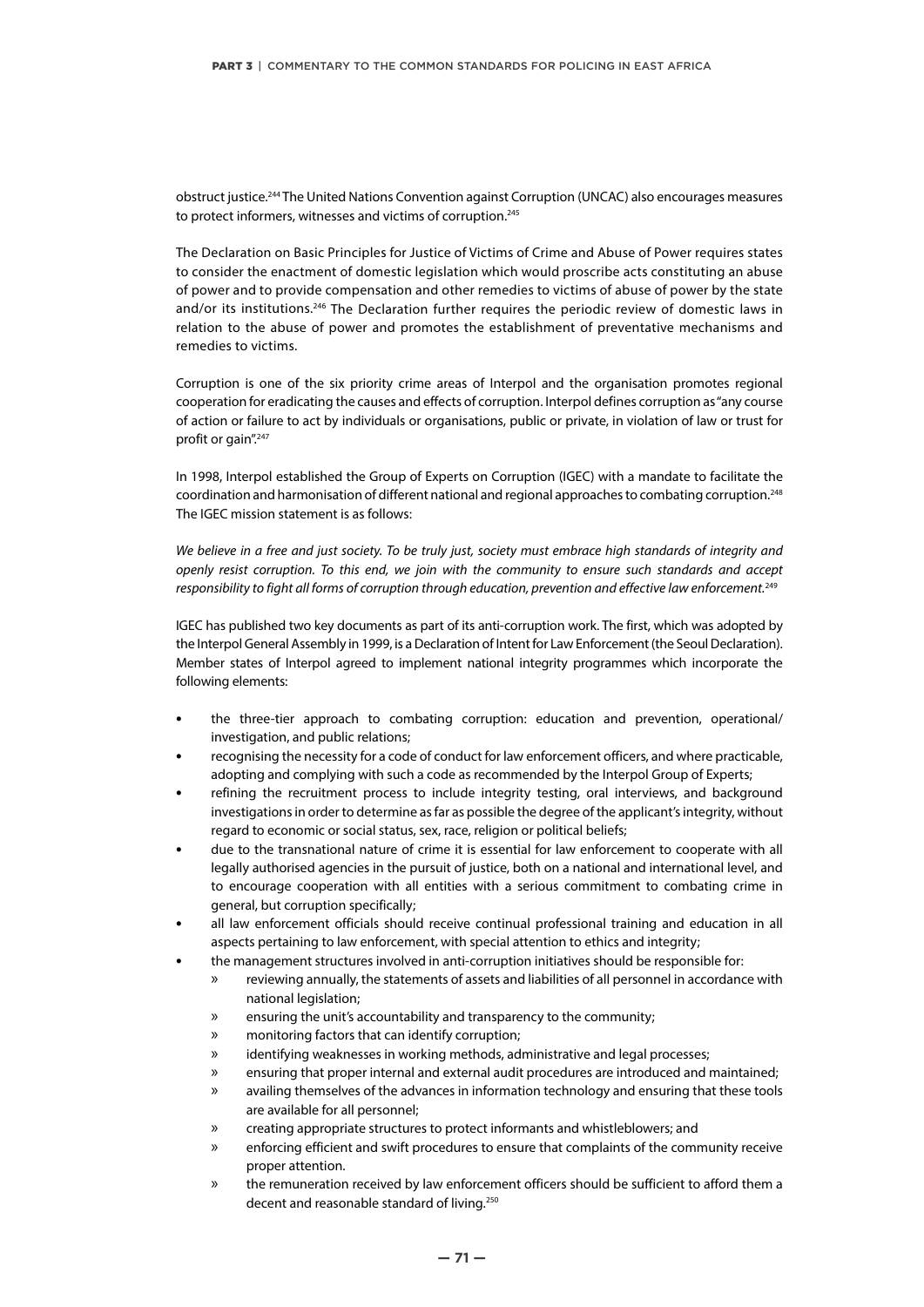obstruct justice.[244] The United Nations Convention against Corruption (UNCAC) also encourages measures to protect informers, witnesses and victims of corruption.[245]

The Declaration on Basic Principles for Justice of Victims of Crime and Abuse of Power requires states to consider the enactment of domestic legislation which would proscribe acts constituting an abuse of power and to provide compensation and other remedies to victims of abuse of power by the state and/or its institutions.[246] The Declaration further requires the periodic review of domestic laws in relation to the abuse of power and promotes the establishment of preventative mechanisms and remedies to victims.

Corruption is one of the six priority crime areas of Interpol and the organisation promotes regional cooperation for eradicating the causes and effects of corruption. Interpol defines corruption as "any course of action or failure to act by individuals or organisations, public or private, in violation of law or trust for profit or gain".[247]

In 1998, Interpol established the Group of Experts on Corruption (IGEC) with a mandate to facilitate the coordination and harmonisation of different national and regional approaches to combating corruption.[248] The IGEC mission statement is as follows:

*We believe in a free and just society. To be truly just, society must embrace high standards of integrity and openly resist corruption. To this end, we join with the community to ensure such standards and accept responsibility to fight all forms of corruption through education, prevention and effective law enforcement.*[249]

IGEC has published two key documents as part of its anti-corruption work. The first, which was adopted by the Interpol General Assembly in 1999, is a Declaration of Intent for Law Enforcement (the Seoul Declaration). Member states of Interpol agreed to implement national integrity programmes which incorporate the following elements:

- the three-tier approach to combating corruption: education and prevention, operational/ investigation, and public relations;
- recognising the necessity for a code of conduct for law enforcement officers, and where practicable, adopting and complying with such a code as recommended by the Interpol Group of Experts;
- refining the recruitment process to include integrity testing, oral interviews, and background investigations in order to determine as far as possible the degree of the applicant's integrity, without regard to economic or social status, sex, race, religion or political beliefs;
- due to the transnational nature of crime it is essential for law enforcement to cooperate with all legally authorised agencies in the pursuit of justice, both on a national and international level, and to encourage cooperation with all entities with a serious commitment to combating crime in general, but corruption specifically;
- all law enforcement officials should receive continual professional training and education in all aspects pertaining to law enforcement, with special attention to ethics and integrity;
- the management structures involved in anti-corruption initiatives should be responsible for:
  - reviewing annually, the statements of assets and liabilities of all personnel in accordance with national legislation;
  - ensuring the unit's accountability and transparency to the community;
  - monitoring factors that can identify corruption;
  - identifying weaknesses in working methods, administrative and legal processes;
  - ensuring that proper internal and external audit procedures are introduced and maintained;
  - availing themselves of the advances in information technology and ensuring that these tools are available for all personnel;
  - creating appropriate structures to protect informants and whistleblowers; and
  - enforcing efficient and swift procedures to ensure that complaints of the community receive proper attention.
  - the remuneration received by law enforcement officers should be sufficient to afford them a decent and reasonable standard of living.[250]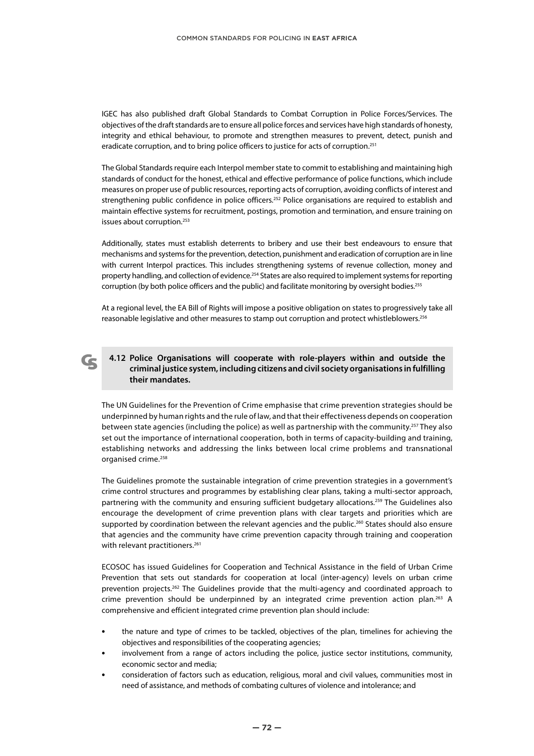IGEC has also published draft Global Standards to Combat Corruption in Police Forces/Services. The objectives of the draft standards are to ensure all police forces and services have high standards of honesty, integrity and ethical behaviour, to promote and strengthen measures to prevent, detect, punish and eradicate corruption, and to bring police officers to justice for acts of corruption.[251]

The Global Standards require each Interpol member state to commit to establishing and maintaining high standards of conduct for the honest, ethical and effective performance of police functions, which include measures on proper use of public resources, reporting acts of corruption, avoiding conflicts of interest and strengthening public confidence in police officers.[252] Police organisations are required to establish and maintain effective systems for recruitment, postings, promotion and termination, and ensure training on issues about corruption.[253]

Additionally, states must establish deterrents to bribery and use their best endeavours to ensure that mechanisms and systems for the prevention, detection, punishment and eradication of corruption are in line with current Interpol practices. This includes strengthening systems of revenue collection, money and property handling, and collection of evidence.[254] States are also required to implement systems for reporting corruption (by both police officers and the public) and facilitate monitoring by oversight bodies.[255]

At a regional level, the EA Bill of Rights will impose a positive obligation on states to progressively take all reasonable legislative and other measures to stamp out corruption and protect whistleblowers.[256]

**4.12 Police Organisations will cooperate with role-players within and outside the criminal justice system, including citizens and civil society organisations in fulfilling their mandates.**

The UN Guidelines for the Prevention of Crime emphasise that crime prevention strategies should be underpinned by human rights and the rule of law, and that their effectiveness depends on cooperation between state agencies (including the police) as well as partnership with the community.[257] They also set out the importance of international cooperation, both in terms of capacity-building and training, establishing networks and addressing the links between local crime problems and transnational organised crime.[258]

The Guidelines promote the sustainable integration of crime prevention strategies in a government's crime control structures and programmes by establishing clear plans, taking a multi-sector approach, partnering with the community and ensuring sufficient budgetary allocations.[259] The Guidelines also encourage the development of crime prevention plans with clear targets and priorities which are supported by coordination between the relevant agencies and the public.[260] States should also ensure that agencies and the community have crime prevention capacity through training and cooperation with relevant practitioners.[261]

ECOSOC has issued Guidelines for Cooperation and Technical Assistance in the field of Urban Crime Prevention that sets out standards for cooperation at local (inter-agency) levels on urban crime prevention projects.[262] The Guidelines provide that the multi-agency and coordinated approach to crime prevention should be underpinned by an integrated crime prevention action plan.[263] A comprehensive and efficient integrated crime prevention plan should include:

- the nature and type of crimes to be tackled, objectives of the plan, timelines for achieving the objectives and responsibilities of the cooperating agencies;
- involvement from a range of actors including the police, justice sector institutions, community, economic sector and media;
- consideration of factors such as education, religious, moral and civil values, communities most in need of assistance, and methods of combating cultures of violence and intolerance; and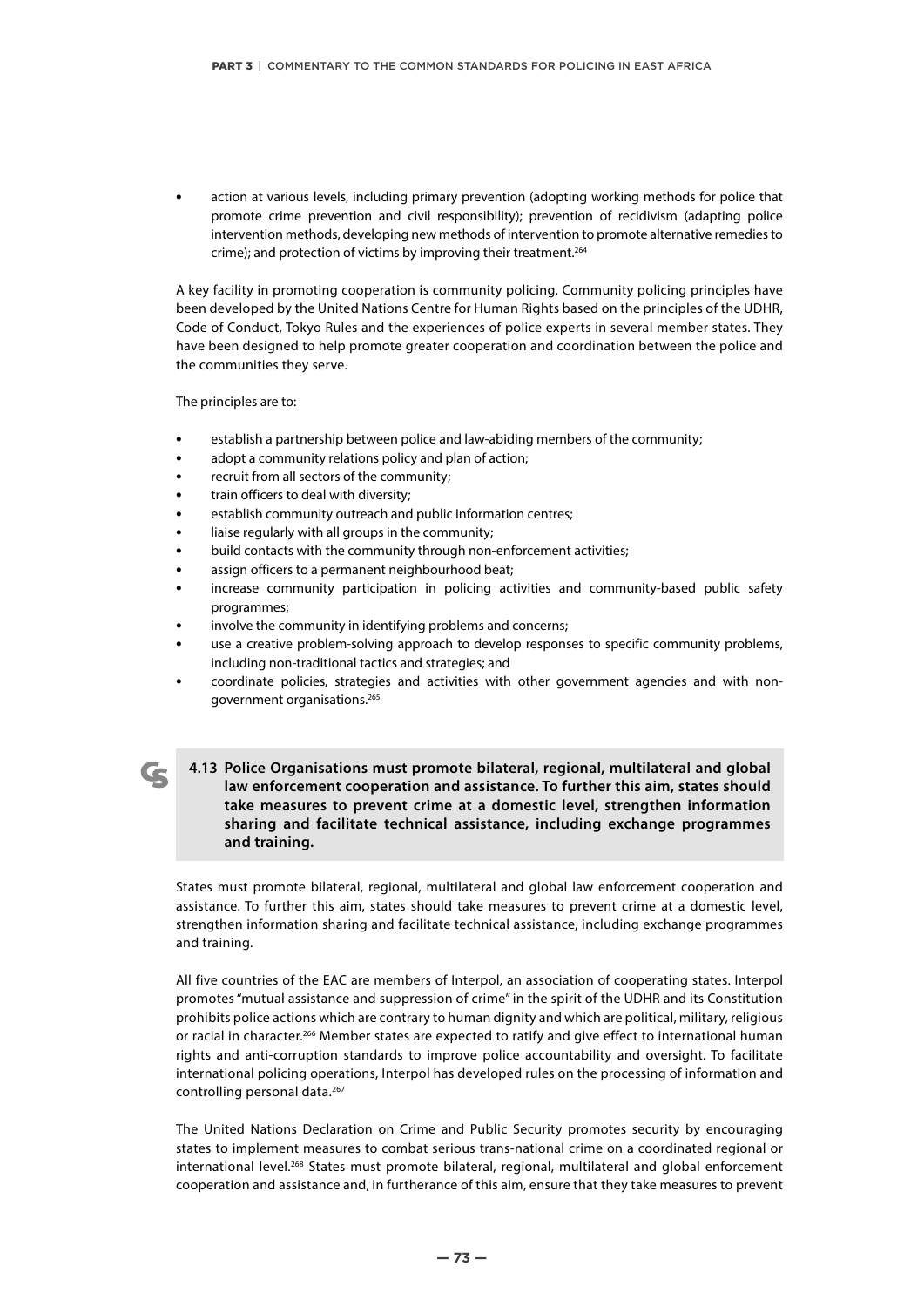- action at various levels, including primary prevention (adopting working methods for police that promote crime prevention and civil responsibility); prevention of recidivism (adapting police intervention methods, developing new methods of intervention to promote alternative remedies to crime); and protection of victims by improving their treatment.[264]

A key facility in promoting cooperation is community policing. Community policing principles have been developed by the United Nations Centre for Human Rights based on the principles of the UDHR, Code of Conduct, Tokyo Rules and the experiences of police experts in several member states. They have been designed to help promote greater cooperation and coordination between the police and the communities they serve.

The principles are to:

- establish a partnership between police and law-abiding members of the community;
- adopt a community relations policy and plan of action;
- recruit from all sectors of the community;
- train officers to deal with diversity;
- establish community outreach and public information centres;
- liaise regularly with all groups in the community;
- build contacts with the community through non-enforcement activities;
- assign officers to a permanent neighbourhood beat;
- increase community participation in policing activities and community-based public safety programmes;
- involve the community in identifying problems and concerns;
- use a creative problem-solving approach to develop responses to specific community problems, including non-traditional tactics and strategies; and
- coordinate policies, strategies and activities with other government agencies and with non-government organisations.[265]

**4.13 Police Organisations must promote bilateral, regional, multilateral and global law enforcement cooperation and assistance. To further this aim, states should take measures to prevent crime at a domestic level, strengthen information sharing and facilitate technical assistance, including exchange programmes and training.**

States must promote bilateral, regional, multilateral and global law enforcement cooperation and assistance. To further this aim, states should take measures to prevent crime at a domestic level, strengthen information sharing and facilitate technical assistance, including exchange programmes and training.

All five countries of the EAC are members of Interpol, an association of cooperating states. Interpol promotes "mutual assistance and suppression of crime" in the spirit of the UDHR and its Constitution prohibits police actions which are contrary to human dignity and which are political, military, religious or racial in character.[266] Member states are expected to ratify and give effect to international human rights and anti-corruption standards to improve police accountability and oversight. To facilitate international policing operations, Interpol has developed rules on the processing of information and controlling personal data.[267]

The United Nations Declaration on Crime and Public Security promotes security by encouraging states to implement measures to combat serious trans-national crime on a coordinated regional or international level.[268] States must promote bilateral, regional, multilateral and global enforcement cooperation and assistance and, in furtherance of this aim, ensure that they take measures to prevent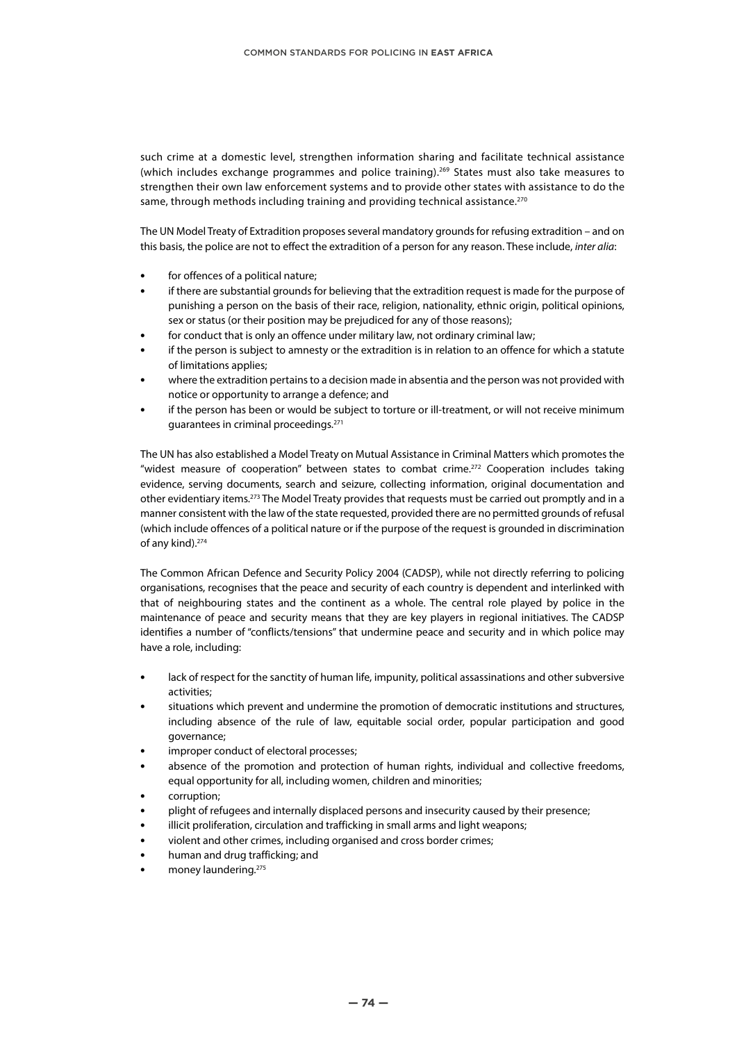such crime at a domestic level, strengthen information sharing and facilitate technical assistance (which includes exchange programmes and police training).[269] States must also take measures to strengthen their own law enforcement systems and to provide other states with assistance to do the same, through methods including training and providing technical assistance.[270]

The UN Model Treaty of Extradition proposes several mandatory grounds for refusing extradition – and on this basis, the police are not to effect the extradition of a person for any reason. These include, *inter alia*:

- for offences of a political nature;
- if there are substantial grounds for believing that the extradition request is made for the purpose of punishing a person on the basis of their race, religion, nationality, ethnic origin, political opinions, sex or status (or their position may be prejudiced for any of those reasons);
- for conduct that is only an offence under military law, not ordinary criminal law;
- if the person is subject to amnesty or the extradition is in relation to an offence for which a statute of limitations applies;
- where the extradition pertains to a decision made in absentia and the person was not provided with notice or opportunity to arrange a defence; and
- if the person has been or would be subject to torture or ill-treatment, or will not receive minimum guarantees in criminal proceedings.[271]

The UN has also established a Model Treaty on Mutual Assistance in Criminal Matters which promotes the "widest measure of cooperation" between states to combat crime.[272] Cooperation includes taking evidence, serving documents, search and seizure, collecting information, original documentation and other evidentiary items.[273] The Model Treaty provides that requests must be carried out promptly and in a manner consistent with the law of the state requested, provided there are no permitted grounds of refusal (which include offences of a political nature or if the purpose of the request is grounded in discrimination of any kind).[274]

The Common African Defence and Security Policy 2004 (CADSP), while not directly referring to policing organisations, recognises that the peace and security of each country is dependent and interlinked with that of neighbouring states and the continent as a whole. The central role played by police in the maintenance of peace and security means that they are key players in regional initiatives. The CADSP identifies a number of "conflicts/tensions" that undermine peace and security and in which police may have a role, including:

- lack of respect for the sanctity of human life, impunity, political assassinations and other subversive activities;
- situations which prevent and undermine the promotion of democratic institutions and structures, including absence of the rule of law, equitable social order, popular participation and good governance;
- improper conduct of electoral processes;
- absence of the promotion and protection of human rights, individual and collective freedoms, equal opportunity for all, including women, children and minorities;
- corruption;
- plight of refugees and internally displaced persons and insecurity caused by their presence;
- illicit proliferation, circulation and trafficking in small arms and light weapons;
- violent and other crimes, including organised and cross border crimes;
- human and drug trafficking; and
- money laundering.[275]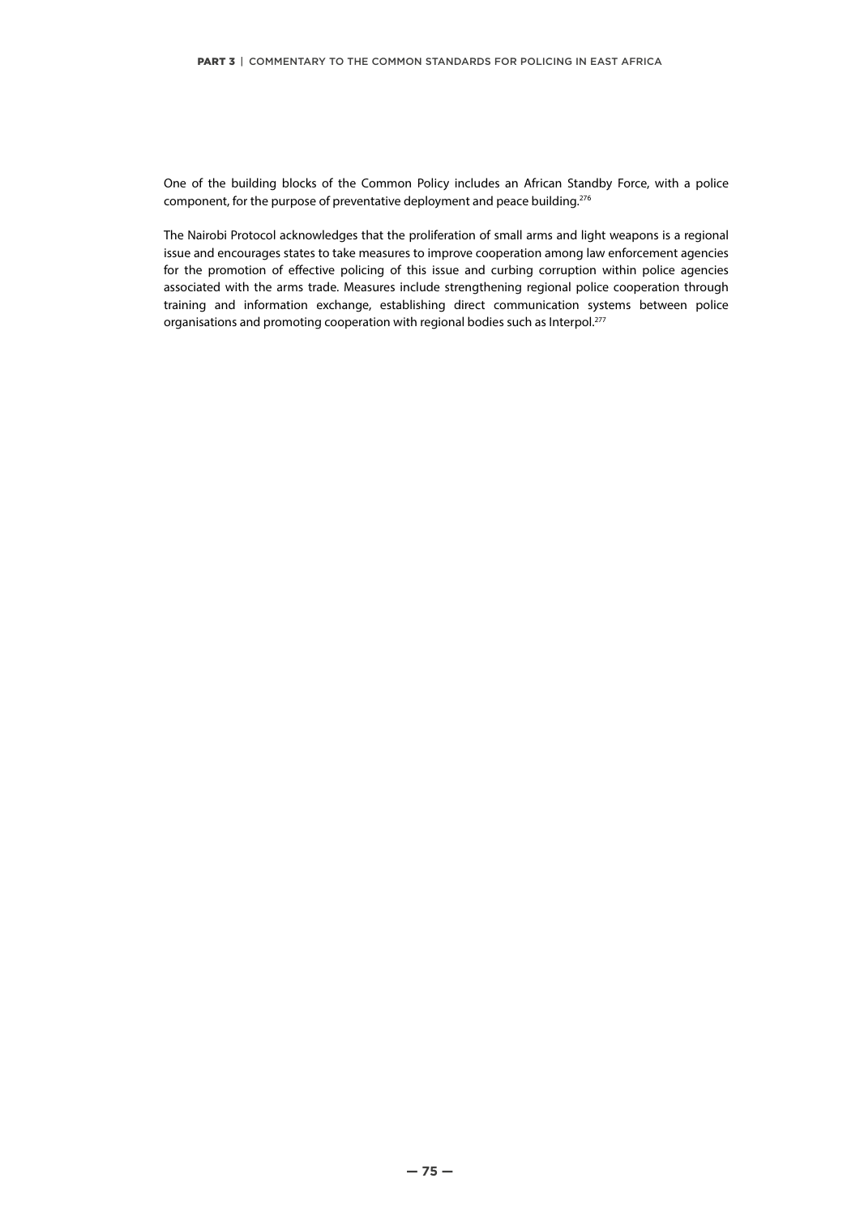One of the building blocks of the Common Policy includes an African Standby Force, with a police component, for the purpose of preventative deployment and peace building.[276]

The Nairobi Protocol acknowledges that the proliferation of small arms and light weapons is a regional issue and encourages states to take measures to improve cooperation among law enforcement agencies for the promotion of effective policing of this issue and curbing corruption within police agencies associated with the arms trade. Measures include strengthening regional police cooperation through training and information exchange, establishing direct communication systems between police organisations and promoting cooperation with regional bodies such as Interpol.[277]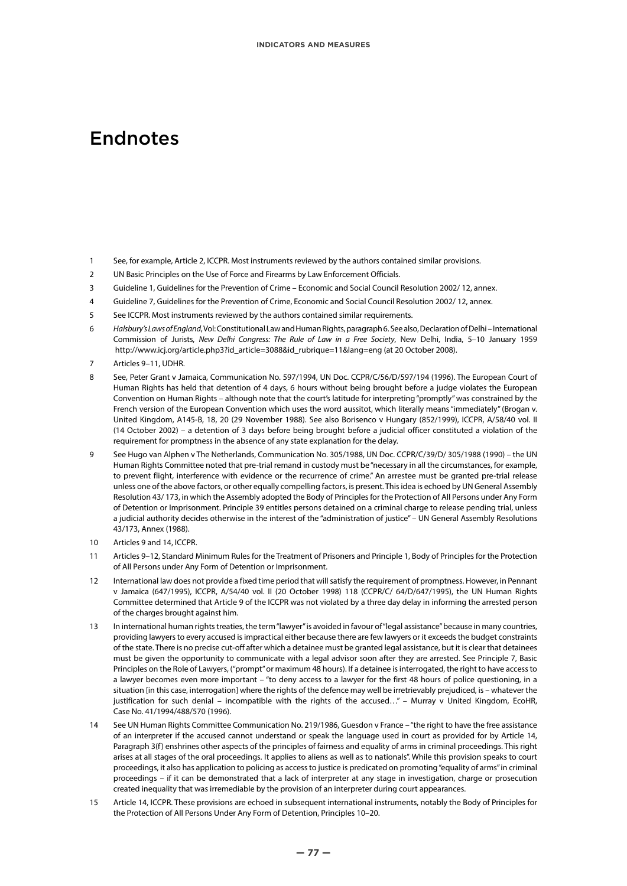# Endnotes

1. See, for example, Article 2, ICCPR. Most instruments reviewed by the authors contained similar provisions.
2. UN Basic Principles on the Use of Force and Firearms by Law Enforcement Officials.
3. Guideline 1, Guidelines for the Prevention of Crime – Economic and Social Council Resolution 2002/ 12, annex.
4. Guideline 7, Guidelines for the Prevention of Crime, Economic and Social Council Resolution 2002/ 12, annex.
5. See ICCPR. Most instruments reviewed by the authors contained similar requirements.
6. *Halsbury's Laws of England*, Vol: Constitutional Law and Human Rights, paragraph 6. See also, Declaration of Delhi – International Commission of Jurists, *New Delhi Congress: The Rule of Law in a Free Society*, New Delhi, India, 5–10 January 1959 http://www.icj.org/article.php3?id_article=3088&id_rubrique=11&lang=eng (at 20 October 2008).
7. Articles 9–11, UDHR.
8. See, Peter Grant v Jamaica, Communication No. 597/1994, UN Doc. CCPR/C/56/D/597/194 (1996). The European Court of Human Rights has held that detention of 4 days, 6 hours without being brought before a judge violates the European Convention on Human Rights – although note that the court's latitude for interpreting "promptly" was constrained by the French version of the European Convention which uses the word aussitot, which literally means "immediately" (Brogan v. United Kingdom, A145-B, 18, 20 (29 November 1988). See also Borisenco v Hungary (852/1999), ICCPR, A/58/40 vol. II (14 October 2002) – a detention of 3 days before being brought before a judicial officer constituted a violation of the requirement for promptness in the absence of any state explanation for the delay.
9. See Hugo van Alphen v The Netherlands, Communication No. 305/1988, UN Doc. CCPR/C/39/D/ 305/1988 (1990) – the UN Human Rights Committee noted that pre-trial remand in custody must be "necessary in all the circumstances, for example, to prevent flight, interference with evidence or the recurrence of crime." An arrestee must be granted pre-trial release unless one of the above factors, or other equally compelling factors, is present. This idea is echoed by UN General Assembly Resolution 43/ 173, in which the Assembly adopted the Body of Principles for the Protection of All Persons under Any Form of Detention or Imprisonment. Principle 39 entitles persons detained on a criminal charge to release pending trial, unless a judicial authority decides otherwise in the interest of the "administration of justice" – UN General Assembly Resolutions 43/173, Annex (1988).
10. Articles 9 and 14, ICCPR.
11. Articles 9–12, Standard Minimum Rules for the Treatment of Prisoners and Principle 1, Body of Principles for the Protection of All Persons under Any Form of Detention or Imprisonment.
12. International law does not provide a fixed time period that will satisfy the requirement of promptness. However, in Pennant v Jamaica (647/1995), ICCPR, A/54/40 vol. II (20 October 1998) 118 (CCPR/C/ 64/D/647/1995), the UN Human Rights Committee determined that Article 9 of the ICCPR was not violated by a three day delay in informing the arrested person of the charges brought against him.
13. In international human rights treaties, the term "lawyer" is avoided in favour of "legal assistance" because in many countries, providing lawyers to every accused is impractical either because there are few lawyers or it exceeds the budget constraints of the state. There is no precise cut-off after which a detainee must be granted legal assistance, but it is clear that detainees must be given the opportunity to communicate with a legal advisor soon after they are arrested. See Principle 7, Basic Principles on the Role of Lawyers, ("prompt" or maximum 48 hours). If a detainee is interrogated, the right to have access to a lawyer becomes even more important – "to deny access to a lawyer for the first 48 hours of police questioning, in a situation [in this case, interrogation] where the rights of the defence may well be irretrievably prejudiced, is – whatever the justification for such denial – incompatible with the rights of the accused…" – Murray v United Kingdom, EcoHR, Case No. 41/1994/488/570 (1996).
14. See UN Human Rights Committee Communication No. 219/1986, Guesdon v France – "the right to have the free assistance of an interpreter if the accused cannot understand or speak the language used in court as provided for by Article 14, Paragraph 3(f) enshrines other aspects of the principles of fairness and equality of arms in criminal proceedings. This right arises at all stages of the oral proceedings. It applies to aliens as well as to nationals". While this provision speaks to court proceedings, it also has application to policing as access to justice is predicated on promoting "equality of arms" in criminal proceedings – if it can be demonstrated that a lack of interpreter at any stage in investigation, charge or prosecution created inequality that was irremediable by the provision of an interpreter during court appearances.
15. Article 14, ICCPR. These provisions are echoed in subsequent international instruments, notably the Body of Principles for the Protection of All Persons Under Any Form of Detention, Principles 10–20.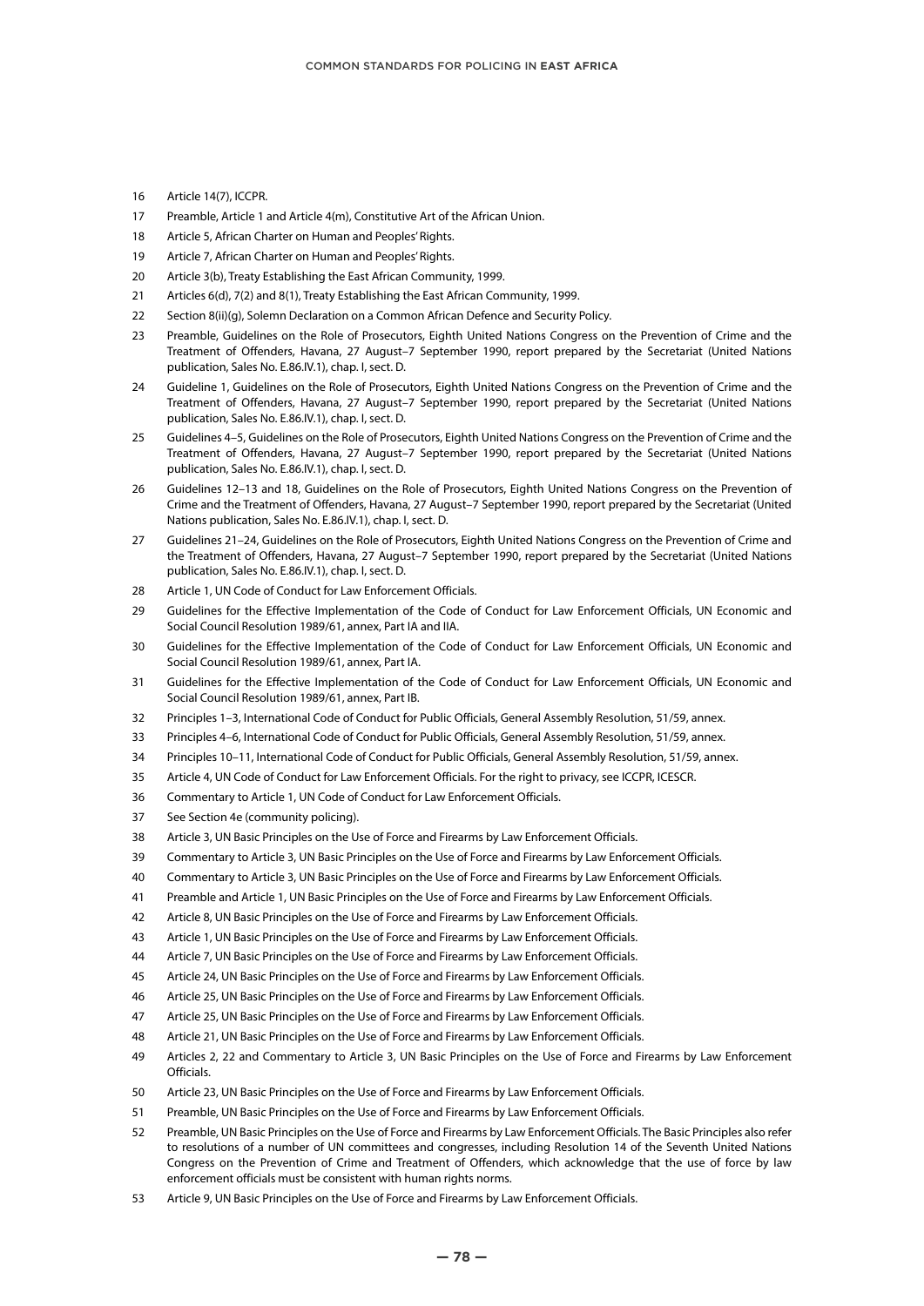16 Article 14(7), ICCPR.

17 Preamble, Article 1 and Article 4(m), Constitutive Art of the African Union.

18 Article 5, African Charter on Human and Peoples' Rights.

19 Article 7, African Charter on Human and Peoples' Rights.

20 Article 3(b), Treaty Establishing the East African Community, 1999.

21 Articles 6(d), 7(2) and 8(1), Treaty Establishing the East African Community, 1999.

22 Section 8(ii)(g), Solemn Declaration on a Common African Defence and Security Policy.

23 Preamble, Guidelines on the Role of Prosecutors, Eighth United Nations Congress on the Prevention of Crime and the Treatment of Offenders, Havana, 27 August–7 September 1990, report prepared by the Secretariat (United Nations publication, Sales No. E.86.IV.1), chap. I, sect. D.

24 Guideline 1, Guidelines on the Role of Prosecutors, Eighth United Nations Congress on the Prevention of Crime and the Treatment of Offenders, Havana, 27 August–7 September 1990, report prepared by the Secretariat (United Nations publication, Sales No. E.86.IV.1), chap. I, sect. D.

25 Guidelines 4–5, Guidelines on the Role of Prosecutors, Eighth United Nations Congress on the Prevention of Crime and the Treatment of Offenders, Havana, 27 August–7 September 1990, report prepared by the Secretariat (United Nations publication, Sales No. E.86.IV.1), chap. I, sect. D.

26 Guidelines 12–13 and 18, Guidelines on the Role of Prosecutors, Eighth United Nations Congress on the Prevention of Crime and the Treatment of Offenders, Havana, 27 August–7 September 1990, report prepared by the Secretariat (United Nations publication, Sales No. E.86.IV.1), chap. I, sect. D.

27 Guidelines 21–24, Guidelines on the Role of Prosecutors, Eighth United Nations Congress on the Prevention of Crime and the Treatment of Offenders, Havana, 27 August–7 September 1990, report prepared by the Secretariat (United Nations publication, Sales No. E.86.IV.1), chap. I, sect. D.

28 Article 1, UN Code of Conduct for Law Enforcement Officials.

29 Guidelines for the Effective Implementation of the Code of Conduct for Law Enforcement Officials, UN Economic and Social Council Resolution 1989/61, annex, Part IA and IIA.

30 Guidelines for the Effective Implementation of the Code of Conduct for Law Enforcement Officials, UN Economic and Social Council Resolution 1989/61, annex, Part IA.

31 Guidelines for the Effective Implementation of the Code of Conduct for Law Enforcement Officials, UN Economic and Social Council Resolution 1989/61, annex, Part IB.

32 Principles 1–3, International Code of Conduct for Public Officials, General Assembly Resolution, 51/59, annex.

33 Principles 4–6, International Code of Conduct for Public Officials, General Assembly Resolution, 51/59, annex.

34 Principles 10–11, International Code of Conduct for Public Officials, General Assembly Resolution, 51/59, annex.

35 Article 4, UN Code of Conduct for Law Enforcement Officials. For the right to privacy, see ICCPR, ICESCR.

36 Commentary to Article 1, UN Code of Conduct for Law Enforcement Officials.

37 See Section 4e (community policing).

38 Article 3, UN Basic Principles on the Use of Force and Firearms by Law Enforcement Officials.

39 Commentary to Article 3, UN Basic Principles on the Use of Force and Firearms by Law Enforcement Officials.

40 Commentary to Article 3, UN Basic Principles on the Use of Force and Firearms by Law Enforcement Officials.

41 Preamble and Article 1, UN Basic Principles on the Use of Force and Firearms by Law Enforcement Officials.

42 Article 8, UN Basic Principles on the Use of Force and Firearms by Law Enforcement Officials.

43 Article 1, UN Basic Principles on the Use of Force and Firearms by Law Enforcement Officials.

44 Article 7, UN Basic Principles on the Use of Force and Firearms by Law Enforcement Officials.

45 Article 24, UN Basic Principles on the Use of Force and Firearms by Law Enforcement Officials.

46 Article 25, UN Basic Principles on the Use of Force and Firearms by Law Enforcement Officials.

47 Article 25, UN Basic Principles on the Use of Force and Firearms by Law Enforcement Officials.

48 Article 21, UN Basic Principles on the Use of Force and Firearms by Law Enforcement Officials.

49 Articles 2, 22 and Commentary to Article 3, UN Basic Principles on the Use of Force and Firearms by Law Enforcement Officials.

50 Article 23, UN Basic Principles on the Use of Force and Firearms by Law Enforcement Officials.

51 Preamble, UN Basic Principles on the Use of Force and Firearms by Law Enforcement Officials.

52 Preamble, UN Basic Principles on the Use of Force and Firearms by Law Enforcement Officials. The Basic Principles also refer to resolutions of a number of UN committees and congresses, including Resolution 14 of the Seventh United Nations Congress on the Prevention of Crime and Treatment of Offenders, which acknowledge that the use of force by law enforcement officials must be consistent with human rights norms.

53 Article 9, UN Basic Principles on the Use of Force and Firearms by Law Enforcement Officials.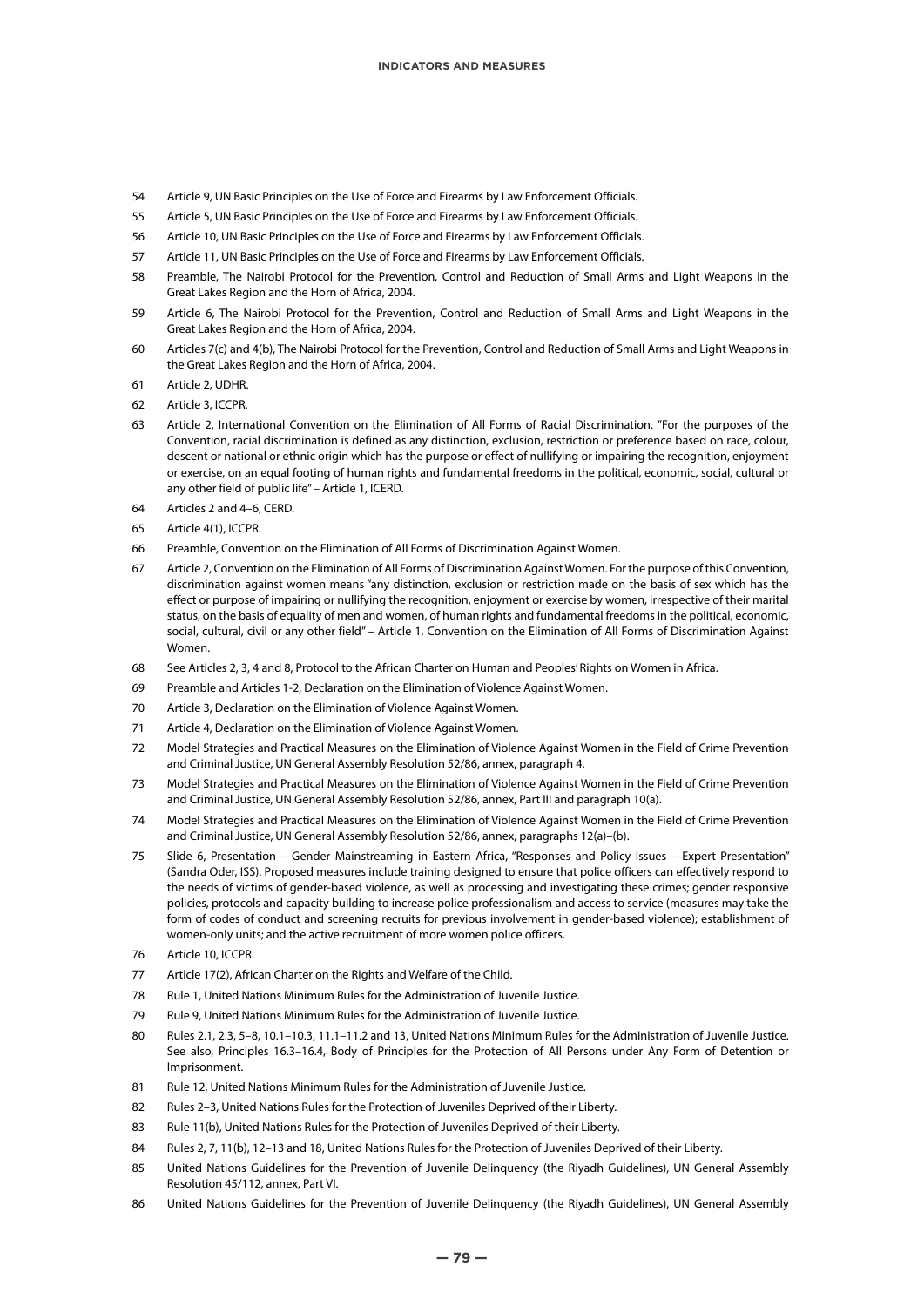54 Article 9, UN Basic Principles on the Use of Force and Firearms by Law Enforcement Officials.

55 Article 5, UN Basic Principles on the Use of Force and Firearms by Law Enforcement Officials.

56 Article 10, UN Basic Principles on the Use of Force and Firearms by Law Enforcement Officials.

57 Article 11, UN Basic Principles on the Use of Force and Firearms by Law Enforcement Officials.

58 Preamble, The Nairobi Protocol for the Prevention, Control and Reduction of Small Arms and Light Weapons in the Great Lakes Region and the Horn of Africa, 2004.

59 Article 6, The Nairobi Protocol for the Prevention, Control and Reduction of Small Arms and Light Weapons in the Great Lakes Region and the Horn of Africa, 2004.

60 Articles 7(c) and 4(b), The Nairobi Protocol for the Prevention, Control and Reduction of Small Arms and Light Weapons in the Great Lakes Region and the Horn of Africa, 2004.

61 Article 2, UDHR.

62 Article 3, ICCPR.

63 Article 2, International Convention on the Elimination of All Forms of Racial Discrimination. "For the purposes of the Convention, racial discrimination is defined as any distinction, exclusion, restriction or preference based on race, colour, descent or national or ethnic origin which has the purpose or effect of nullifying or impairing the recognition, enjoyment or exercise, on an equal footing of human rights and fundamental freedoms in the political, economic, social, cultural or any other field of public life" – Article 1, ICERD.

64 Articles 2 and 4–6, CERD.

65 Article 4(1), ICCPR.

66 Preamble, Convention on the Elimination of All Forms of Discrimination Against Women.

67 Article 2, Convention on the Elimination of All Forms of Discrimination Against Women. For the purpose of this Convention, discrimination against women means "any distinction, exclusion or restriction made on the basis of sex which has the effect or purpose of impairing or nullifying the recognition, enjoyment or exercise by women, irrespective of their marital status, on the basis of equality of men and women, of human rights and fundamental freedoms in the political, economic, social, cultural, civil or any other field" – Article 1, Convention on the Elimination of All Forms of Discrimination Against Women.

68 See Articles 2, 3, 4 and 8, Protocol to the African Charter on Human and Peoples' Rights on Women in Africa.

69 Preamble and Articles 1-2, Declaration on the Elimination of Violence Against Women.

70 Article 3, Declaration on the Elimination of Violence Against Women.

71 Article 4, Declaration on the Elimination of Violence Against Women.

72 Model Strategies and Practical Measures on the Elimination of Violence Against Women in the Field of Crime Prevention and Criminal Justice, UN General Assembly Resolution 52/86, annex, paragraph 4.

73 Model Strategies and Practical Measures on the Elimination of Violence Against Women in the Field of Crime Prevention and Criminal Justice, UN General Assembly Resolution 52/86, annex, Part III and paragraph 10(a).

74 Model Strategies and Practical Measures on the Elimination of Violence Against Women in the Field of Crime Prevention and Criminal Justice, UN General Assembly Resolution 52/86, annex, paragraphs 12(a)–(b).

75 Slide 6, Presentation – Gender Mainstreaming in Eastern Africa, "Responses and Policy Issues – Expert Presentation" (Sandra Oder, ISS). Proposed measures include training designed to ensure that police officers can effectively respond to the needs of victims of gender-based violence, as well as processing and investigating these crimes; gender responsive policies, protocols and capacity building to increase police professionalism and access to service (measures may take the form of codes of conduct and screening recruits for previous involvement in gender-based violence); establishment of women-only units; and the active recruitment of more women police officers.

76 Article 10, ICCPR.

77 Article 17(2), African Charter on the Rights and Welfare of the Child.

78 Rule 1, United Nations Minimum Rules for the Administration of Juvenile Justice.

79 Rule 9, United Nations Minimum Rules for the Administration of Juvenile Justice.

80 Rules 2.1, 2.3, 5–8, 10.1–10.3, 11.1–11.2 and 13, United Nations Minimum Rules for the Administration of Juvenile Justice. See also, Principles 16.3–16.4, Body of Principles for the Protection of All Persons under Any Form of Detention or Imprisonment.

81 Rule 12, United Nations Minimum Rules for the Administration of Juvenile Justice.

82 Rules 2–3, United Nations Rules for the Protection of Juveniles Deprived of their Liberty.

83 Rule 11(b), United Nations Rules for the Protection of Juveniles Deprived of their Liberty.

84 Rules 2, 7, 11(b), 12–13 and 18, United Nations Rules for the Protection of Juveniles Deprived of their Liberty.

85 United Nations Guidelines for the Prevention of Juvenile Delinquency (the Riyadh Guidelines), UN General Assembly Resolution 45/112, annex, Part VI.

86 United Nations Guidelines for the Prevention of Juvenile Delinquency (the Riyadh Guidelines), UN General Assembly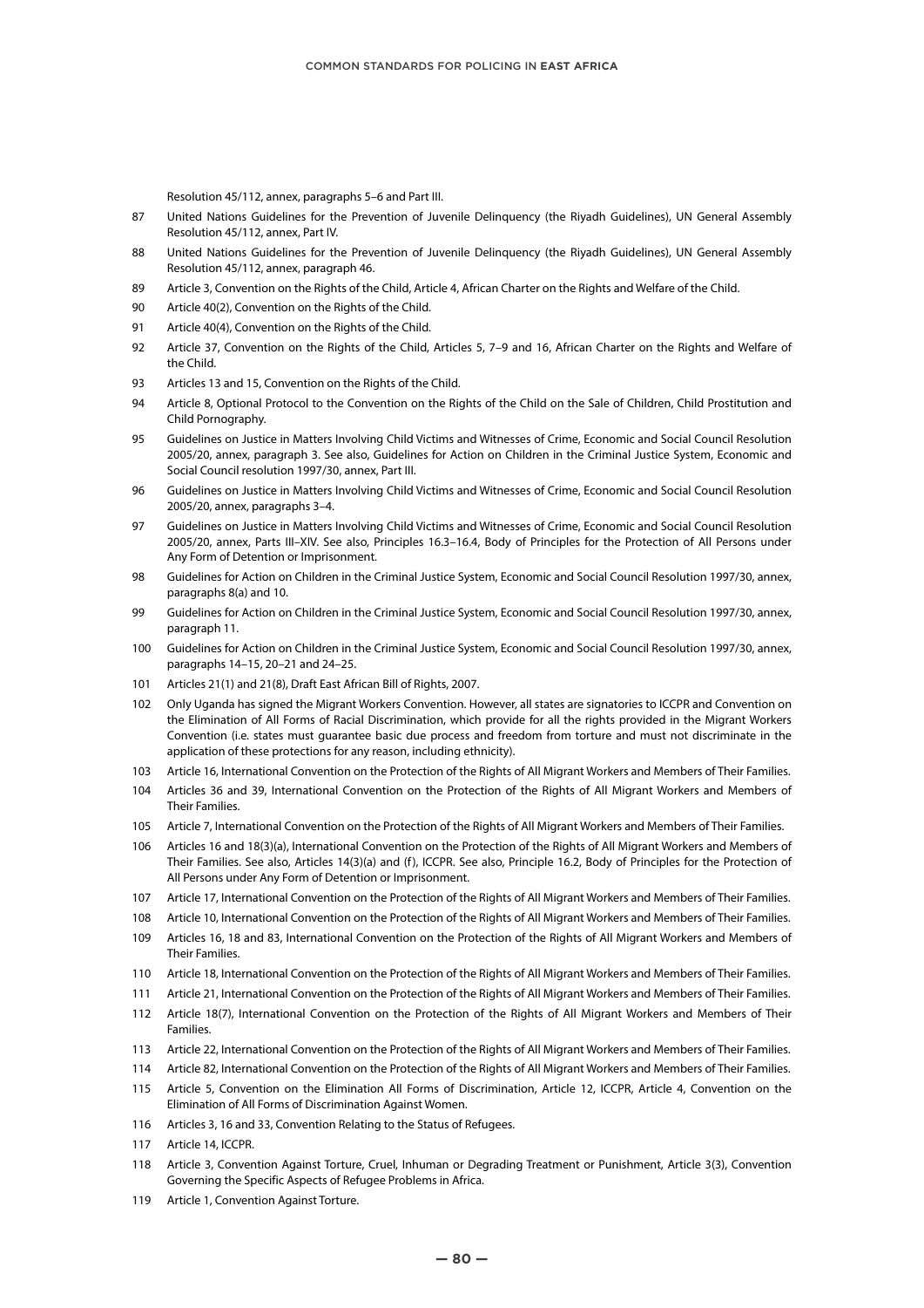Resolution 45/112, annex, paragraphs 5–6 and Part III.

87 United Nations Guidelines for the Prevention of Juvenile Delinquency (the Riyadh Guidelines), UN General Assembly Resolution 45/112, annex, Part IV.

88 United Nations Guidelines for the Prevention of Juvenile Delinquency (the Riyadh Guidelines), UN General Assembly Resolution 45/112, annex, paragraph 46.

89 Article 3, Convention on the Rights of the Child, Article 4, African Charter on the Rights and Welfare of the Child.

90 Article 40(2), Convention on the Rights of the Child.

91 Article 40(4), Convention on the Rights of the Child.

92 Article 37, Convention on the Rights of the Child, Articles 5, 7–9 and 16, African Charter on the Rights and Welfare of the Child.

93 Articles 13 and 15, Convention on the Rights of the Child.

94 Article 8, Optional Protocol to the Convention on the Rights of the Child on the Sale of Children, Child Prostitution and Child Pornography.

95 Guidelines on Justice in Matters Involving Child Victims and Witnesses of Crime, Economic and Social Council Resolution 2005/20, annex, paragraph 3. See also, Guidelines for Action on Children in the Criminal Justice System, Economic and Social Council resolution 1997/30, annex, Part III.

96 Guidelines on Justice in Matters Involving Child Victims and Witnesses of Crime, Economic and Social Council Resolution 2005/20, annex, paragraphs 3–4.

97 Guidelines on Justice in Matters Involving Child Victims and Witnesses of Crime, Economic and Social Council Resolution 2005/20, annex, Parts III–XIV. See also, Principles 16.3–16.4, Body of Principles for the Protection of All Persons under Any Form of Detention or Imprisonment.

98 Guidelines for Action on Children in the Criminal Justice System, Economic and Social Council Resolution 1997/30, annex, paragraphs 8(a) and 10.

99 Guidelines for Action on Children in the Criminal Justice System, Economic and Social Council Resolution 1997/30, annex, paragraph 11.

100 Guidelines for Action on Children in the Criminal Justice System, Economic and Social Council Resolution 1997/30, annex, paragraphs 14–15, 20–21 and 24–25.

101 Articles 21(1) and 21(8), Draft East African Bill of Rights, 2007.

102 Only Uganda has signed the Migrant Workers Convention. However, all states are signatories to ICCPR and Convention on the Elimination of All Forms of Racial Discrimination, which provide for all the rights provided in the Migrant Workers Convention (i.e. states must guarantee basic due process and freedom from torture and must not discriminate in the application of these protections for any reason, including ethnicity).

103 Article 16, International Convention on the Protection of the Rights of All Migrant Workers and Members of Their Families.

104 Articles 36 and 39, International Convention on the Protection of the Rights of All Migrant Workers and Members of Their Families.

105 Article 7, International Convention on the Protection of the Rights of All Migrant Workers and Members of Their Families.

106 Articles 16 and 18(3)(a), International Convention on the Protection of the Rights of All Migrant Workers and Members of Their Families. See also, Articles 14(3)(a) and (f), ICCPR. See also, Principle 16.2, Body of Principles for the Protection of All Persons under Any Form of Detention or Imprisonment.

107 Article 17, International Convention on the Protection of the Rights of All Migrant Workers and Members of Their Families.

108 Article 10, International Convention on the Protection of the Rights of All Migrant Workers and Members of Their Families.

109 Articles 16, 18 and 83, International Convention on the Protection of the Rights of All Migrant Workers and Members of Their Families.

110 Article 18, International Convention on the Protection of the Rights of All Migrant Workers and Members of Their Families.

111 Article 21, International Convention on the Protection of the Rights of All Migrant Workers and Members of Their Families.

112 Article 18(7), International Convention on the Protection of the Rights of All Migrant Workers and Members of Their Families.

113 Article 22, International Convention on the Protection of the Rights of All Migrant Workers and Members of Their Families.

114 Article 82, International Convention on the Protection of the Rights of All Migrant Workers and Members of Their Families.

115 Article 5, Convention on the Elimination All Forms of Discrimination, Article 12, ICCPR, Article 4, Convention on the Elimination of All Forms of Discrimination Against Women.

116 Articles 3, 16 and 33, Convention Relating to the Status of Refugees.

117 Article 14, ICCPR.

118 Article 3, Convention Against Torture, Cruel, Inhuman or Degrading Treatment or Punishment, Article 3(3), Convention Governing the Specific Aspects of Refugee Problems in Africa.

119 Article 1, Convention Against Torture.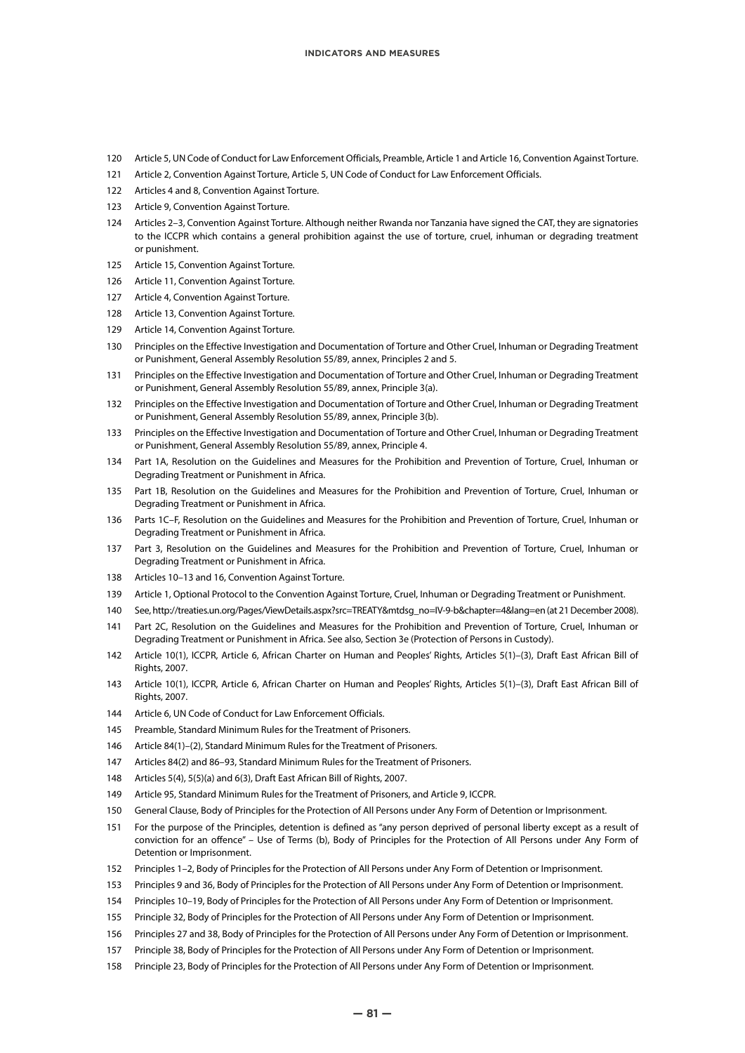120 Article 5, UN Code of Conduct for Law Enforcement Officials, Preamble, Article 1 and Article 16, Convention Against Torture.

121 Article 2, Convention Against Torture, Article 5, UN Code of Conduct for Law Enforcement Officials.

122 Articles 4 and 8, Convention Against Torture.

123 Article 9, Convention Against Torture.

124 Articles 2–3, Convention Against Torture. Although neither Rwanda nor Tanzania have signed the CAT, they are signatories to the ICCPR which contains a general prohibition against the use of torture, cruel, inhuman or degrading treatment or punishment.

125 Article 15, Convention Against Torture.

126 Article 11, Convention Against Torture.

127 Article 4, Convention Against Torture.

128 Article 13, Convention Against Torture.

129 Article 14, Convention Against Torture.

130 Principles on the Effective Investigation and Documentation of Torture and Other Cruel, Inhuman or Degrading Treatment or Punishment, General Assembly Resolution 55/89, annex, Principles 2 and 5.

131 Principles on the Effective Investigation and Documentation of Torture and Other Cruel, Inhuman or Degrading Treatment or Punishment, General Assembly Resolution 55/89, annex, Principle 3(a).

132 Principles on the Effective Investigation and Documentation of Torture and Other Cruel, Inhuman or Degrading Treatment or Punishment, General Assembly Resolution 55/89, annex, Principle 3(b).

133 Principles on the Effective Investigation and Documentation of Torture and Other Cruel, Inhuman or Degrading Treatment or Punishment, General Assembly Resolution 55/89, annex, Principle 4.

134 Part 1A, Resolution on the Guidelines and Measures for the Prohibition and Prevention of Torture, Cruel, Inhuman or Degrading Treatment or Punishment in Africa.

135 Part 1B, Resolution on the Guidelines and Measures for the Prohibition and Prevention of Torture, Cruel, Inhuman or Degrading Treatment or Punishment in Africa.

136 Parts 1C–F, Resolution on the Guidelines and Measures for the Prohibition and Prevention of Torture, Cruel, Inhuman or Degrading Treatment or Punishment in Africa.

137 Part 3, Resolution on the Guidelines and Measures for the Prohibition and Prevention of Torture, Cruel, Inhuman or Degrading Treatment or Punishment in Africa.

138 Articles 10–13 and 16, Convention Against Torture.

139 Article 1, Optional Protocol to the Convention Against Torture, Cruel, Inhuman or Degrading Treatment or Punishment.

140 See, http://treaties.un.org/Pages/ViewDetails.aspx?src=TREATY&mtdsg_no=IV-9-b&chapter=4&lang=en (at 21 December 2008).

141 Part 2C, Resolution on the Guidelines and Measures for the Prohibition and Prevention of Torture, Cruel, Inhuman or Degrading Treatment or Punishment in Africa. See also, Section 3e (Protection of Persons in Custody).

142 Article 10(1), ICCPR, Article 6, African Charter on Human and Peoples' Rights, Articles 5(1)–(3), Draft East African Bill of Rights, 2007.

143 Article 10(1), ICCPR, Article 6, African Charter on Human and Peoples' Rights, Articles 5(1)–(3), Draft East African Bill of Rights, 2007.

144 Article 6, UN Code of Conduct for Law Enforcement Officials.

145 Preamble, Standard Minimum Rules for the Treatment of Prisoners.

146 Article 84(1)–(2), Standard Minimum Rules for the Treatment of Prisoners.

147 Articles 84(2) and 86–93, Standard Minimum Rules for the Treatment of Prisoners.

148 Articles 5(4), 5(5)(a) and 6(3), Draft East African Bill of Rights, 2007.

149 Article 95, Standard Minimum Rules for the Treatment of Prisoners, and Article 9, ICCPR.

150 General Clause, Body of Principles for the Protection of All Persons under Any Form of Detention or Imprisonment.

151 For the purpose of the Principles, detention is defined as "any person deprived of personal liberty except as a result of conviction for an offence" – Use of Terms (b), Body of Principles for the Protection of All Persons under Any Form of Detention or Imprisonment.

152 Principles 1–2, Body of Principles for the Protection of All Persons under Any Form of Detention or Imprisonment.

153 Principles 9 and 36, Body of Principles for the Protection of All Persons under Any Form of Detention or Imprisonment.

154 Principles 10–19, Body of Principles for the Protection of All Persons under Any Form of Detention or Imprisonment.

155 Principle 32, Body of Principles for the Protection of All Persons under Any Form of Detention or Imprisonment.

156 Principles 27 and 38, Body of Principles for the Protection of All Persons under Any Form of Detention or Imprisonment.

157 Principle 38, Body of Principles for the Protection of All Persons under Any Form of Detention or Imprisonment.

158 Principle 23, Body of Principles for the Protection of All Persons under Any Form of Detention or Imprisonment.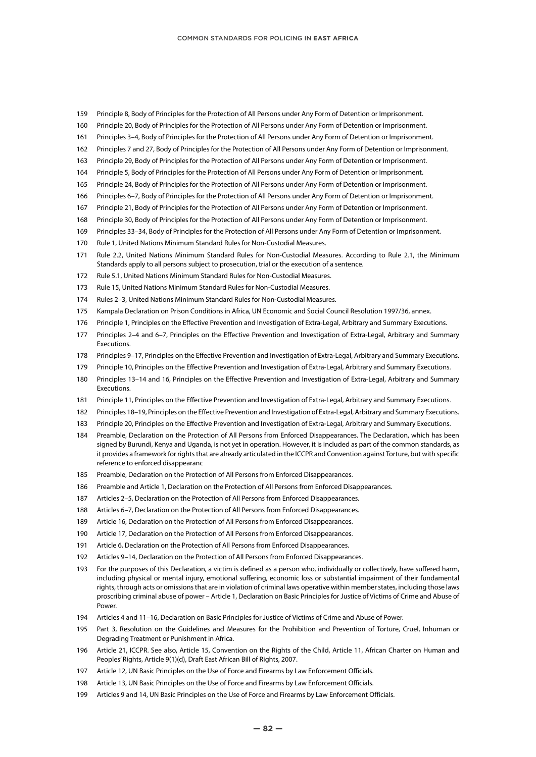159 Principle 8, Body of Principles for the Protection of All Persons under Any Form of Detention or Imprisonment.

160 Principle 20, Body of Principles for the Protection of All Persons under Any Form of Detention or Imprisonment.

161 Principles 3–4, Body of Principles for the Protection of All Persons under Any Form of Detention or Imprisonment.

162 Principles 7 and 27, Body of Principles for the Protection of All Persons under Any Form of Detention or Imprisonment.

163 Principle 29, Body of Principles for the Protection of All Persons under Any Form of Detention or Imprisonment.

164 Principle 5, Body of Principles for the Protection of All Persons under Any Form of Detention or Imprisonment.

165 Principle 24, Body of Principles for the Protection of All Persons under Any Form of Detention or Imprisonment.

166 Principles 6–7, Body of Principles for the Protection of All Persons under Any Form of Detention or Imprisonment.

167 Principle 21, Body of Principles for the Protection of All Persons under Any Form of Detention or Imprisonment.

168 Principle 30, Body of Principles for the Protection of All Persons under Any Form of Detention or Imprisonment.

169 Principles 33–34, Body of Principles for the Protection of All Persons under Any Form of Detention or Imprisonment.

170 Rule 1, United Nations Minimum Standard Rules for Non-Custodial Measures.

171 Rule 2.2, United Nations Minimum Standard Rules for Non-Custodial Measures. According to Rule 2.1, the Minimum Standards apply to all persons subject to prosecution, trial or the execution of a sentence.

172 Rule 5.1, United Nations Minimum Standard Rules for Non-Custodial Measures.

173 Rule 15, United Nations Minimum Standard Rules for Non-Custodial Measures.

174 Rules 2–3, United Nations Minimum Standard Rules for Non-Custodial Measures.

175 Kampala Declaration on Prison Conditions in Africa, UN Economic and Social Council Resolution 1997/36, annex.

176 Principle 1, Principles on the Effective Prevention and Investigation of Extra-Legal, Arbitrary and Summary Executions.

177 Principles 2–4 and 6–7, Principles on the Effective Prevention and Investigation of Extra-Legal, Arbitrary and Summary Executions.

178 Principles 9–17, Principles on the Effective Prevention and Investigation of Extra-Legal, Arbitrary and Summary Executions.

179 Principle 10, Principles on the Effective Prevention and Investigation of Extra-Legal, Arbitrary and Summary Executions.

180 Principles 13–14 and 16, Principles on the Effective Prevention and Investigation of Extra-Legal, Arbitrary and Summary Executions.

181 Principle 11, Principles on the Effective Prevention and Investigation of Extra-Legal, Arbitrary and Summary Executions.

182 Principles 18–19, Principles on the Effective Prevention and Investigation of Extra-Legal, Arbitrary and Summary Executions.

183 Principle 20, Principles on the Effective Prevention and Investigation of Extra-Legal, Arbitrary and Summary Executions.

184 Preamble, Declaration on the Protection of All Persons from Enforced Disappearances. The Declaration, which has been signed by Burundi, Kenya and Uganda, is not yet in operation. However, it is included as part of the common standards, as it provides a framework for rights that are already articulated in the ICCPR and Convention against Torture, but with specific reference to enforced disappearanc

185 Preamble, Declaration on the Protection of All Persons from Enforced Disappearances.

186 Preamble and Article 1, Declaration on the Protection of All Persons from Enforced Disappearances.

187 Articles 2–5, Declaration on the Protection of All Persons from Enforced Disappearances.

188 Articles 6–7, Declaration on the Protection of All Persons from Enforced Disappearances.

189 Article 16, Declaration on the Protection of All Persons from Enforced Disappearances.

190 Article 17, Declaration on the Protection of All Persons from Enforced Disappearances.

191 Article 6, Declaration on the Protection of All Persons from Enforced Disappearances.

192 Articles 9–14, Declaration on the Protection of All Persons from Enforced Disappearances.

193 For the purposes of this Declaration, a victim is defined as a person who, individually or collectively, have suffered harm, including physical or mental injury, emotional suffering, economic loss or substantial impairment of their fundamental rights, through acts or omissions that are in violation of criminal laws operative within member states, including those laws proscribing criminal abuse of power – Article 1, Declaration on Basic Principles for Justice of Victims of Crime and Abuse of Power.

194 Articles 4 and 11–16, Declaration on Basic Principles for Justice of Victims of Crime and Abuse of Power.

195 Part 3, Resolution on the Guidelines and Measures for the Prohibition and Prevention of Torture, Cruel, Inhuman or Degrading Treatment or Punishment in Africa.

196 Article 21, ICCPR. See also, Article 15, Convention on the Rights of the Child, Article 11, African Charter on Human and Peoples' Rights, Article 9(1)(d), Draft East African Bill of Rights, 2007.

197 Article 12, UN Basic Principles on the Use of Force and Firearms by Law Enforcement Officials.

198 Article 13, UN Basic Principles on the Use of Force and Firearms by Law Enforcement Officials.

199 Articles 9 and 14, UN Basic Principles on the Use of Force and Firearms by Law Enforcement Officials.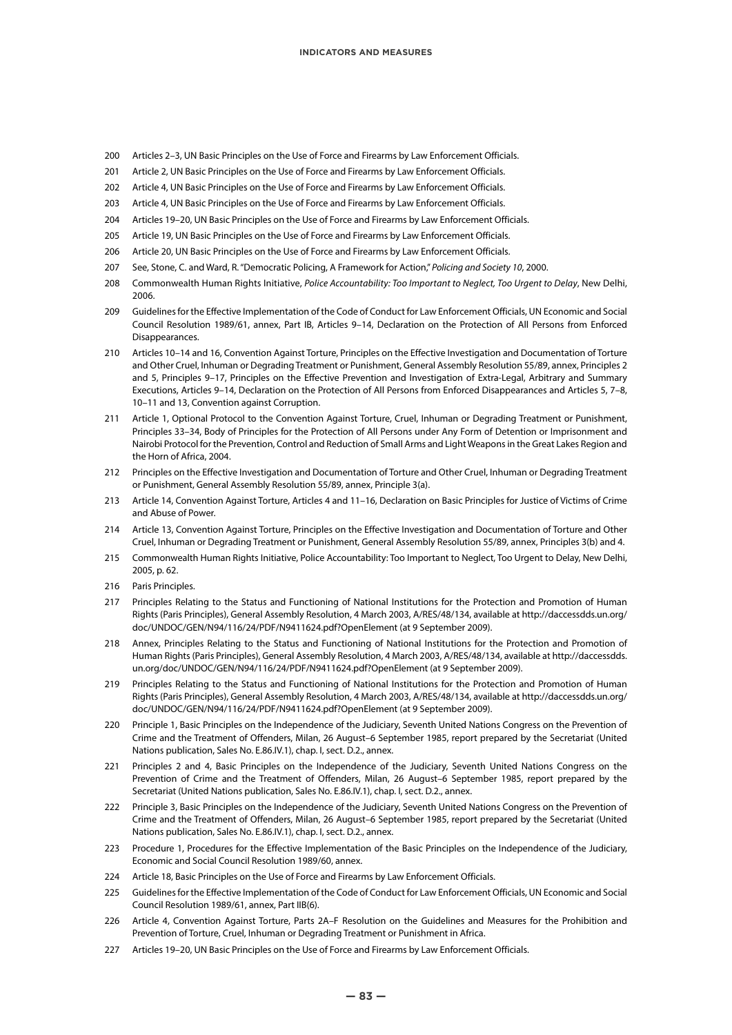200 Articles 2–3, UN Basic Principles on the Use of Force and Firearms by Law Enforcement Officials.

201 Article 2, UN Basic Principles on the Use of Force and Firearms by Law Enforcement Officials.

202 Article 4, UN Basic Principles on the Use of Force and Firearms by Law Enforcement Officials.

203 Article 4, UN Basic Principles on the Use of Force and Firearms by Law Enforcement Officials.

204 Articles 19–20, UN Basic Principles on the Use of Force and Firearms by Law Enforcement Officials.

205 Article 19, UN Basic Principles on the Use of Force and Firearms by Law Enforcement Officials.

206 Article 20, UN Basic Principles on the Use of Force and Firearms by Law Enforcement Officials.

207 See, Stone, C. and Ward, R. "Democratic Policing, A Framework for Action," *Policing and Society 10*, 2000.

208 Commonwealth Human Rights Initiative, *Police Accountability: Too Important to Neglect, Too Urgent to Delay*, New Delhi, 2006.

209 Guidelines for the Effective Implementation of the Code of Conduct for Law Enforcement Officials, UN Economic and Social Council Resolution 1989/61, annex, Part IB, Articles 9–14, Declaration on the Protection of All Persons from Enforced Disappearances.

210 Articles 10–14 and 16, Convention Against Torture, Principles on the Effective Investigation and Documentation of Torture and Other Cruel, Inhuman or Degrading Treatment or Punishment, General Assembly Resolution 55/89, annex, Principles 2 and 5, Principles 9–17, Principles on the Effective Prevention and Investigation of Extra-Legal, Arbitrary and Summary Executions, Articles 9–14, Declaration on the Protection of All Persons from Enforced Disappearances and Articles 5, 7–8, 10–11 and 13, Convention against Corruption.

211 Article 1, Optional Protocol to the Convention Against Torture, Cruel, Inhuman or Degrading Treatment or Punishment, Principles 33–34, Body of Principles for the Protection of All Persons under Any Form of Detention or Imprisonment and Nairobi Protocol for the Prevention, Control and Reduction of Small Arms and Light Weapons in the Great Lakes Region and the Horn of Africa, 2004.

212 Principles on the Effective Investigation and Documentation of Torture and Other Cruel, Inhuman or Degrading Treatment or Punishment, General Assembly Resolution 55/89, annex, Principle 3(a).

213 Article 14, Convention Against Torture, Articles 4 and 11–16, Declaration on Basic Principles for Justice of Victims of Crime and Abuse of Power.

214 Article 13, Convention Against Torture, Principles on the Effective Investigation and Documentation of Torture and Other Cruel, Inhuman or Degrading Treatment or Punishment, General Assembly Resolution 55/89, annex, Principles 3(b) and 4.

215 Commonwealth Human Rights Initiative, Police Accountability: Too Important to Neglect, Too Urgent to Delay, New Delhi, 2005, p. 62.

216 Paris Principles.

217 Principles Relating to the Status and Functioning of National Institutions for the Protection and Promotion of Human Rights (Paris Principles), General Assembly Resolution, 4 March 2003, A/RES/48/134, available at http://daccessdds.un.org/doc/UNDOC/GEN/N94/116/24/PDF/N9411624.pdf?OpenElement (at 9 September 2009).

218 Annex, Principles Relating to the Status and Functioning of National Institutions for the Protection and Promotion of Human Rights (Paris Principles), General Assembly Resolution, 4 March 2003, A/RES/48/134, available at http://daccessdds.un.org/doc/UNDOC/GEN/N94/116/24/PDF/N9411624.pdf?OpenElement (at 9 September 2009).

219 Principles Relating to the Status and Functioning of National Institutions for the Protection and Promotion of Human Rights (Paris Principles), General Assembly Resolution, 4 March 2003, A/RES/48/134, available at http://daccessdds.un.org/doc/UNDOC/GEN/N94/116/24/PDF/N9411624.pdf?OpenElement (at 9 September 2009).

220 Principle 1, Basic Principles on the Independence of the Judiciary, Seventh United Nations Congress on the Prevention of Crime and the Treatment of Offenders, Milan, 26 August–6 September 1985, report prepared by the Secretariat (United Nations publication, Sales No. E.86.IV.1), chap. I, sect. D.2., annex.

221 Principles 2 and 4, Basic Principles on the Independence of the Judiciary, Seventh United Nations Congress on the Prevention of Crime and the Treatment of Offenders, Milan, 26 August–6 September 1985, report prepared by the Secretariat (United Nations publication, Sales No. E.86.IV.1), chap. I, sect. D.2., annex.

222 Principle 3, Basic Principles on the Independence of the Judiciary, Seventh United Nations Congress on the Prevention of Crime and the Treatment of Offenders, Milan, 26 August–6 September 1985, report prepared by the Secretariat (United Nations publication, Sales No. E.86.IV.1), chap. I, sect. D.2., annex.

223 Procedure 1, Procedures for the Effective Implementation of the Basic Principles on the Independence of the Judiciary, Economic and Social Council Resolution 1989/60, annex.

224 Article 18, Basic Principles on the Use of Force and Firearms by Law Enforcement Officials.

225 Guidelines for the Effective Implementation of the Code of Conduct for Law Enforcement Officials, UN Economic and Social Council Resolution 1989/61, annex, Part IIB(6).

226 Article 4, Convention Against Torture, Parts 2A–F Resolution on the Guidelines and Measures for the Prohibition and Prevention of Torture, Cruel, Inhuman or Degrading Treatment or Punishment in Africa.

227 Articles 19–20, UN Basic Principles on the Use of Force and Firearms by Law Enforcement Officials.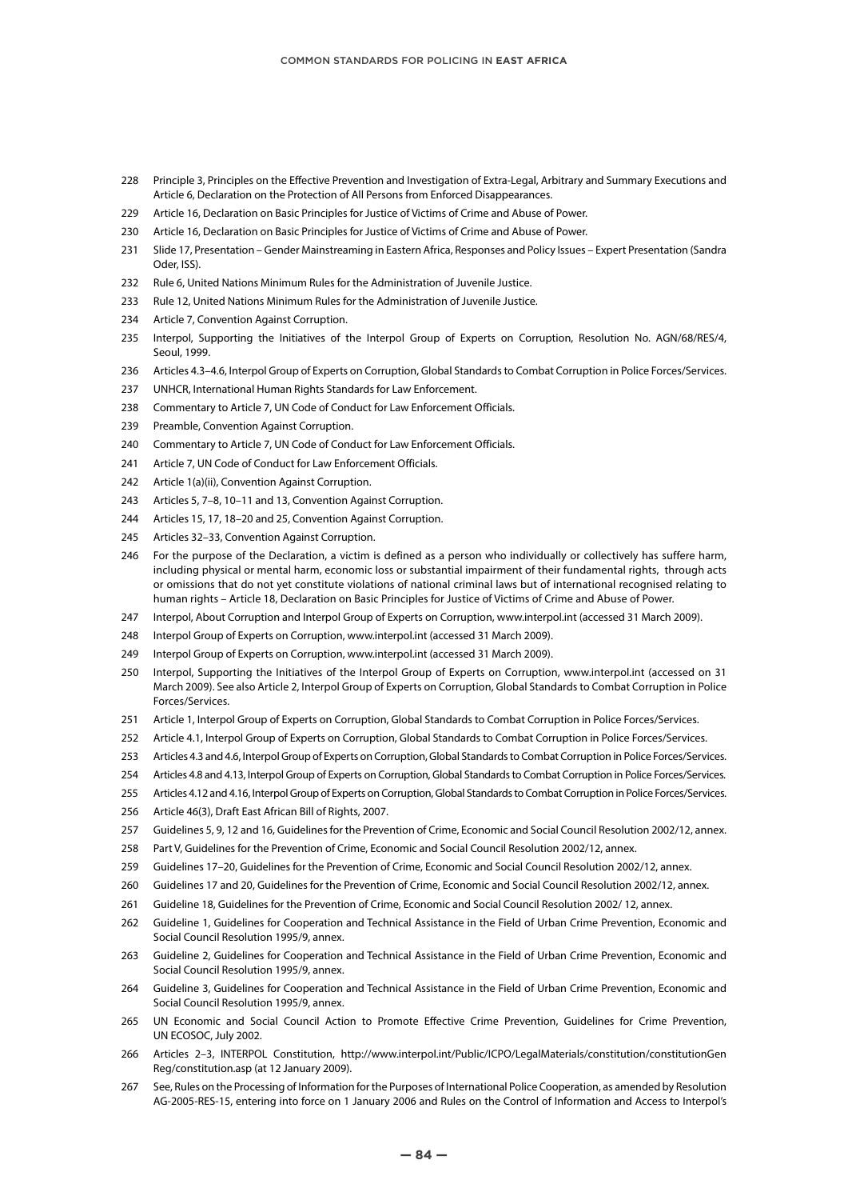228 Principle 3, Principles on the Effective Prevention and Investigation of Extra-Legal, Arbitrary and Summary Executions and Article 6, Declaration on the Protection of All Persons from Enforced Disappearances.

229 Article 16, Declaration on Basic Principles for Justice of Victims of Crime and Abuse of Power.

230 Article 16, Declaration on Basic Principles for Justice of Victims of Crime and Abuse of Power.

231 Slide 17, Presentation – Gender Mainstreaming in Eastern Africa, Responses and Policy Issues – Expert Presentation (Sandra Oder, ISS).

232 Rule 6, United Nations Minimum Rules for the Administration of Juvenile Justice.

233 Rule 12, United Nations Minimum Rules for the Administration of Juvenile Justice.

234 Article 7, Convention Against Corruption.

235 Interpol, Supporting the Initiatives of the Interpol Group of Experts on Corruption, Resolution No. AGN/68/RES/4, Seoul, 1999.

236 Articles 4.3–4.6, Interpol Group of Experts on Corruption, Global Standards to Combat Corruption in Police Forces/Services.

237 UNHCR, International Human Rights Standards for Law Enforcement.

238 Commentary to Article 7, UN Code of Conduct for Law Enforcement Officials.

239 Preamble, Convention Against Corruption.

240 Commentary to Article 7, UN Code of Conduct for Law Enforcement Officials.

241 Article 7, UN Code of Conduct for Law Enforcement Officials.

242 Article 1(a)(ii), Convention Against Corruption.

243 Articles 5, 7–8, 10–11 and 13, Convention Against Corruption.

244 Articles 15, 17, 18–20 and 25, Convention Against Corruption.

245 Articles 32–33, Convention Against Corruption.

246 For the purpose of the Declaration, a victim is defined as a person who individually or collectively has suffere harm, including physical or mental harm, economic loss or substantial impairment of their fundamental rights, through acts or omissions that do not yet constitute violations of national criminal laws but of international recognised relating to human rights – Article 18, Declaration on Basic Principles for Justice of Victims of Crime and Abuse of Power.

247 Interpol, About Corruption and Interpol Group of Experts on Corruption, www.interpol.int (accessed 31 March 2009).

248 Interpol Group of Experts on Corruption, www.interpol.int (accessed 31 March 2009).

249 Interpol Group of Experts on Corruption, www.interpol.int (accessed 31 March 2009).

250 Interpol, Supporting the Initiatives of the Interpol Group of Experts on Corruption, www.interpol.int (accessed on 31 March 2009). See also Article 2, Interpol Group of Experts on Corruption, Global Standards to Combat Corruption in Police Forces/Services.

251 Article 1, Interpol Group of Experts on Corruption, Global Standards to Combat Corruption in Police Forces/Services.

252 Article 4.1, Interpol Group of Experts on Corruption, Global Standards to Combat Corruption in Police Forces/Services.

253 Articles 4.3 and 4.6, Interpol Group of Experts on Corruption, Global Standards to Combat Corruption in Police Forces/Services.

254 Articles 4.8 and 4.13, Interpol Group of Experts on Corruption, Global Standards to Combat Corruption in Police Forces/Services.

255 Articles 4.12 and 4.16, Interpol Group of Experts on Corruption, Global Standards to Combat Corruption in Police Forces/Services.

256 Article 46(3), Draft East African Bill of Rights, 2007.

257 Guidelines 5, 9, 12 and 16, Guidelines for the Prevention of Crime, Economic and Social Council Resolution 2002/12, annex.

258 Part V, Guidelines for the Prevention of Crime, Economic and Social Council Resolution 2002/12, annex.

259 Guidelines 17–20, Guidelines for the Prevention of Crime, Economic and Social Council Resolution 2002/12, annex.

260 Guidelines 17 and 20, Guidelines for the Prevention of Crime, Economic and Social Council Resolution 2002/12, annex.

261 Guideline 18, Guidelines for the Prevention of Crime, Economic and Social Council Resolution 2002/ 12, annex.

262 Guideline 1, Guidelines for Cooperation and Technical Assistance in the Field of Urban Crime Prevention, Economic and Social Council Resolution 1995/9, annex.

263 Guideline 2, Guidelines for Cooperation and Technical Assistance in the Field of Urban Crime Prevention, Economic and Social Council Resolution 1995/9, annex.

264 Guideline 3, Guidelines for Cooperation and Technical Assistance in the Field of Urban Crime Prevention, Economic and Social Council Resolution 1995/9, annex.

265 UN Economic and Social Council Action to Promote Effective Crime Prevention, Guidelines for Crime Prevention, UN ECOSOC, July 2002.

266 Articles 2–3, INTERPOL Constitution, http://www.interpol.int/Public/ICPO/LegalMaterials/constitution/constitutionGenReg/constitution.asp (at 12 January 2009).

267 See, Rules on the Processing of Information for the Purposes of International Police Cooperation, as amended by Resolution AG-2005-RES-15, entering into force on 1 January 2006 and Rules on the Control of Information and Access to Interpol's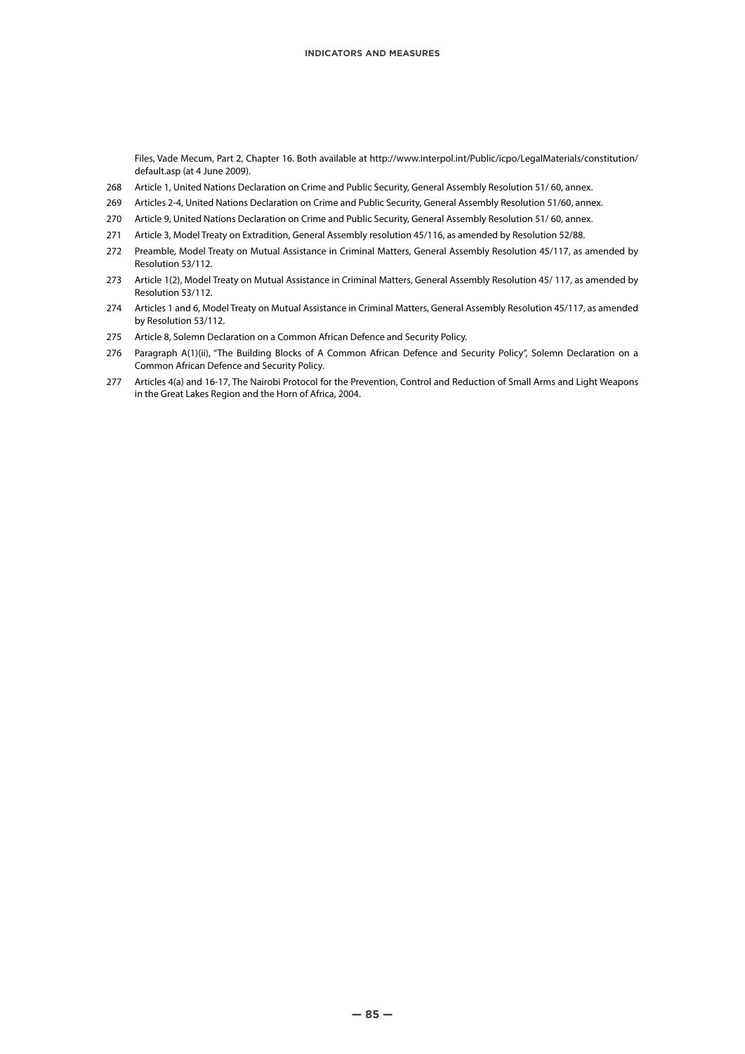Files, Vade Mecum, Part 2, Chapter 16. Both available at http://www.interpol.int/Public/icpo/LegalMaterials/constitution/default.asp (at 4 June 2009).

268 Article 1, United Nations Declaration on Crime and Public Security, General Assembly Resolution 51/ 60, annex.

269 Articles 2-4, United Nations Declaration on Crime and Public Security, General Assembly Resolution 51/60, annex.

270 Article 9, United Nations Declaration on Crime and Public Security, General Assembly Resolution 51/ 60, annex.

271 Article 3, Model Treaty on Extradition, General Assembly resolution 45/116, as amended by Resolution 52/88.

272 Preamble, Model Treaty on Mutual Assistance in Criminal Matters, General Assembly Resolution 45/117, as amended by Resolution 53/112.

273 Article 1(2), Model Treaty on Mutual Assistance in Criminal Matters, General Assembly Resolution 45/ 117, as amended by Resolution 53/112.

274 Articles 1 and 6, Model Treaty on Mutual Assistance in Criminal Matters, General Assembly Resolution 45/117, as amended by Resolution 53/112.

275 Article 8, Solemn Declaration on a Common African Defence and Security Policy.

276 Paragraph A(1)(ii), "The Building Blocks of A Common African Defence and Security Policy", Solemn Declaration on a Common African Defence and Security Policy.

277 Articles 4(a) and 16-17, The Nairobi Protocol for the Prevention, Control and Reduction of Small Arms and Light Weapons in the Great Lakes Region and the Horn of Africa, 2004.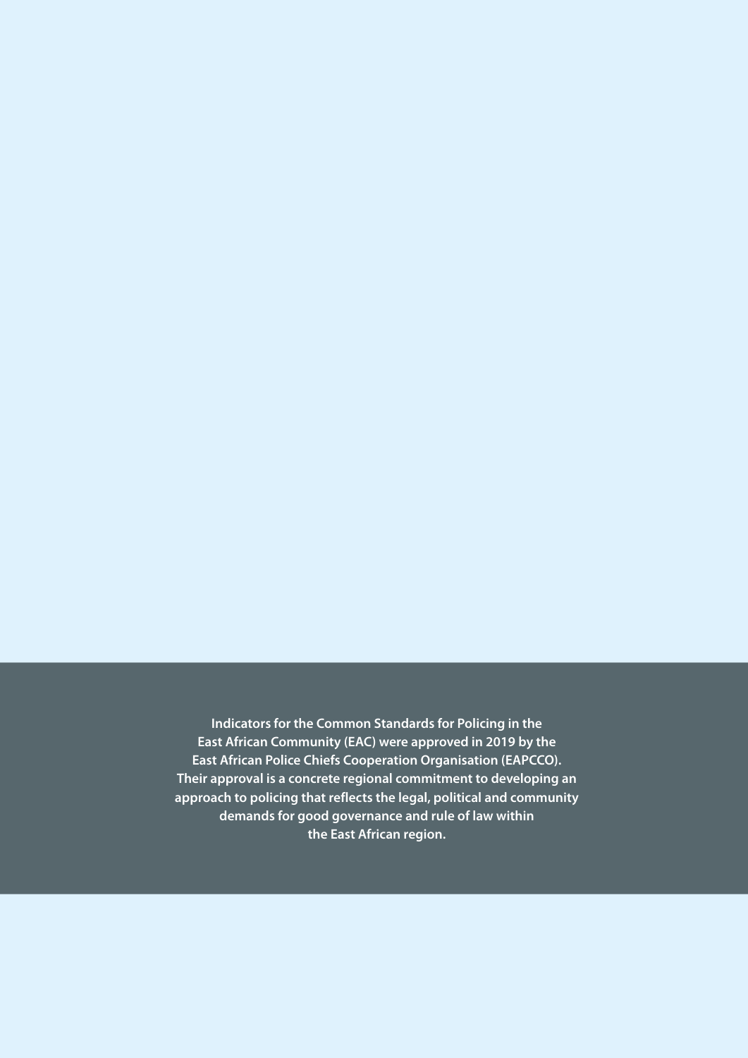**Indicators for the Common Standards for Policing in the East African Community (EAC) were approved in 2019 by the East African Police Chiefs Cooperation Organisation (EAPCCO). Their approval is a concrete regional commitment to developing an approach to policing that reflects the legal, political and community demands for good governance and rule of law within the East African region.**